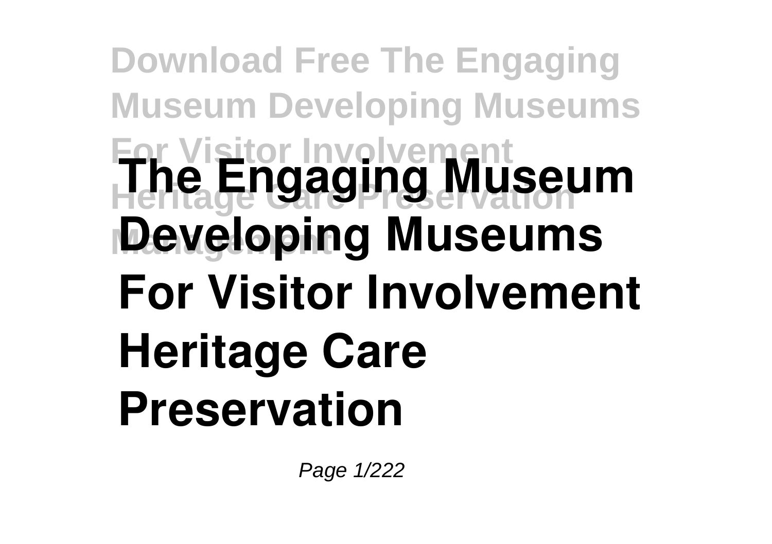# The Engaging Museum Developing Museums For Visitor Involvement Heritage Care Preservation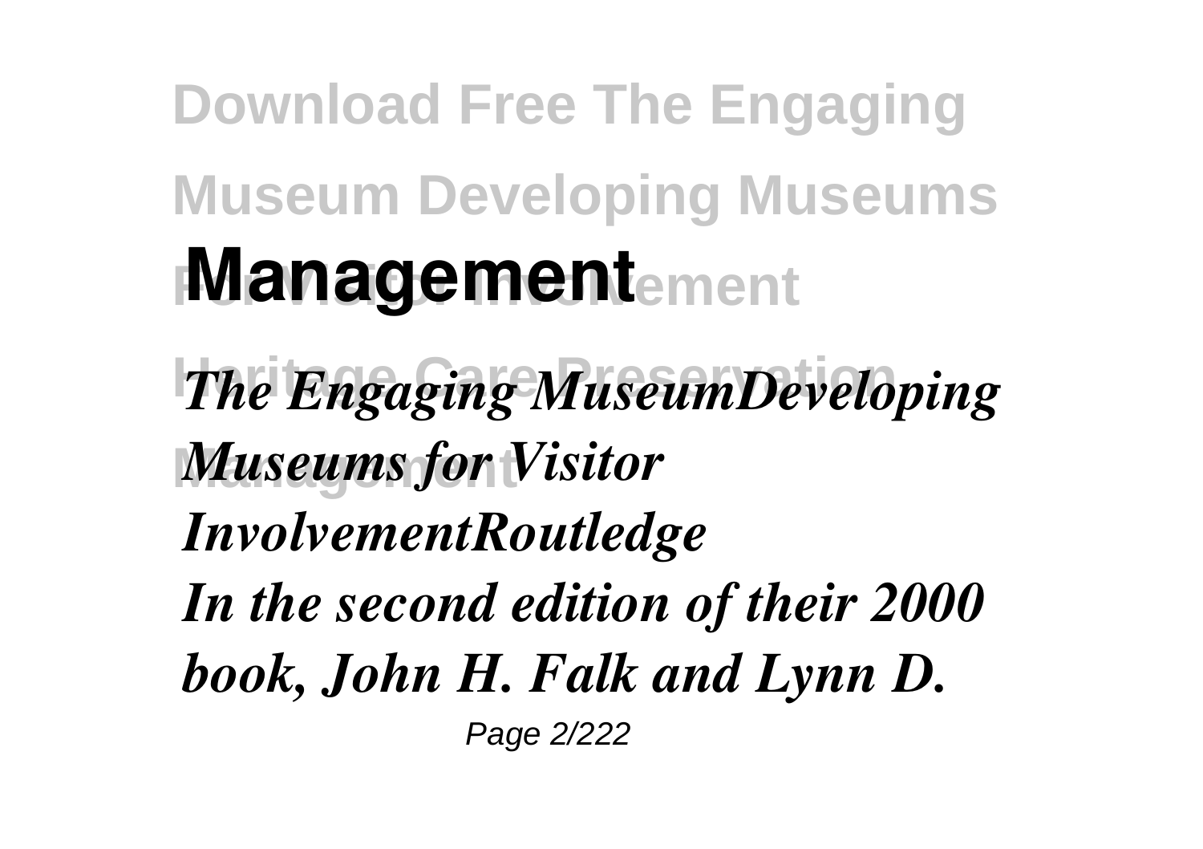# Download Free The Engaging Museum Developing Museums Management

*The Engaging MuseumDeveloping Museums for Visitor InvolvementRoutledge*

*In the second edition of their 2000 book, John H. Falk and Lynn D.*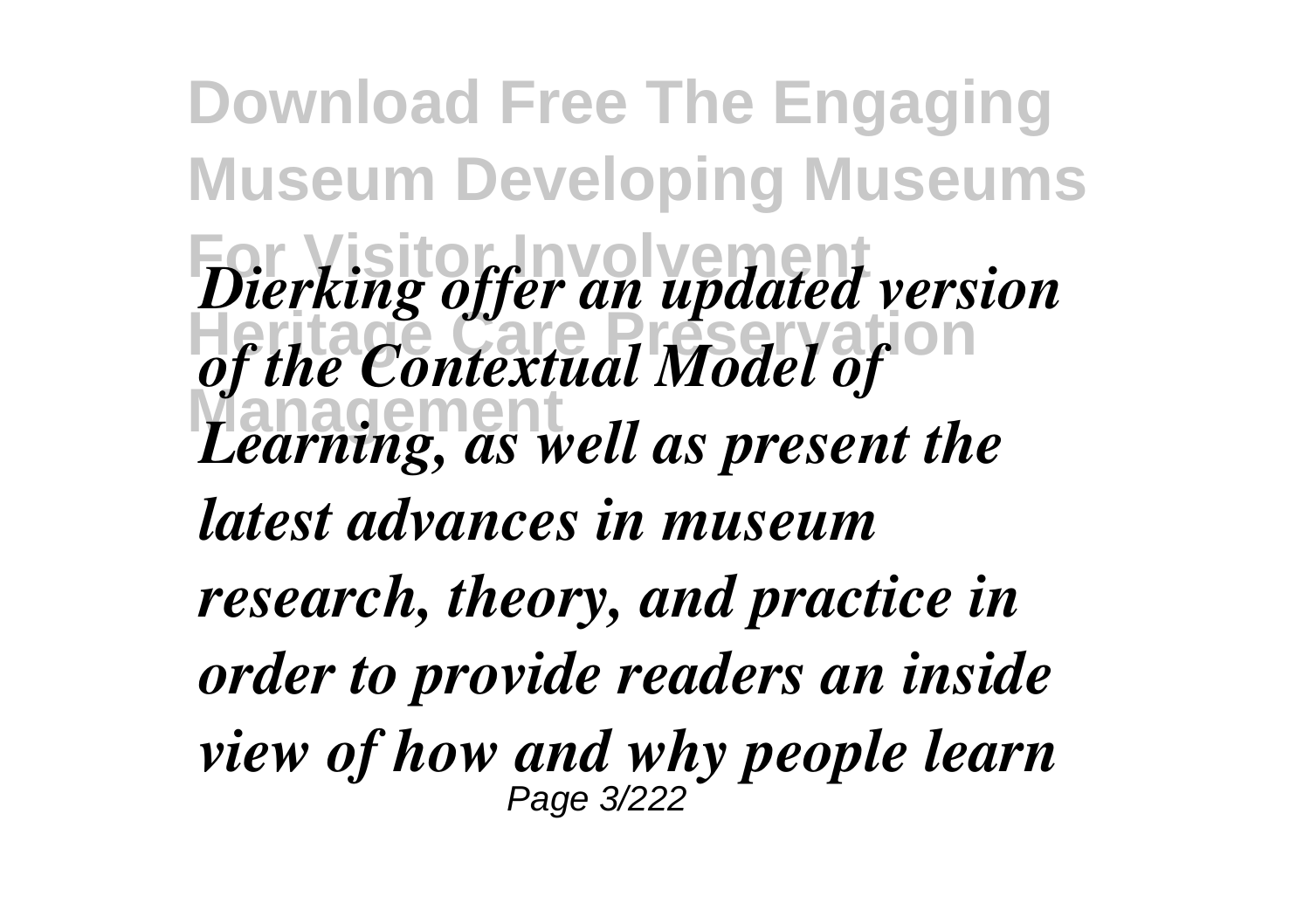*Dierking offer an updated version of the Contextual Model of Learning, as well as present the latest advances in museum research, theory, and practice in order to provide readers an inside view of how and why people learn*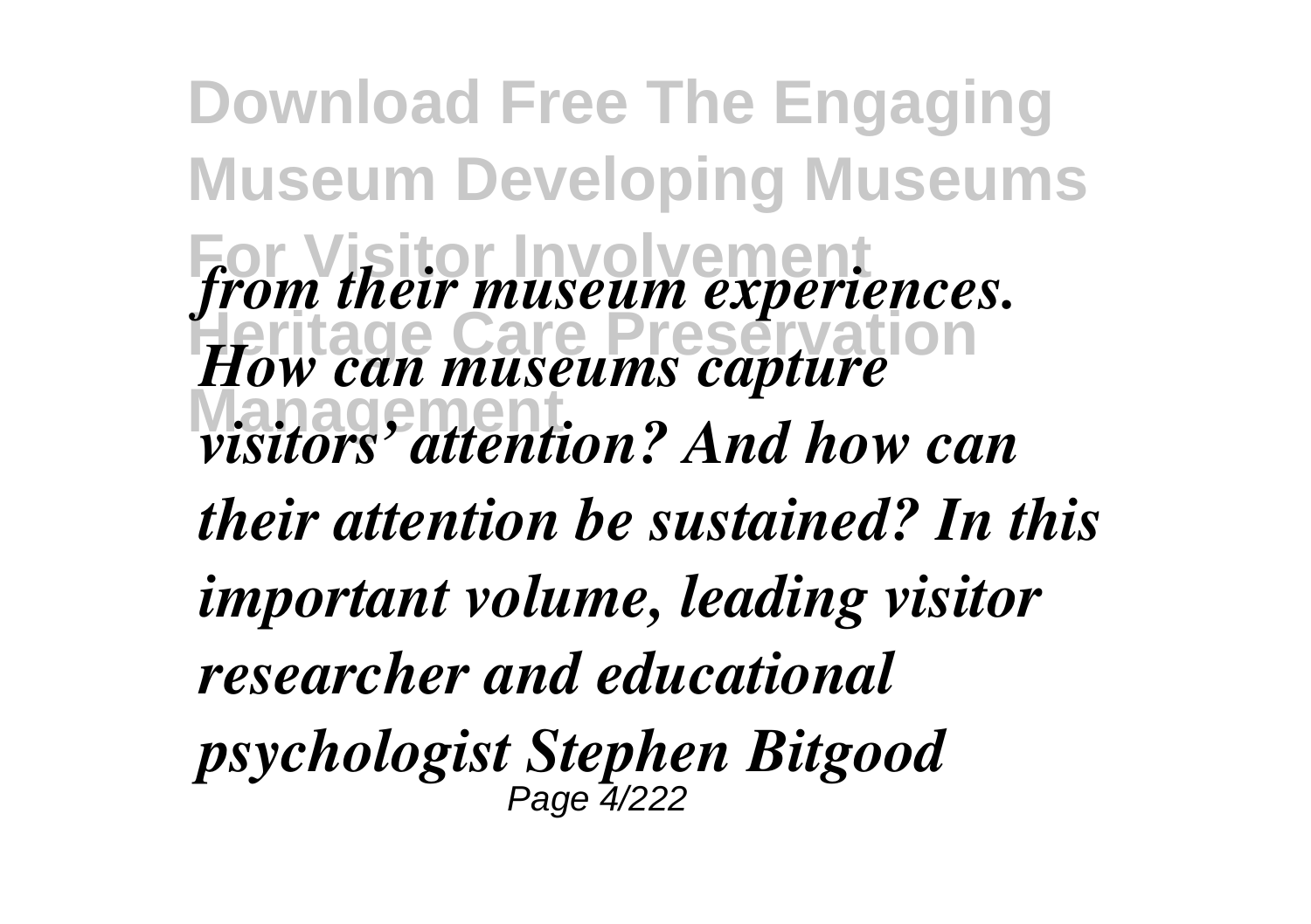*from their museum experiences. How can museums capture visitors' attention? And how can their attention be sustained? In this important volume, leading visitor researcher and educational psychologist Stephen Bitgood*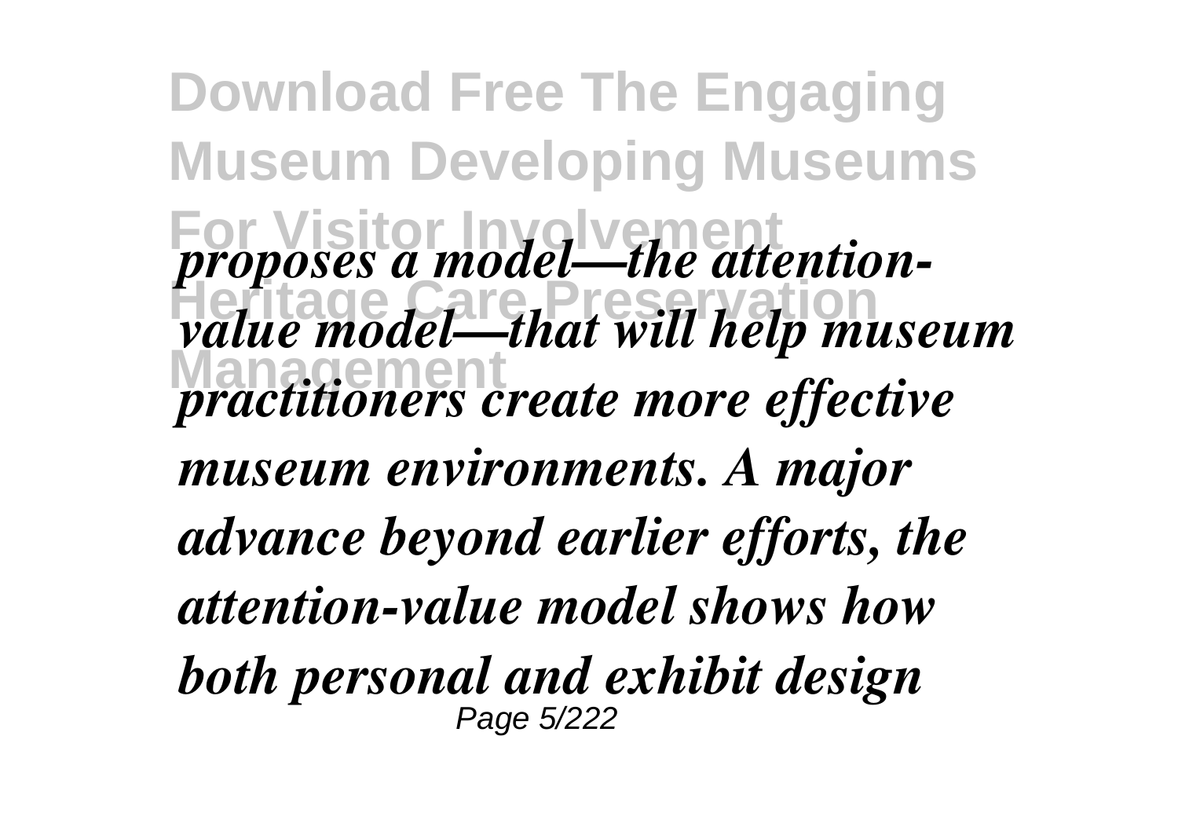*proposes a model—the attention-value model—that will help museum practitioners create more effective museum environments. A major advance beyond earlier efforts, the attention-value model shows how both personal and exhibit design*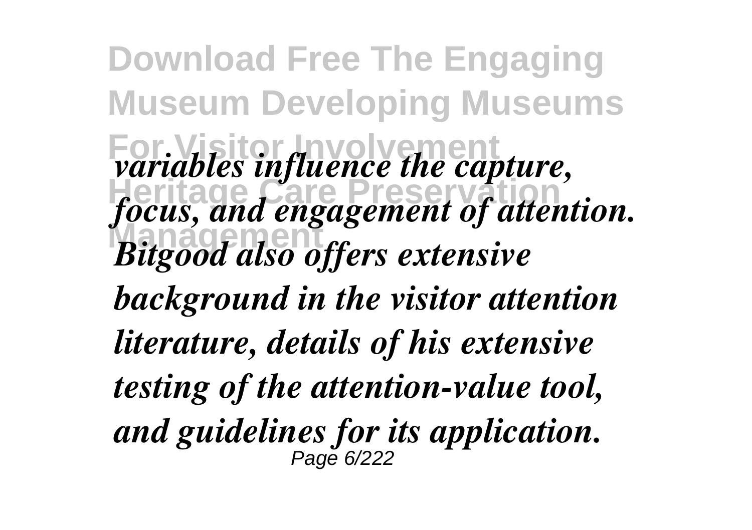*variables influence the capture, focus, and engagement of attention. Bitgood also offers extensive background in the visitor attention literature, details of his extensive testing of the attention-value tool, and guidelines for its application.*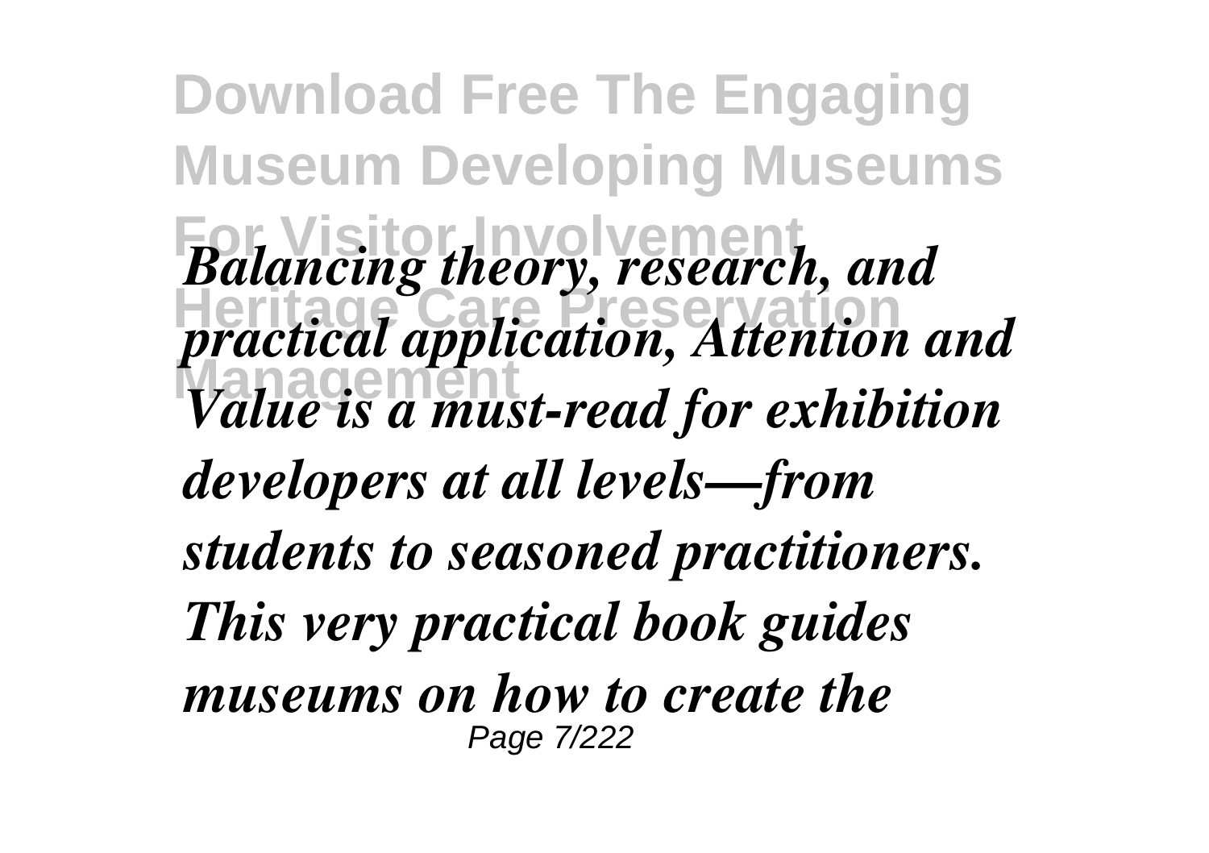*Balancing theory, research, and practical application, Attention and Value is a must-read for exhibition developers at all levels—from students to seasoned practitioners. This very practical book guides museums on how to create the*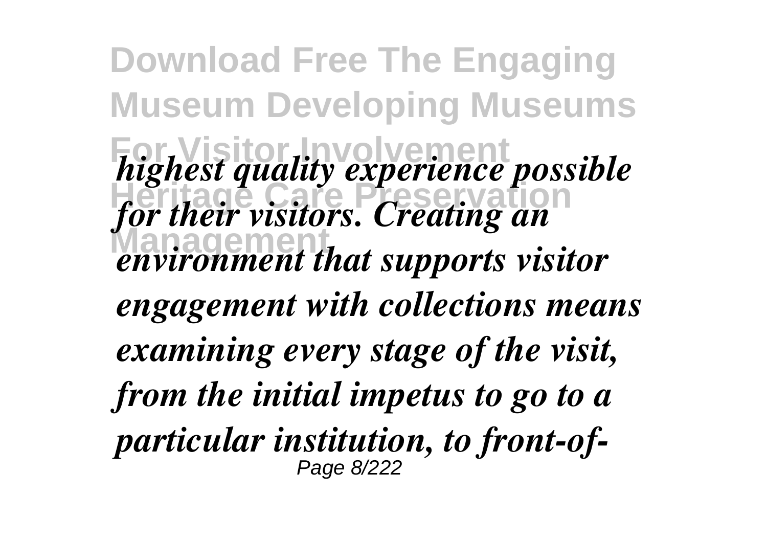*highest quality experience possible for their visitors. Creating an environment that supports visitor engagement with collections means examining every stage of the visit, from the initial impetus to go to a particular institution, to front-of-*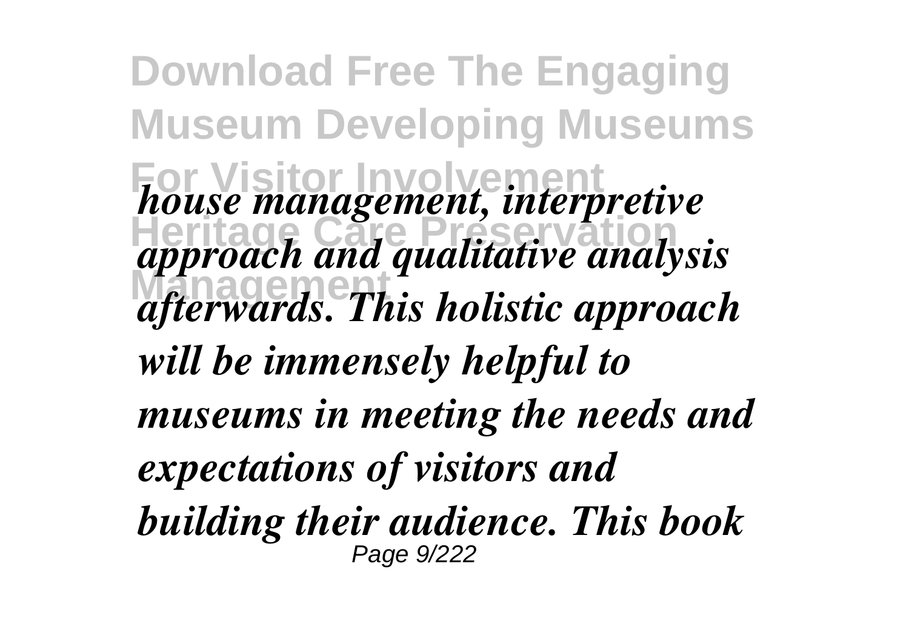*house management, interpretive approach and qualitative analysis afterwards. This holistic approach will be immensely helpful to museums in meeting the needs and expectations of visitors and building their audience. This book*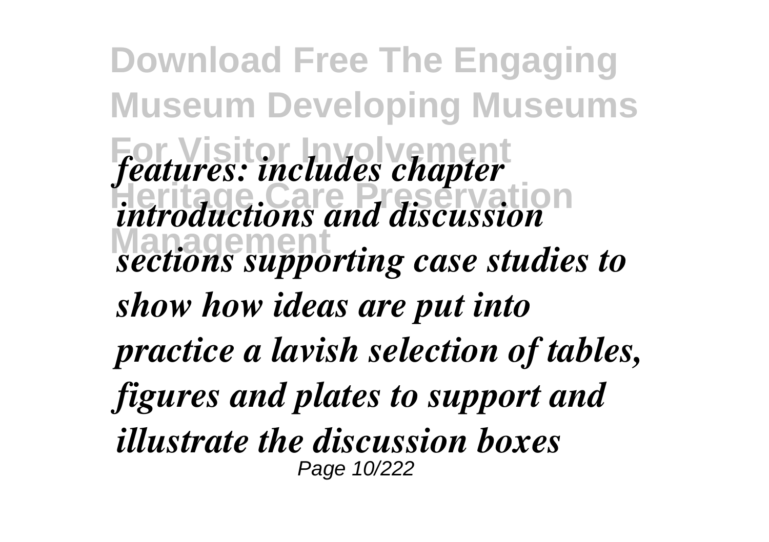*features: includes chapter introductions and discussion sections supporting case studies to show how ideas are put into practice a lavish selection of tables, figures and plates to support and illustrate the discussion boxes*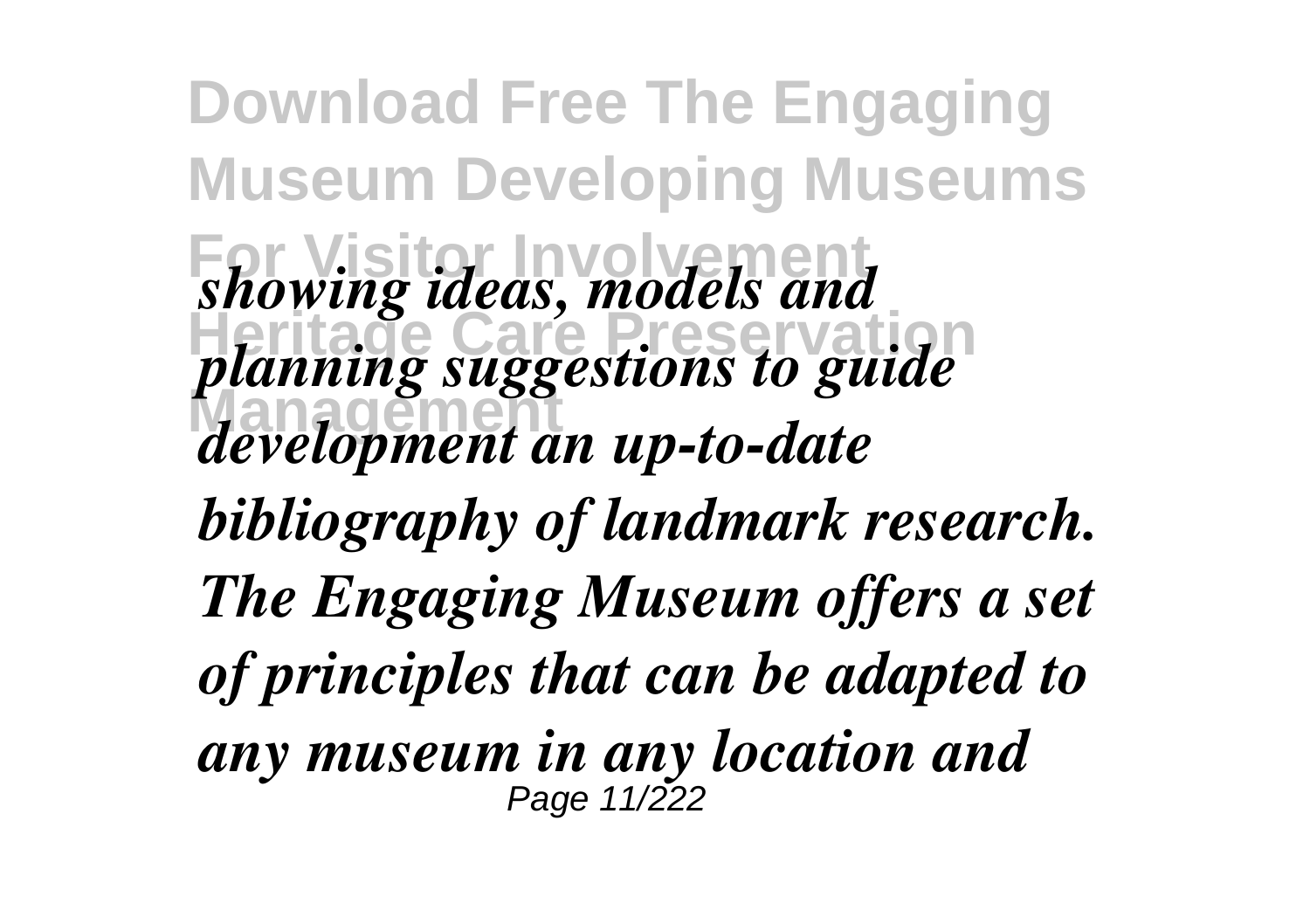*showing ideas, models and planning suggestions to guide development an up-to-date bibliography of landmark research. The Engaging Museum offers a set of principles that can be adapted to any museum in any location and*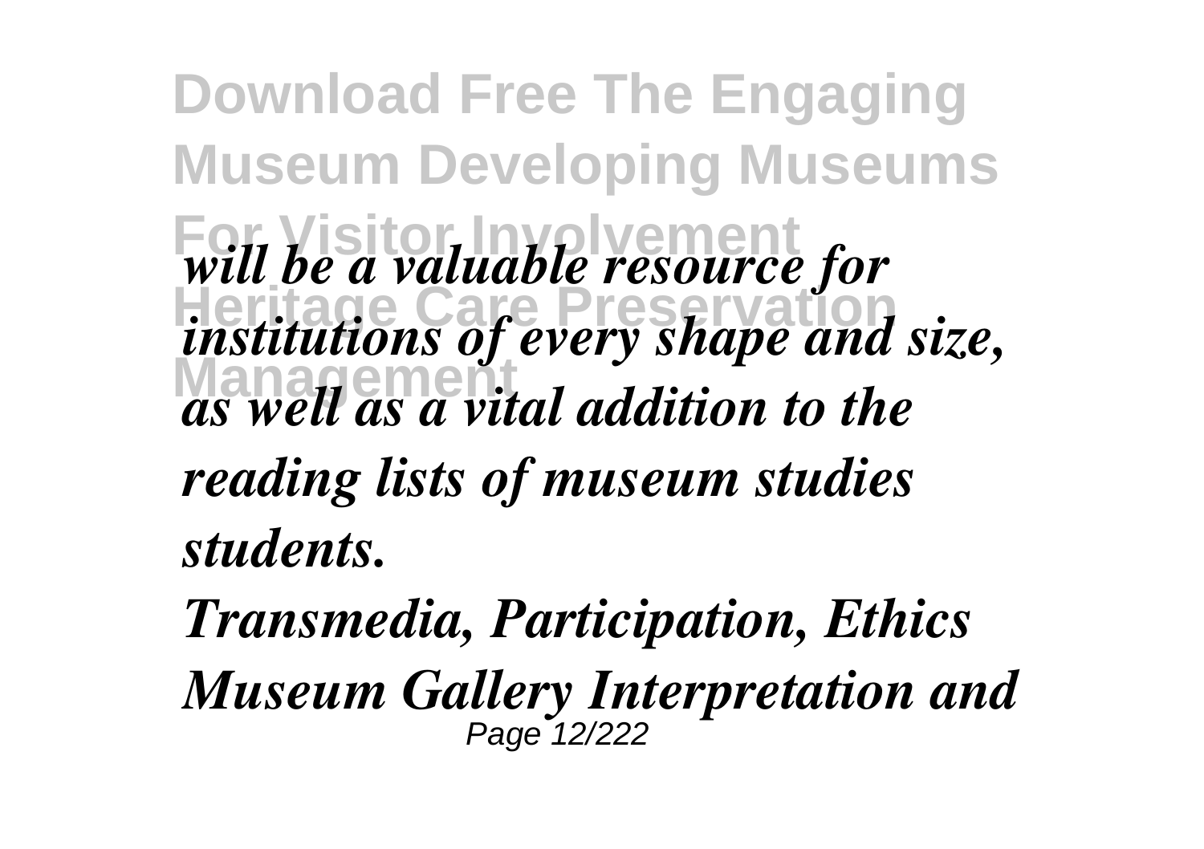*will be a valuable resource for institutions of every shape and size, as well as a vital addition to the reading lists of museum studies students.*

*Transmedia, Participation, Ethics*

*Museum Gallery Interpretation and*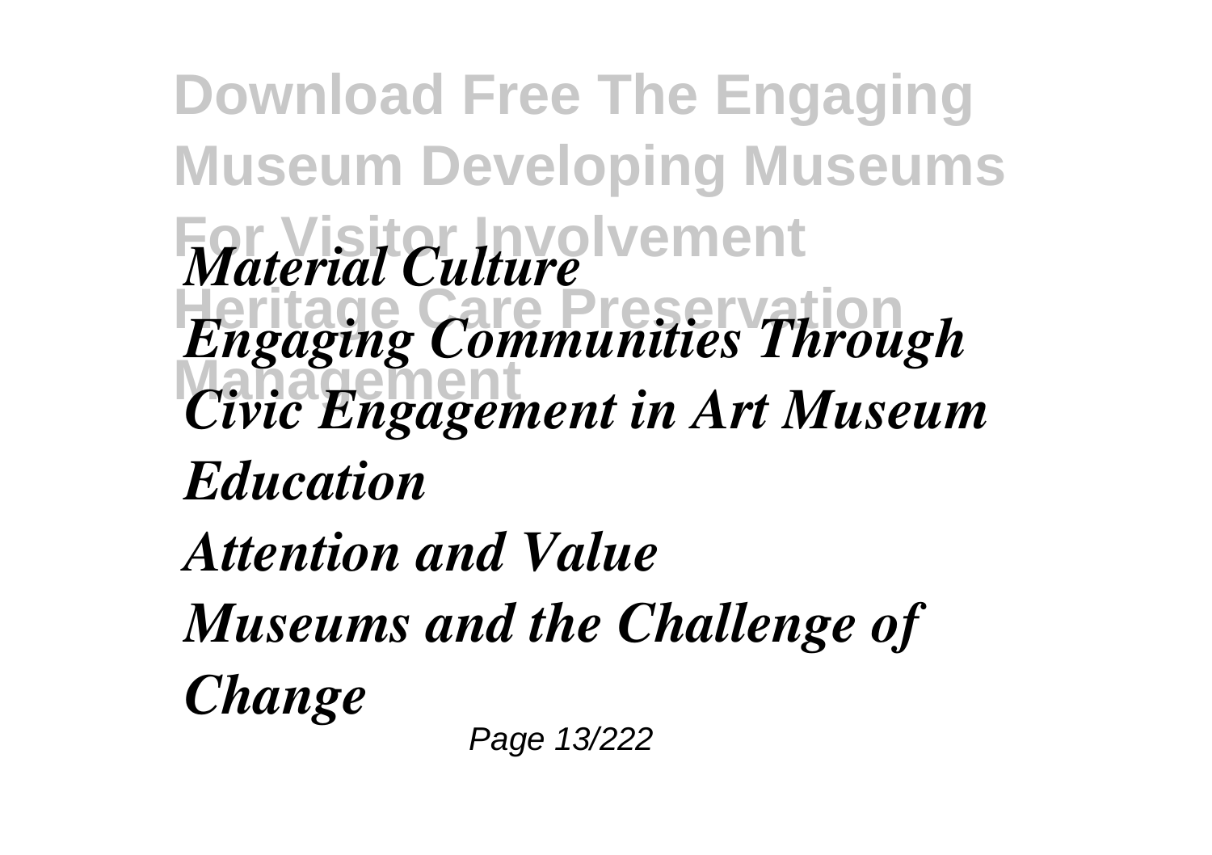*Material Culture*

*Engaging Communities Through Civic Engagement in Art Museum Education*

*Attention and Value*

*Museums and the Challenge of Change*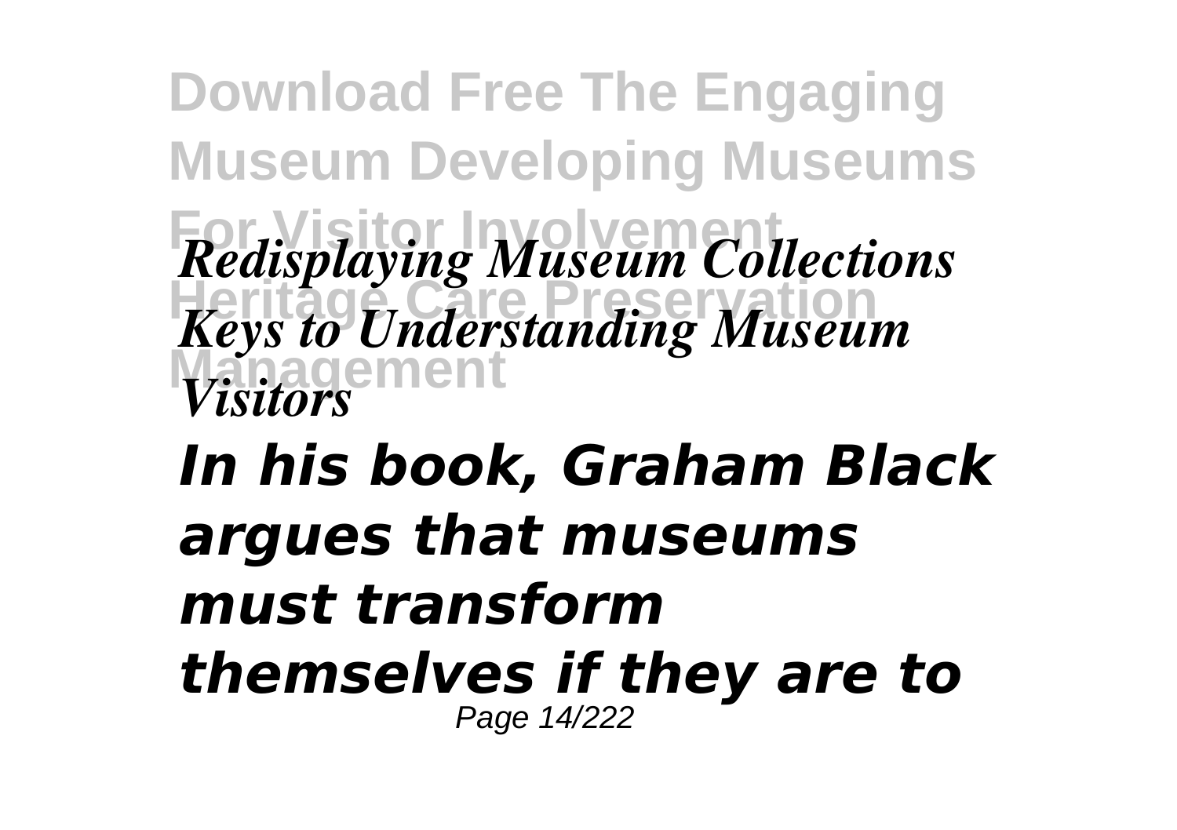*Redisplaying Museum Collections*
*Keys to Understanding Museum Visitors*

***In his book, Graham Black argues that museums must transform themselves if they are to***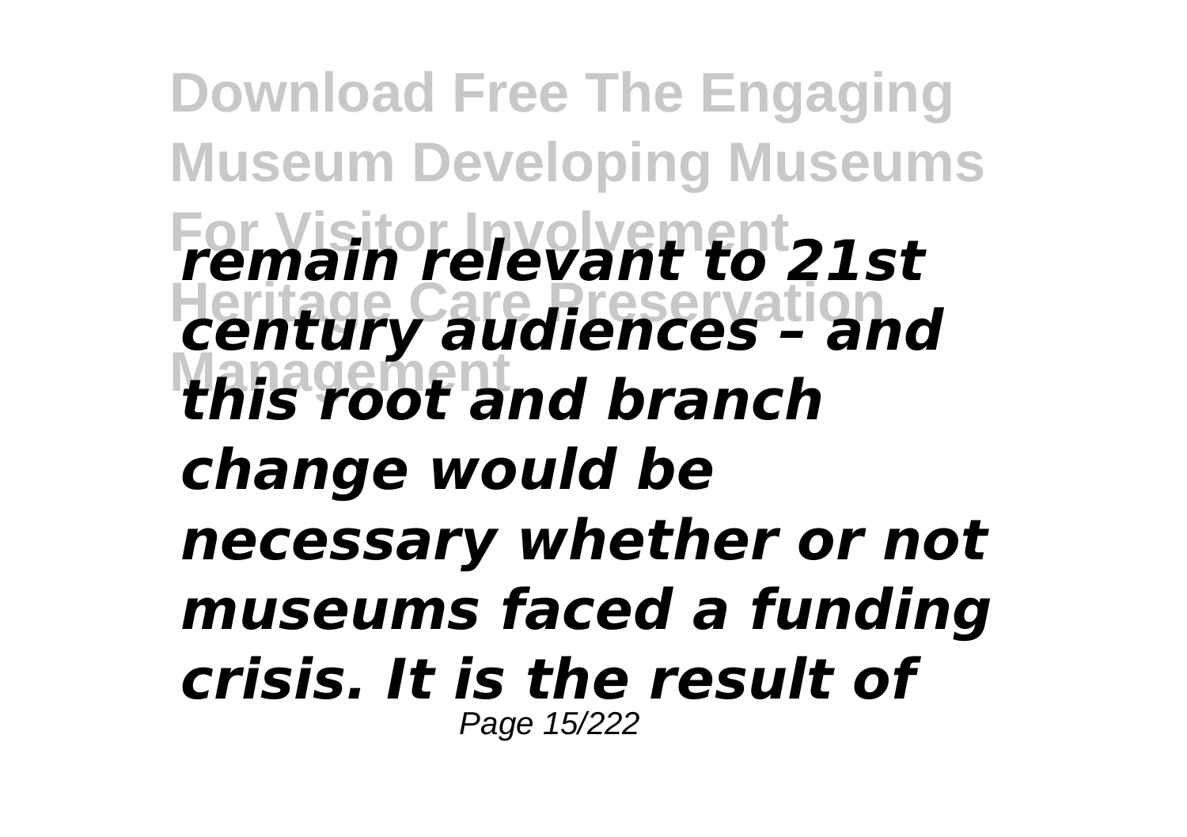*remain relevant to 21st century audiences – and this root and branch change would be necessary whether or not museums faced a funding crisis. It is the result of*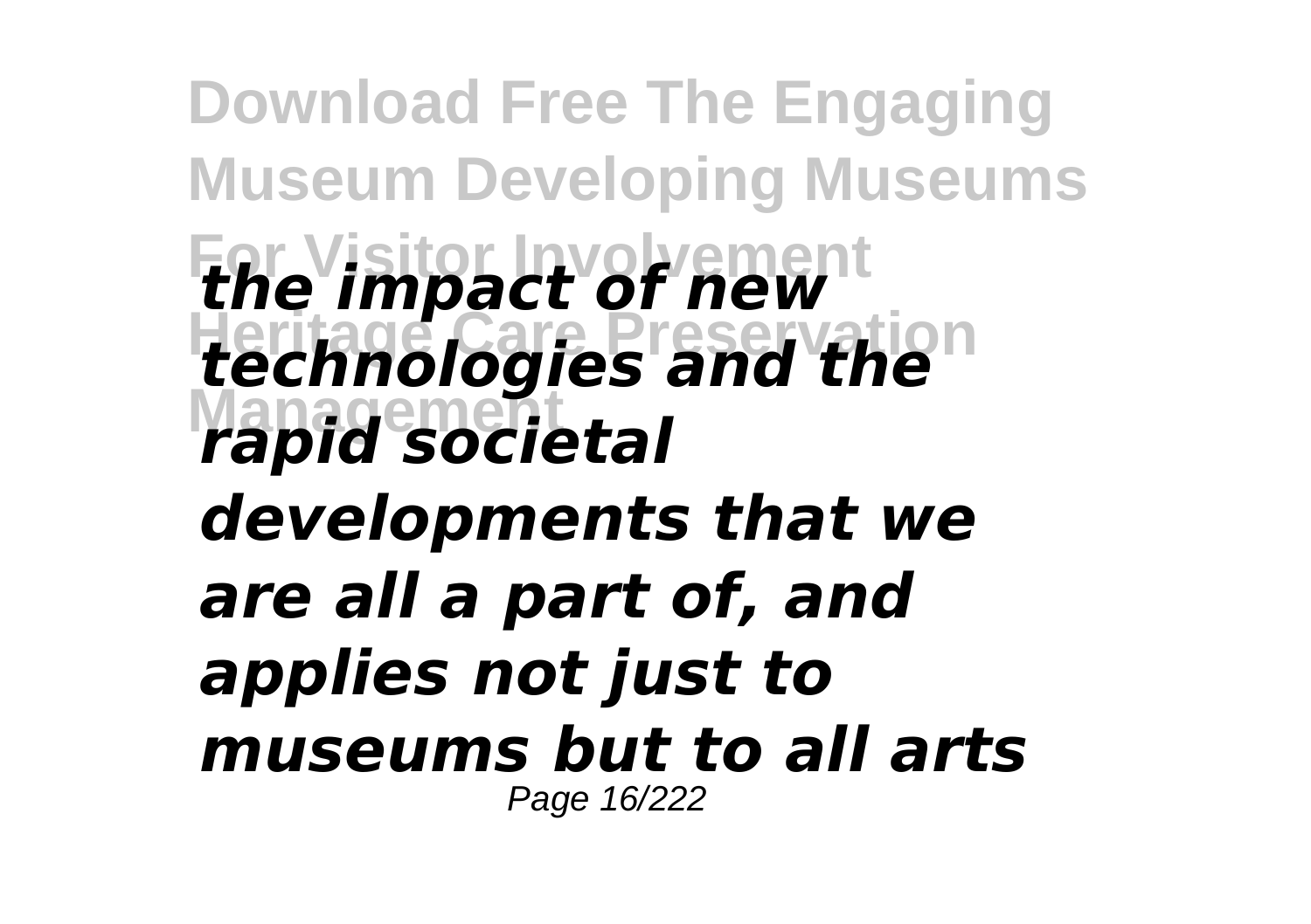*the impact of new technologies and the rapid societal developments that we are all a part of, and applies not just to museums but to all arts*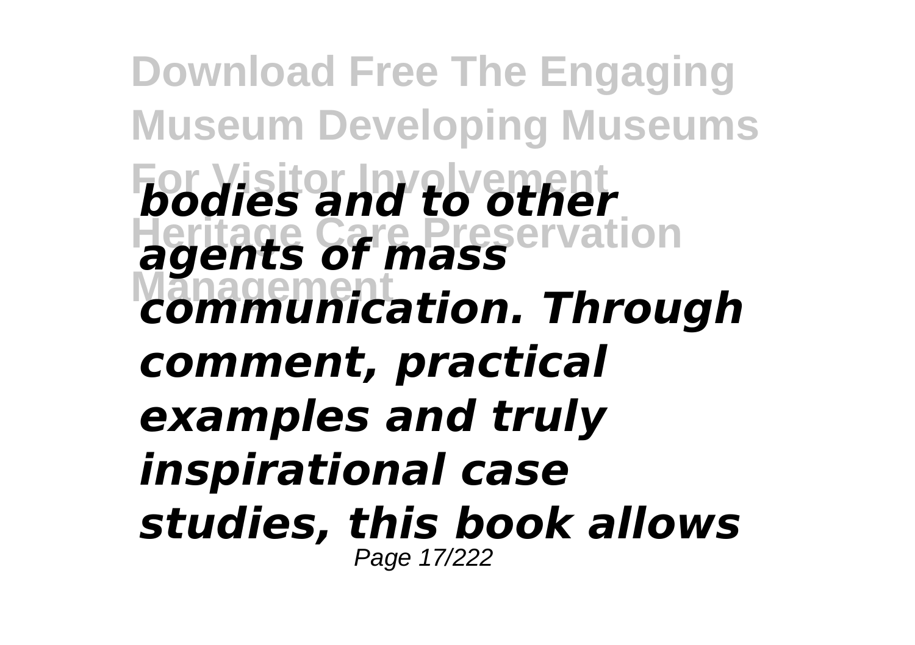*bodies and to other agents of mass communication. Through comment, practical examples and truly inspirational case studies, this book allows*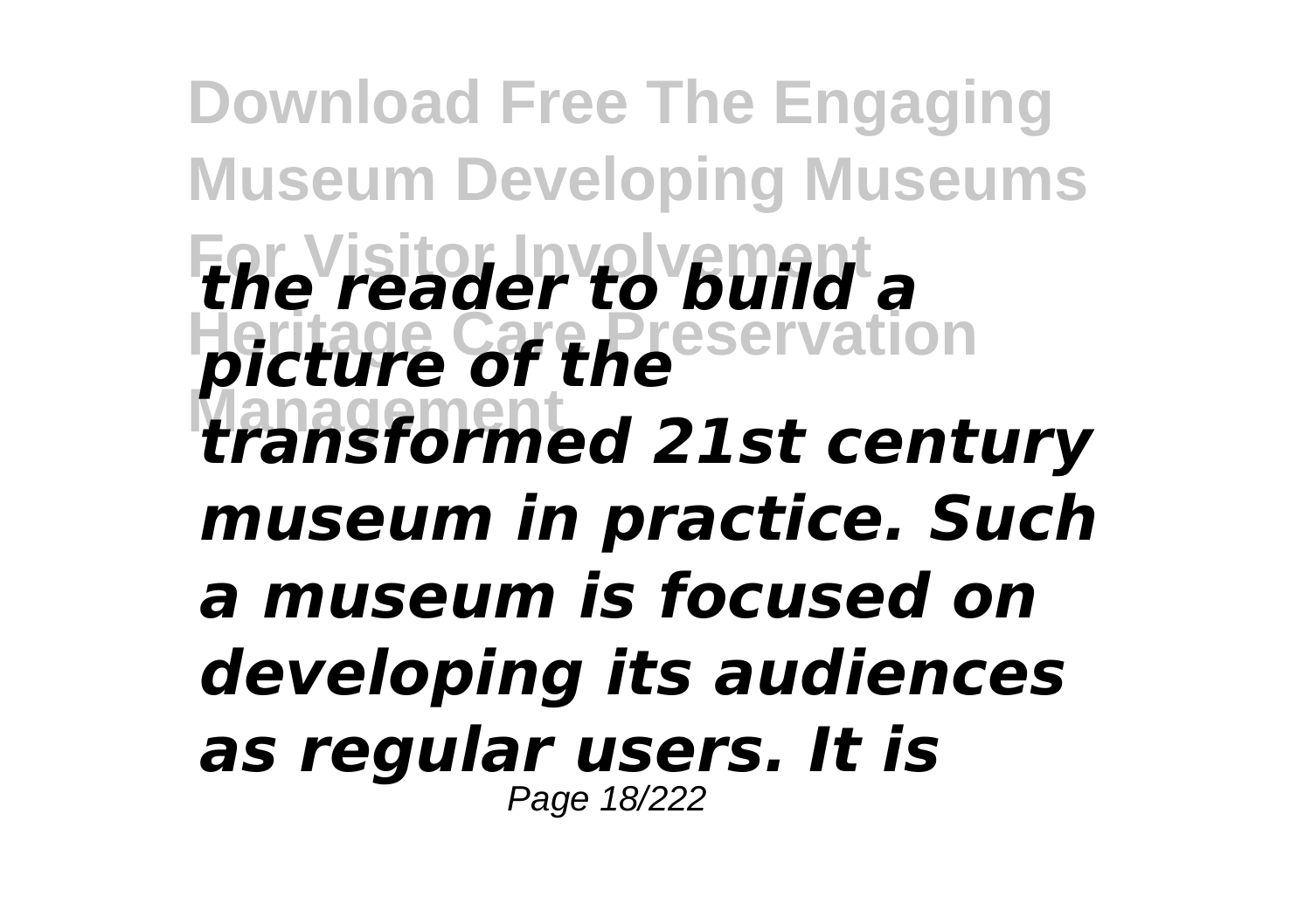*the reader to build a picture of the transformed 21st century museum in practice. Such a museum is focused on developing its audiences as regular users. It is*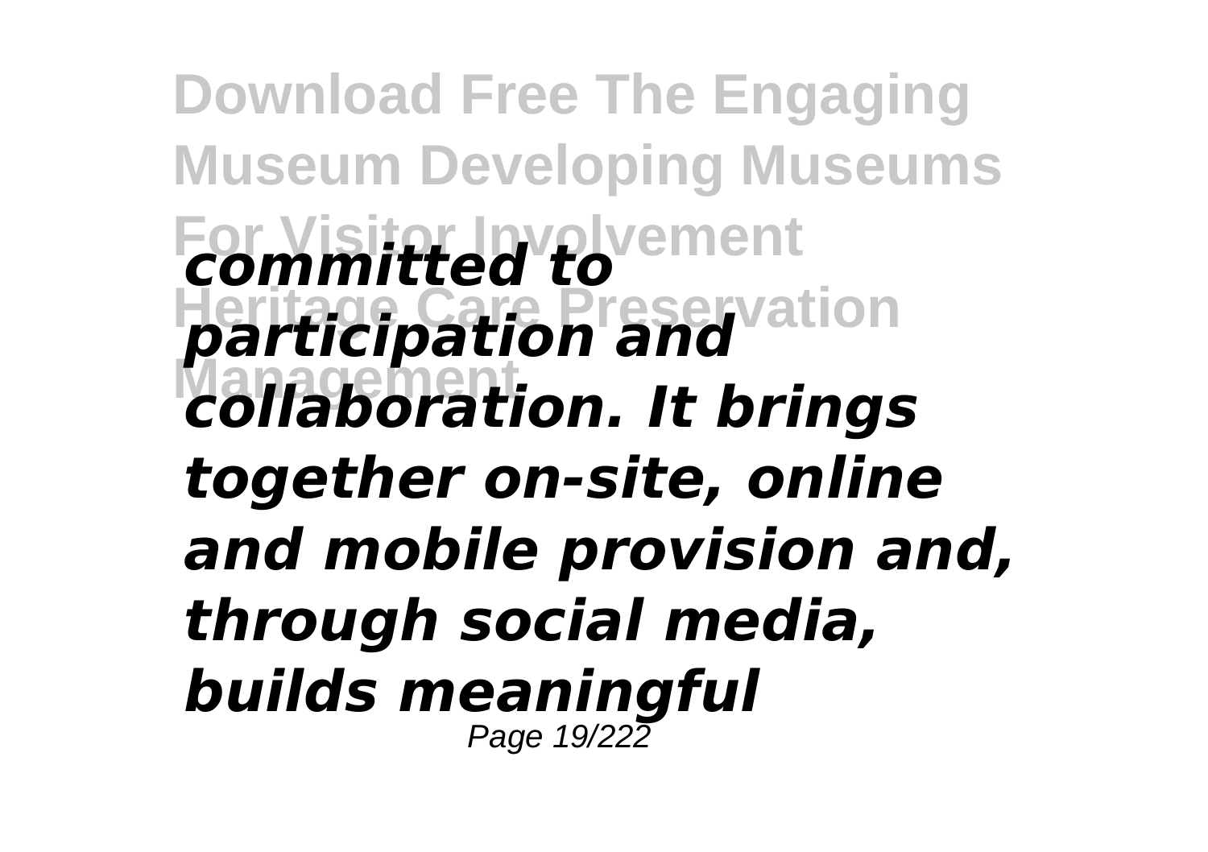*committed to participation and collaboration. It brings together on-site, online and mobile provision and, through social media, builds meaningful*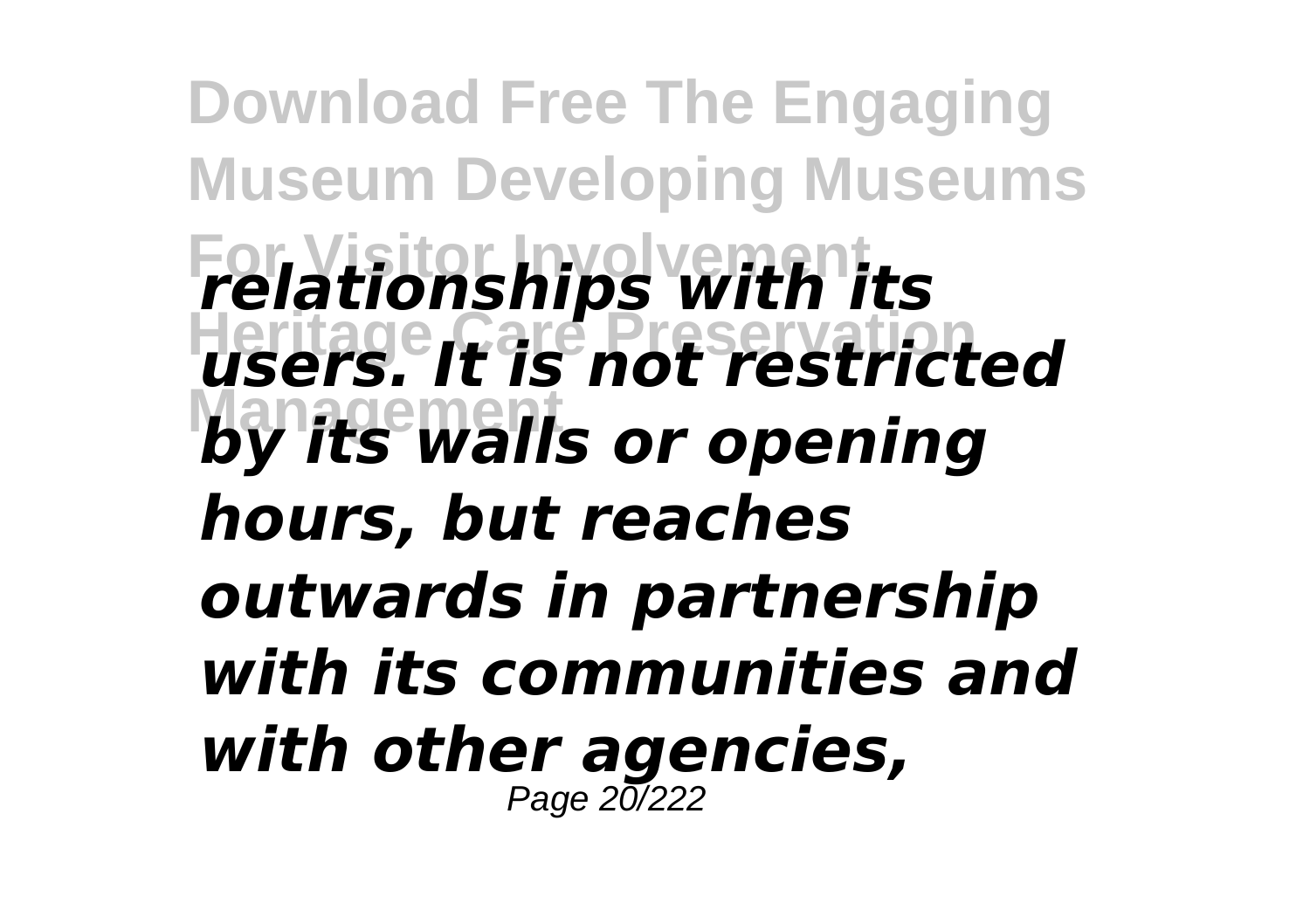***relationships with its users. It is not restricted by its walls or opening hours, but reaches outwards in partnership with its communities and with other agencies,***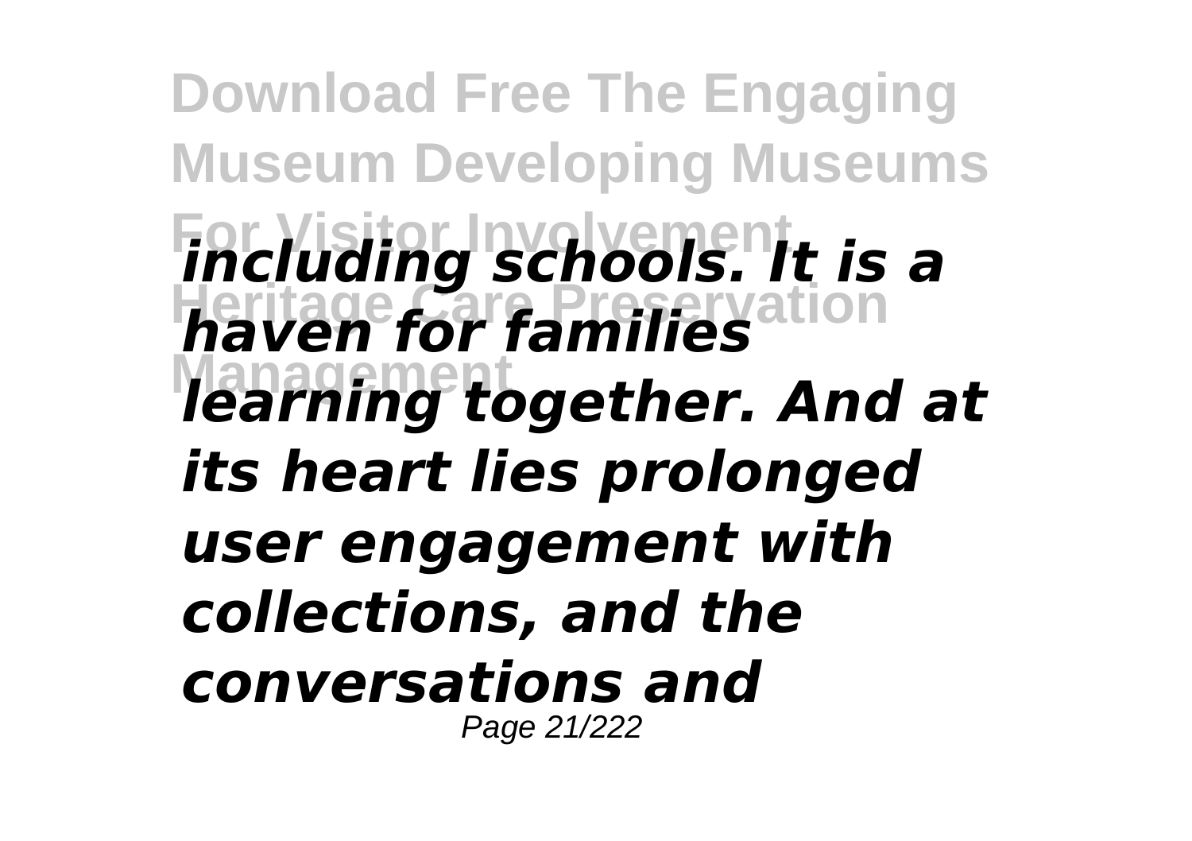*including schools. It is a haven for families learning together. And at its heart lies prolonged user engagement with collections, and the conversations and*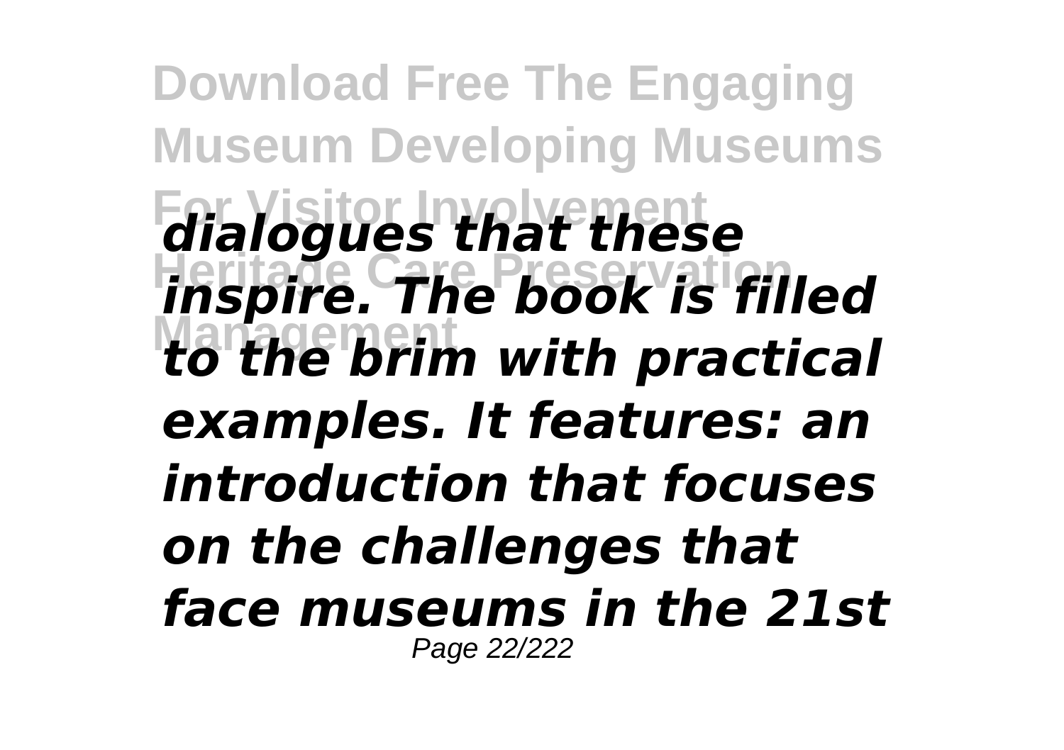*dialogues that these inspire. The book is filled to the brim with practical examples. It features: an introduction that focuses on the challenges that face museums in the 21st*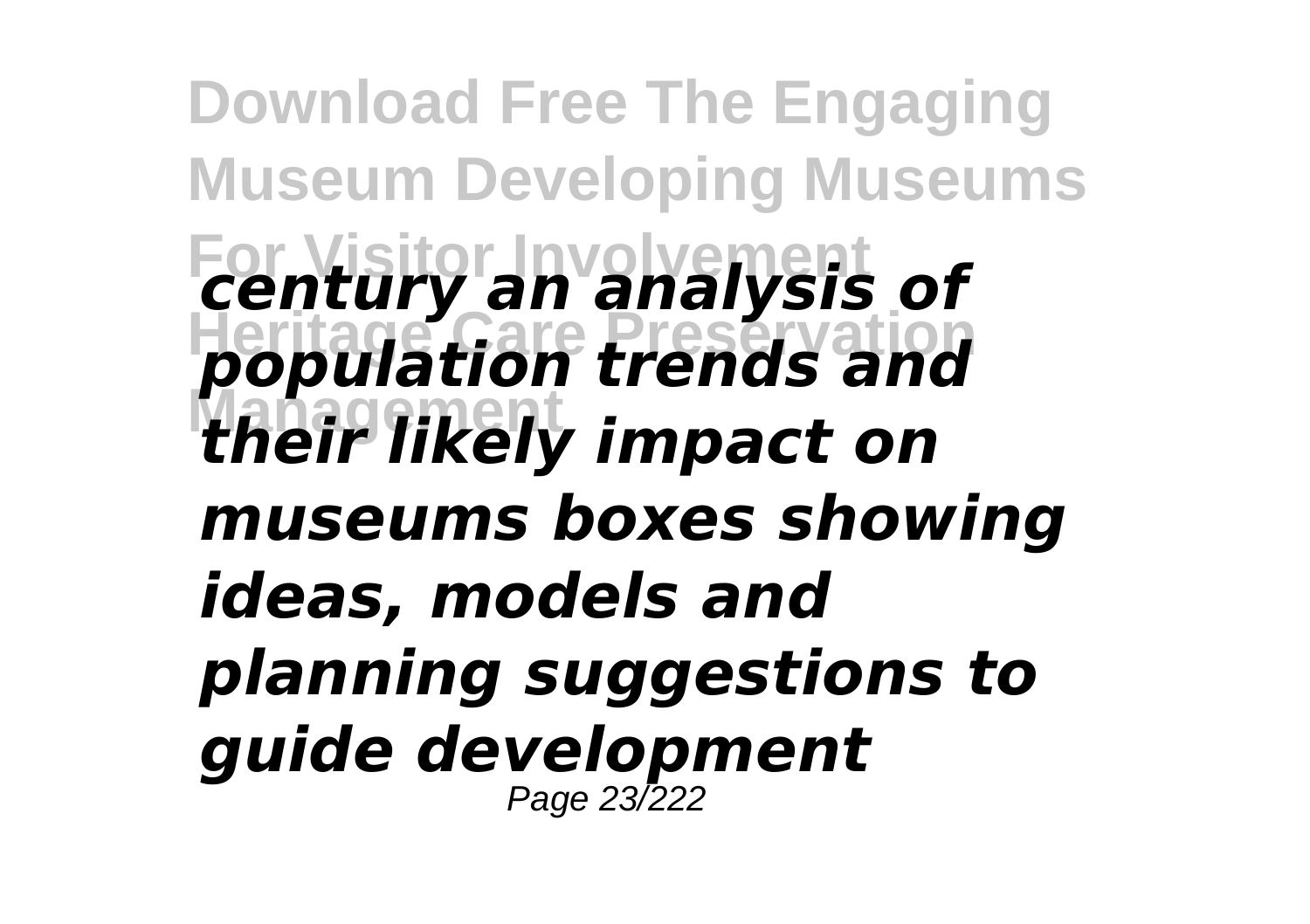*century an analysis of population trends and their likely impact on museums boxes showing ideas, models and planning suggestions to guide development*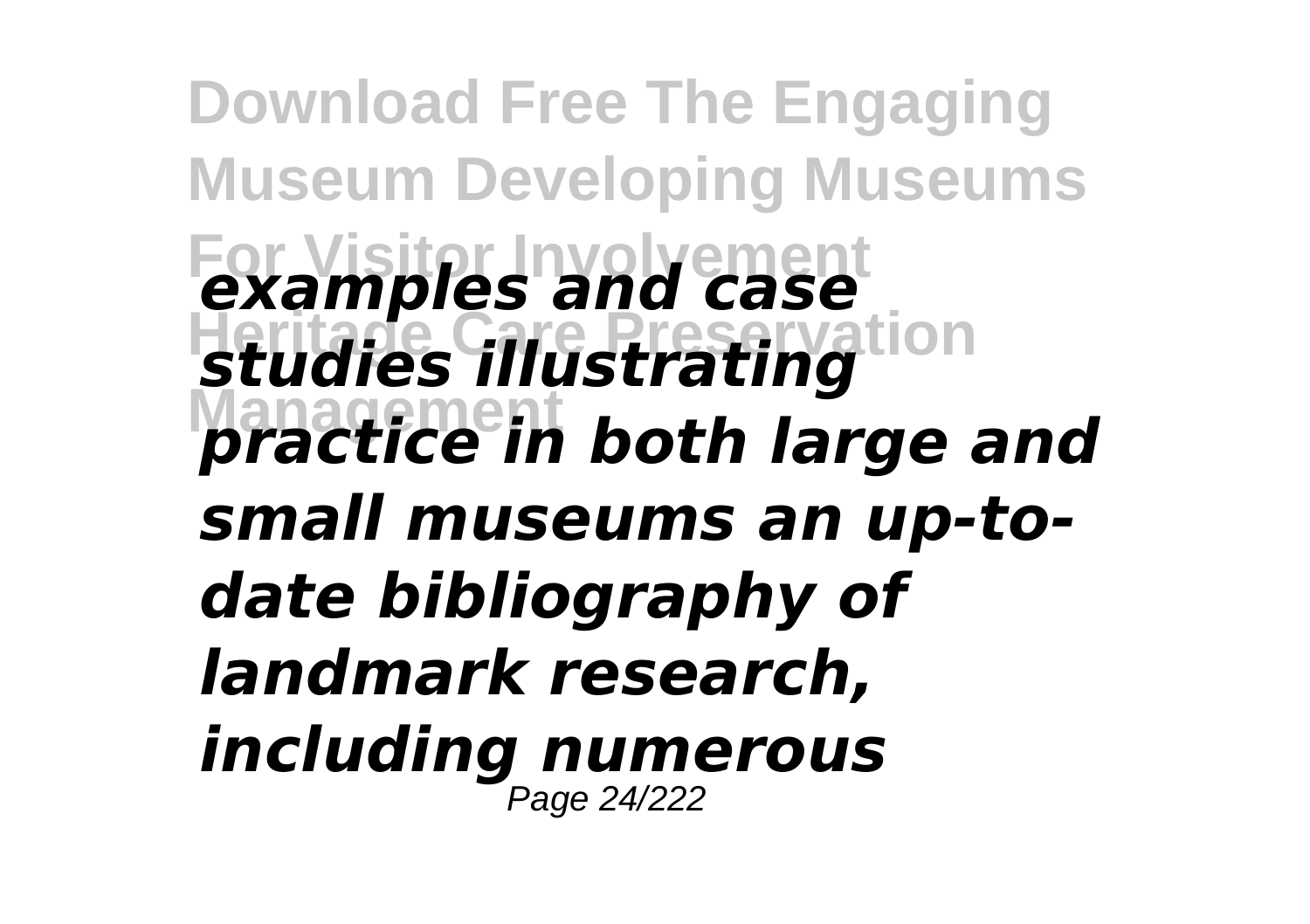***examples and case studies illustrating practice in both large and small museums an up-to-date bibliography of landmark research, including numerous***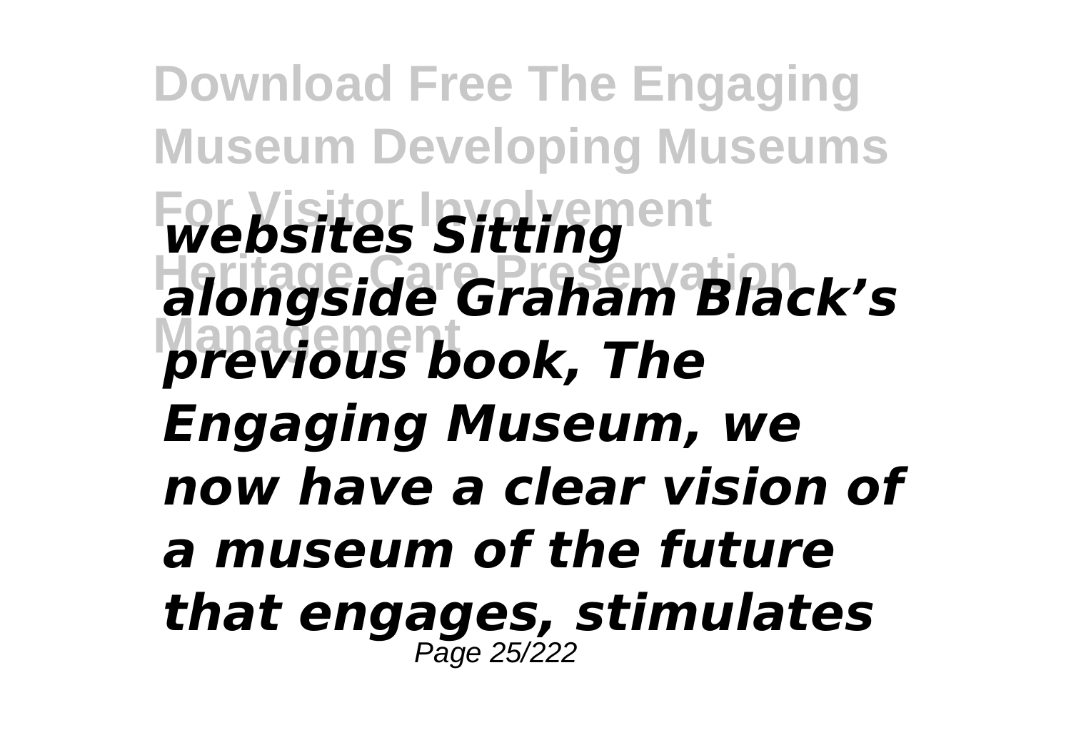*websites Sitting alongside Graham Black's previous book, The Engaging Museum, we now have a clear vision of a museum of the future that engages, stimulates*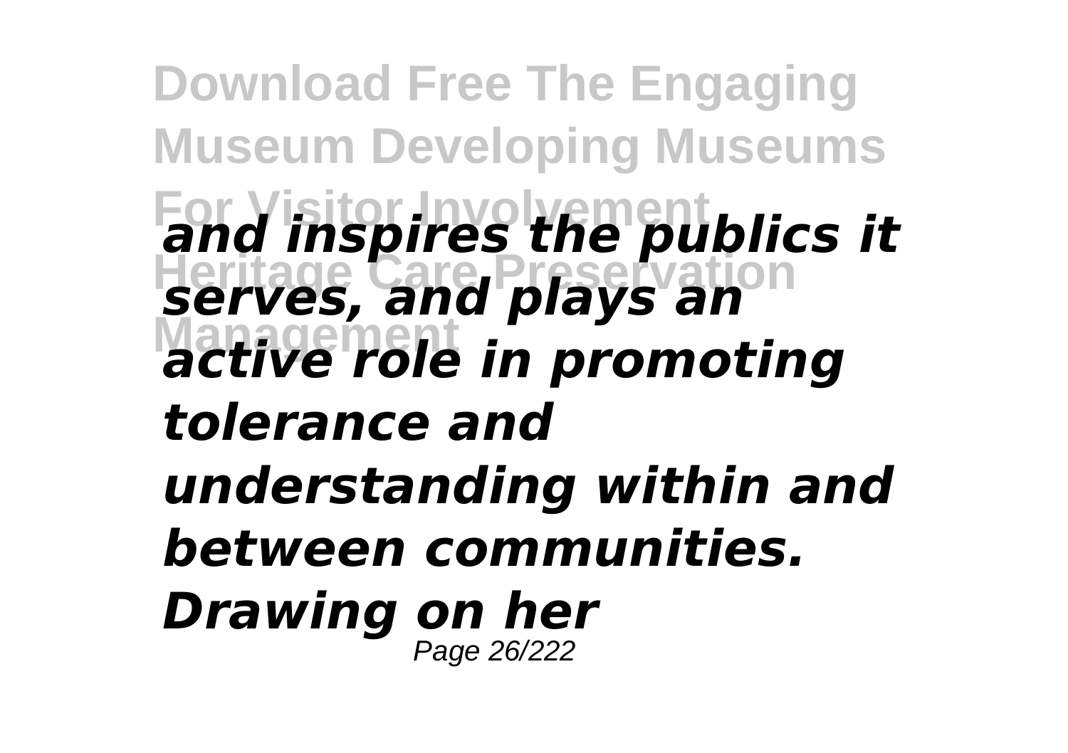*and inspires the publics it serves, and plays an active role in promoting tolerance and understanding within and between communities. Drawing on her*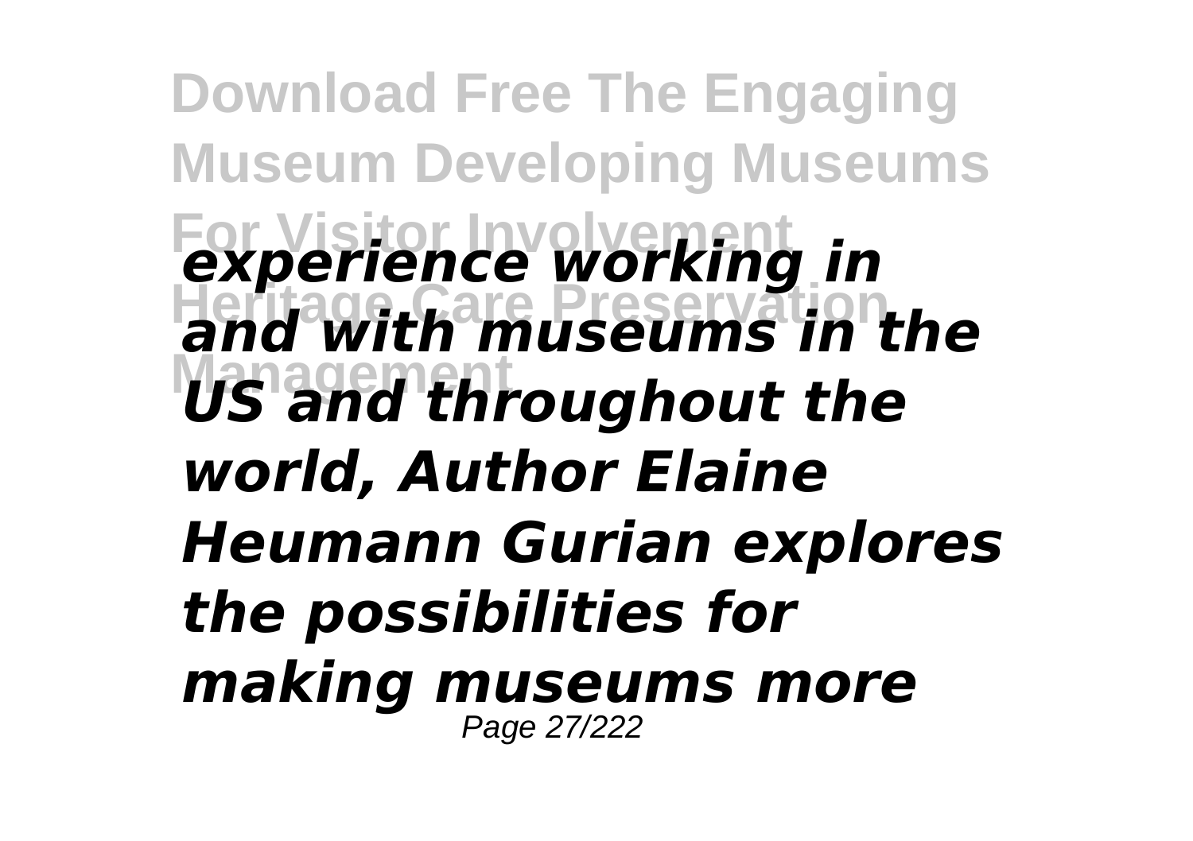*experience working in and with museums in the US and throughout the world, Author Elaine Heumann Gurian explores the possibilities for making museums more*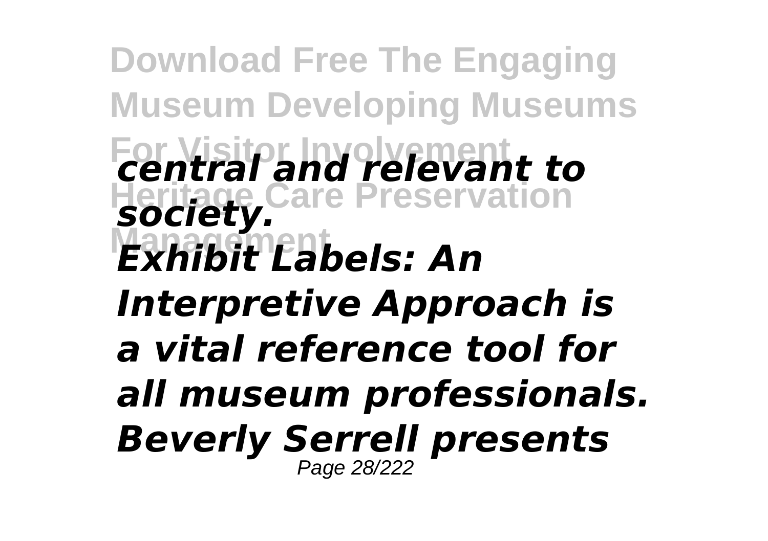*central and relevant to society.*

*Exhibit Labels: An Interpretive Approach is a vital reference tool for all museum professionals. Beverly Serrell presents*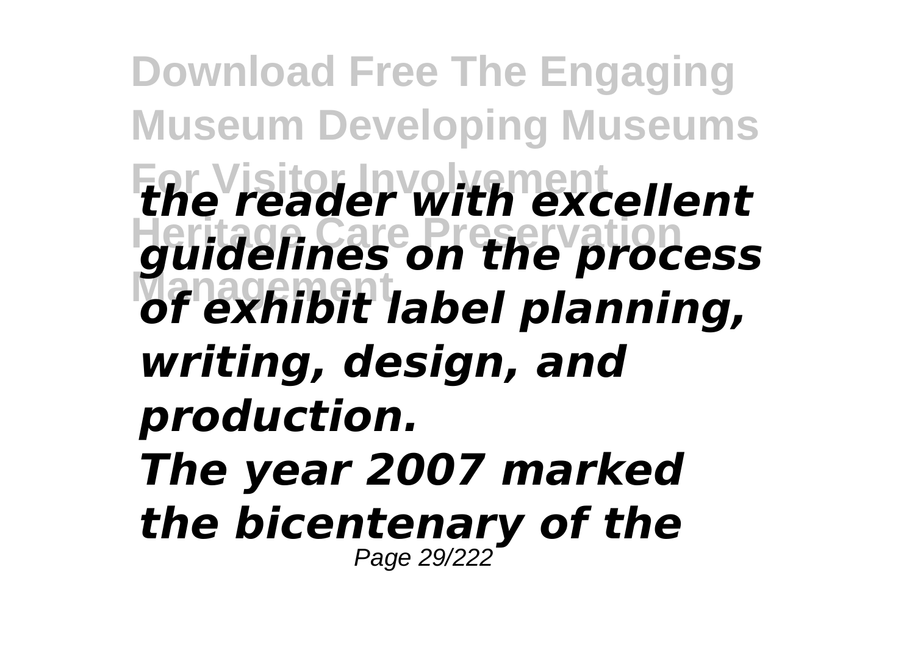*the reader with excellent guidelines on the process of exhibit label planning, writing, design, and production.*

*The year 2007 marked the bicentenary of the*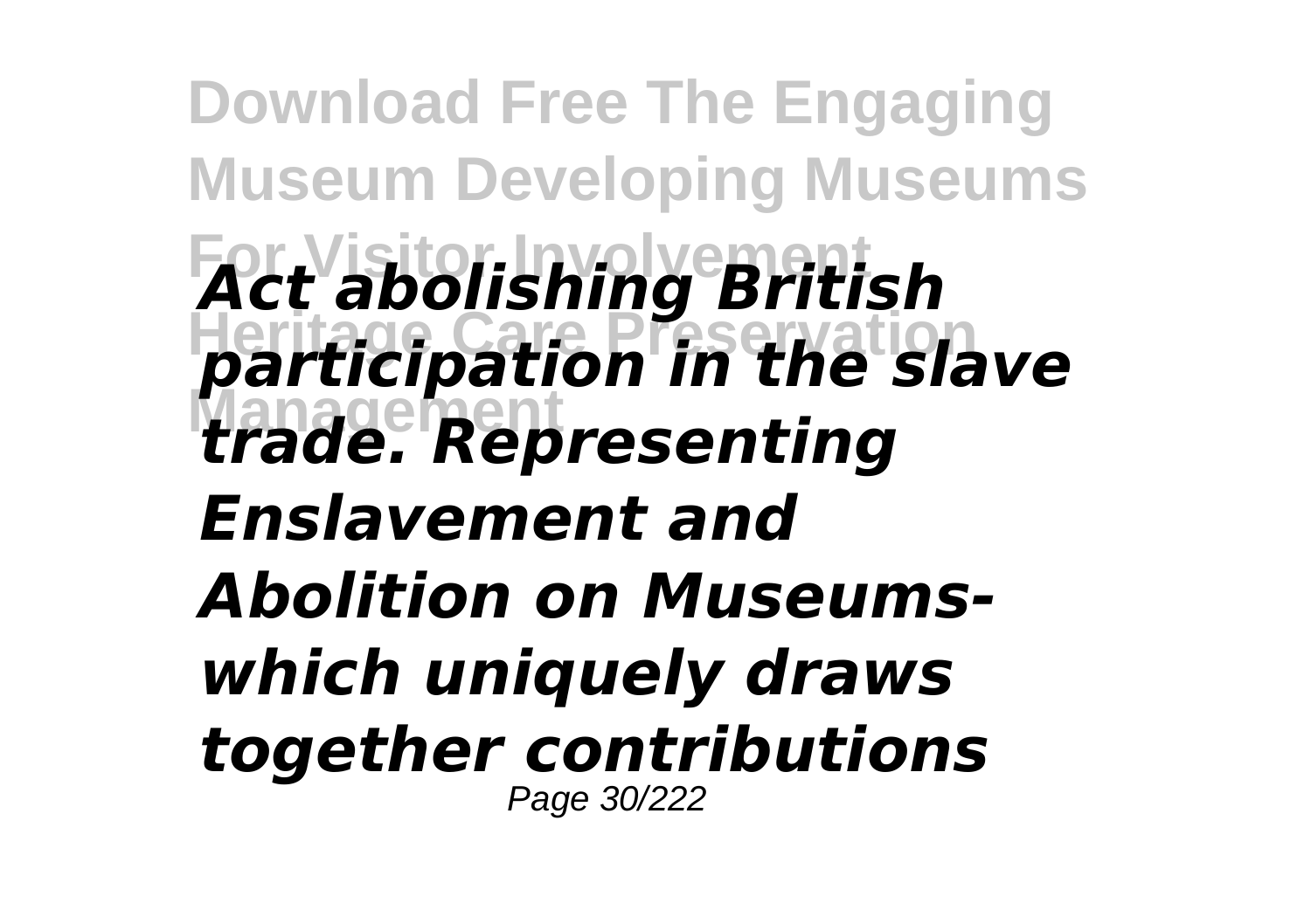*Act abolishing British participation in the slave trade. Representing Enslavement and Abolition on Museums- which uniquely draws together contributions*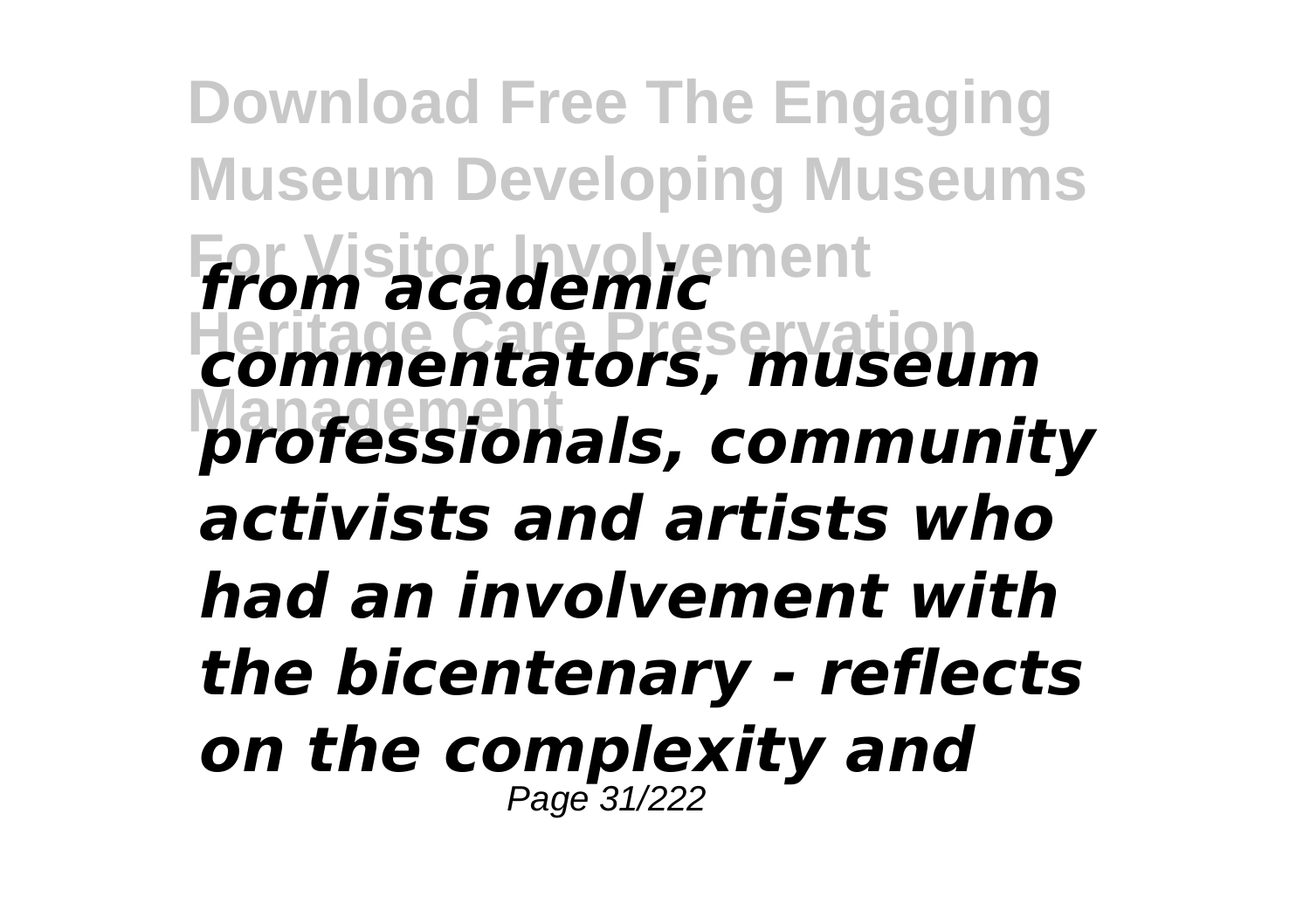*from academic commentators, museum professionals, community activists and artists who had an involvement with the bicentenary - reflects on the complexity and*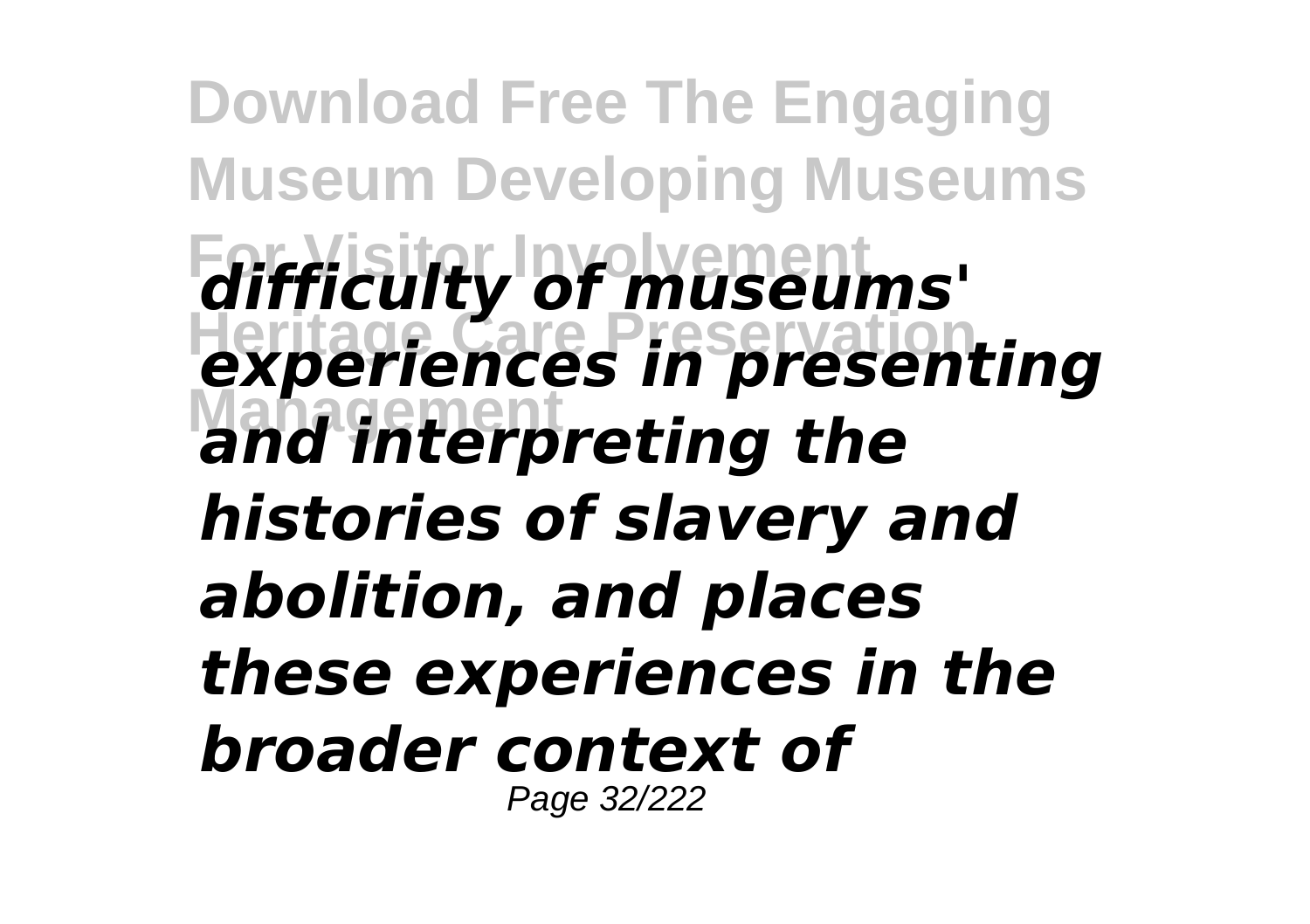*difficulty of museums' experiences in presenting and interpreting the histories of slavery and abolition, and places these experiences in the broader context of*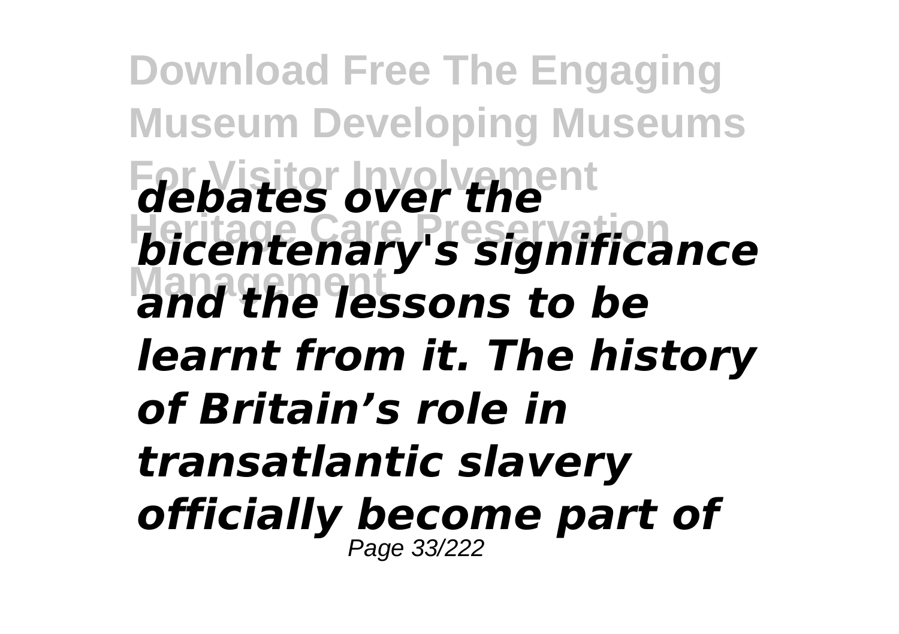*debates over the bicentenary's significance and the lessons to be learnt from it. The history of Britain’s role in transatlantic slavery officially become part of*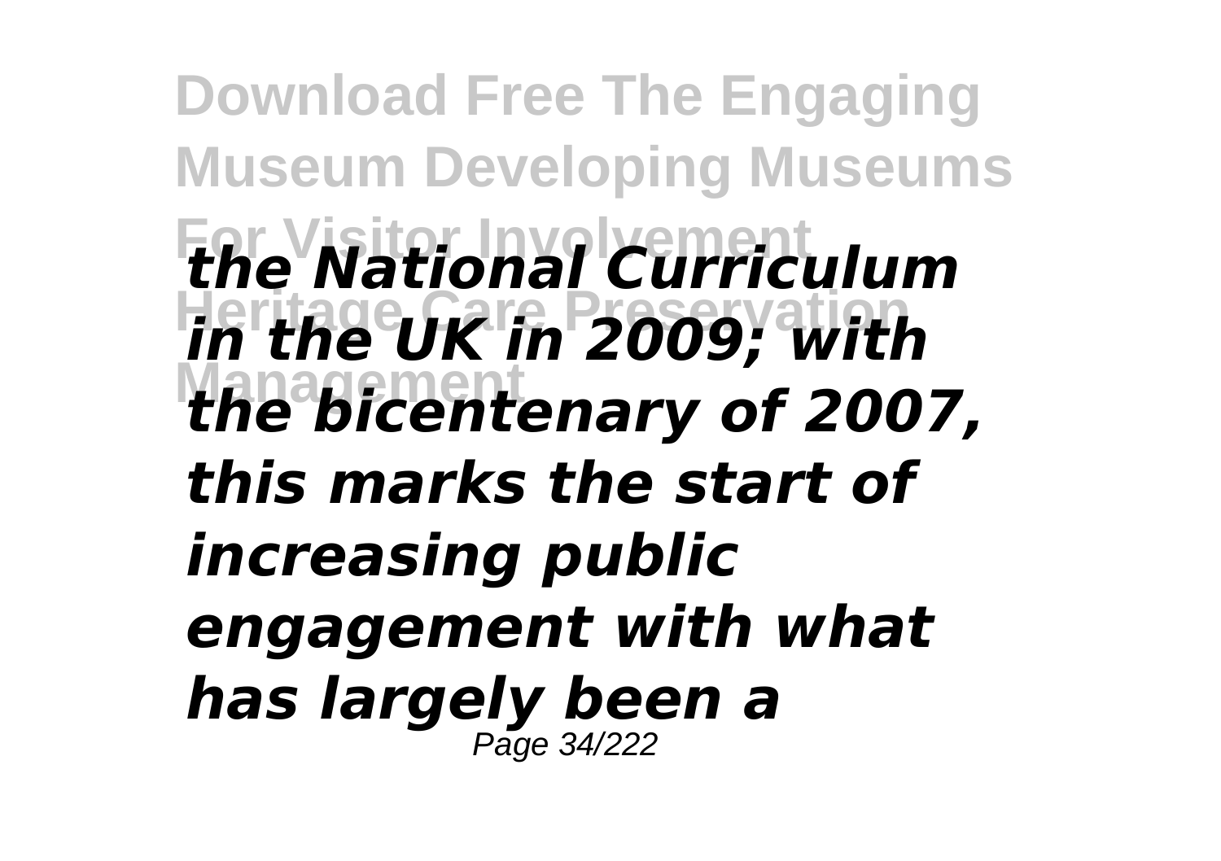*the National Curriculum in the UK in 2009; with the bicentenary of 2007, this marks the start of increasing public engagement with what has largely been a*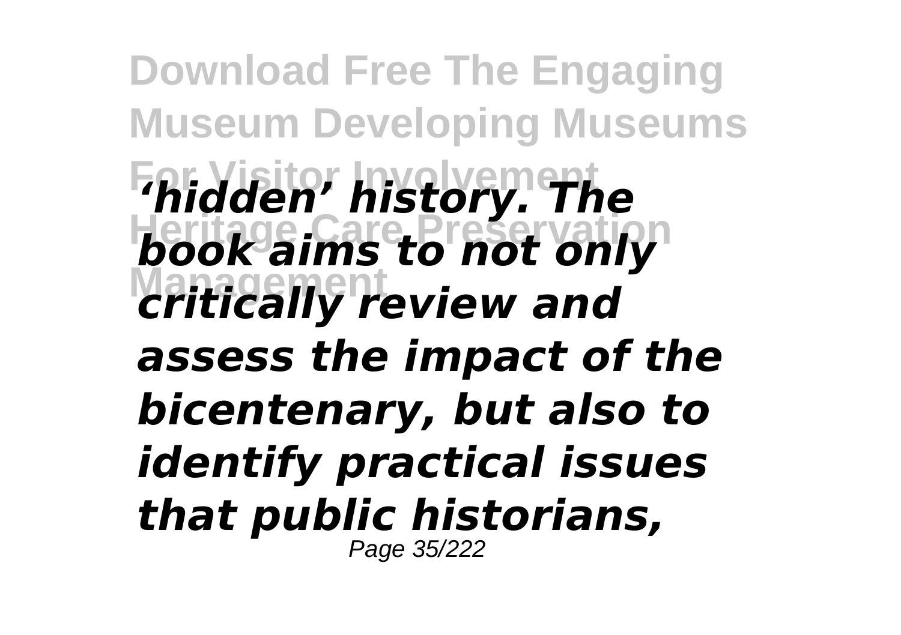*‘hidden’ history. The book aims to not only critically review and assess the impact of the bicentenary, but also to identify practical issues that public historians,*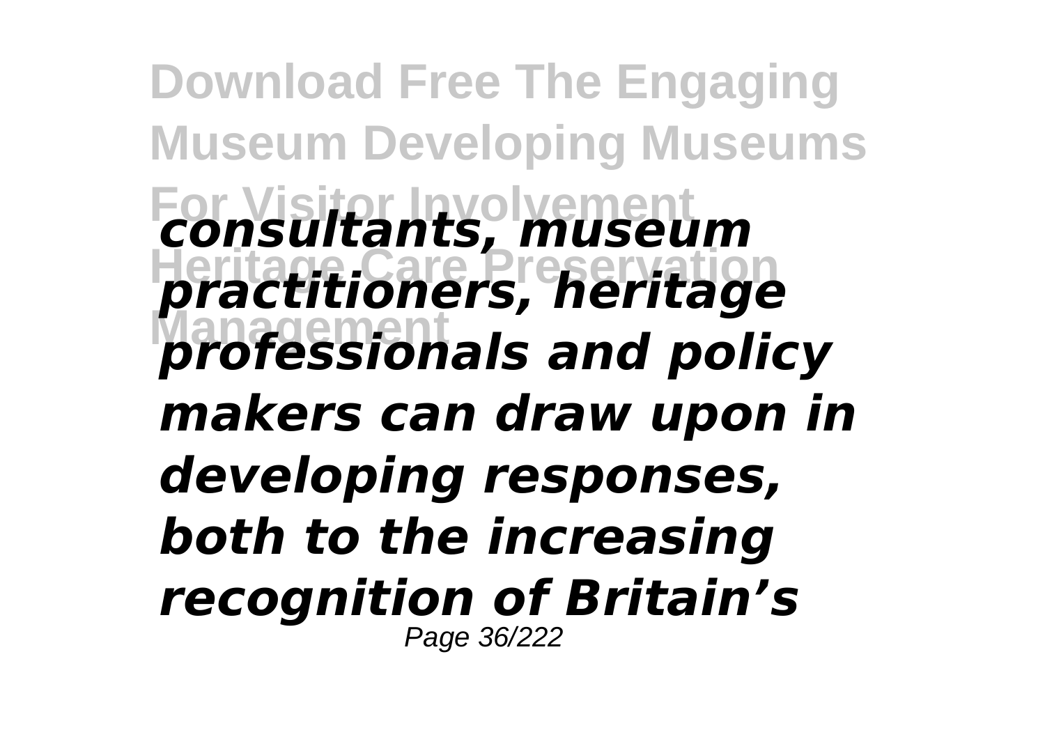*consultants, museum practitioners, heritage professionals and policy makers can draw upon in developing responses, both to the increasing recognition of Britain's*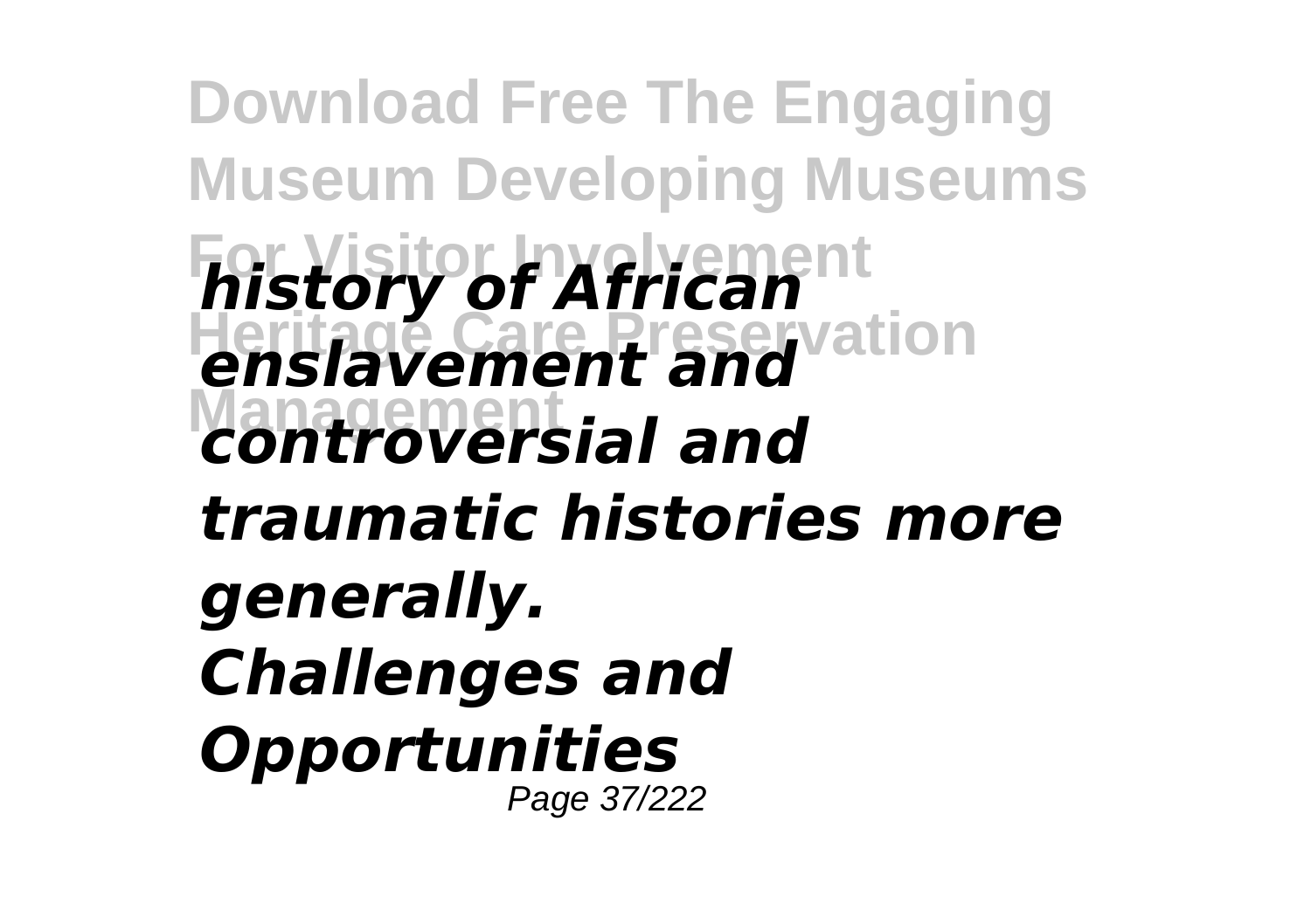*history of African enslavement and controversial and traumatic histories more generally.*

*Challenges and Opportunities*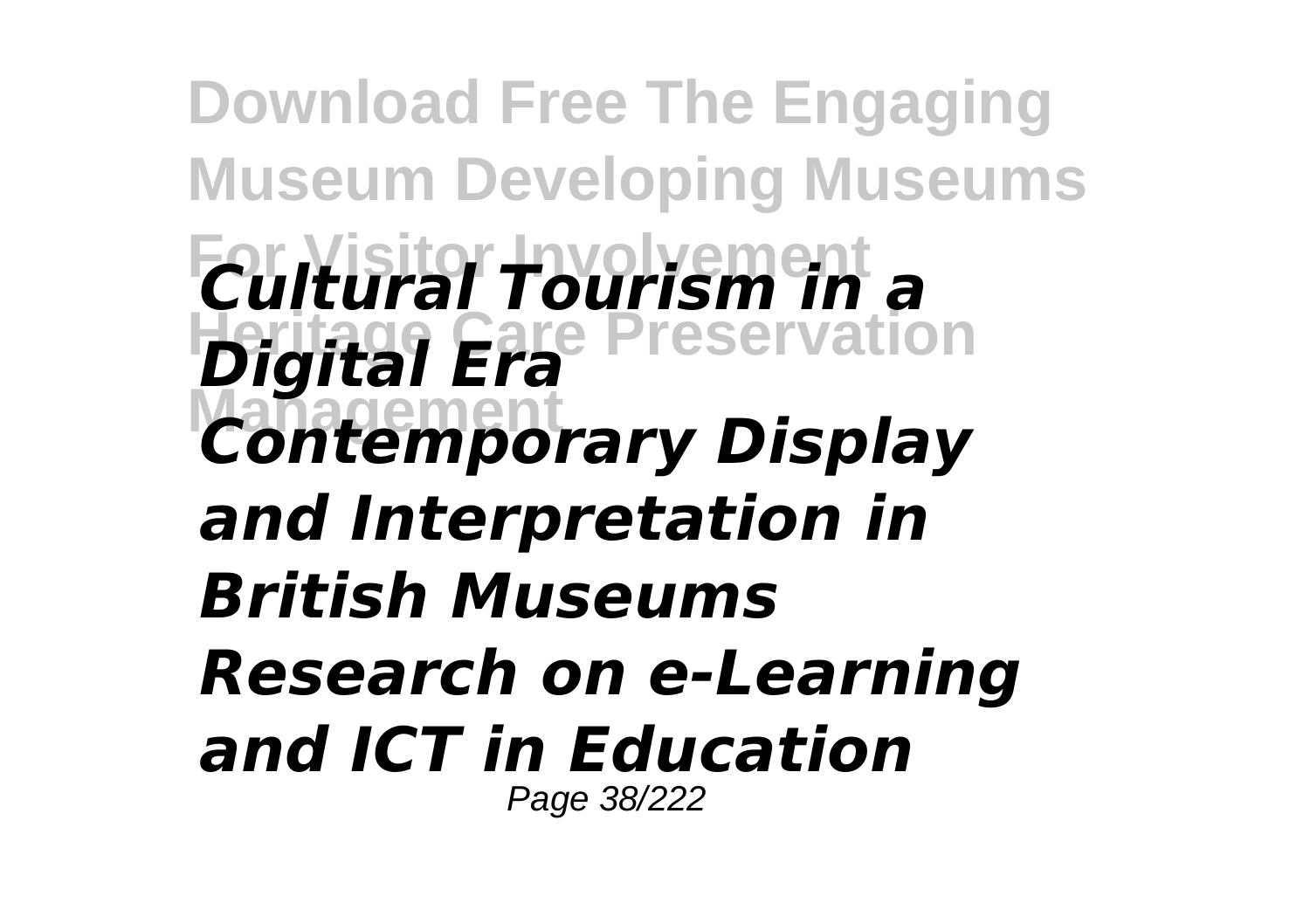***Cultural Tourism in a Digital Era***
***Contemporary Display and Interpretation in British Museums***
***Research on e-Learning and ICT in Education***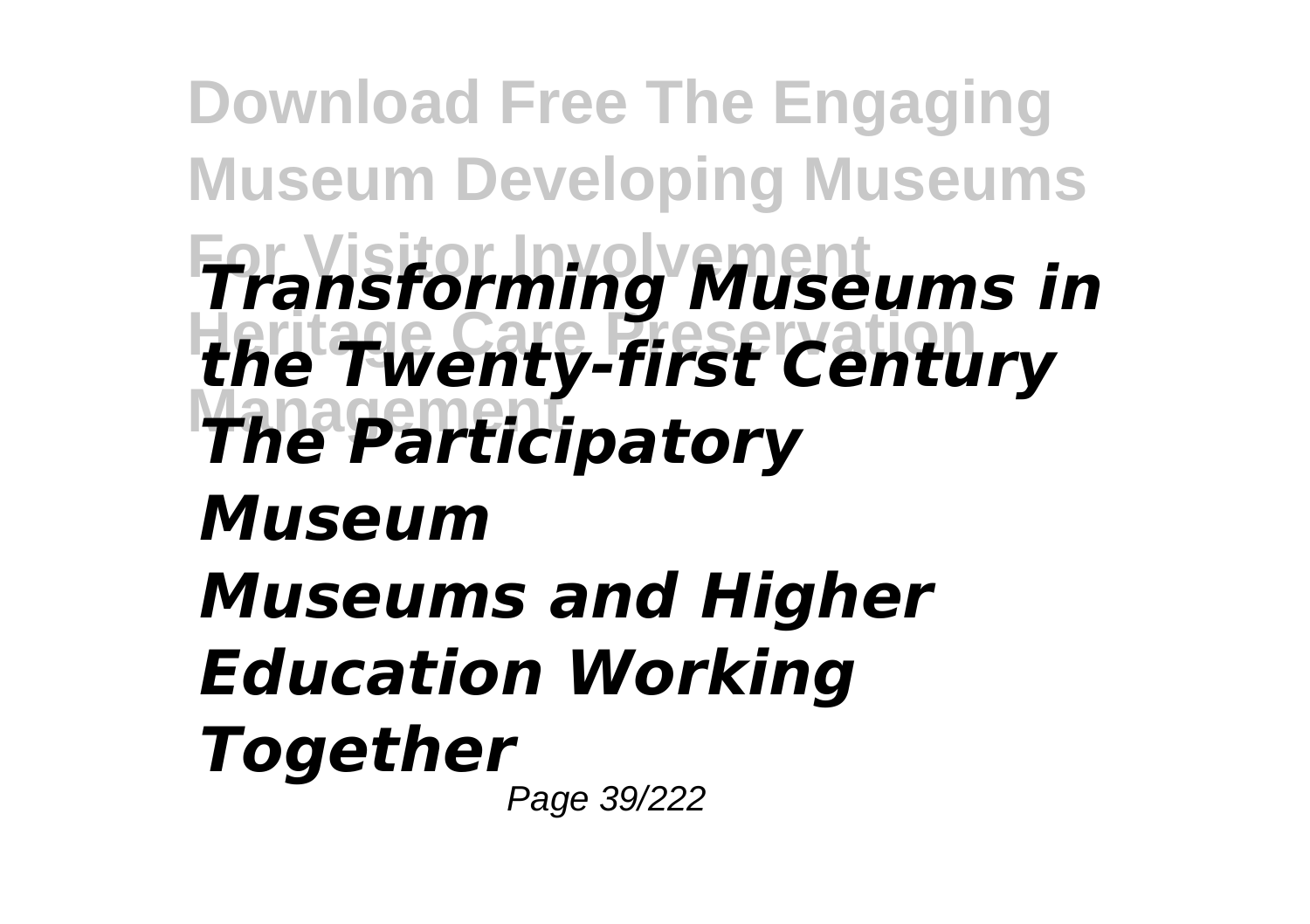***Transforming Museums in the Twenty-first Century***
***The Participatory Museum***
***Museums and Higher Education Working Together***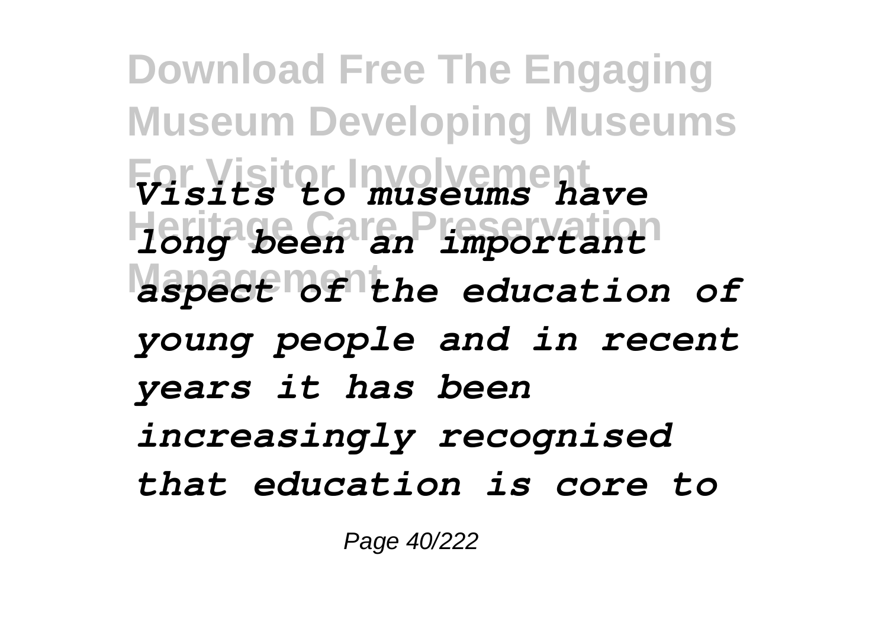*Visits to museums have long been an important aspect of the education of young people and in recent years it has been increasingly recognised that education is core to*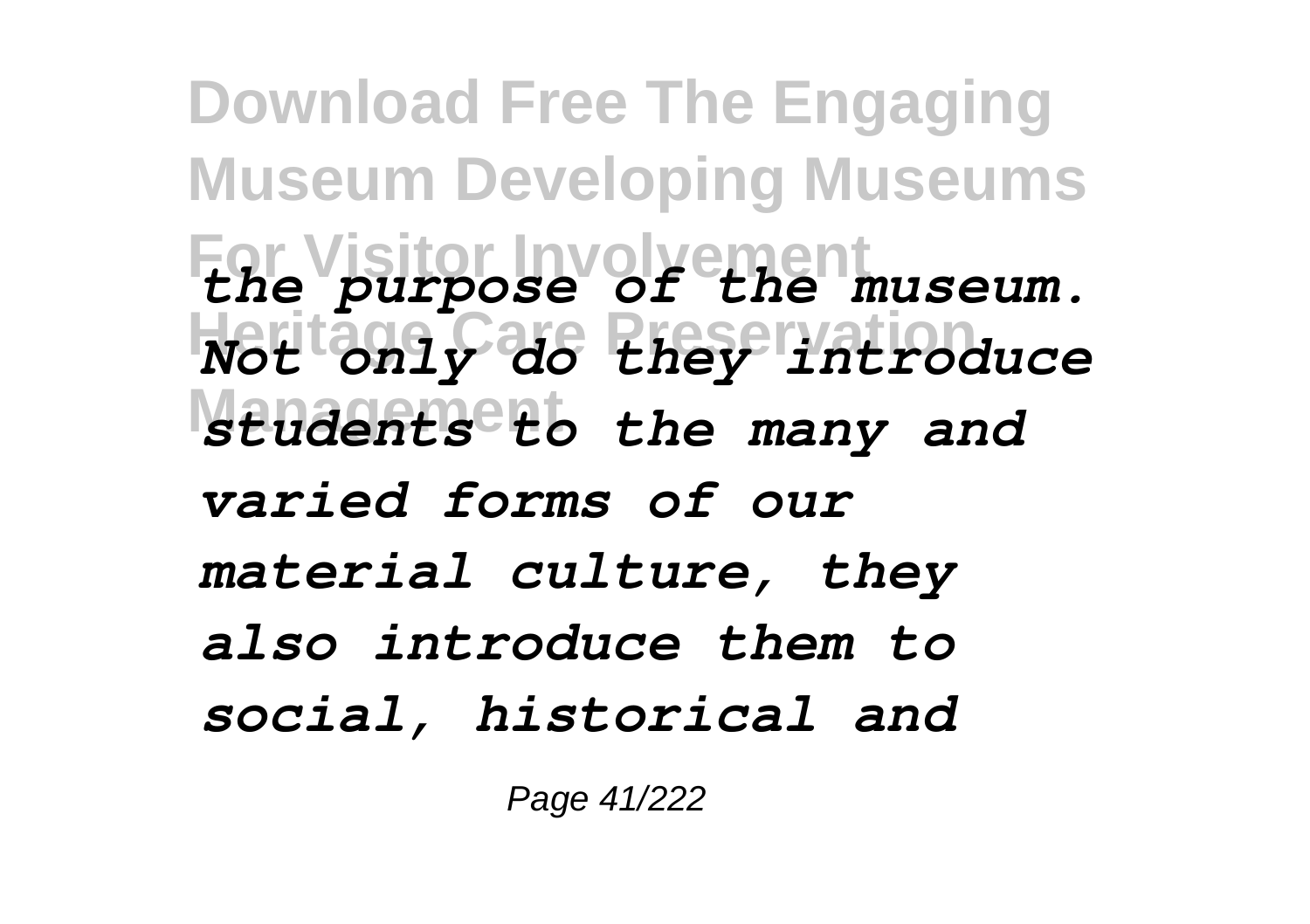*the purpose of the museum. Not only do they introduce students to the many and varied forms of our material culture, they also introduce them to social, historical and*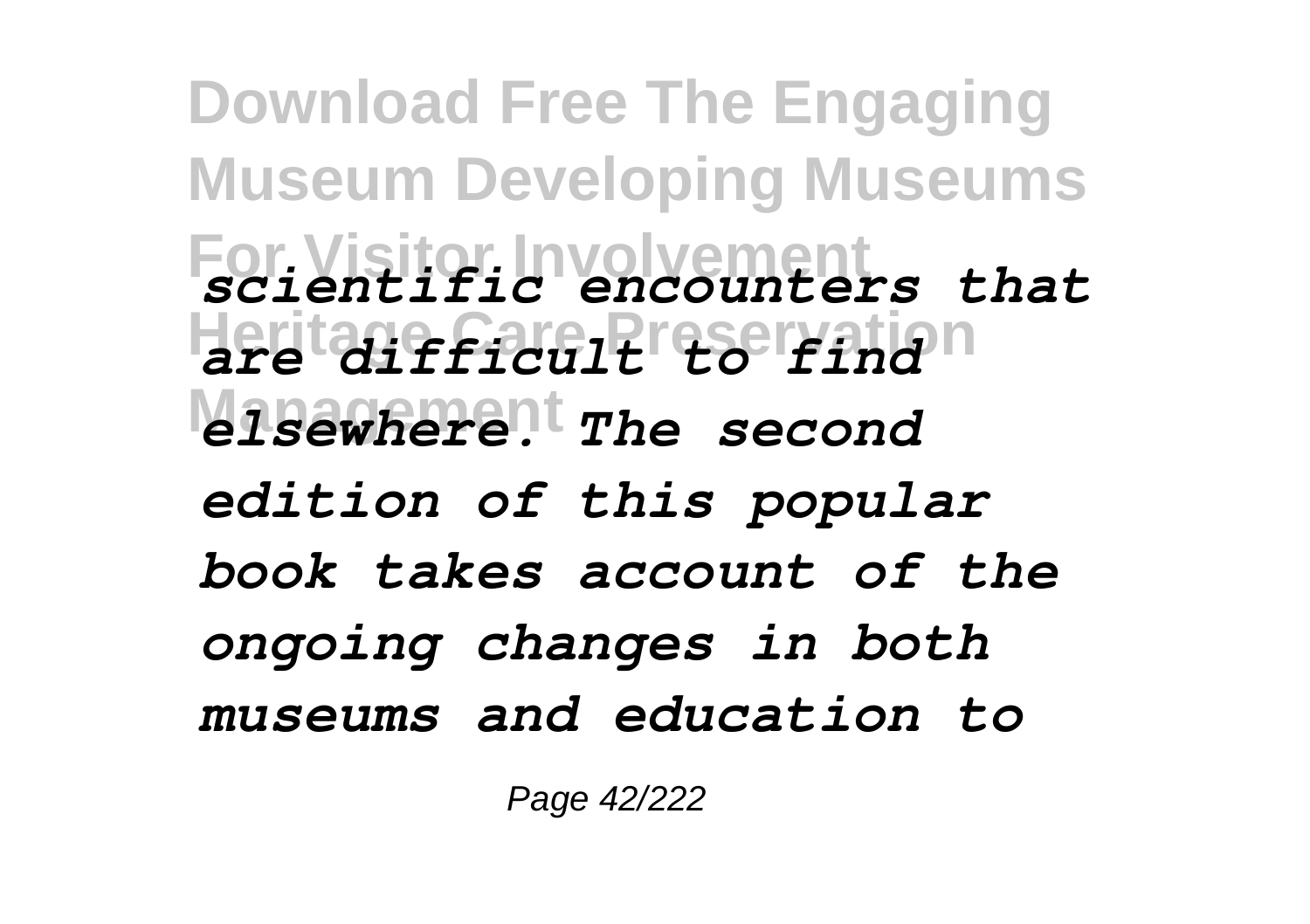*scientific encounters that are difficult to find elsewhere. The second edition of this popular book takes account of the ongoing changes in both museums and education to*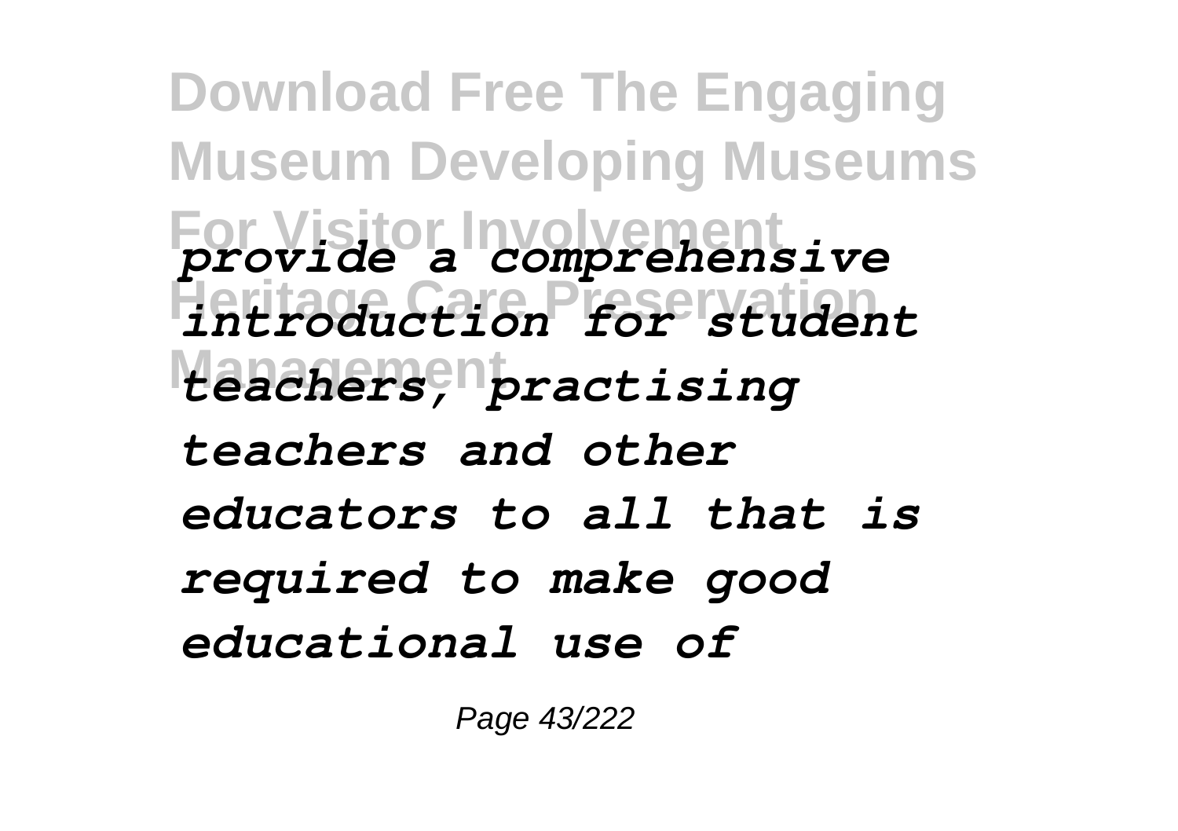*provide a comprehensive introduction for student teachers, practising teachers and other educators to all that is required to make good educational use of*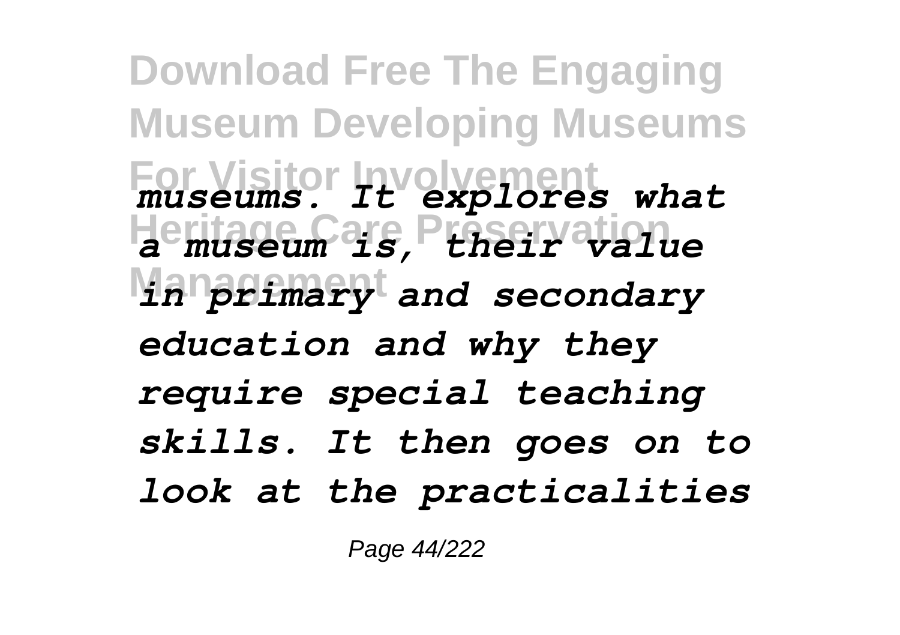*museums. It explores what a museum is, their value in primary and secondary education and why they require special teaching skills. It then goes on to look at the practicalities*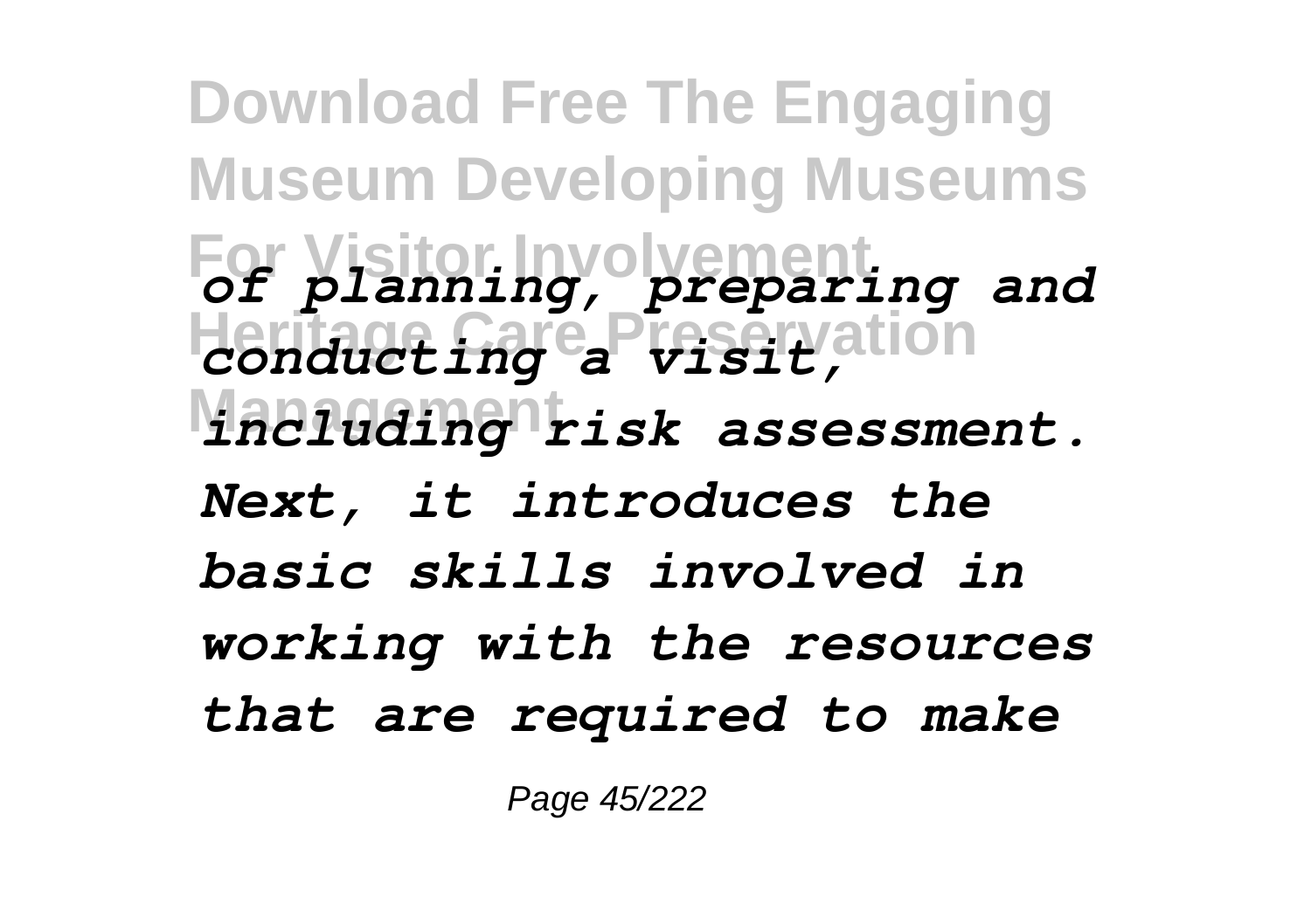*of planning, preparing and conducting a visit, including risk assessment. Next, it introduces the basic skills involved in working with the resources that are required to make*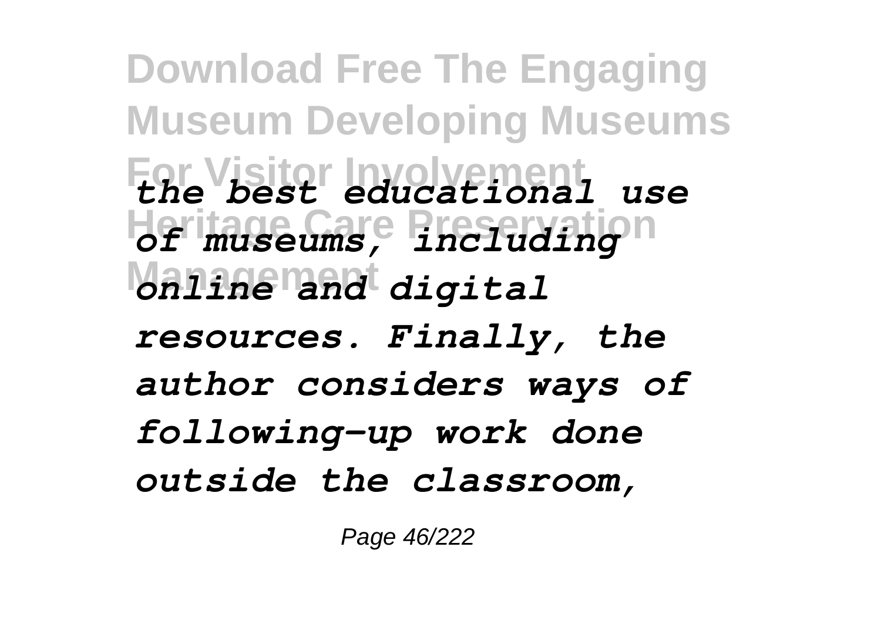*the best educational use of museums, including online and digital resources. Finally, the author considers ways of following-up work done outside the classroom,*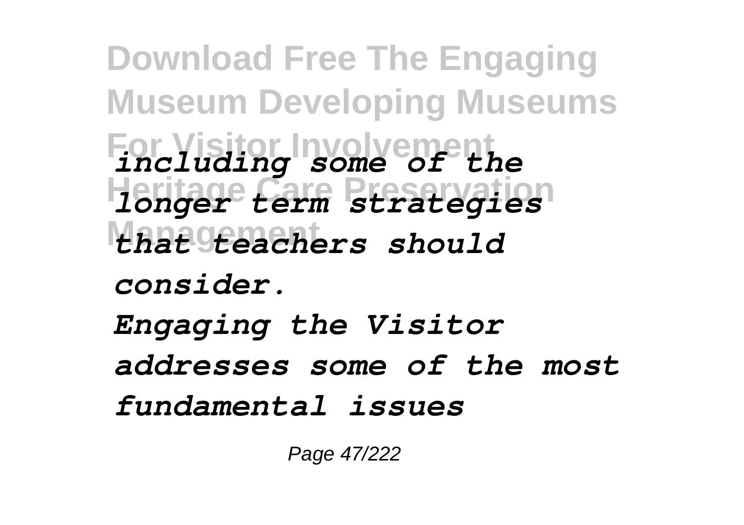*including some of the longer term strategies that teachers should consider.*

*Engaging the Visitor addresses some of the most fundamental issues*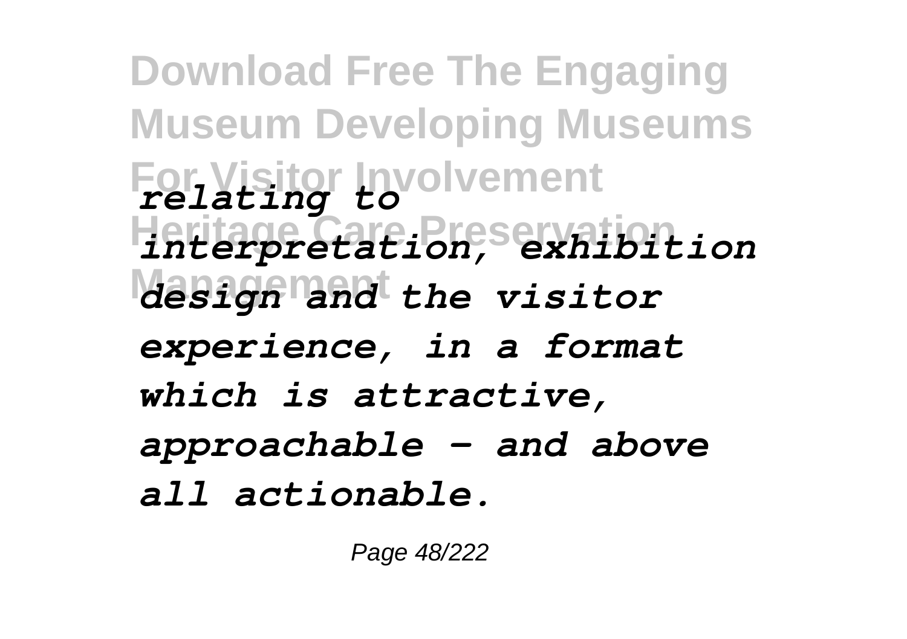*relating to interpretation, exhibition design and the visitor experience, in a format which is attractive, approachable - and above all actionable.*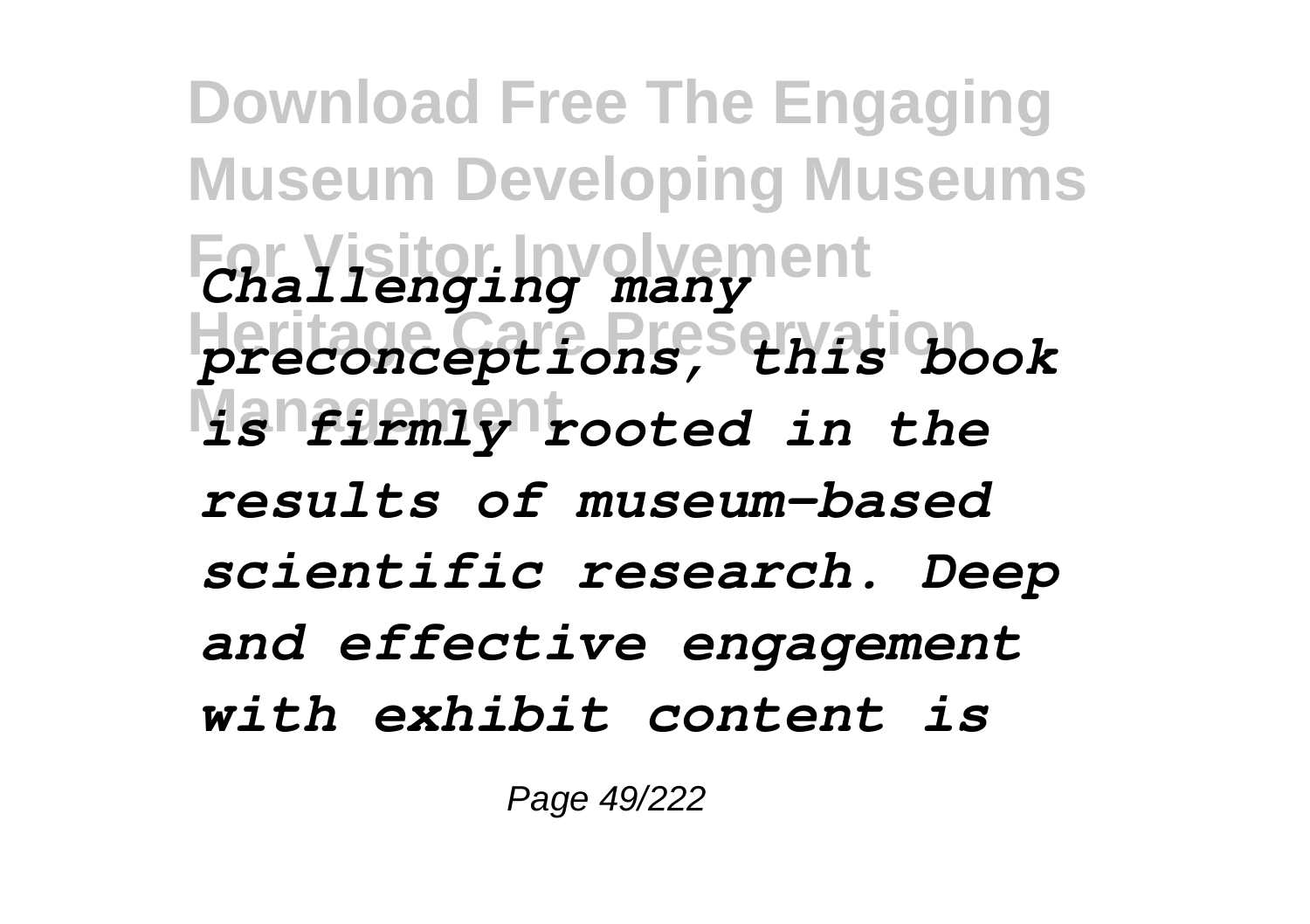*Challenging many preconceptions, this book is firmly rooted in the results of museum-based scientific research. Deep and effective engagement with exhibit content is*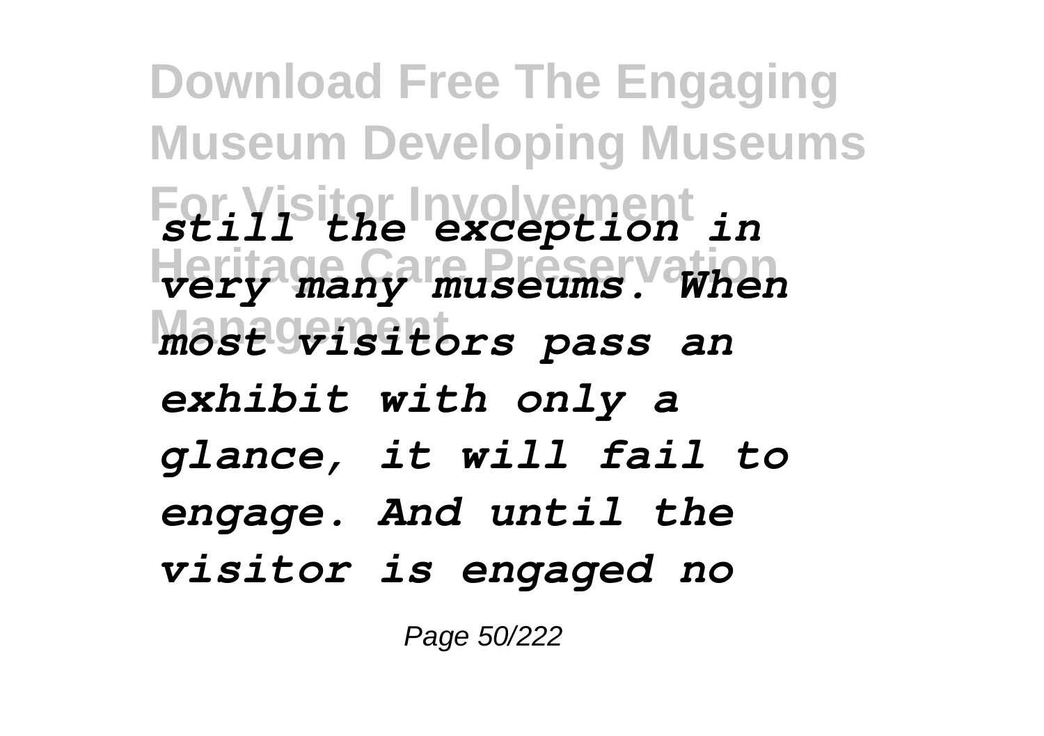*still the exception in very many museums. When most visitors pass an exhibit with only a glance, it will fail to engage. And until the visitor is engaged no*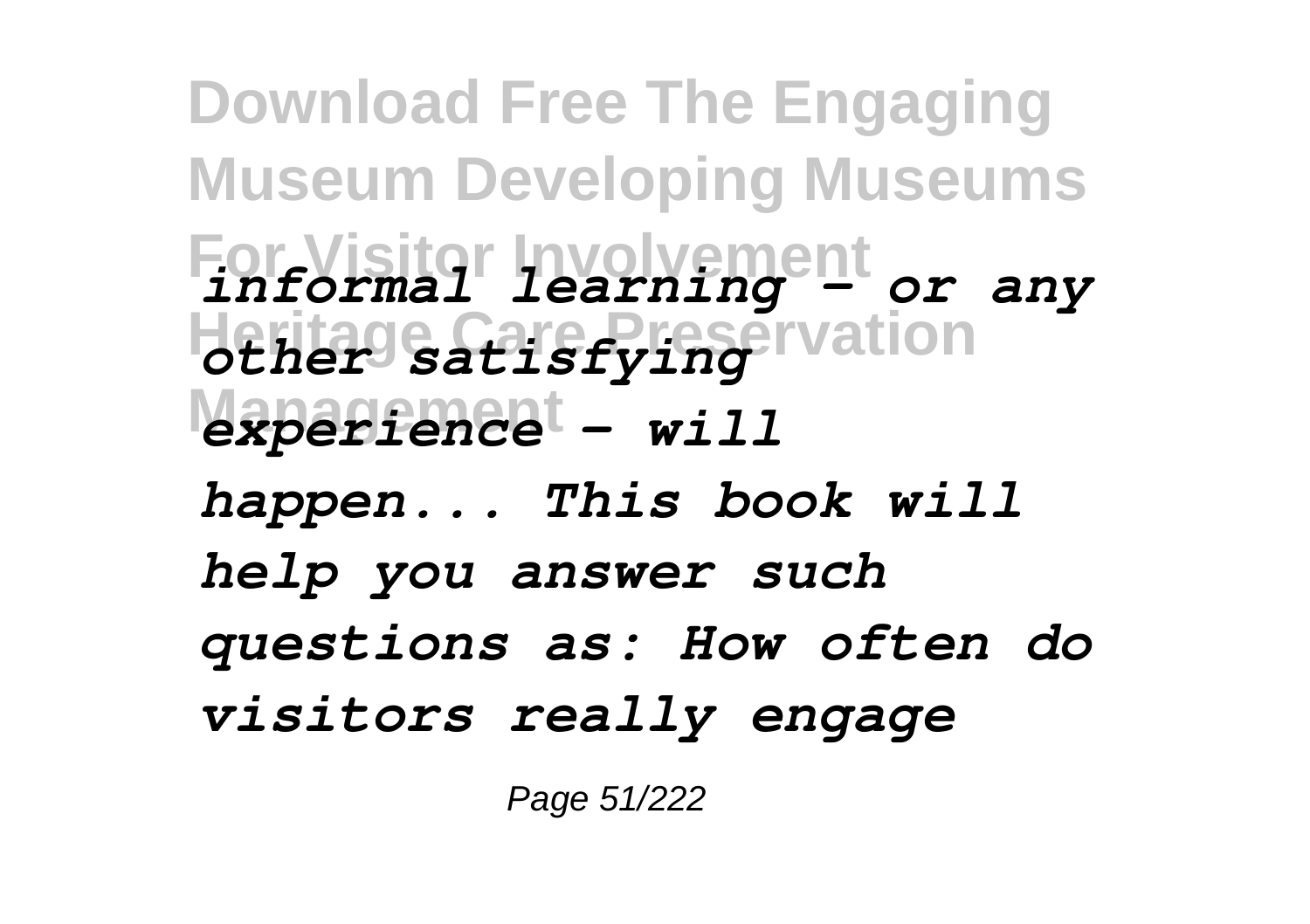*informal learning - or any other satisfying experience - will happen... This book will help you answer such questions as: How often do visitors really engage*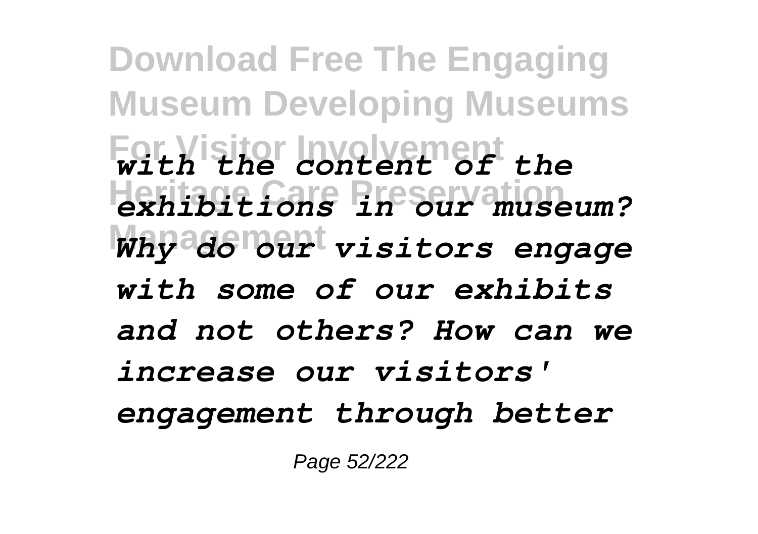*with the content of the exhibitions in our museum? Why do our visitors engage with some of our exhibits and not others? How can we increase our visitors' engagement through better*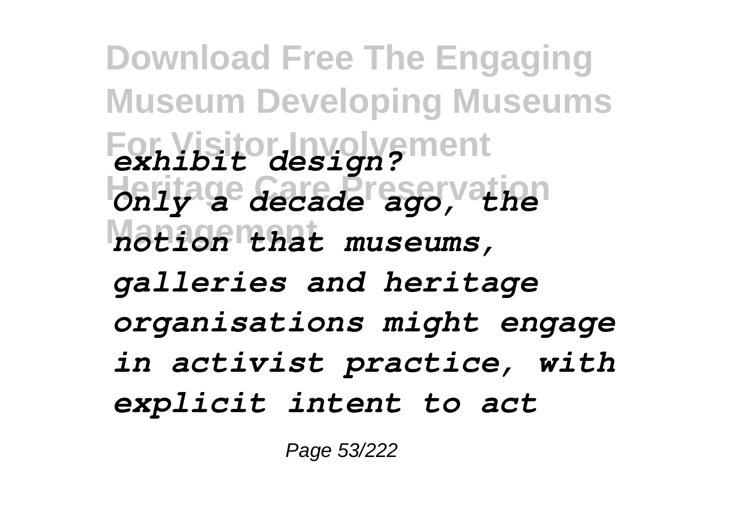*exhibit design?*

*Only a decade ago, the notion that museums, galleries and heritage organisations might engage in activist practice, with explicit intent to act*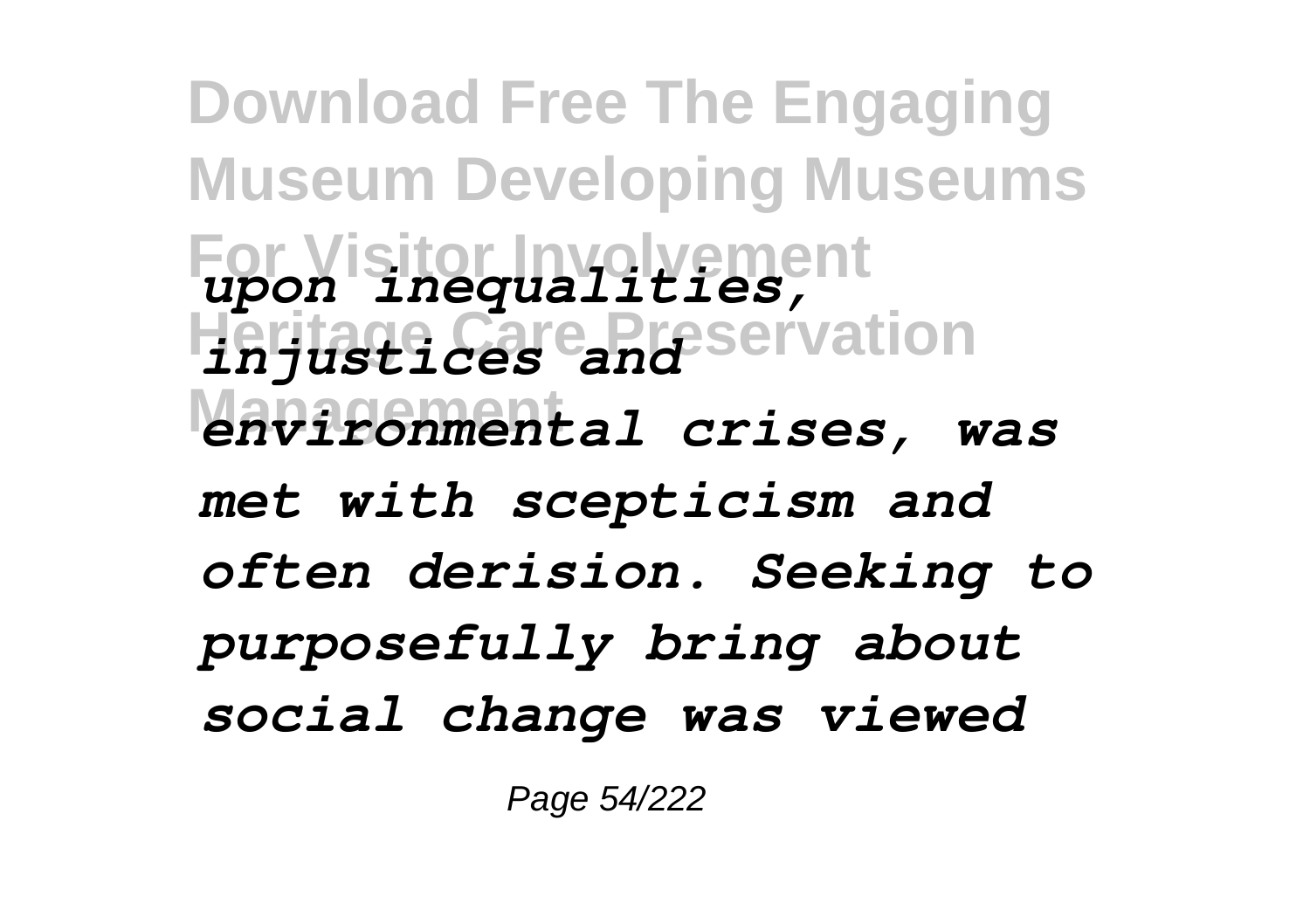*upon inequalities, injustices and environmental crises, was met with scepticism and often derision. Seeking to purposefully bring about social change was viewed*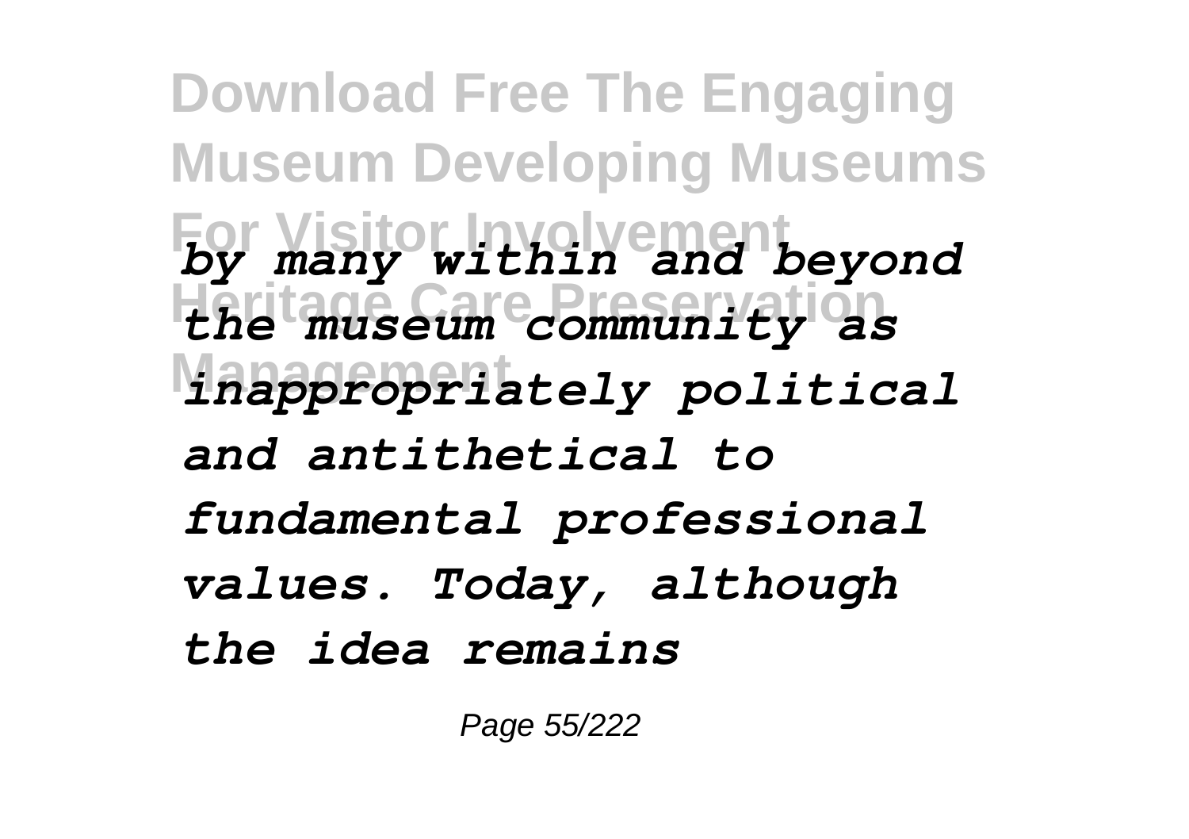*by many within and beyond the museum community as inappropriately political and antithetical to fundamental professional values. Today, although the idea remains*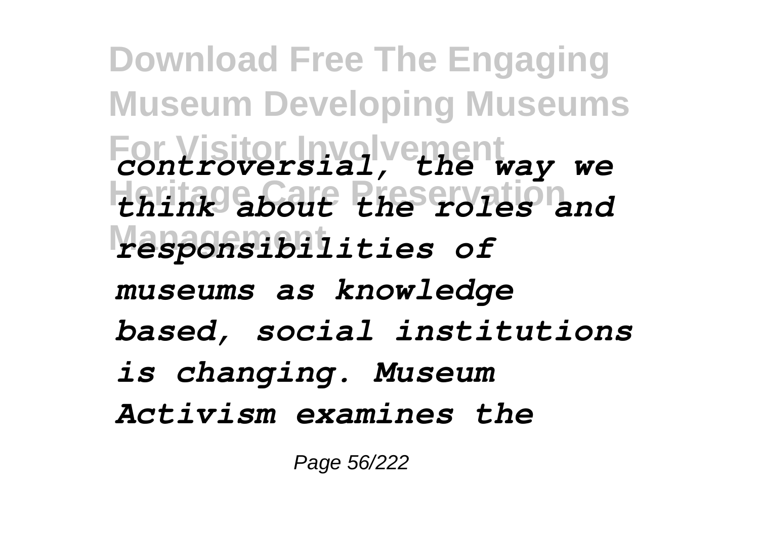*controversial, the way we think about the roles and responsibilities of museums as knowledge based, social institutions is changing. Museum Activism examines the*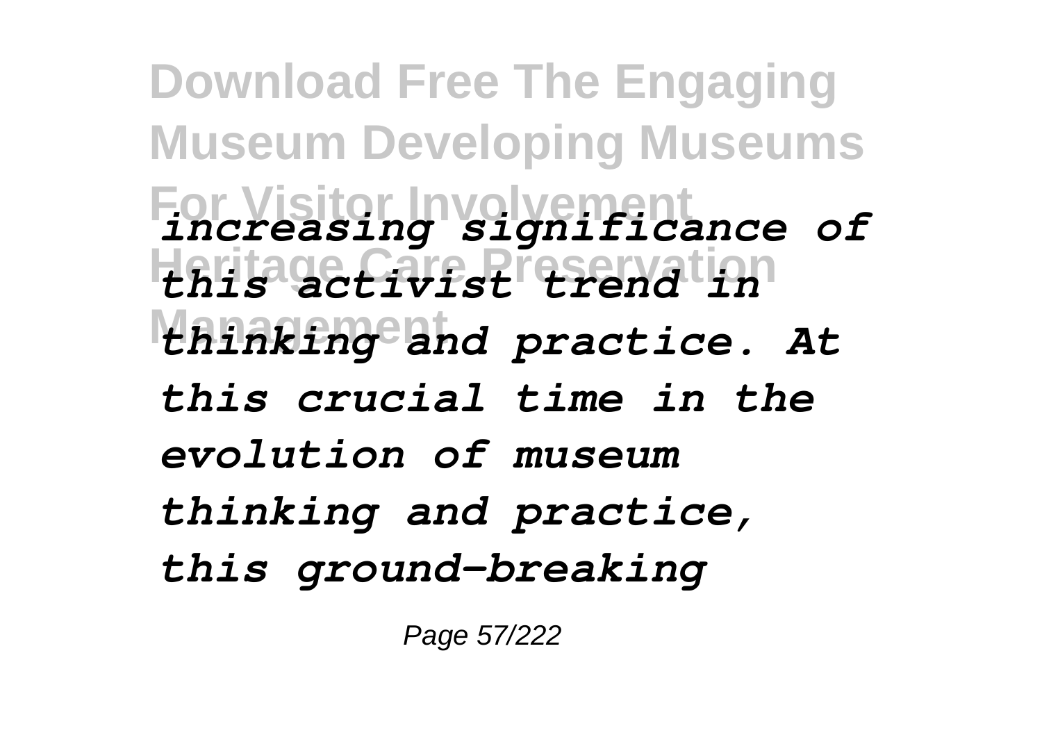*increasing significance of this activist trend in thinking and practice. At this crucial time in the evolution of museum thinking and practice, this ground-breaking*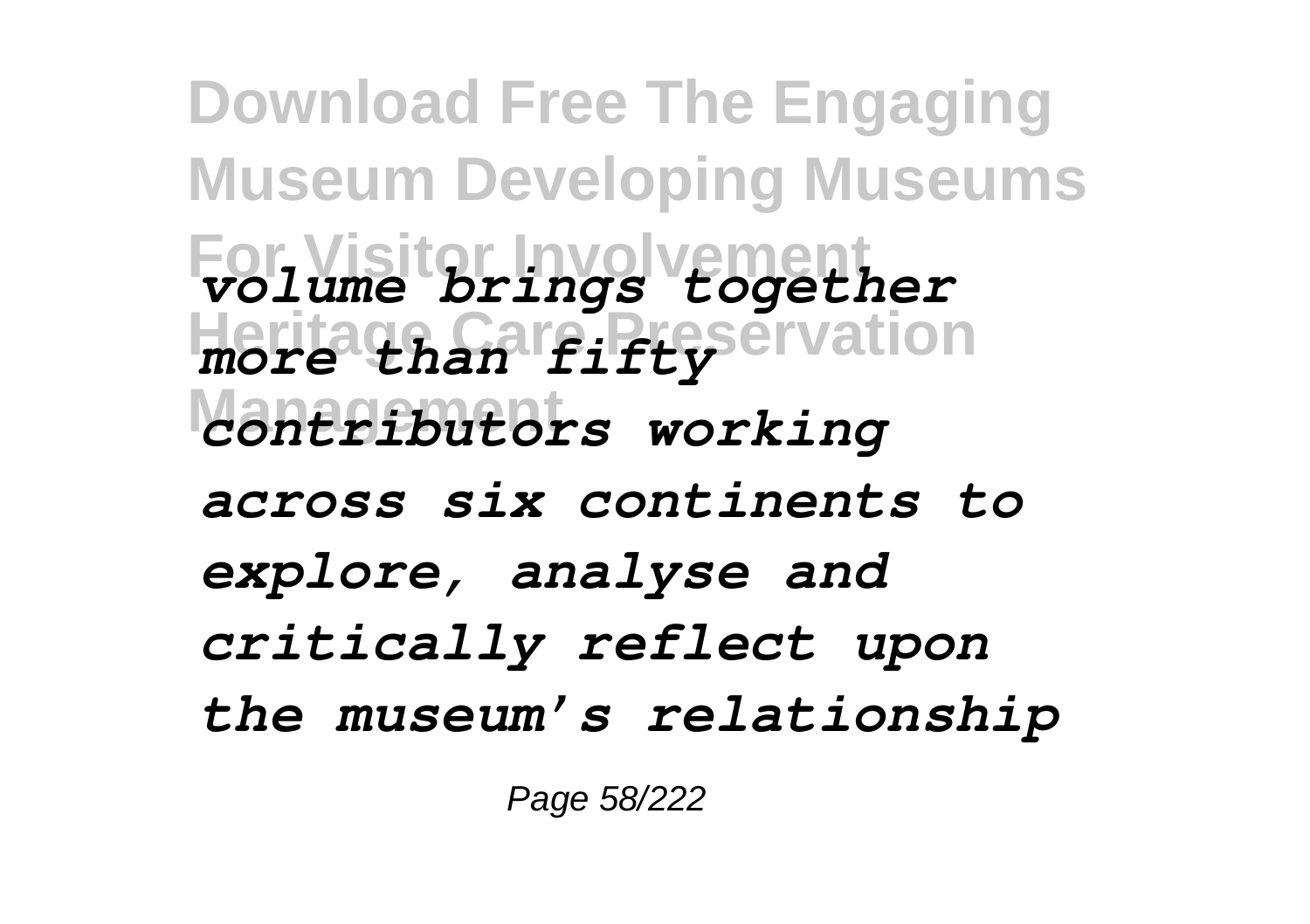*volume brings together more than fifty contributors working across six continents to explore, analyse and critically reflect upon the museum's relationship*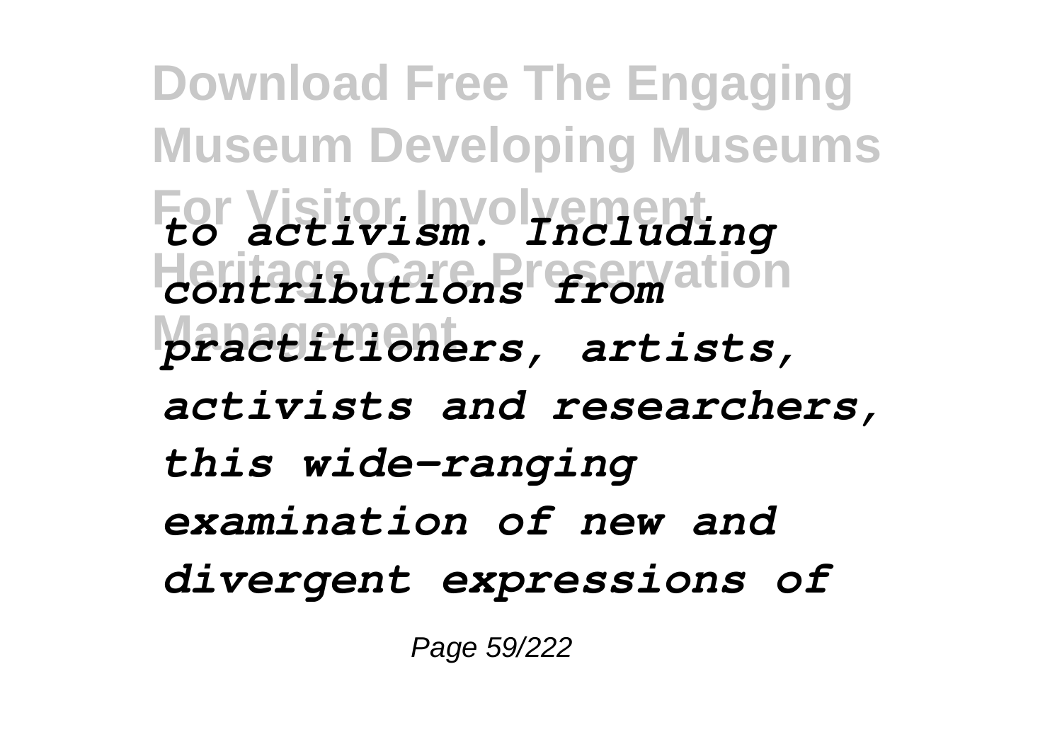*to activism. Including contributions from practitioners, artists, activists and researchers, this wide-ranging examination of new and divergent expressions of*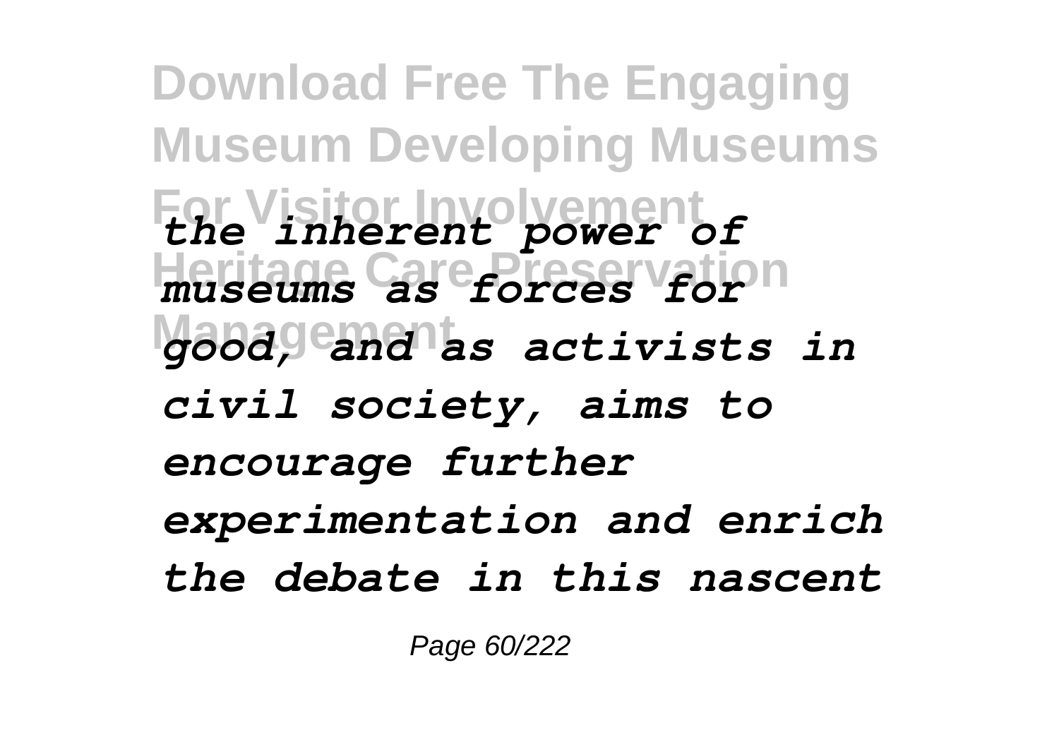*the inherent power of museums as forces for good, and as activists in civil society, aims to encourage further experimentation and enrich the debate in this nascent*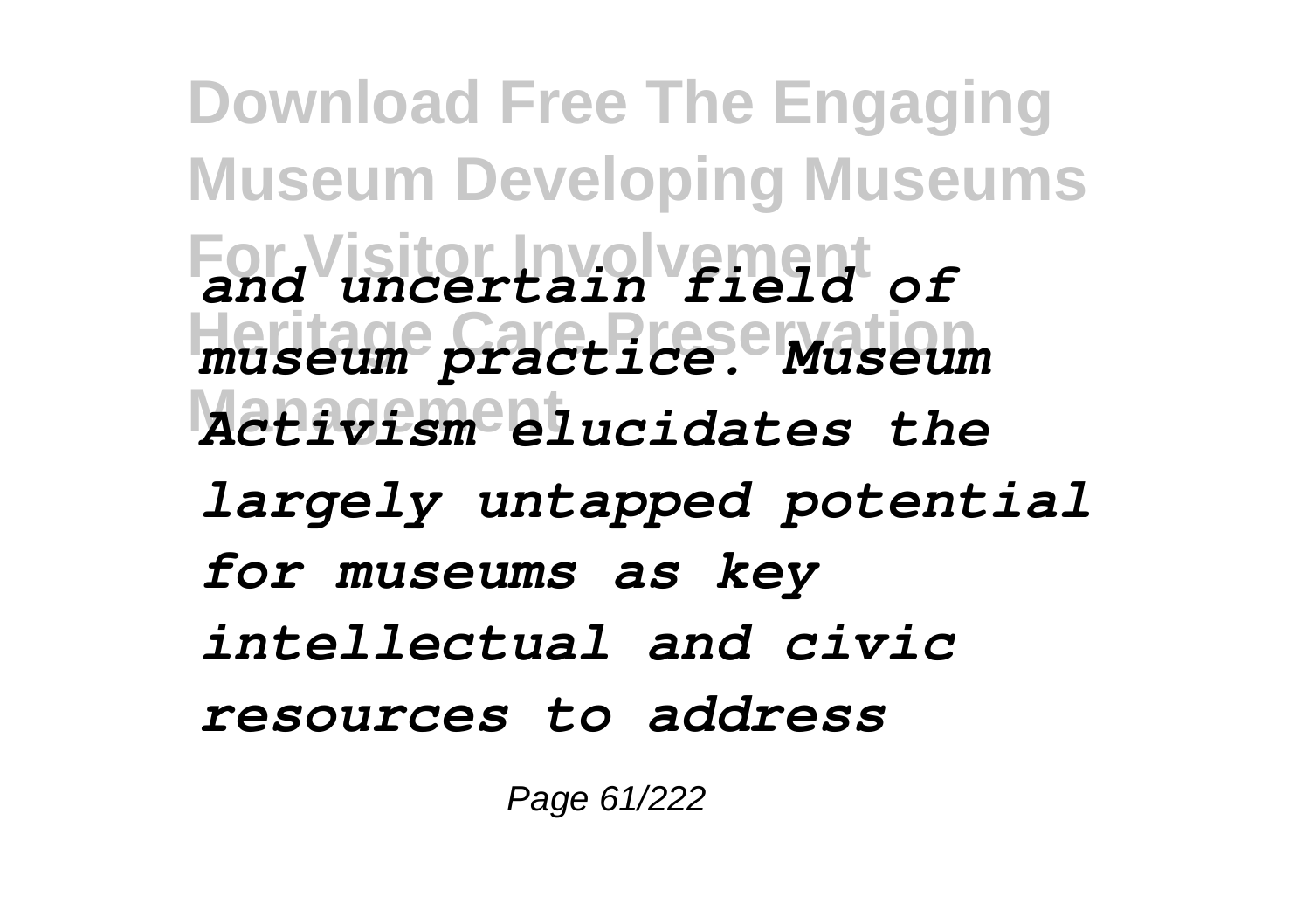*and uncertain field of museum practice. Museum Activism elucidates the largely untapped potential for museums as key intellectual and civic resources to address*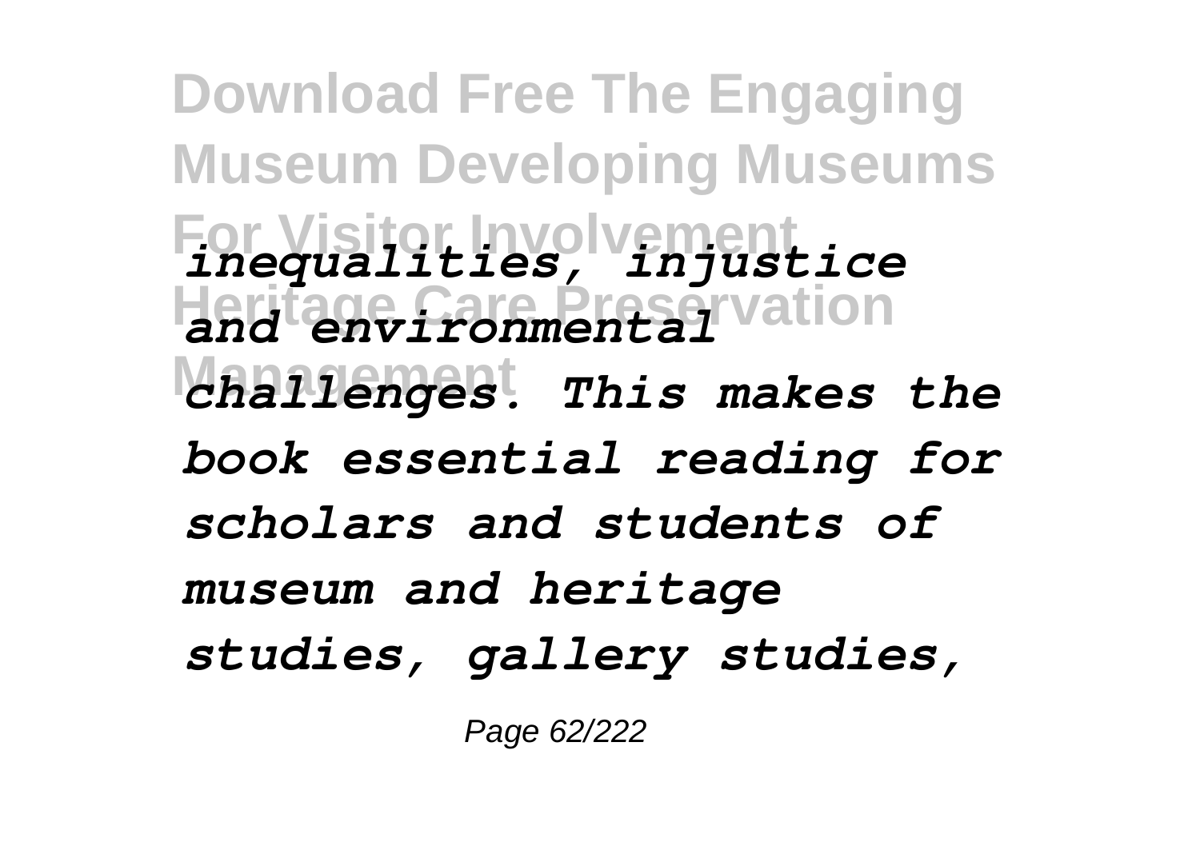*inequalities, injustice and environmental challenges. This makes the book essential reading for scholars and students of museum and heritage studies, gallery studies,*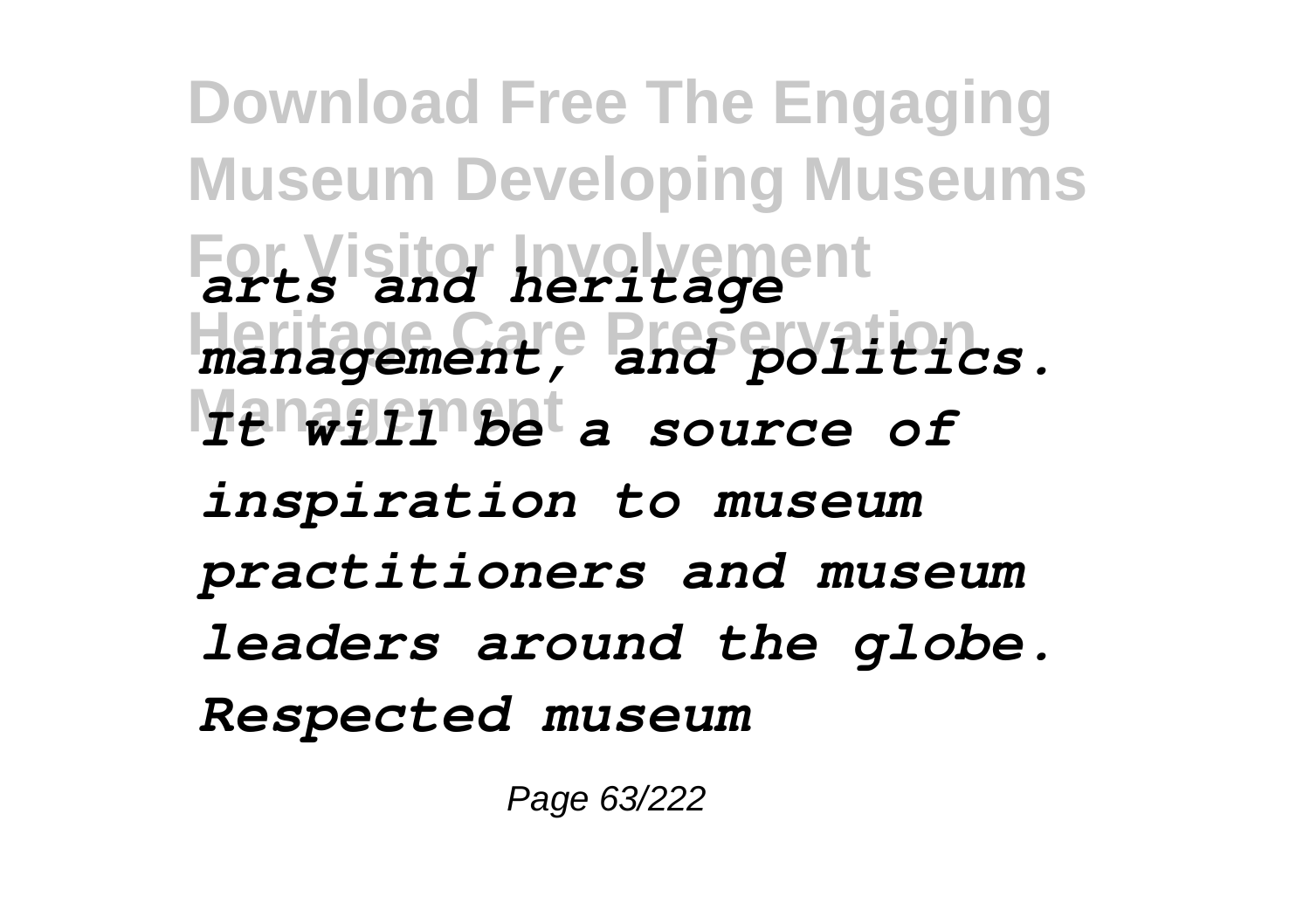*arts and heritage management, and politics. It will be a source of inspiration to museum practitioners and museum leaders around the globe. Respected museum*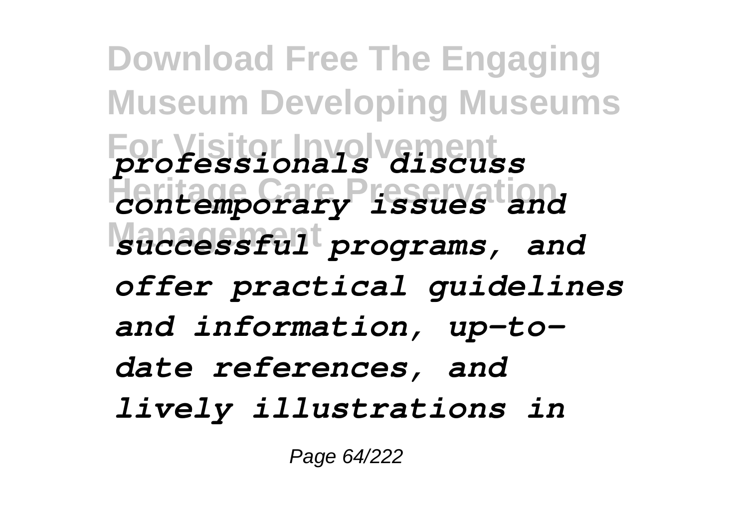*professionals discuss contemporary issues and successful programs, and offer practical guidelines and information, up-to-date references, and lively illustrations in*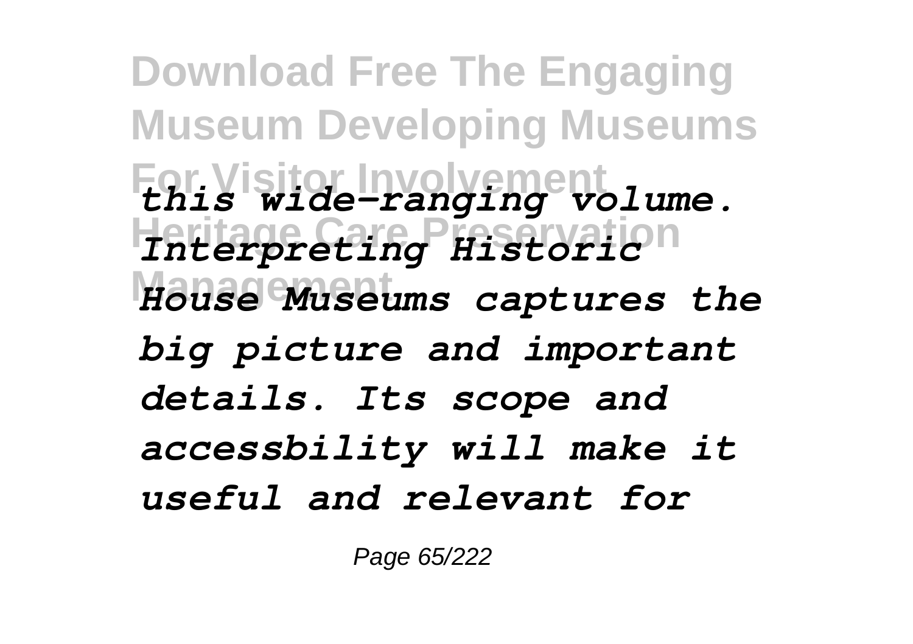*this wide-ranging volume. Interpreting Historic House Museums captures the big picture and important details. Its scope and accessbility will make it useful and relevant for*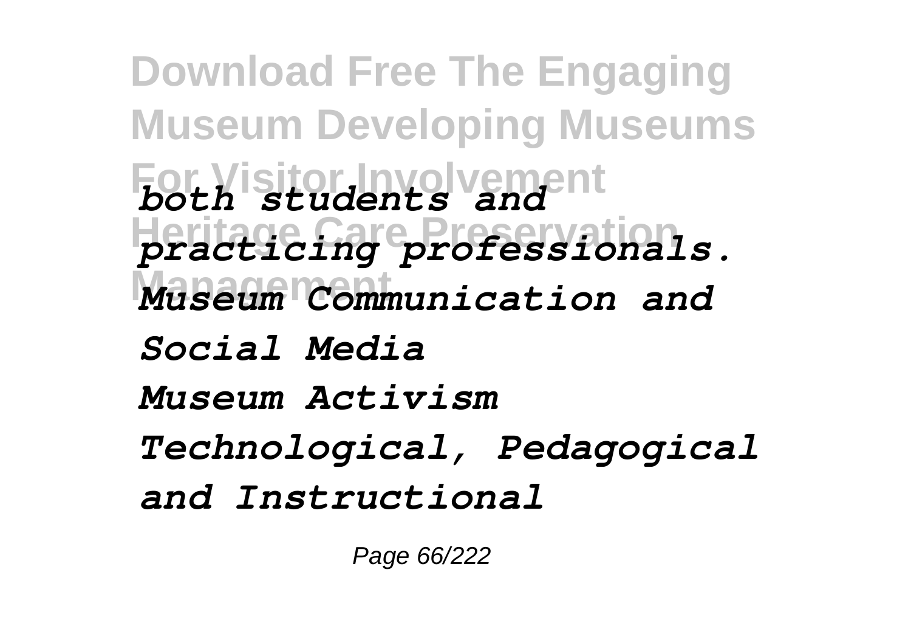*both students and practicing professionals.*

*Museum Communication and Social Media*

*Museum Activism*

*Technological, Pedagogical and Instructional*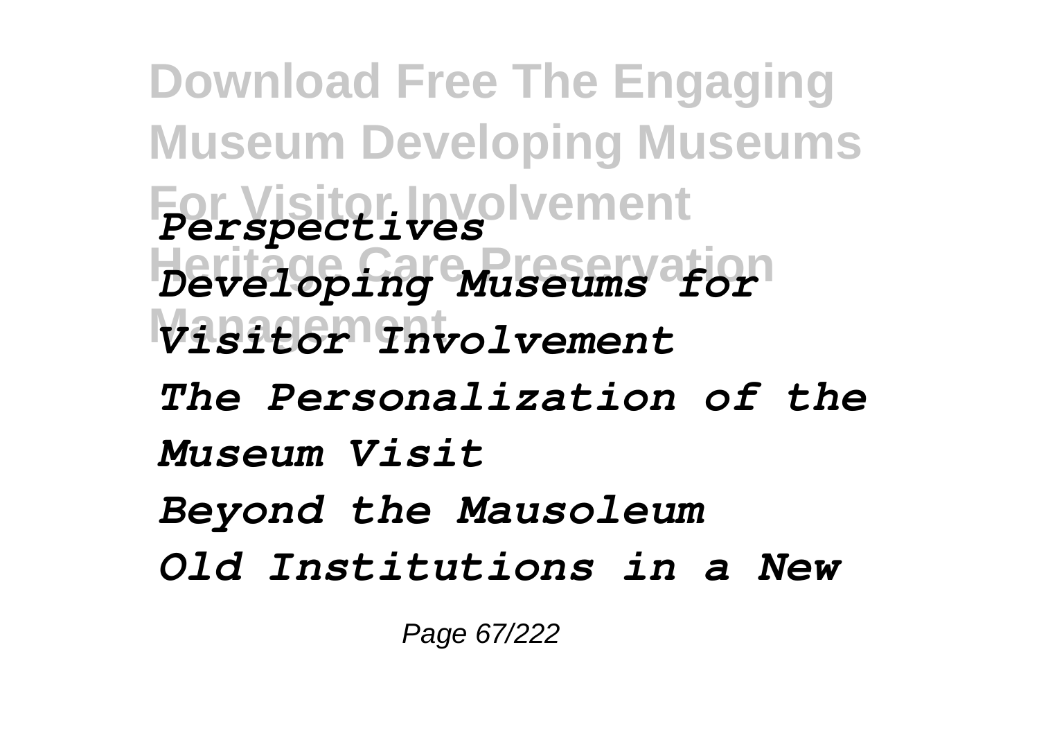*Perspectives*

*Developing Museums for Visitor Involvement*

*The Personalization of the Museum Visit*

*Beyond the Mausoleum*

*Old Institutions in a New*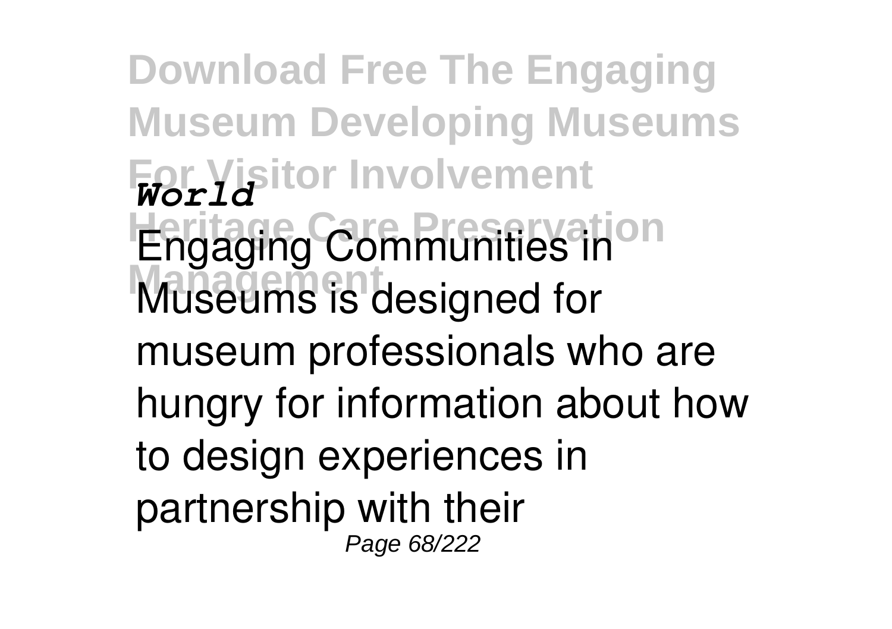*World*

Engaging Communities in Museums is designed for museum professionals who are hungry for information about how to design experiences in partnership with their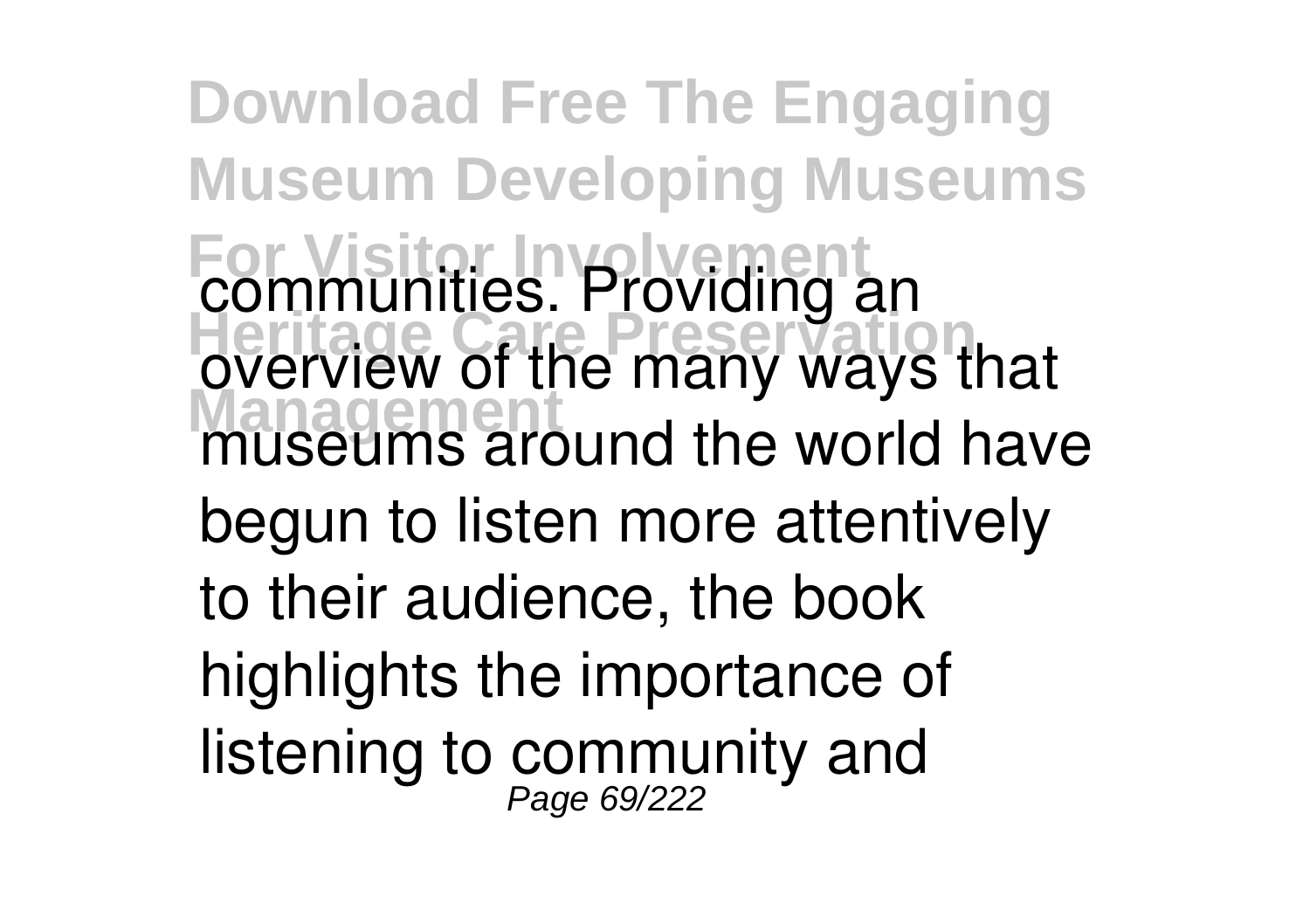communities. Providing an overview of the many ways that museums around the world have begun to listen more attentively to their audience, the book highlights the importance of listening to community and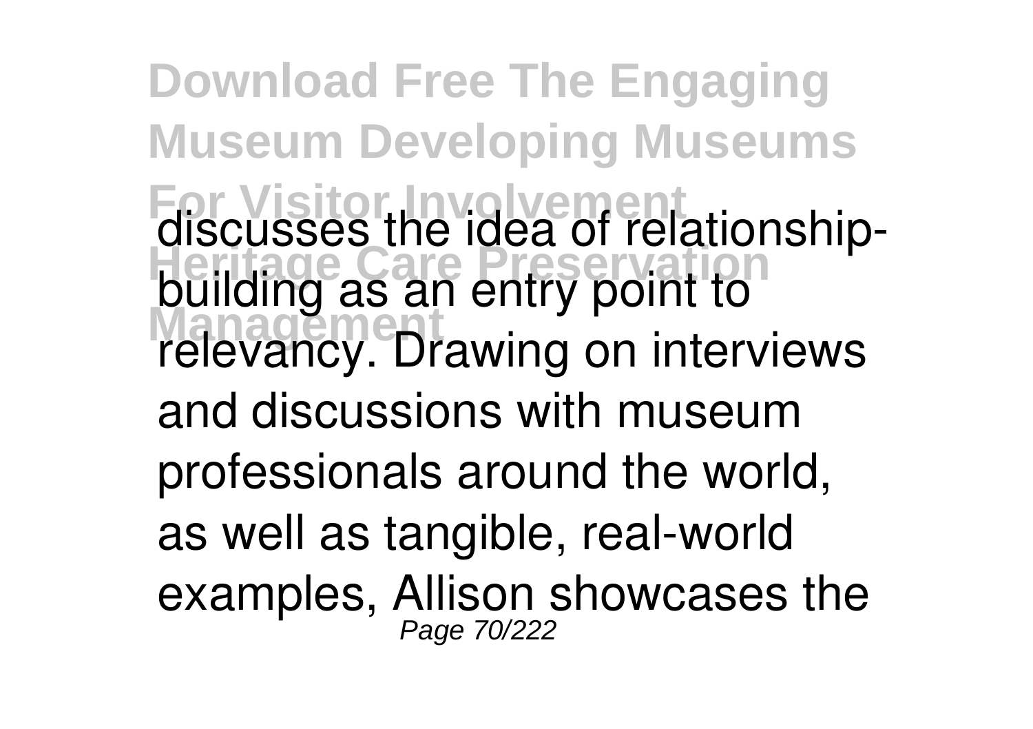discusses the idea of relationship-building as an entry point to relevancy. Drawing on interviews and discussions with museum professionals around the world, as well as tangible, real-world examples, Allison showcases the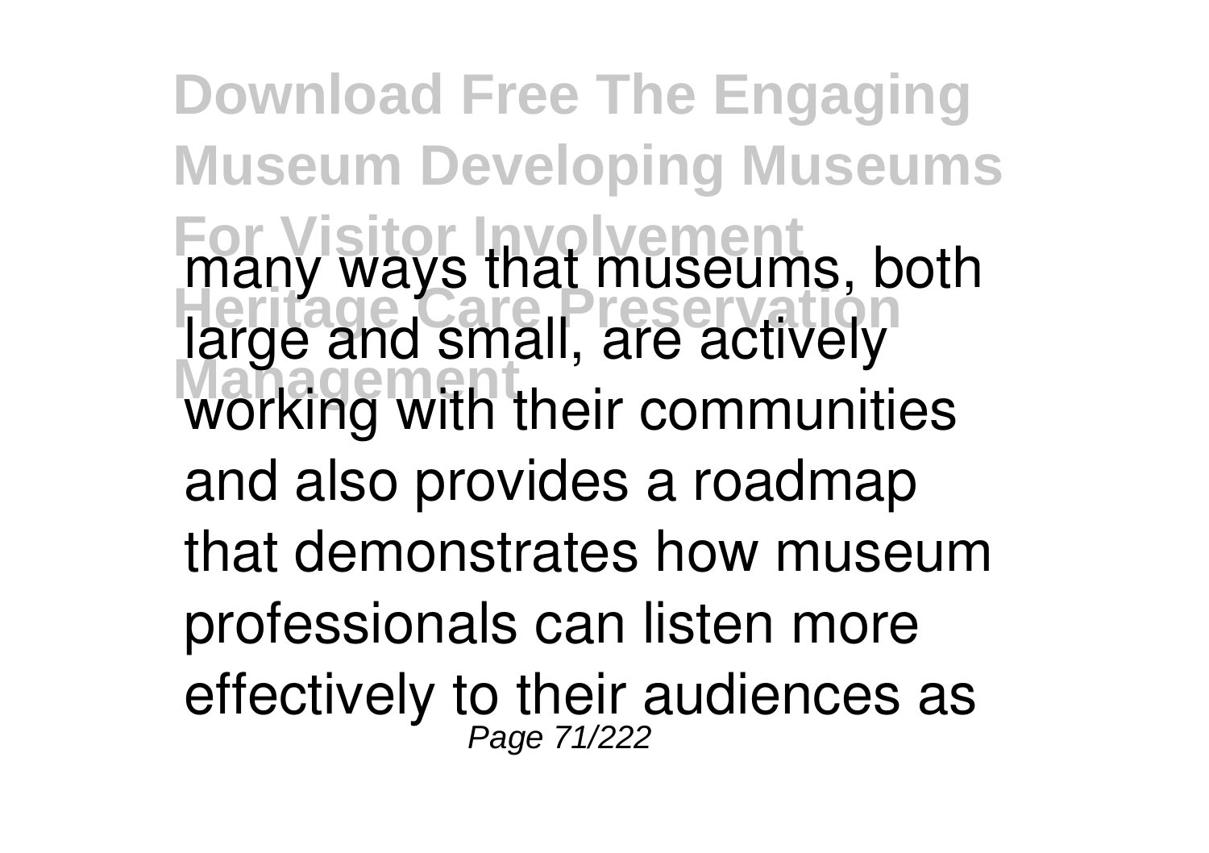many ways that museums, both large and small, are actively working with their communities and also provides a roadmap that demonstrates how museum professionals can listen more effectively to their audiences as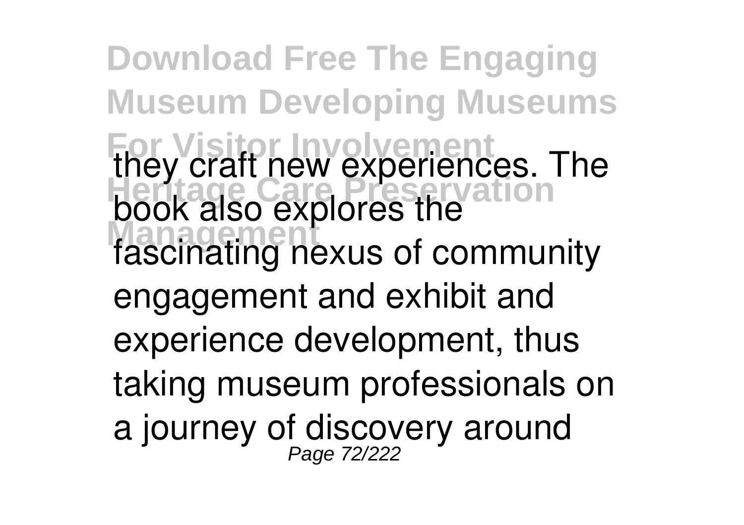they craft new experiences. The book also explores the fascinating nexus of community engagement and exhibit and experience development, thus taking museum professionals on a journey of discovery around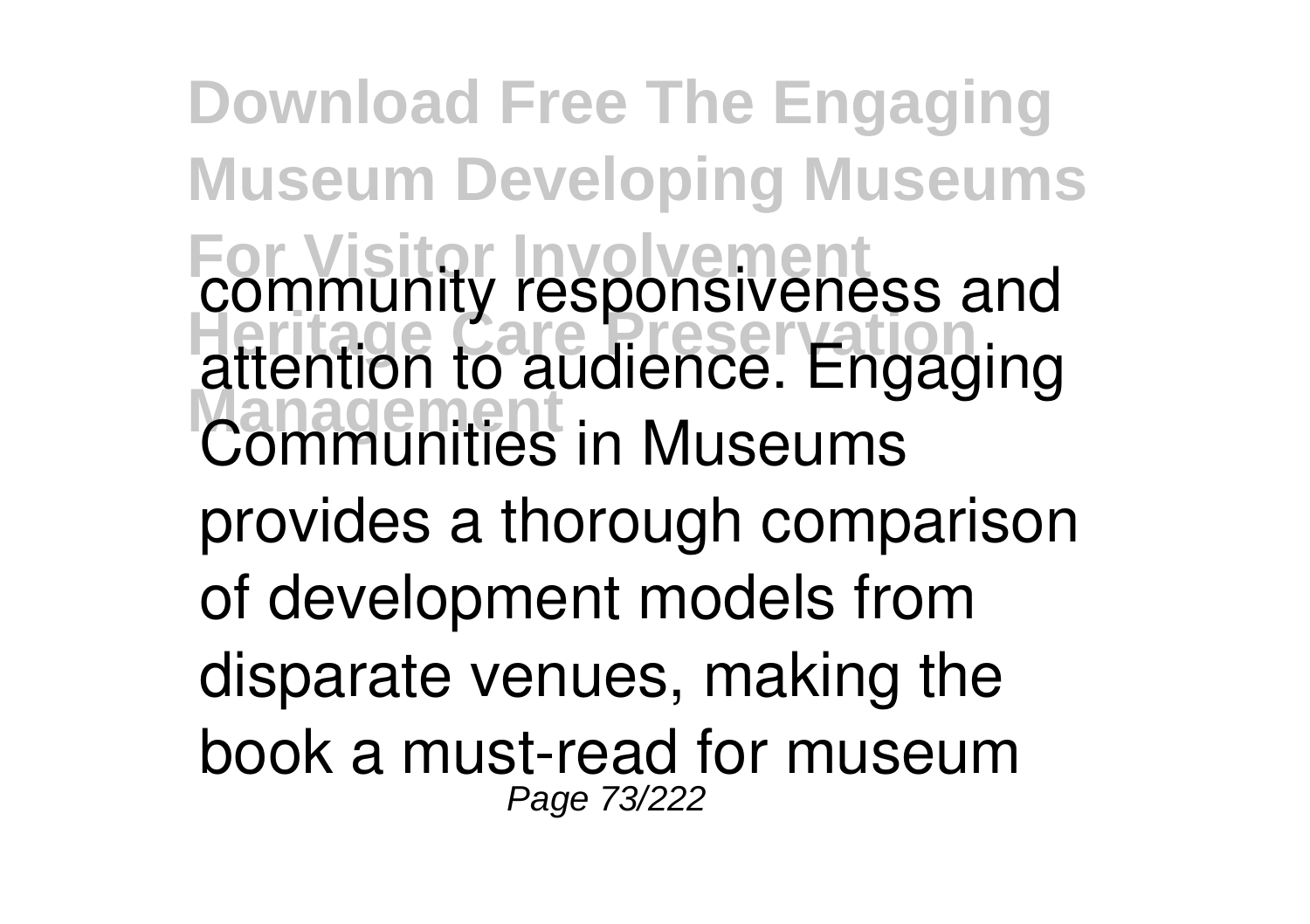community responsiveness and attention to audience. Engaging Communities in Museums provides a thorough comparison of development models from disparate venues, making the book a must-read for museum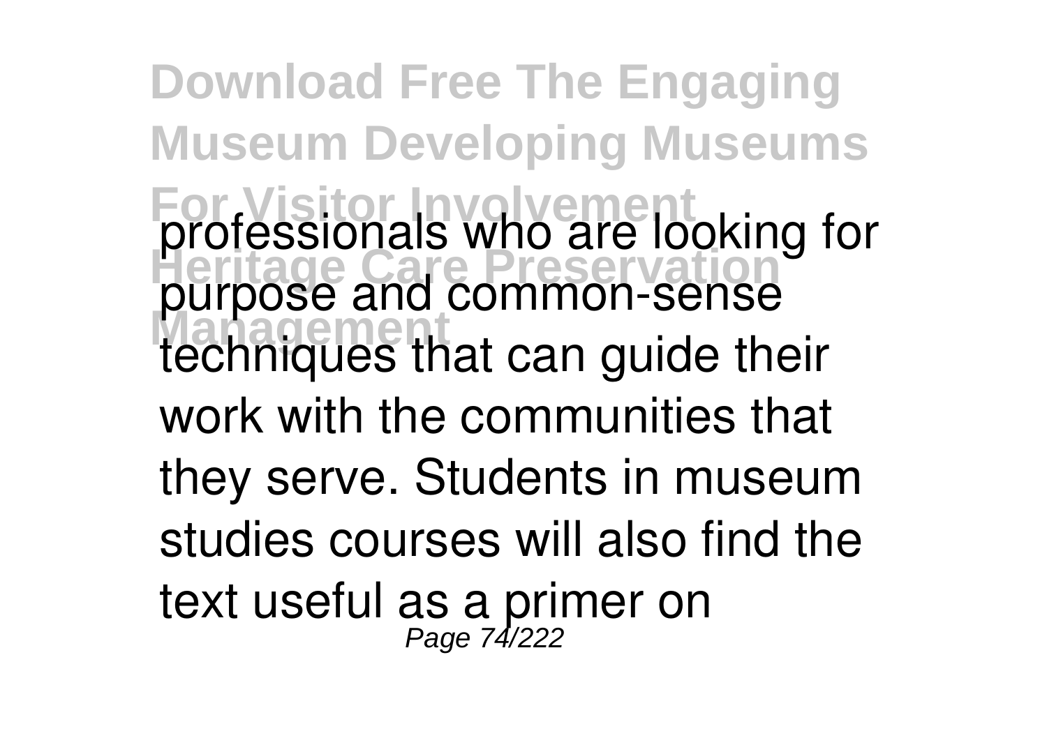professionals who are looking for purpose and common-sense techniques that can guide their work with the communities that they serve. Students in museum studies courses will also find the text useful as a primer on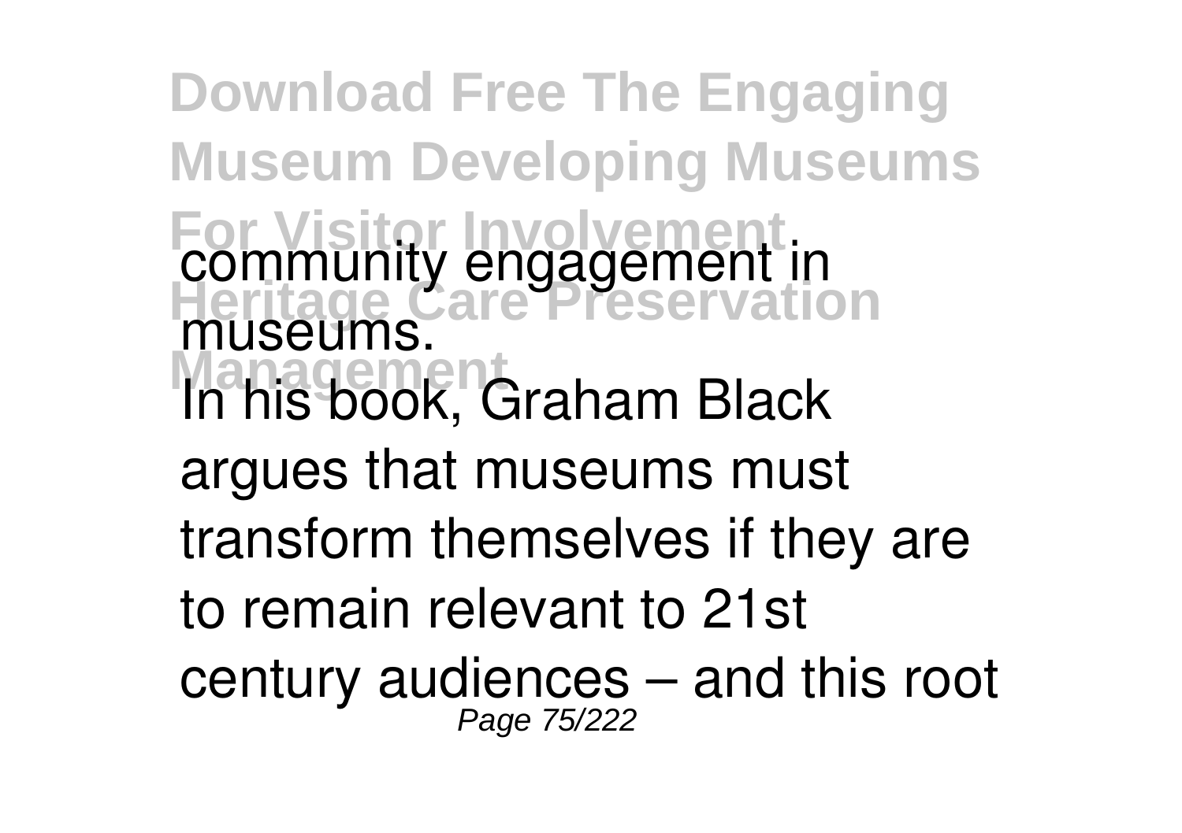community engagement in museums.

In his book, Graham Black argues that museums must transform themselves if they are to remain relevant to 21st century audiences – and this root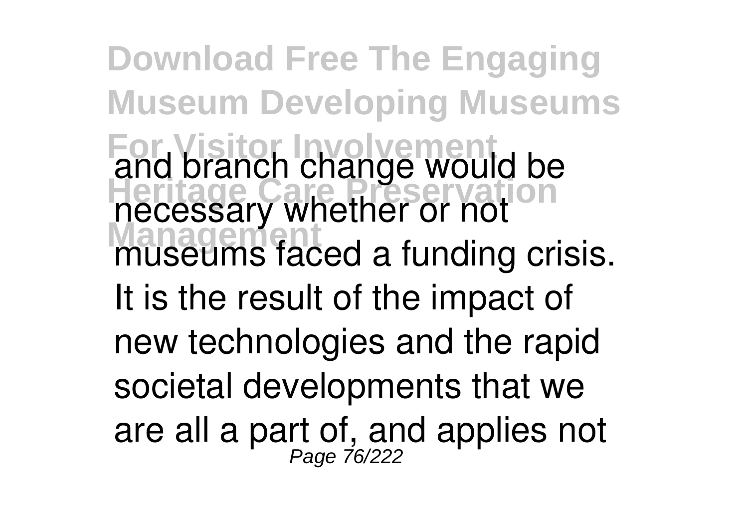and branch change would be necessary whether or not museums faced a funding crisis. It is the result of the impact of new technologies and the rapid societal developments that we are all a part of, and applies not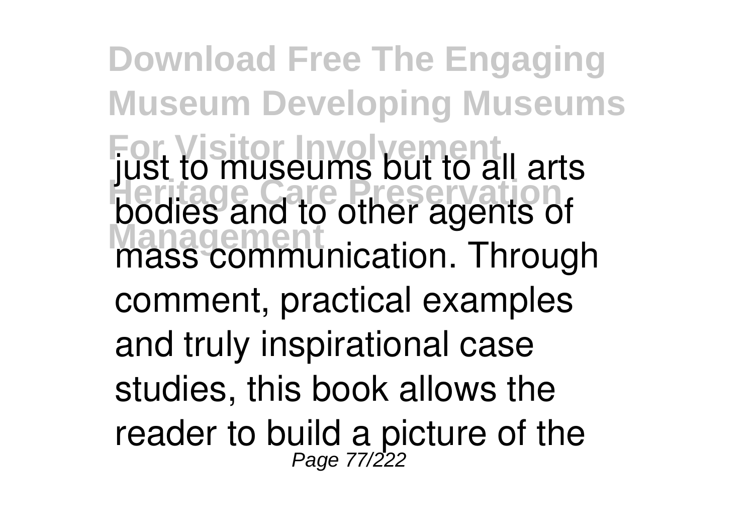just to museums but to all arts bodies and to other agents of mass communication. Through comment, practical examples and truly inspirational case studies, this book allows the reader to build a picture of the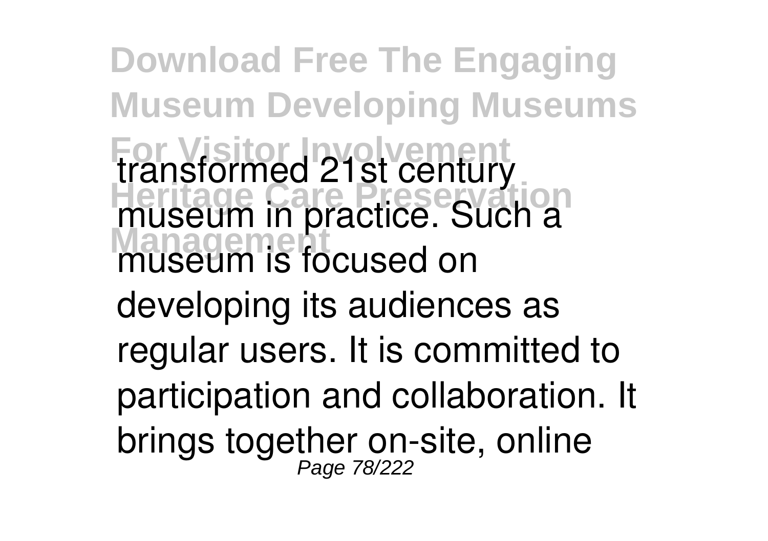transformed 21st century museum in practice. Such a museum is focused on developing its audiences as regular users. It is committed to participation and collaboration. It brings together on-site, online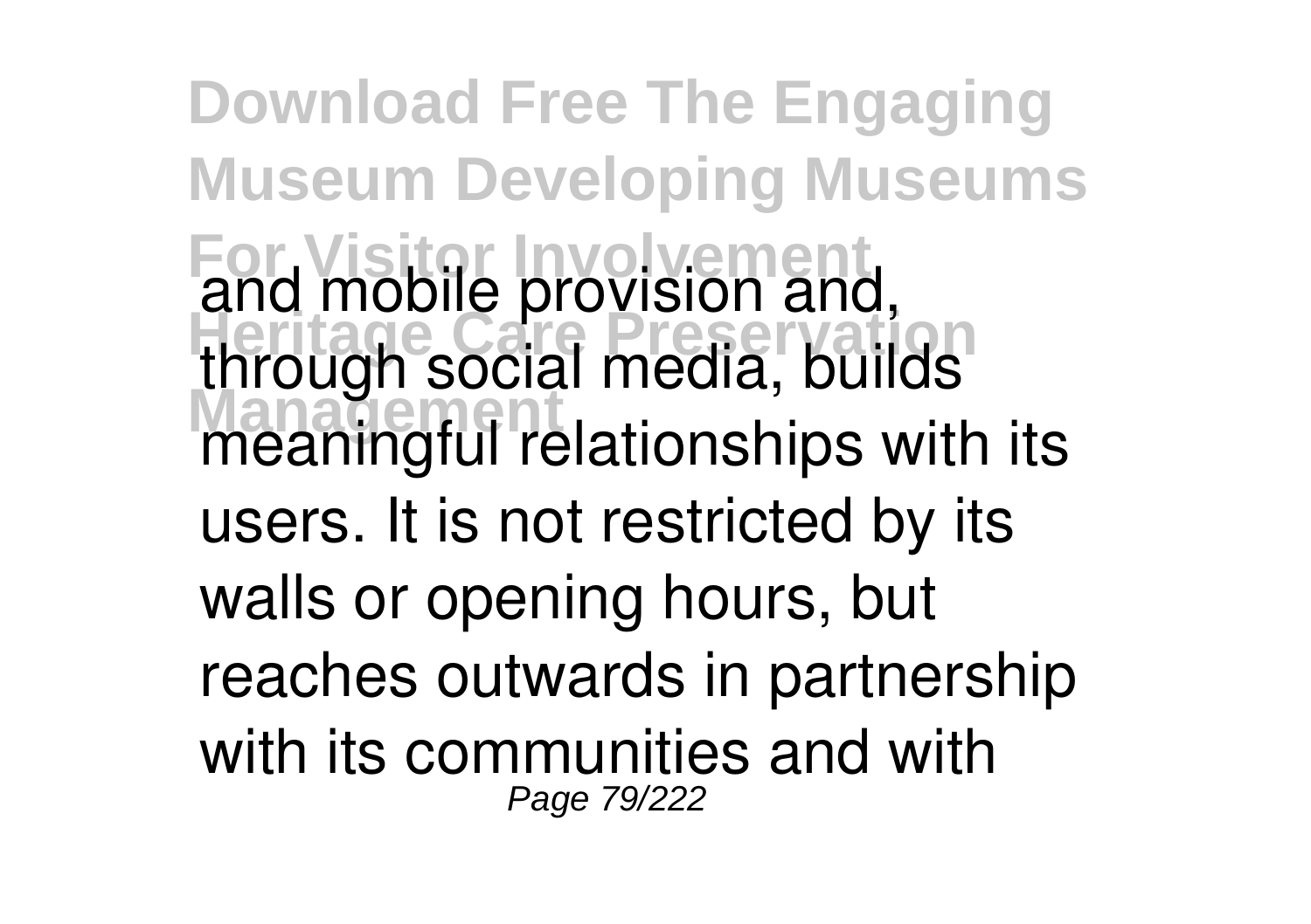and mobile provision and, through social media, builds meaningful relationships with its users. It is not restricted by its walls or opening hours, but reaches outwards in partnership with its communities and with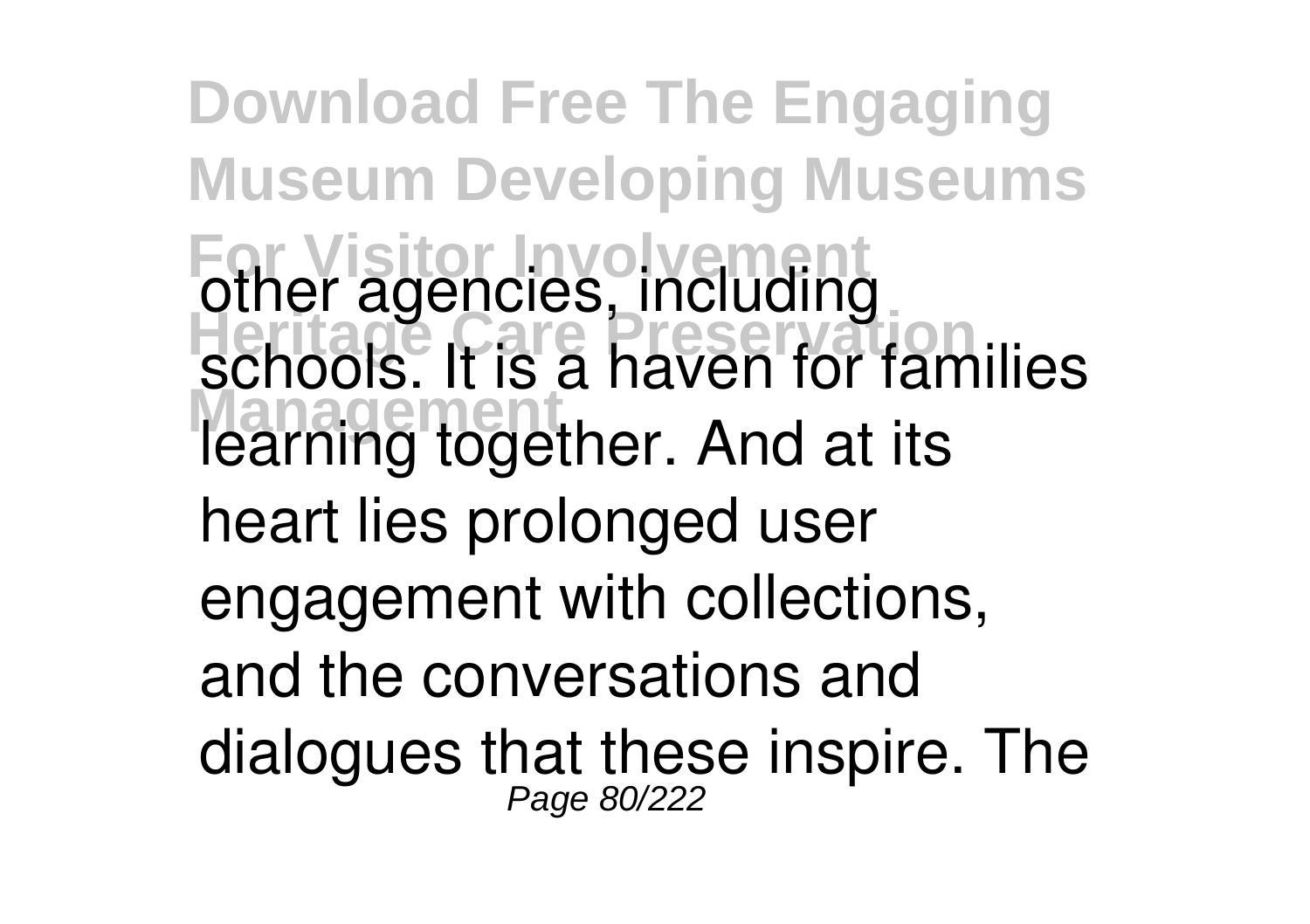other agencies, including schools. It is a haven for families learning together. And at its heart lies prolonged user engagement with collections, and the conversations and dialogues that these inspire. The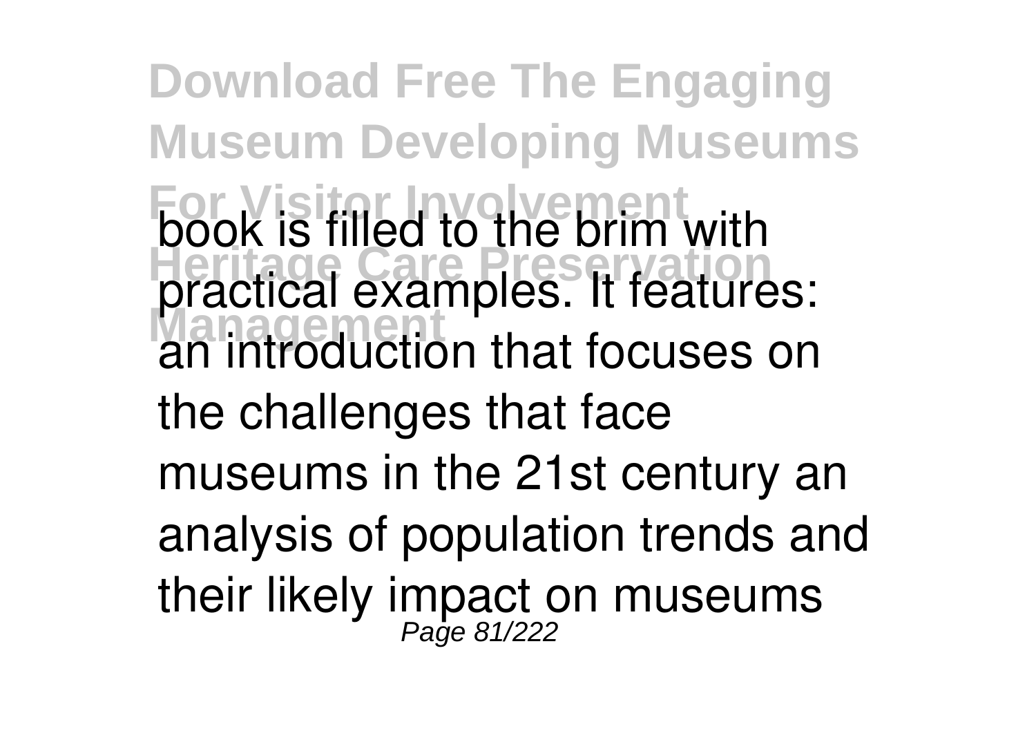book is filled to the brim with practical examples. It features: an introduction that focuses on the challenges that face museums in the 21st century an analysis of population trends and their likely impact on museums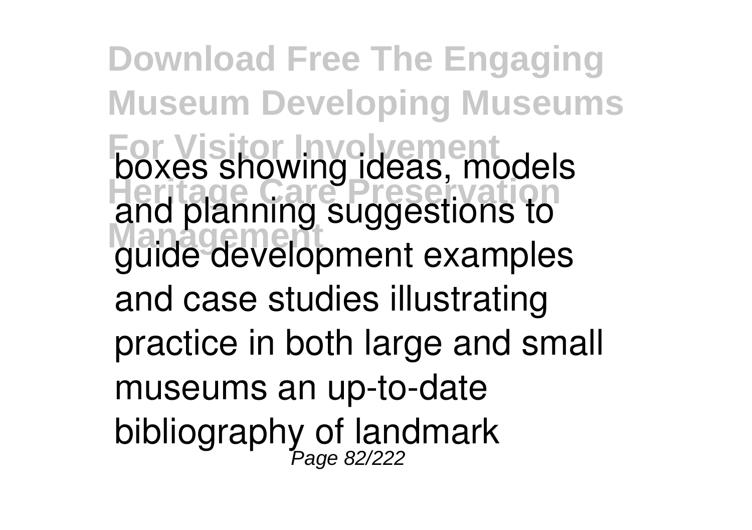boxes showing ideas, models and planning suggestions to guide development examples and case studies illustrating practice in both large and small museums an up-to-date bibliography of landmark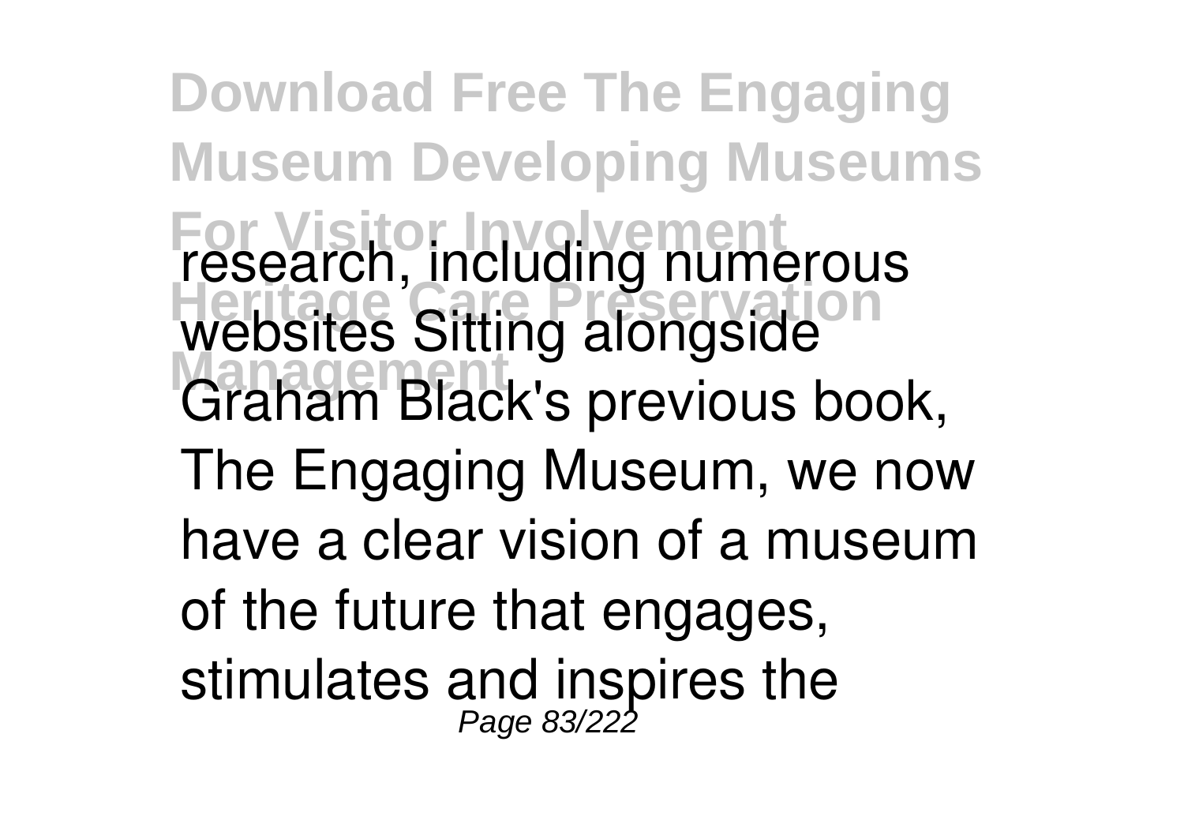research, including numerous websites Sitting alongside Graham Black's previous book, The Engaging Museum, we now have a clear vision of a museum of the future that engages, stimulates and inspires the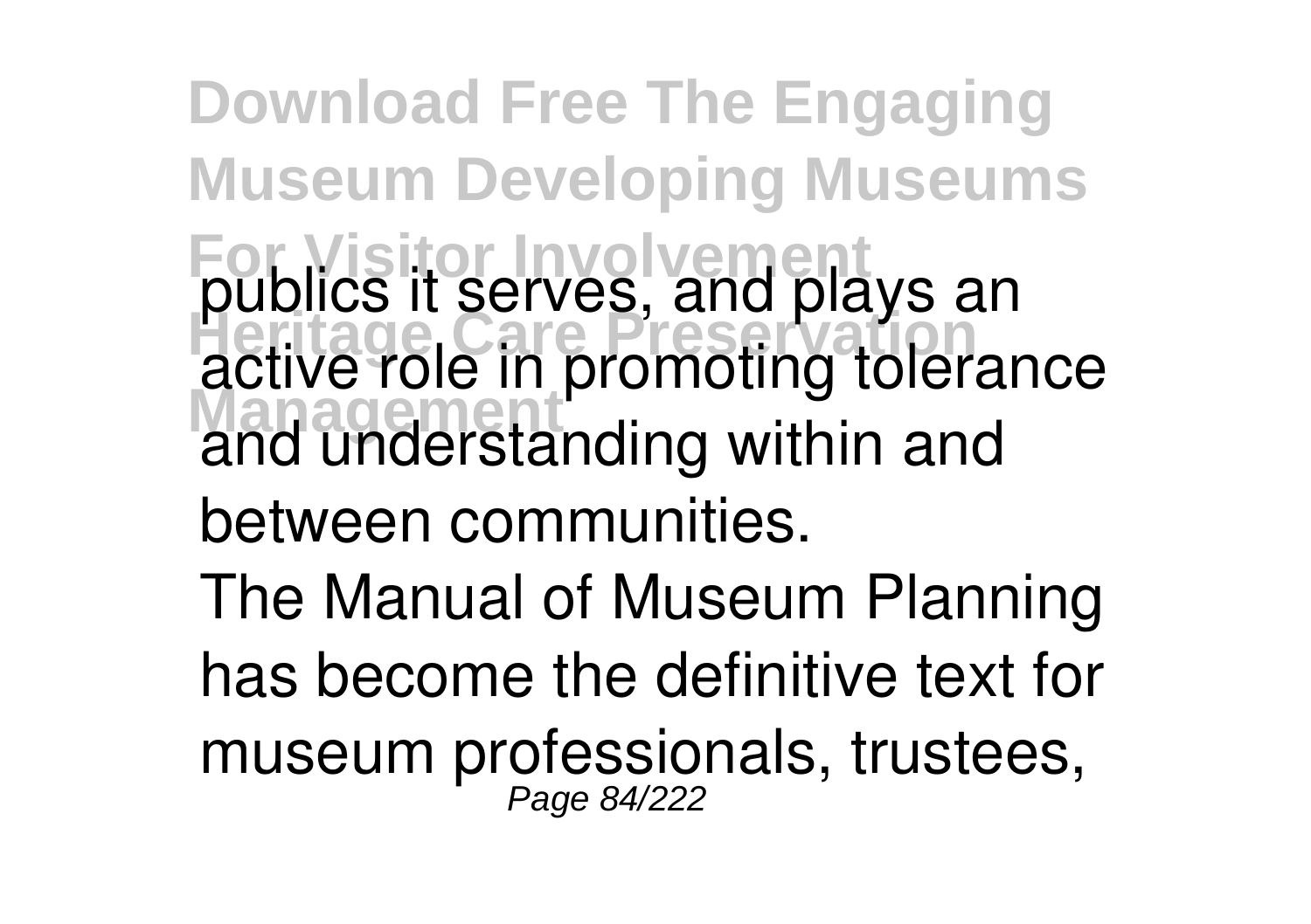publics it serves, and plays an active role in promoting tolerance and understanding within and between communities.

The Manual of Museum Planning has become the definitive text for museum professionals, trustees,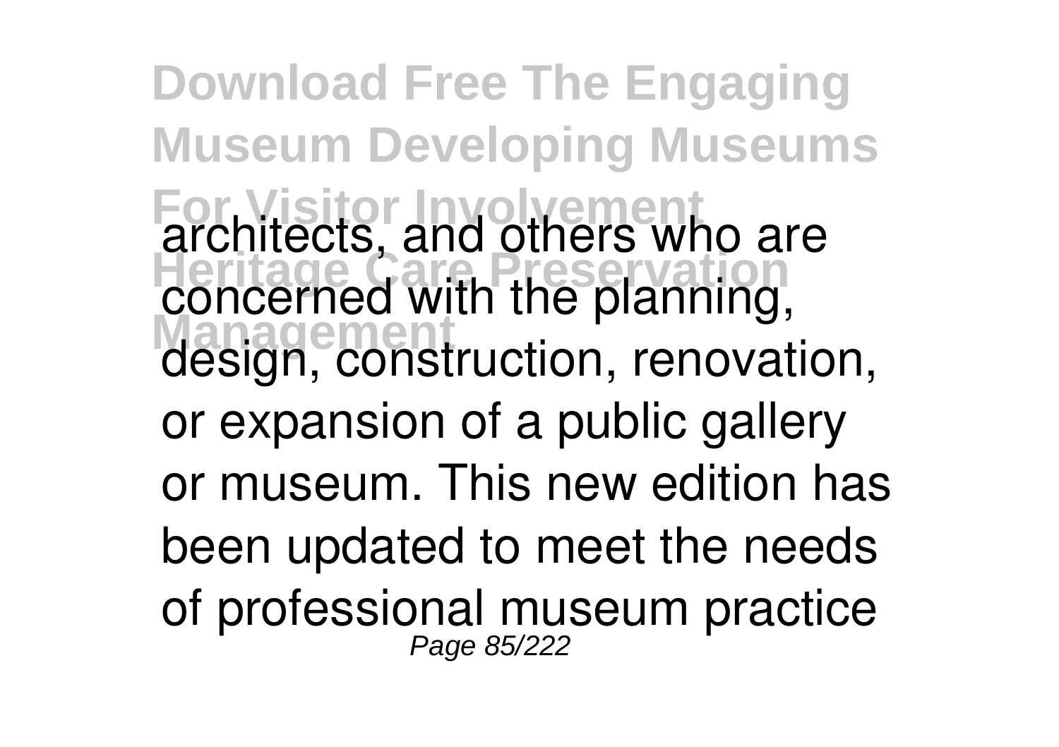architects, and others who are concerned with the planning, design, construction, renovation, or expansion of a public gallery or museum. This new edition has been updated to meet the needs of professional museum practice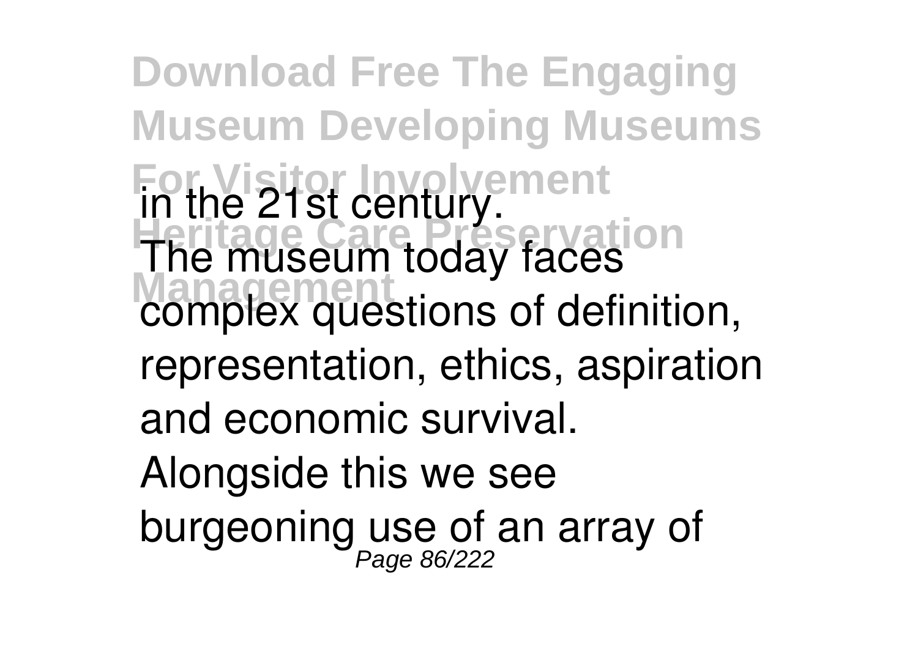in the 21st century.
The museum today faces complex questions of definition, representation, ethics, aspiration and economic survival. Alongside this we see burgeoning use of an array of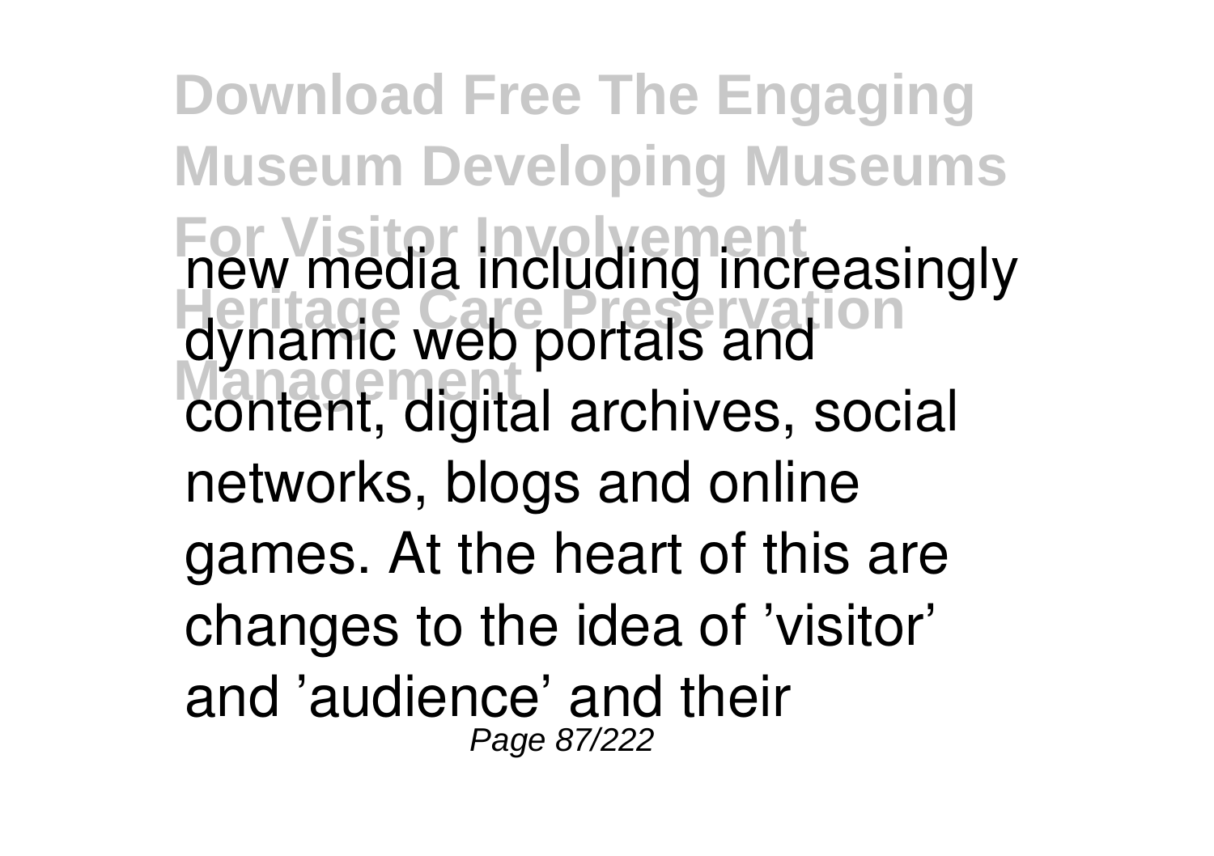new media including increasingly dynamic web portals and content, digital archives, social networks, blogs and online games. At the heart of this are changes to the idea of 'visitor' and 'audience' and their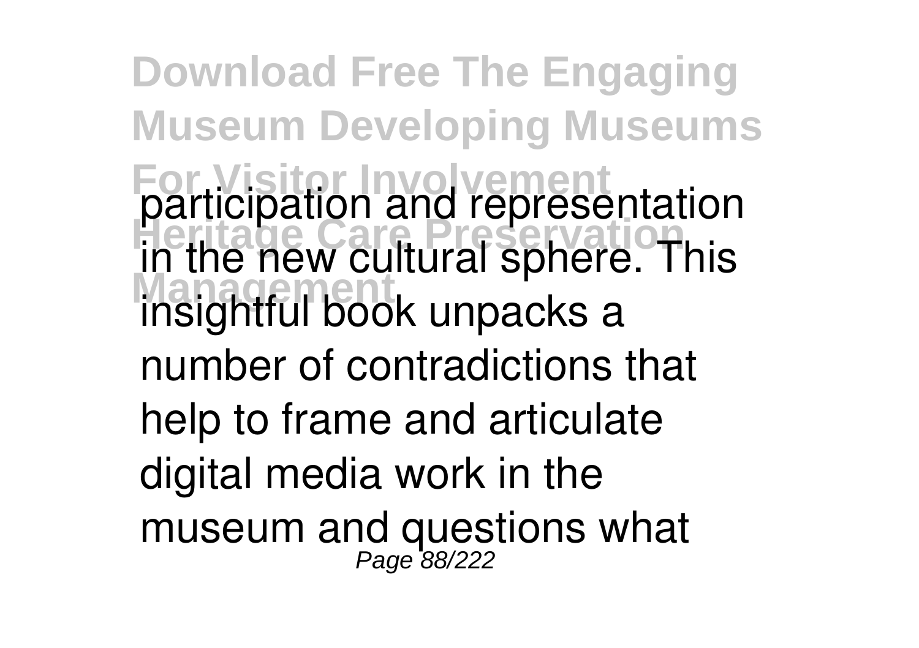participation and representation in the new cultural sphere. This insightful book unpacks a number of contradictions that help to frame and articulate digital media work in the museum and questions what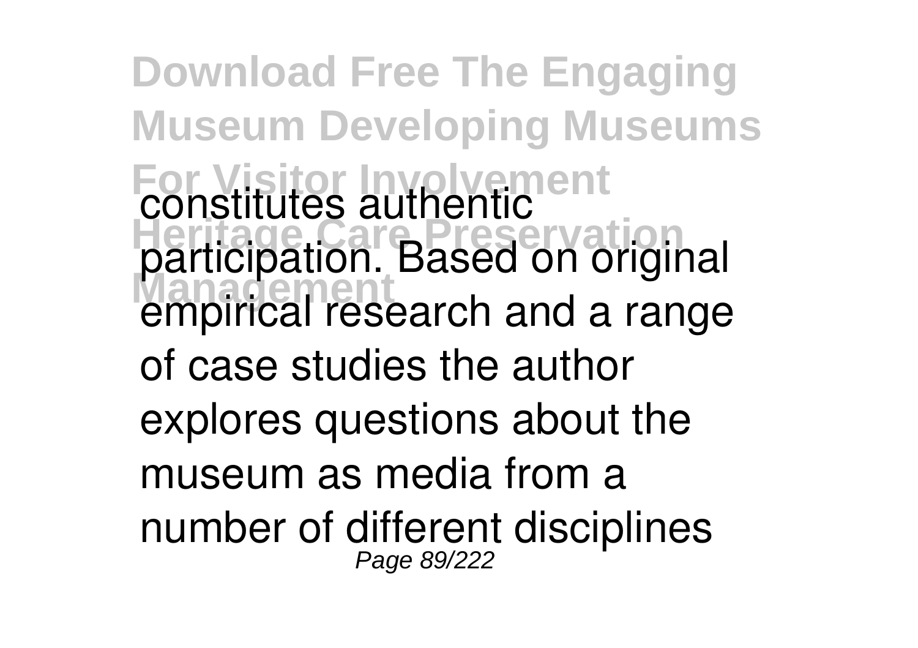constitutes authentic participation. Based on original empirical research and a range of case studies the author explores questions about the museum as media from a number of different disciplines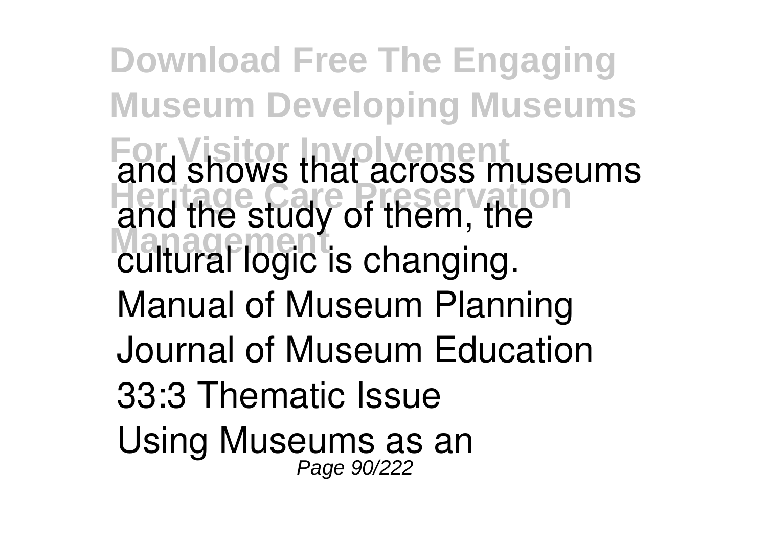and shows that across museums and the study of them, the cultural logic is changing.

Manual of Museum Planning

Journal of Museum Education 33:3 Thematic Issue

Using Museums as an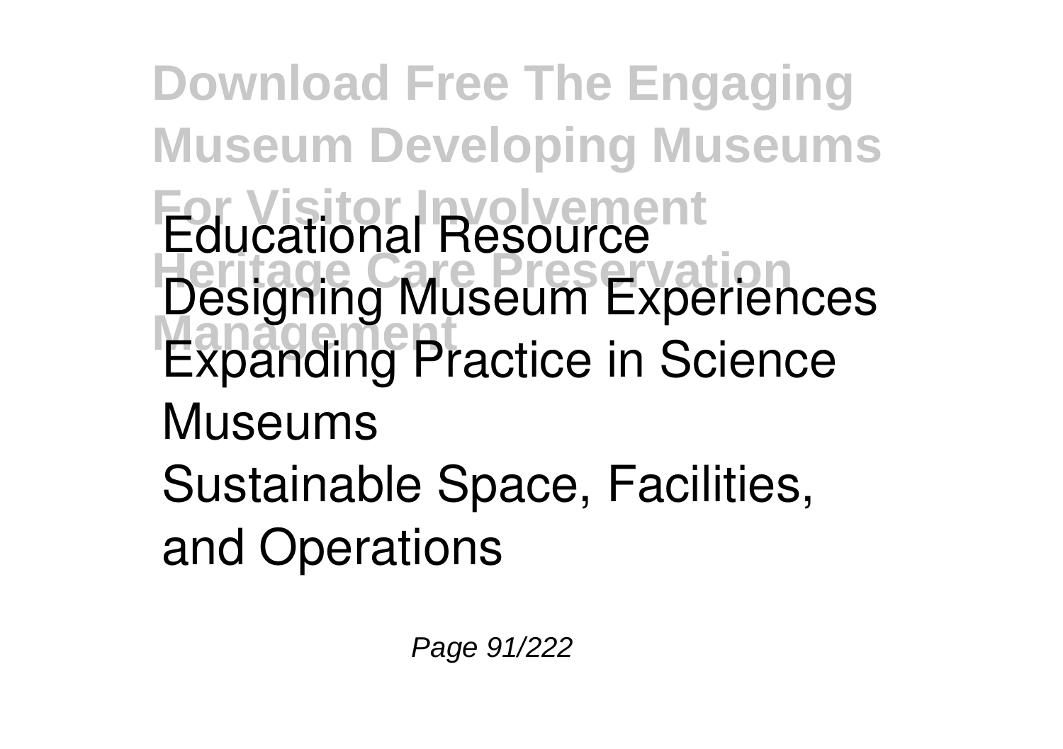Educational Resource
Designing Museum Experiences
Expanding Practice in Science Museums
Sustainable Space, Facilities, and Operations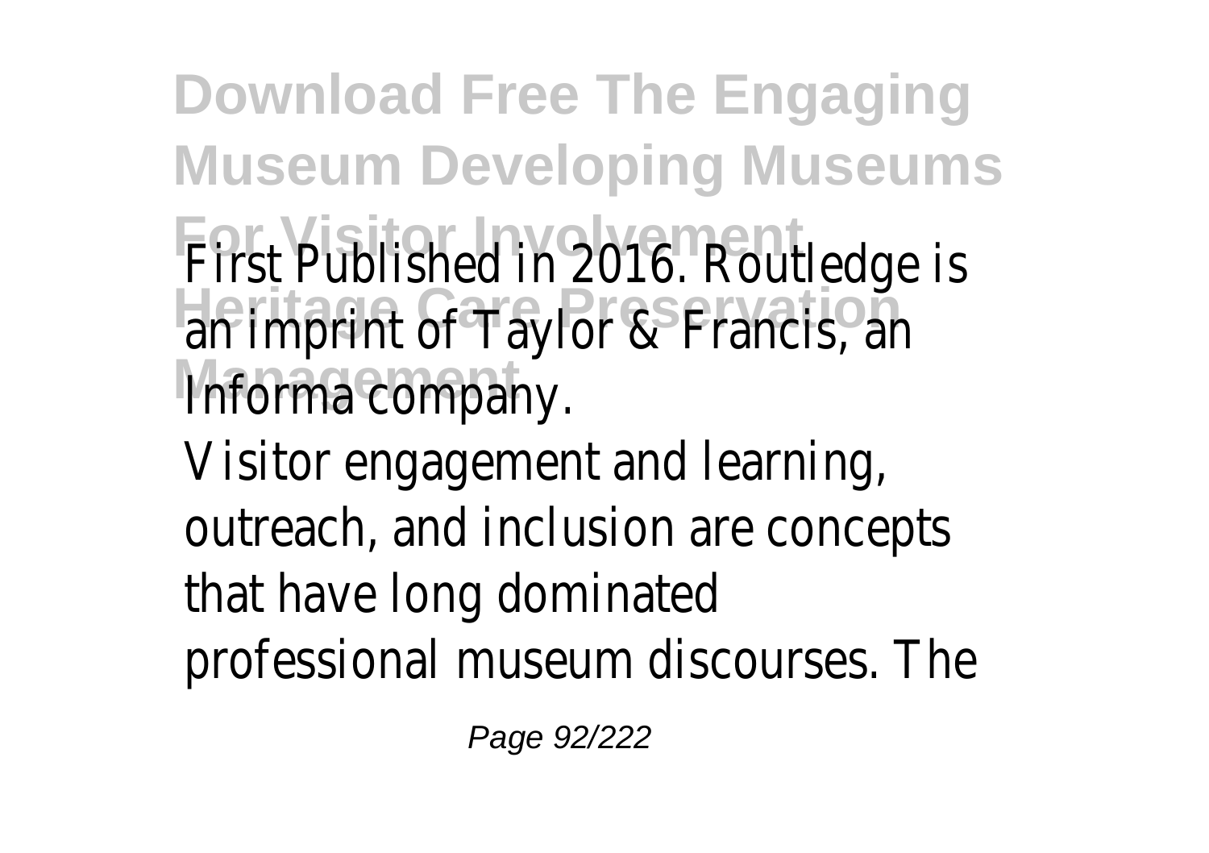First Published in 2016. Routledge is an imprint of Taylor & Francis, an Informa company.

Visitor engagement and learning, outreach, and inclusion are concepts that have long dominated professional museum discourses. The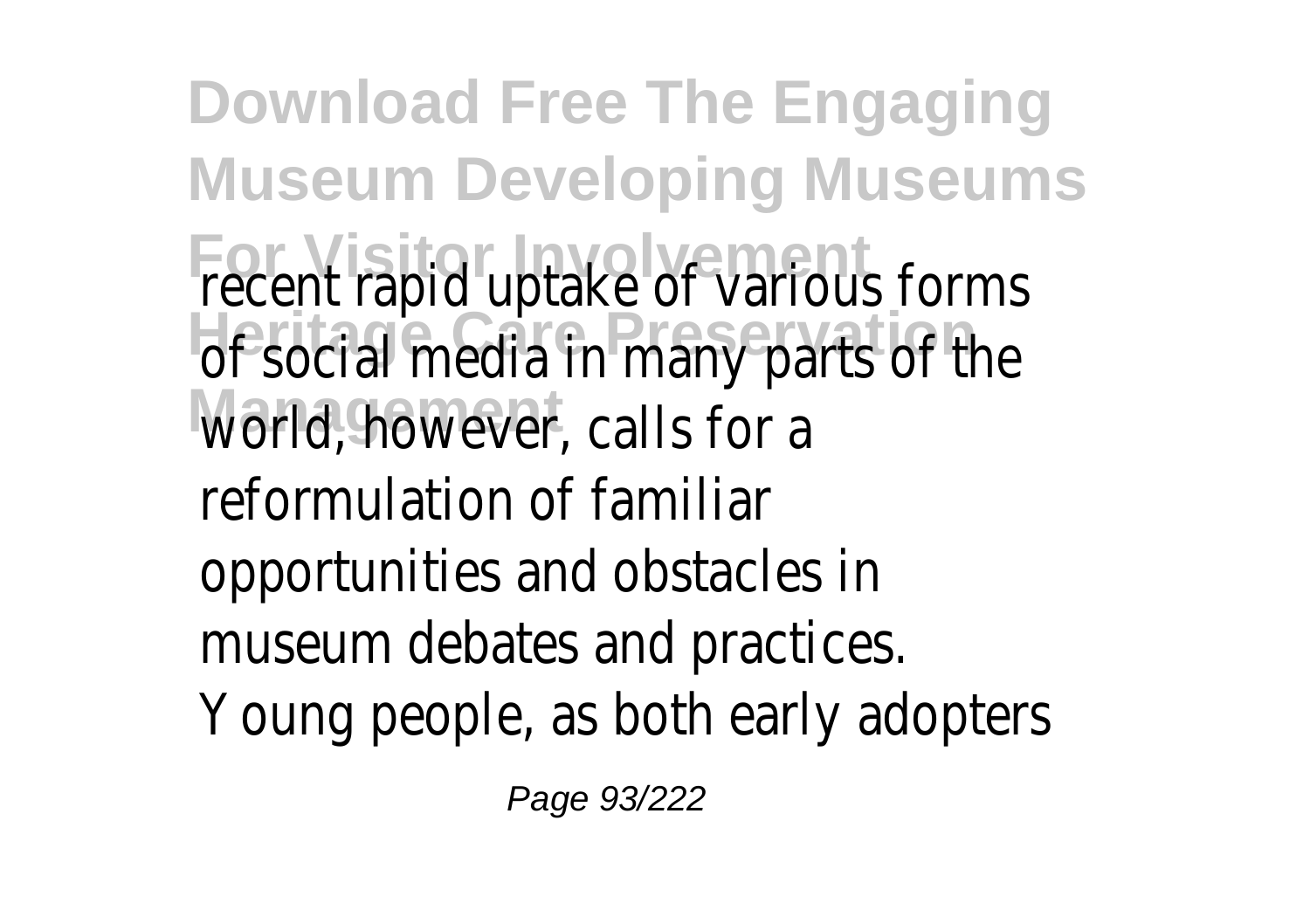recent rapid uptake of various forms of social media in many parts of the world, however, calls for a reformulation of familiar opportunities and obstacles in museum debates and practices. Young people, as both early adopters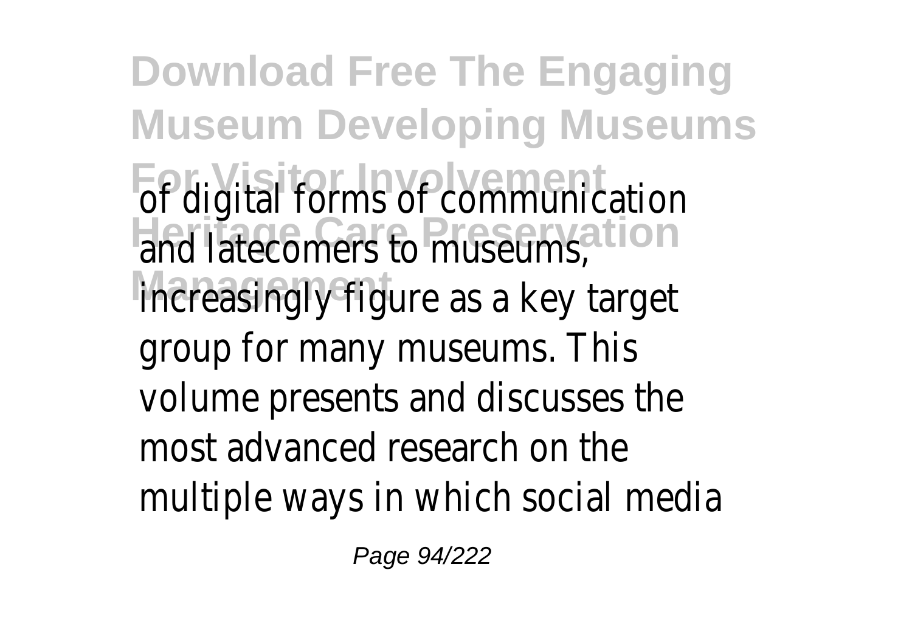of digital forms of communication and latecomers to museums, increasingly figure as a key target group for many museums. This volume presents and discusses the most advanced research on the multiple ways in which social media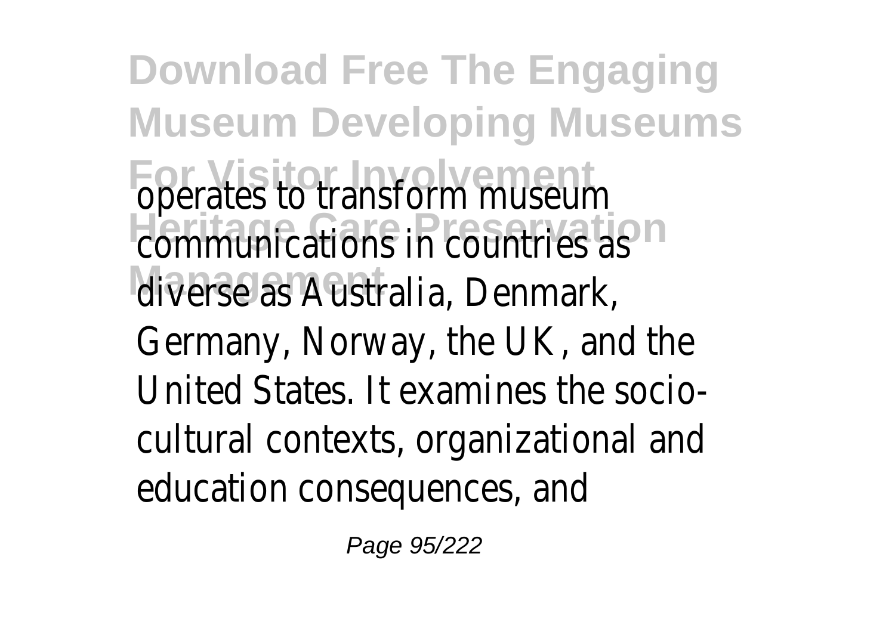operates to transform museum communications in countries as diverse as Australia, Denmark, Germany, Norway, the UK, and the United States. It examines the socio-cultural contexts, organizational and education consequences, and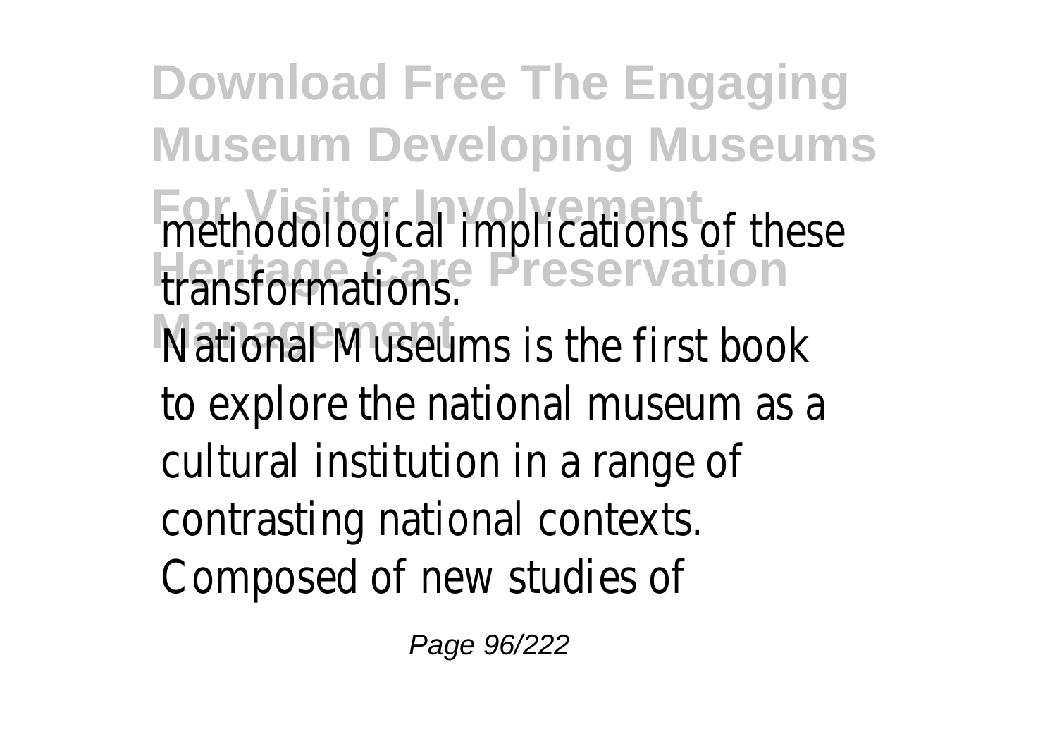methodological implications of these transformations.

National Museums is the first book to explore the national museum as a cultural institution in a range of contrasting national contexts. Composed of new studies of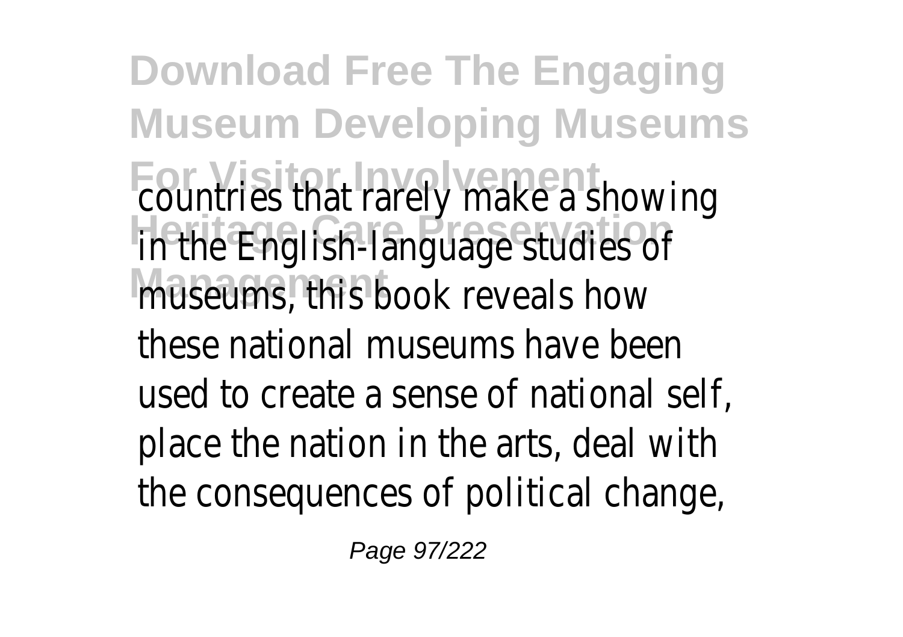countries that rarely make a showing in the English-language studies of museums, this book reveals how these national museums have been used to create a sense of national self, place the nation in the arts, deal with the consequences of political change,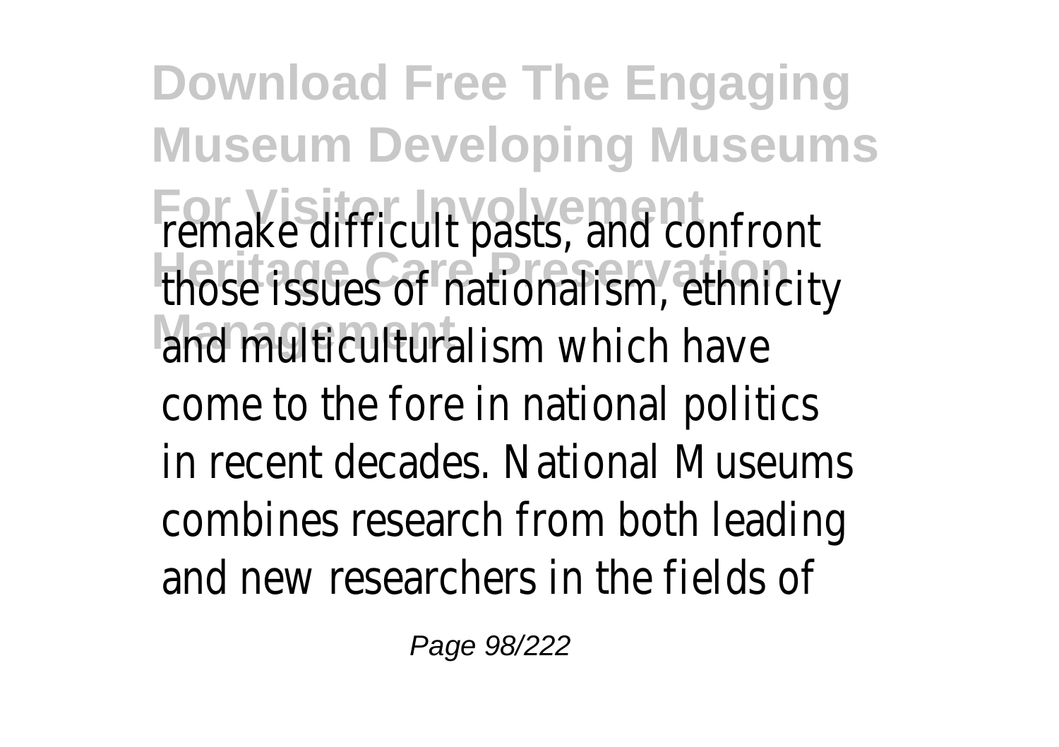remake difficult pasts, and confront those issues of nationalism, ethnicity and multiculturalism which have come to the fore in national politics in recent decades. National Museums combines research from both leading and new researchers in the fields of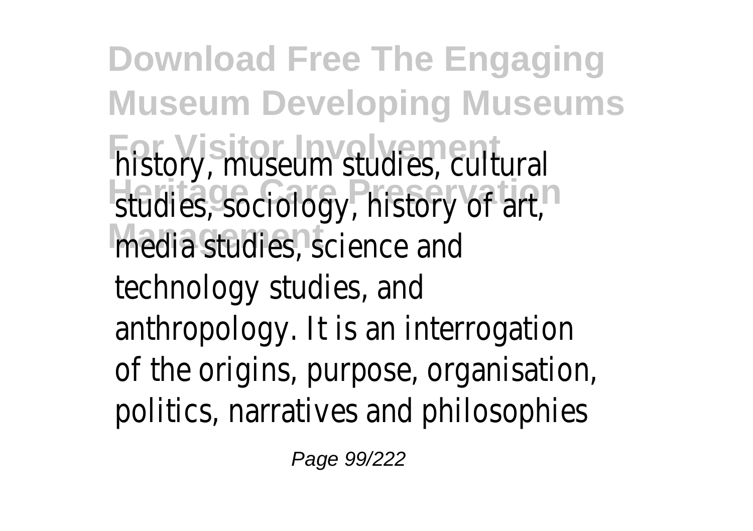history, museum studies, cultural studies, sociology, history of art, media studies, science and technology studies, and anthropology. It is an interrogation of the origins, purpose, organisation, politics, narratives and philosophies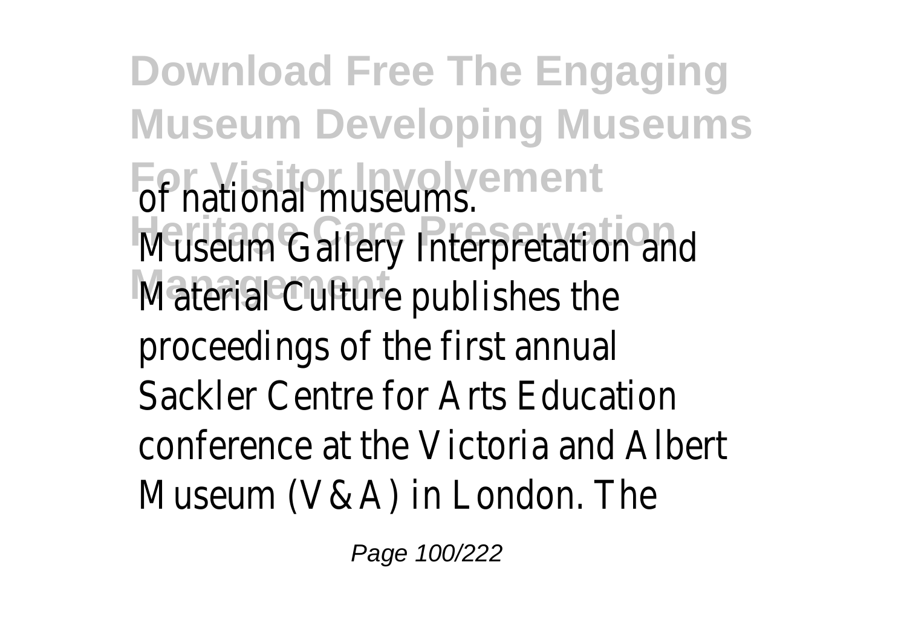of national museums.
Museum Gallery Interpretation and Material Culture publishes the proceedings of the first annual Sackler Centre for Arts Education conference at the Victoria and Albert Museum (V&A) in London. The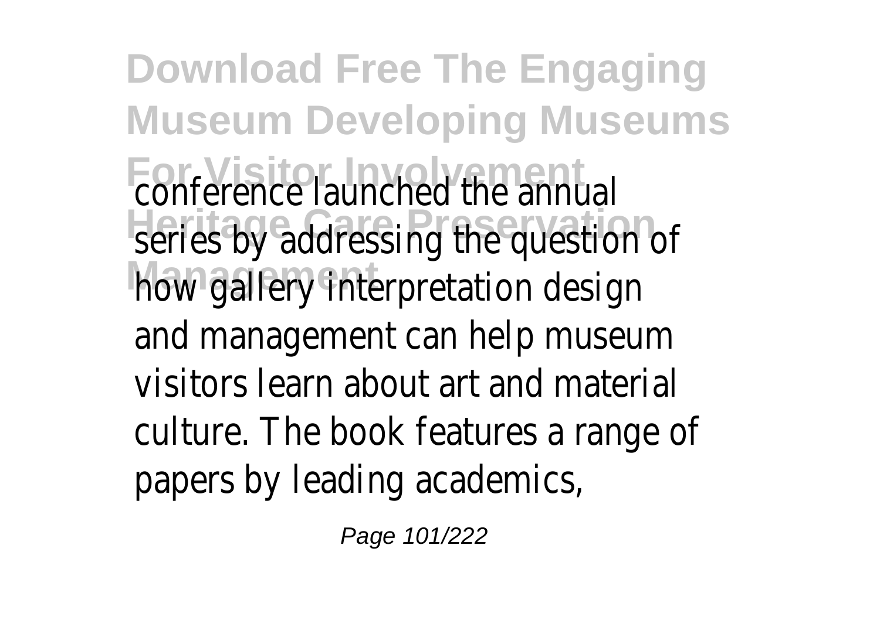conference launched the annual series by addressing the question of how gallery interpretation design and management can help museum visitors learn about art and material culture. The book features a range of papers by leading academics,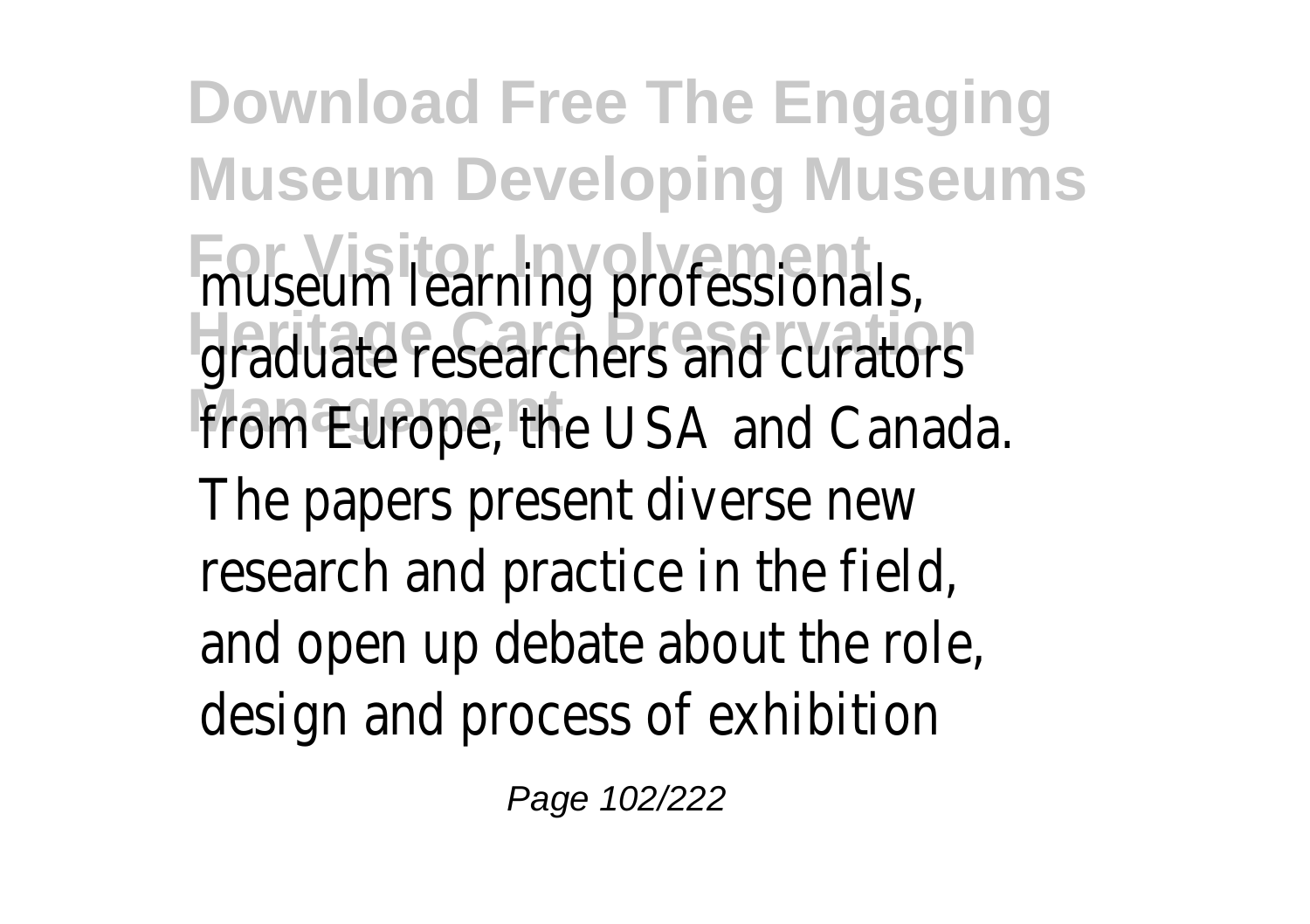museum learning professionals, graduate researchers and curators from Europe, the USA and Canada. The papers present diverse new research and practice in the field, and open up debate about the role, design and process of exhibition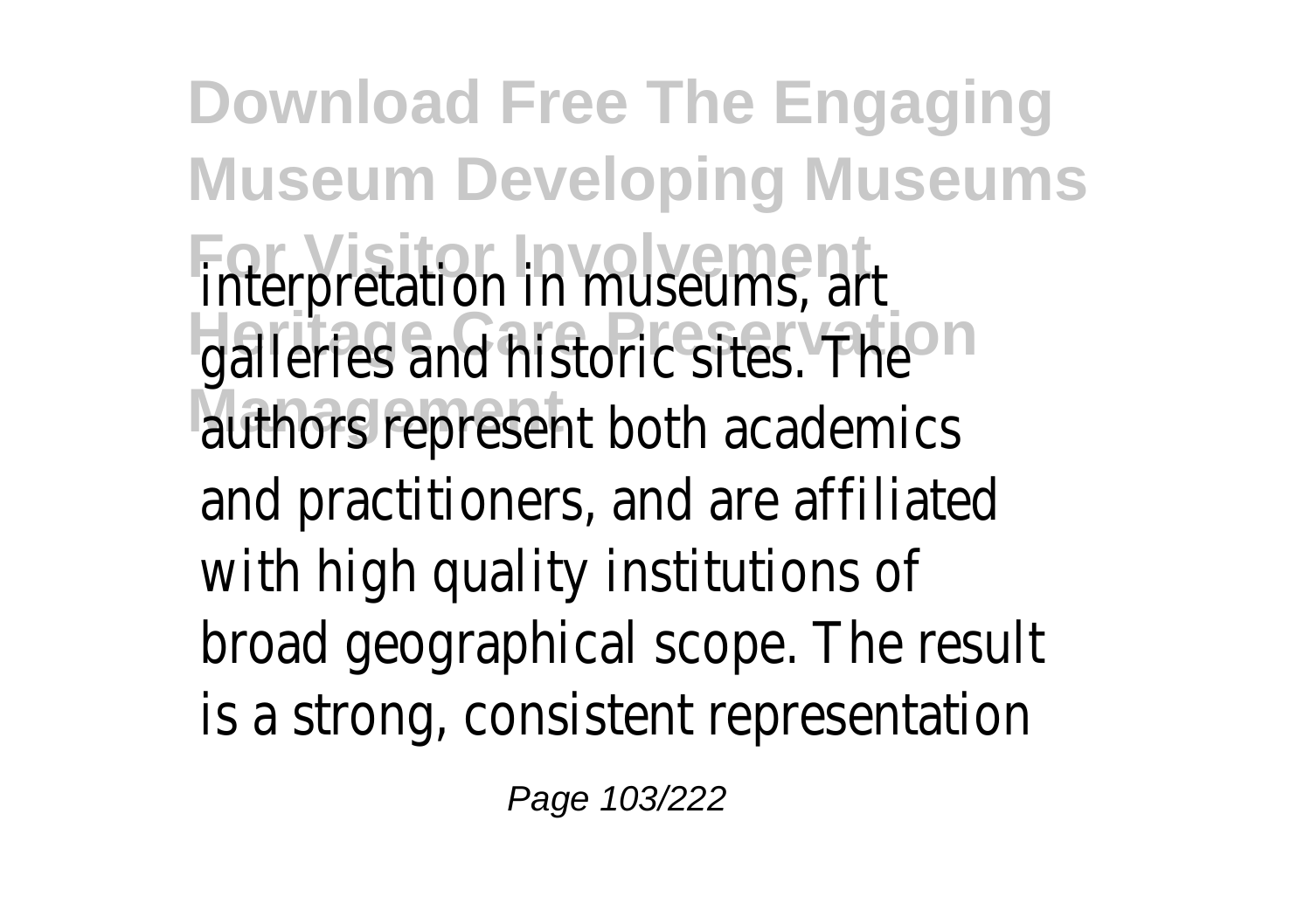interpretation in museums, art galleries and historic sites. The authors represent both academics and practitioners, and are affiliated with high quality institutions of broad geographical scope. The result is a strong, consistent representation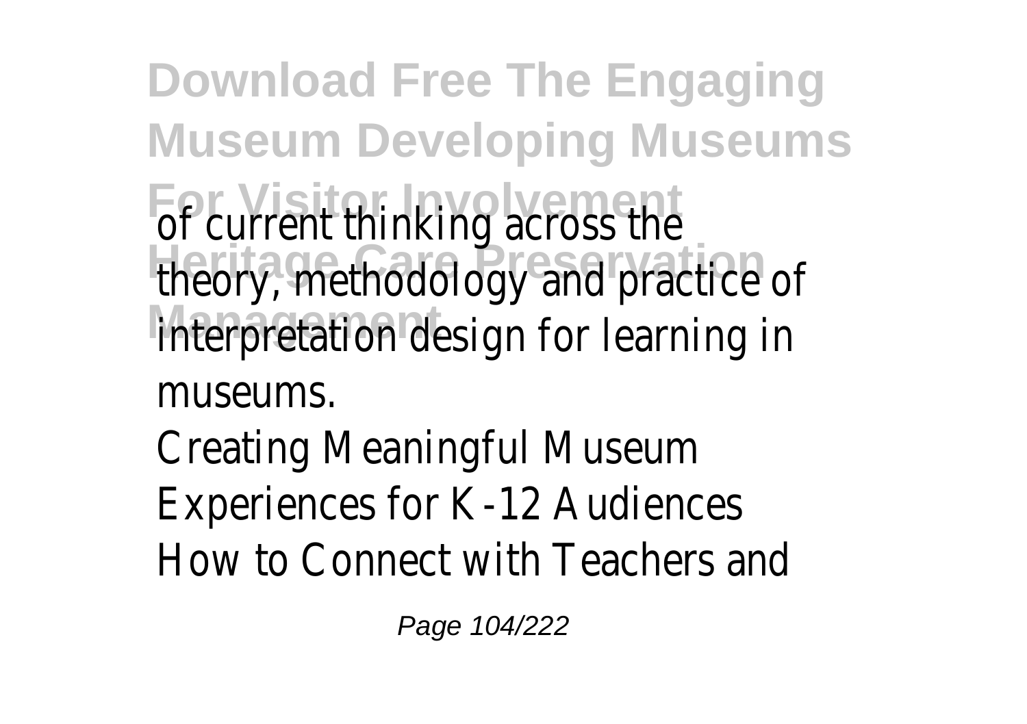of current thinking across the theory, methodology and practice of interpretation design for learning in museums.

Creating Meaningful Museum Experiences for K-12 Audiences How to Connect with Teachers and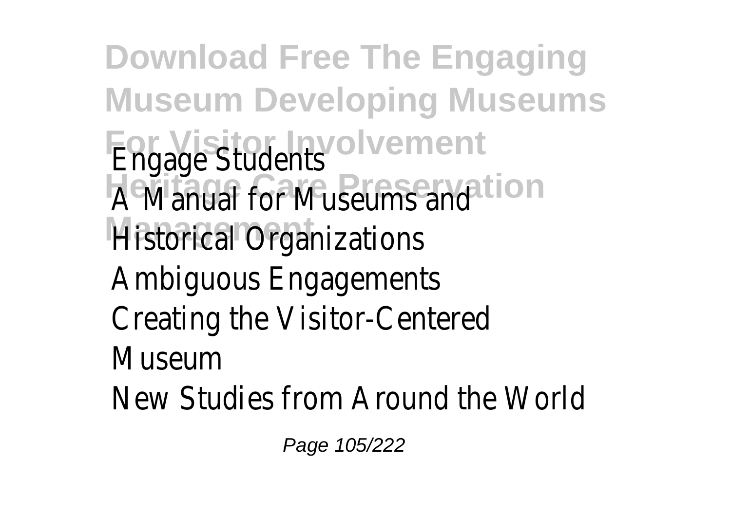Engage Students
A Manual for Museums and Historical Organizations
Ambiguous Engagements
Creating the Visitor-Centered Museum
New Studies from Around the World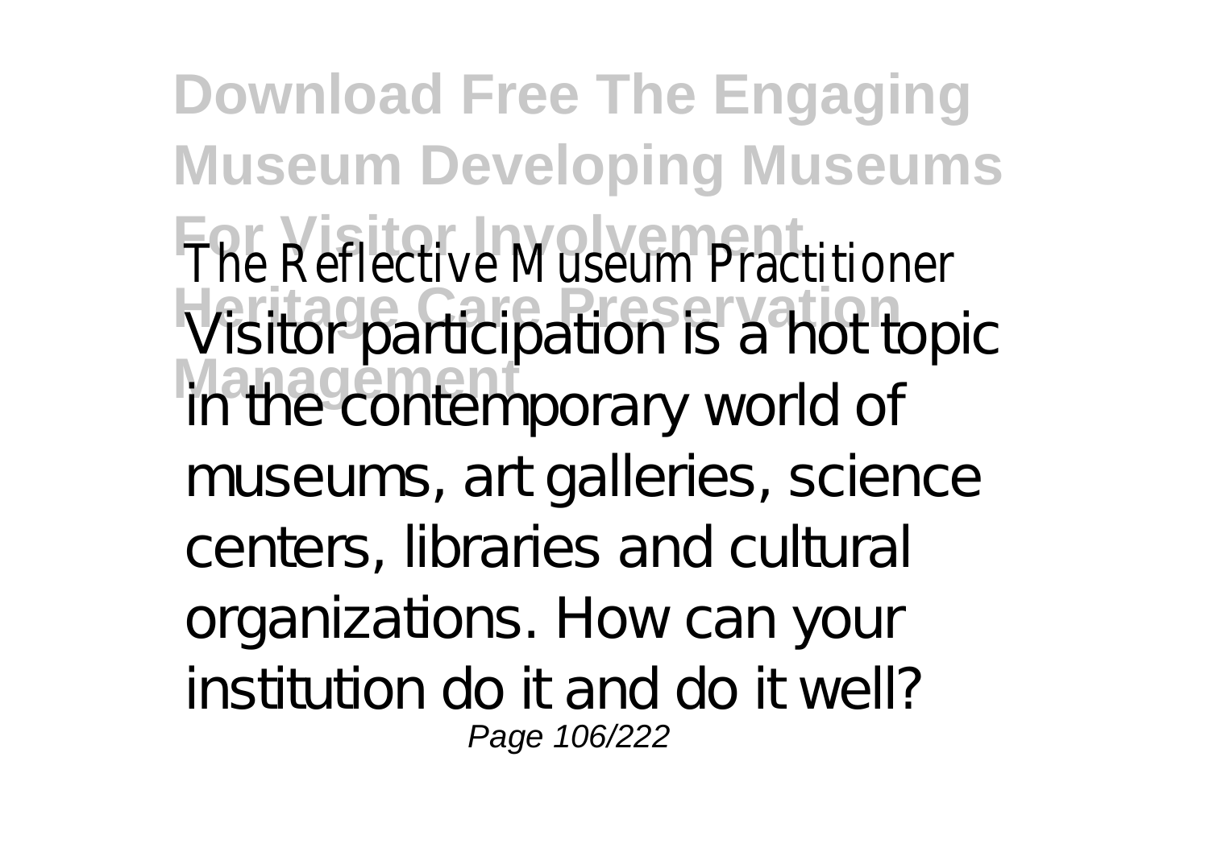The Reflective Museum Practitioner

Visitor participation is a hot topic in the contemporary world of museums, art galleries, science centers, libraries and cultural organizations. How can your institution do it and do it well?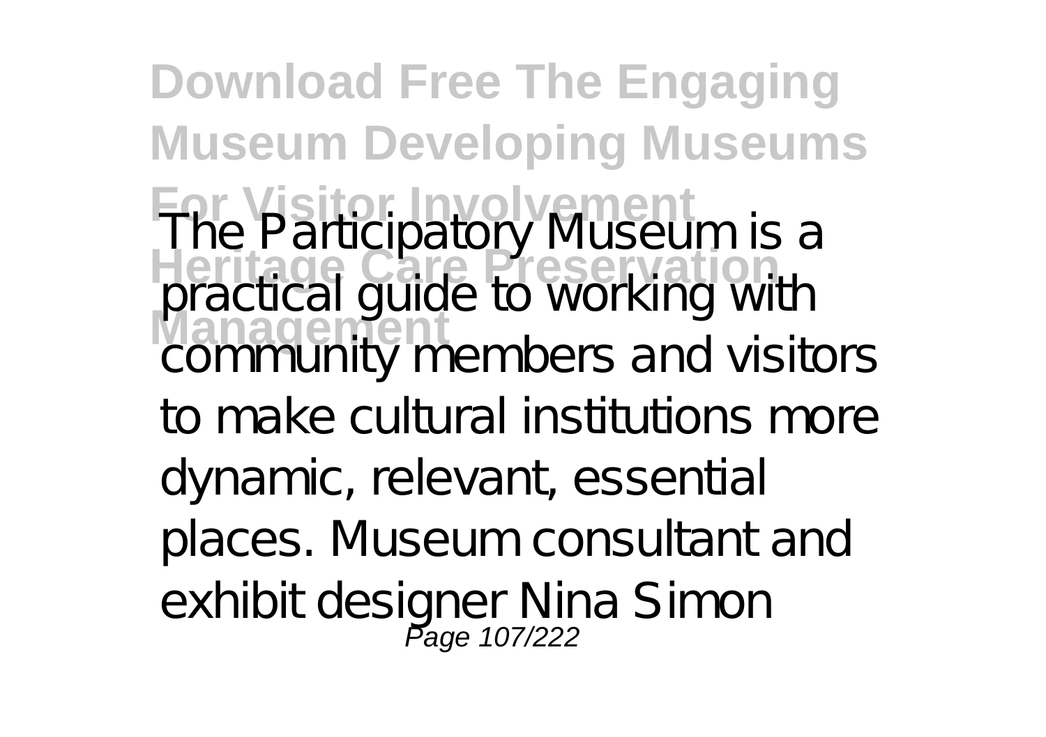The Participatory Museum is a practical guide to working with community members and visitors to make cultural institutions more dynamic, relevant, essential places. Museum consultant and exhibit designer Nina Simon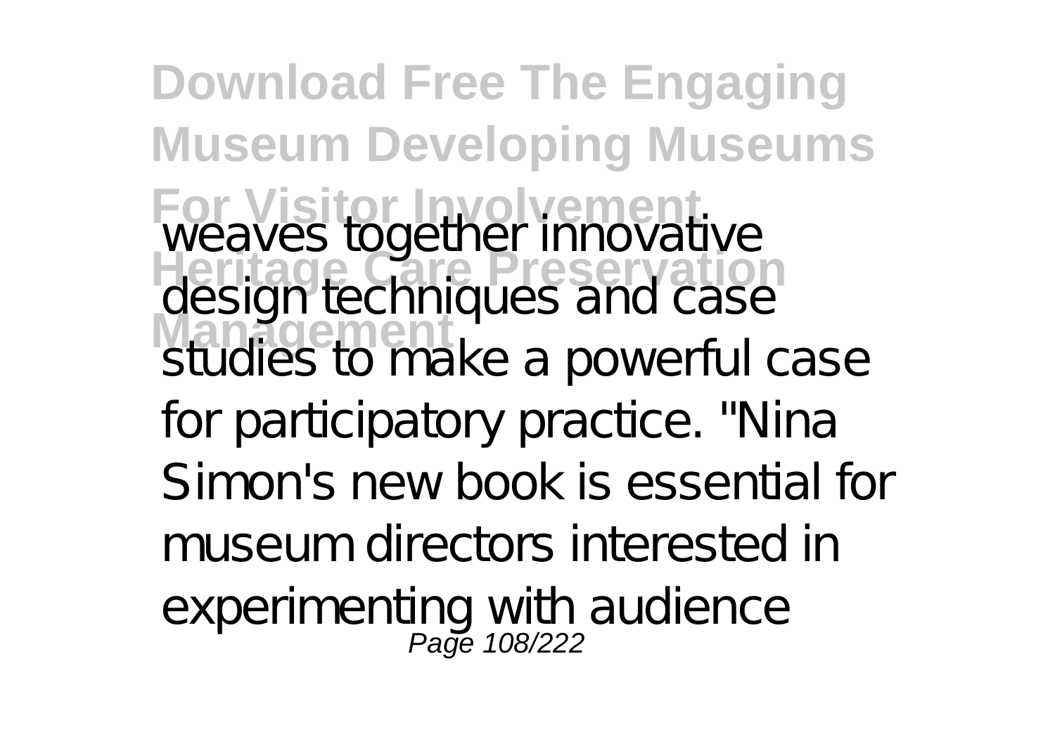weaves together innovative design techniques and case studies to make a powerful case for participatory practice. "Nina Simon's new book is essential for museum directors interested in experimenting with audience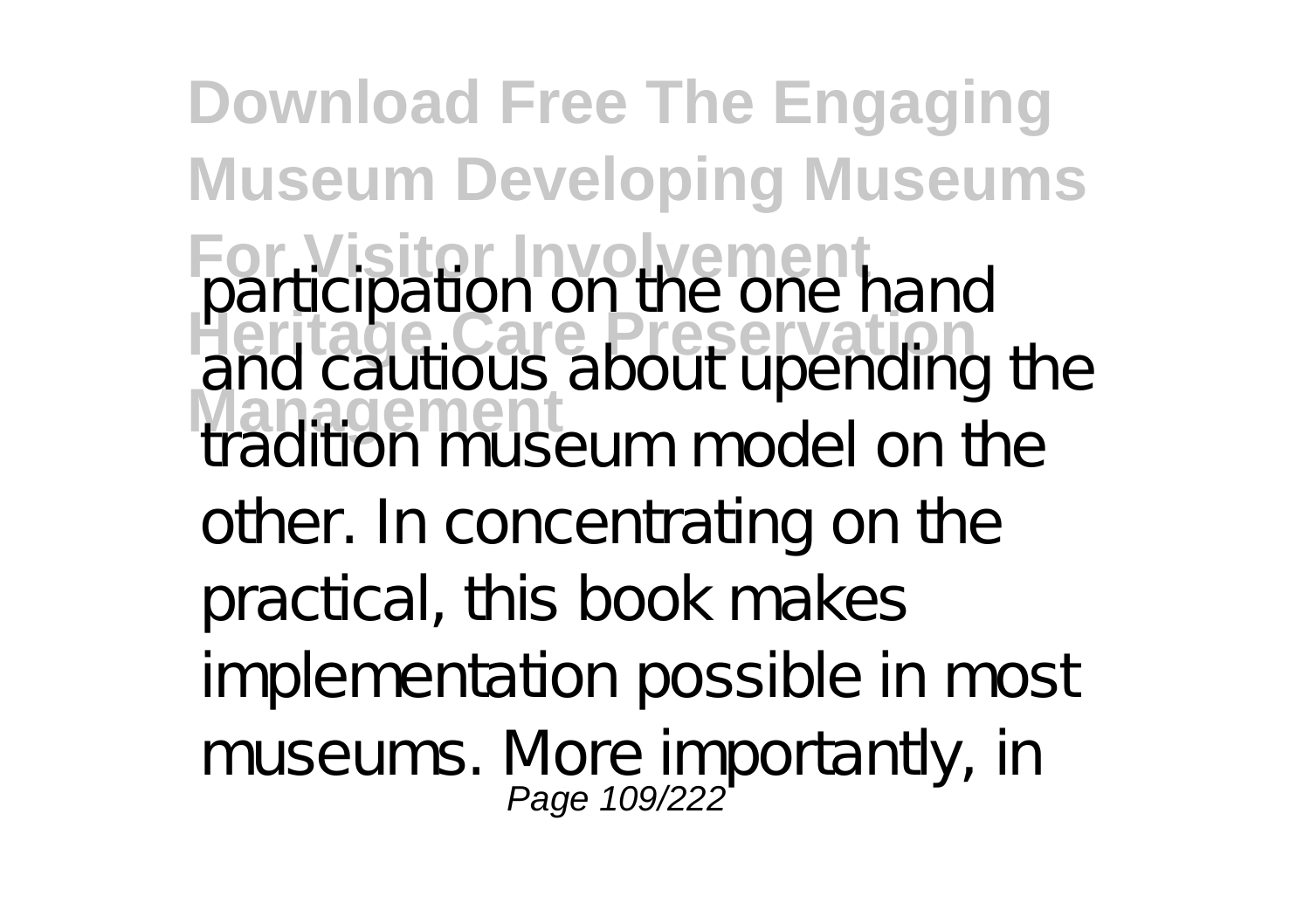participation on the one hand and cautious about upending the tradition museum model on the other. In concentrating on the practical, this book makes implementation possible in most museums. More importantly, in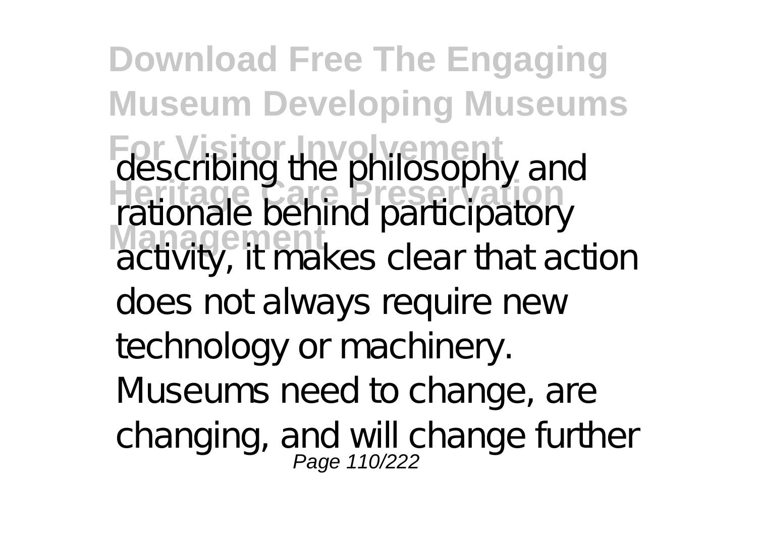describing the philosophy and rationale behind participatory activity, it makes clear that action does not always require new technology or machinery. Museums need to change, are changing, and will change further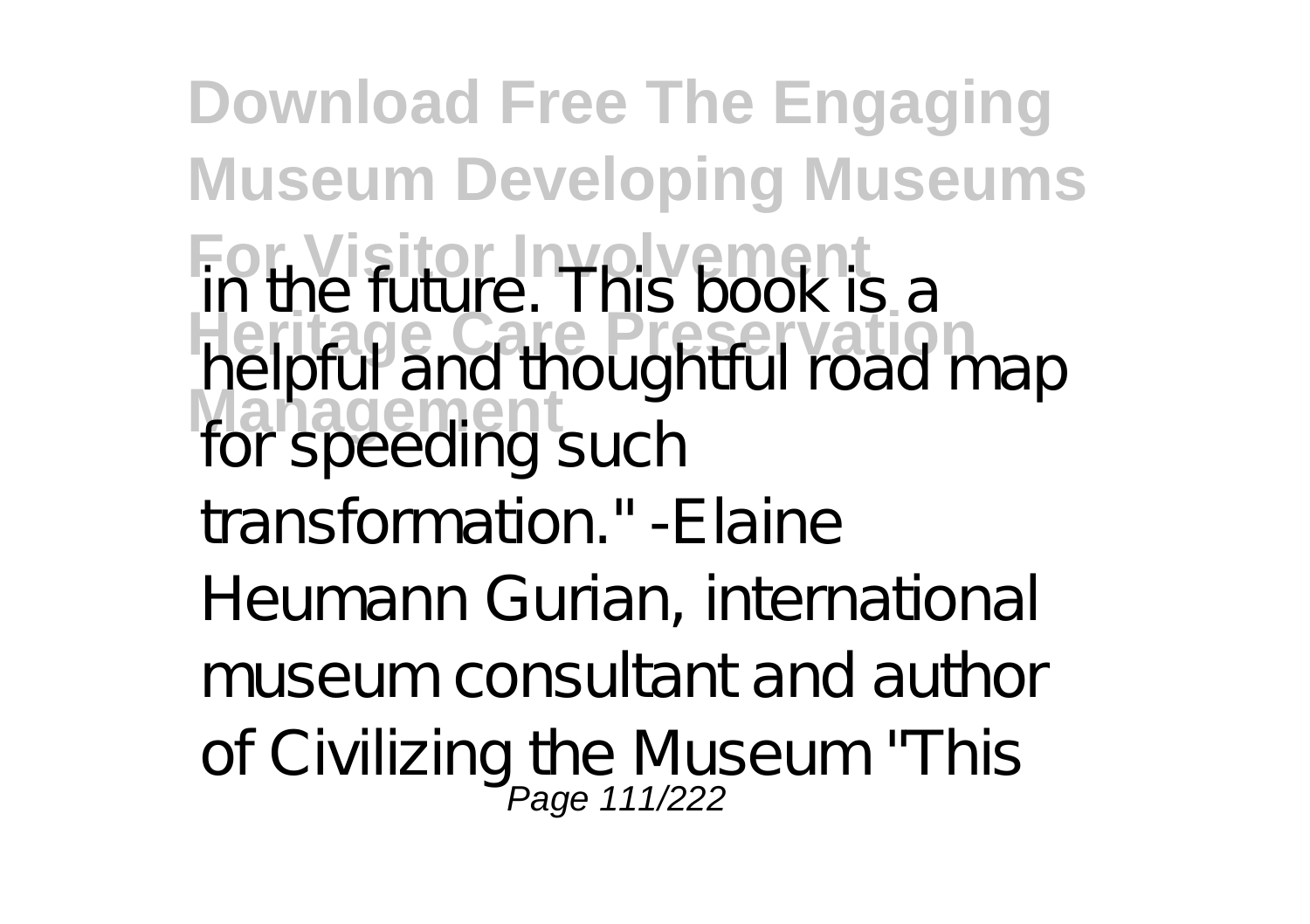in the future. This book is a helpful and thoughtful road map for speeding such transformation." -Elaine Heumann Gurian, international museum consultant and author of Civilizing the Museum "This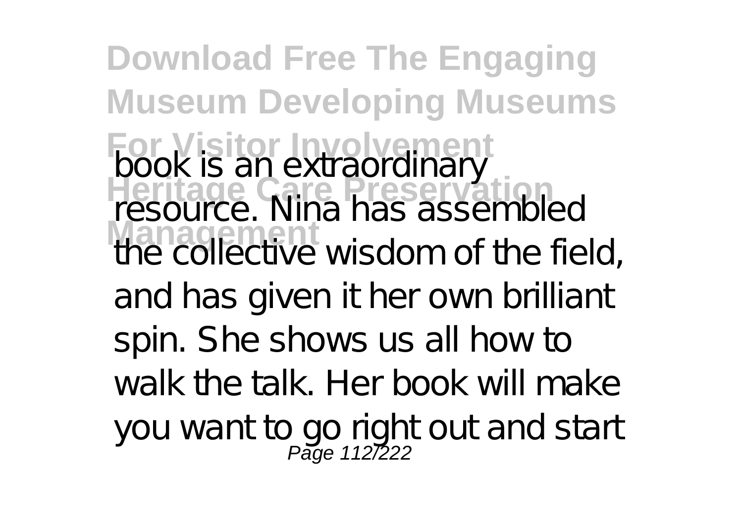book is an extraordinary resource. Nina has assembled the collective wisdom of the field, and has given it her own brilliant spin. She shows us all how to walk the talk. Her book will make you want to go right out and start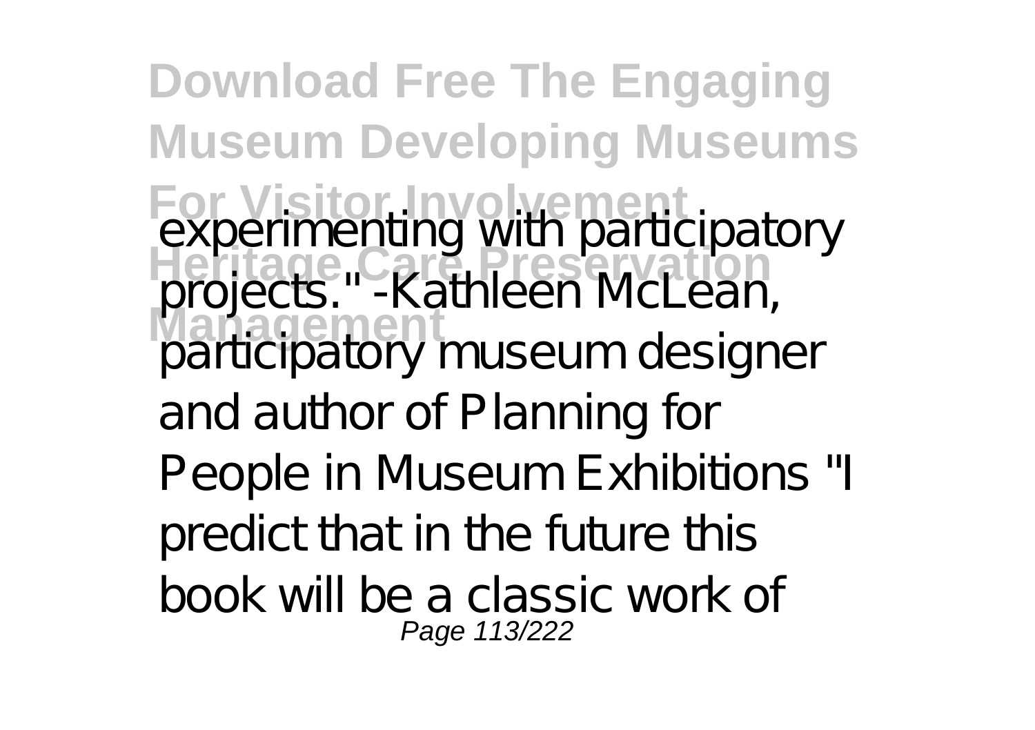experimenting with participatory projects." -Kathleen McLean, participatory museum designer and author of Planning for People in Museum Exhibitions "I predict that in the future this book will be a classic work of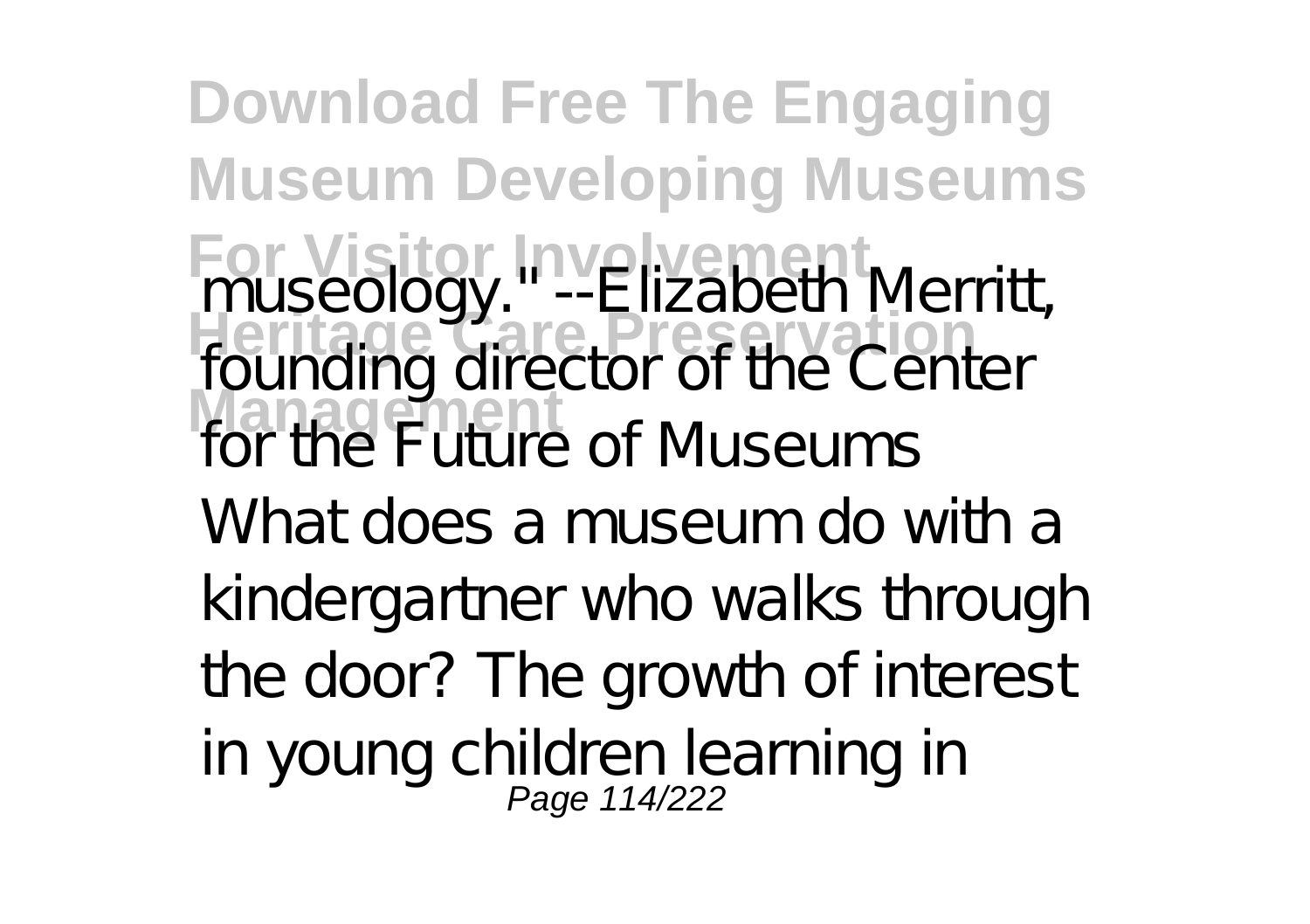museology." --Elizabeth Merritt, founding director of the Center for the Future of Museums

What does a museum do with a kindergartner who walks through the door? The growth of interest in young children learning in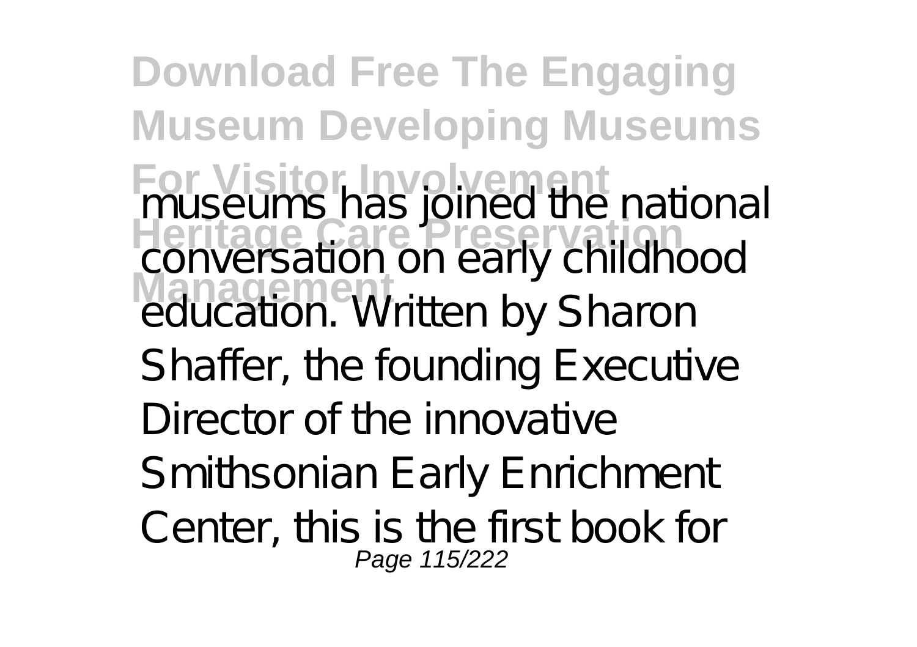museums has joined the national conversation on early childhood education. Written by Sharon Shaffer, the founding Executive Director of the innovative Smithsonian Early Enrichment Center, this is the first book for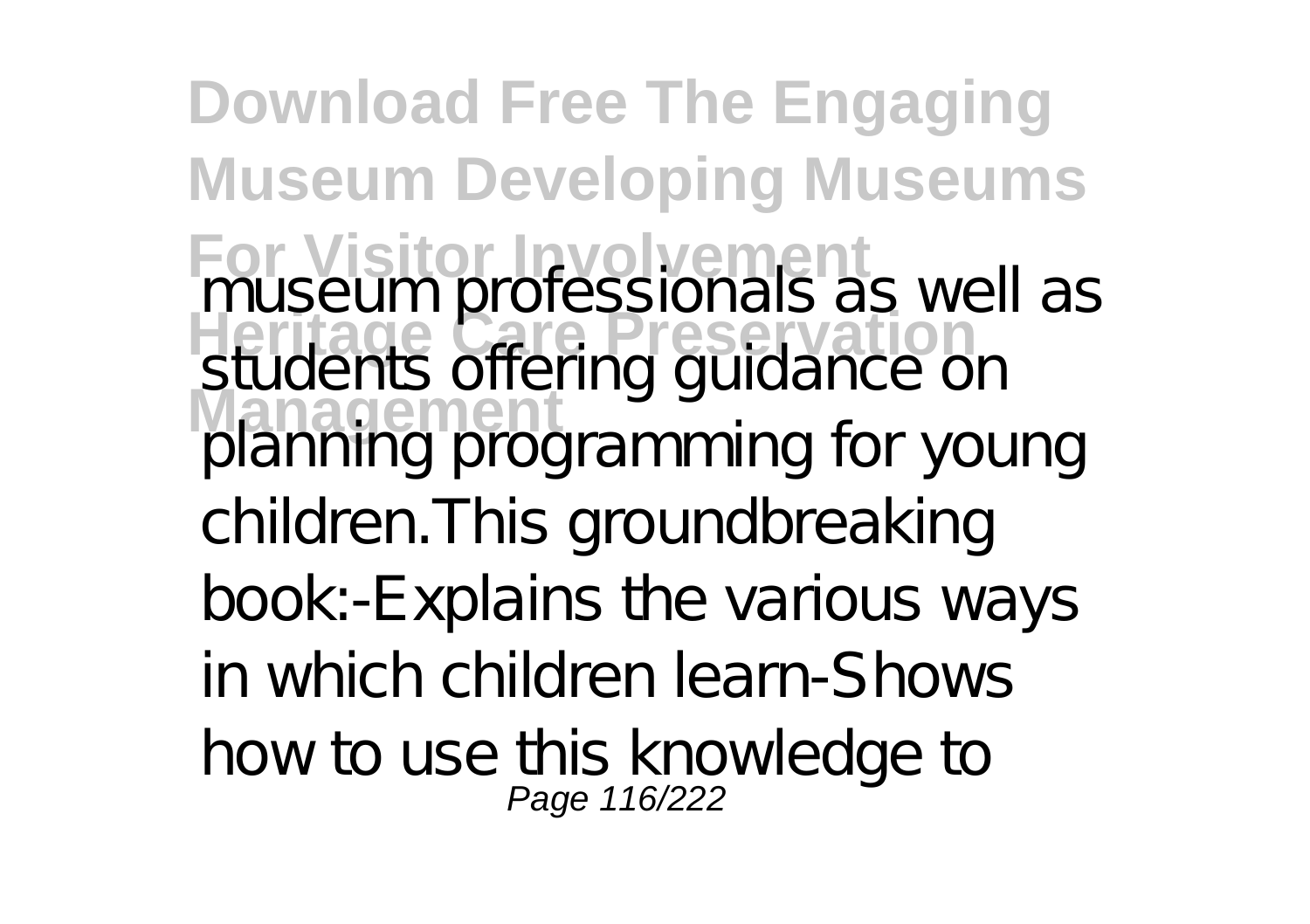museum professionals as well as students offering guidance on planning programming for young children.This groundbreaking book:-Explains the various ways in which children learn-Shows how to use this knowledge to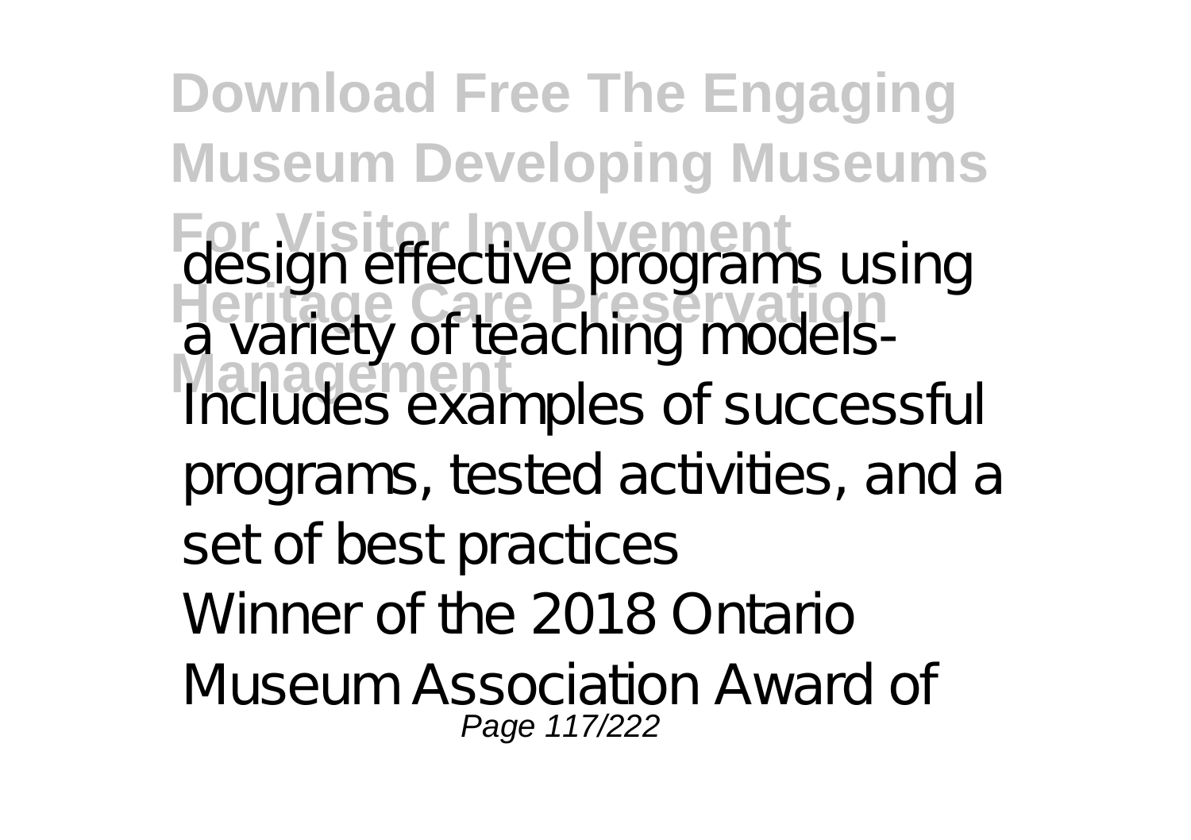design effective programs using a variety of teaching models- Includes examples of successful programs, tested activities, and a set of best practices

Winner of the 2018 Ontario Museum Association Award of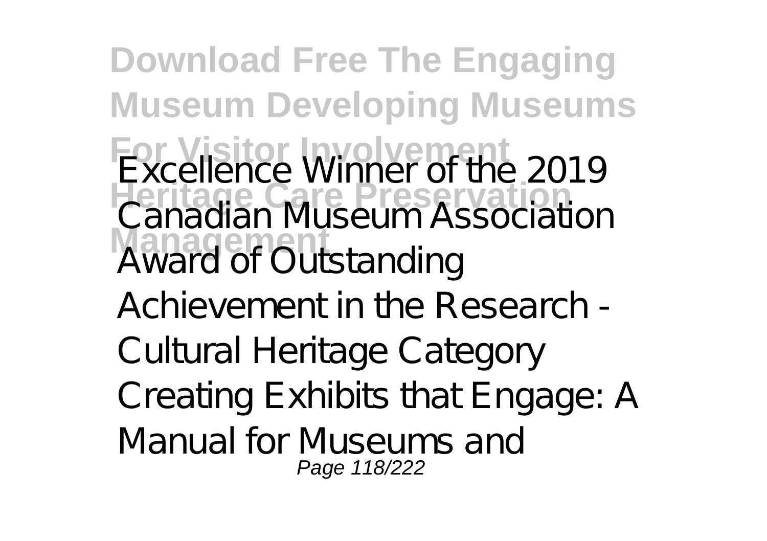Excellence Winner of the 2019 Canadian Museum Association Award of Outstanding Achievement in the Research - Cultural Heritage Category

Creating Exhibits that Engage: A Manual for Museums and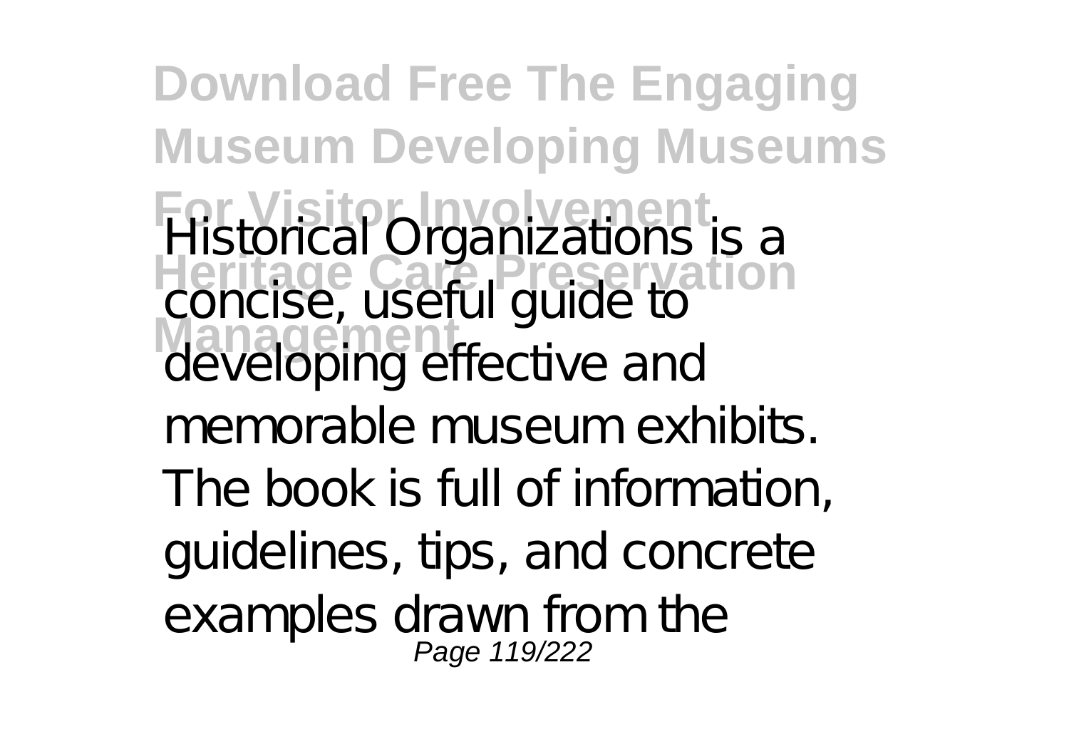Historical Organizations is a concise, useful guide to developing effective and memorable museum exhibits. The book is full of information, guidelines, tips, and concrete examples drawn from the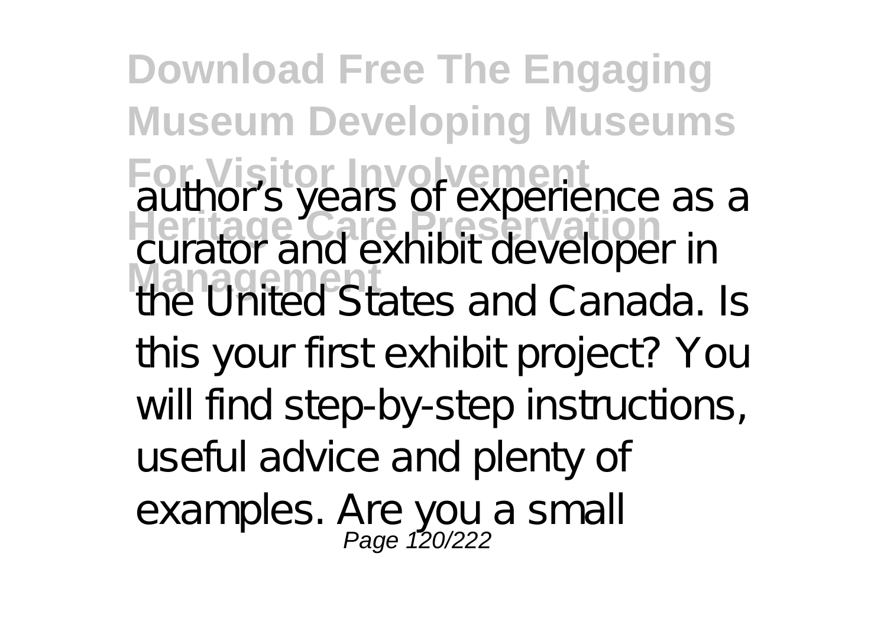author's years of experience as a curator and exhibit developer in the United States and Canada. Is this your first exhibit project? You will find step-by-step instructions, useful advice and plenty of examples. Are you a small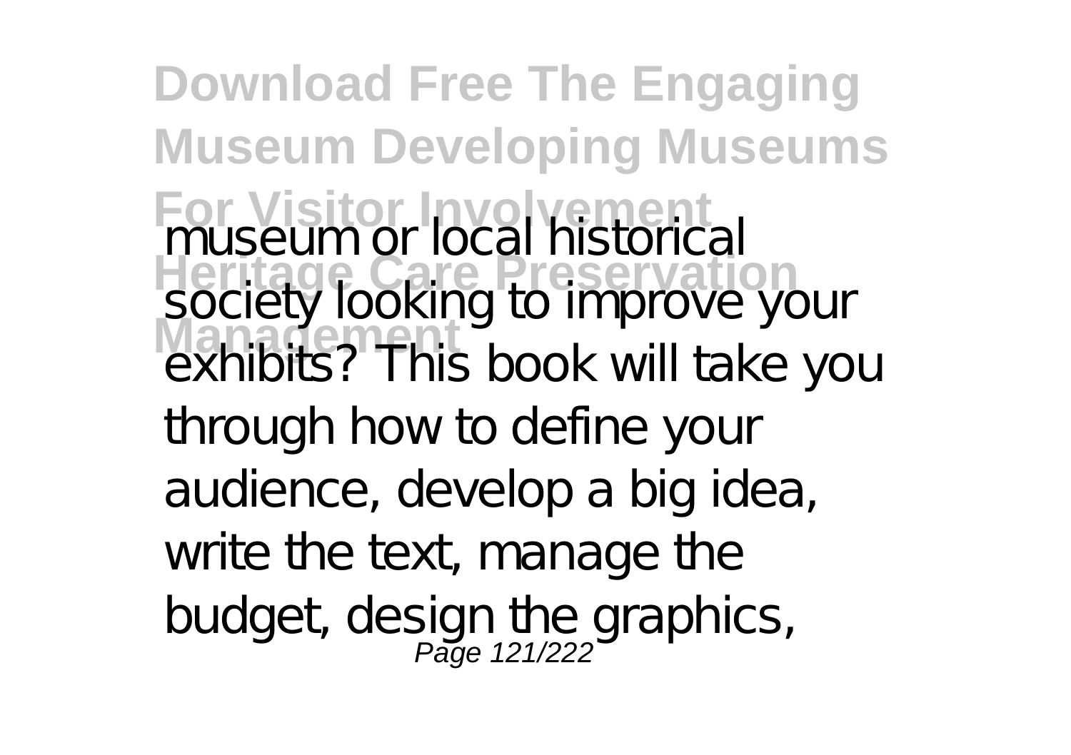museum or local historical society looking to improve your exhibits? This book will take you through how to define your audience, develop a big idea, write the text, manage the budget, design the graphics,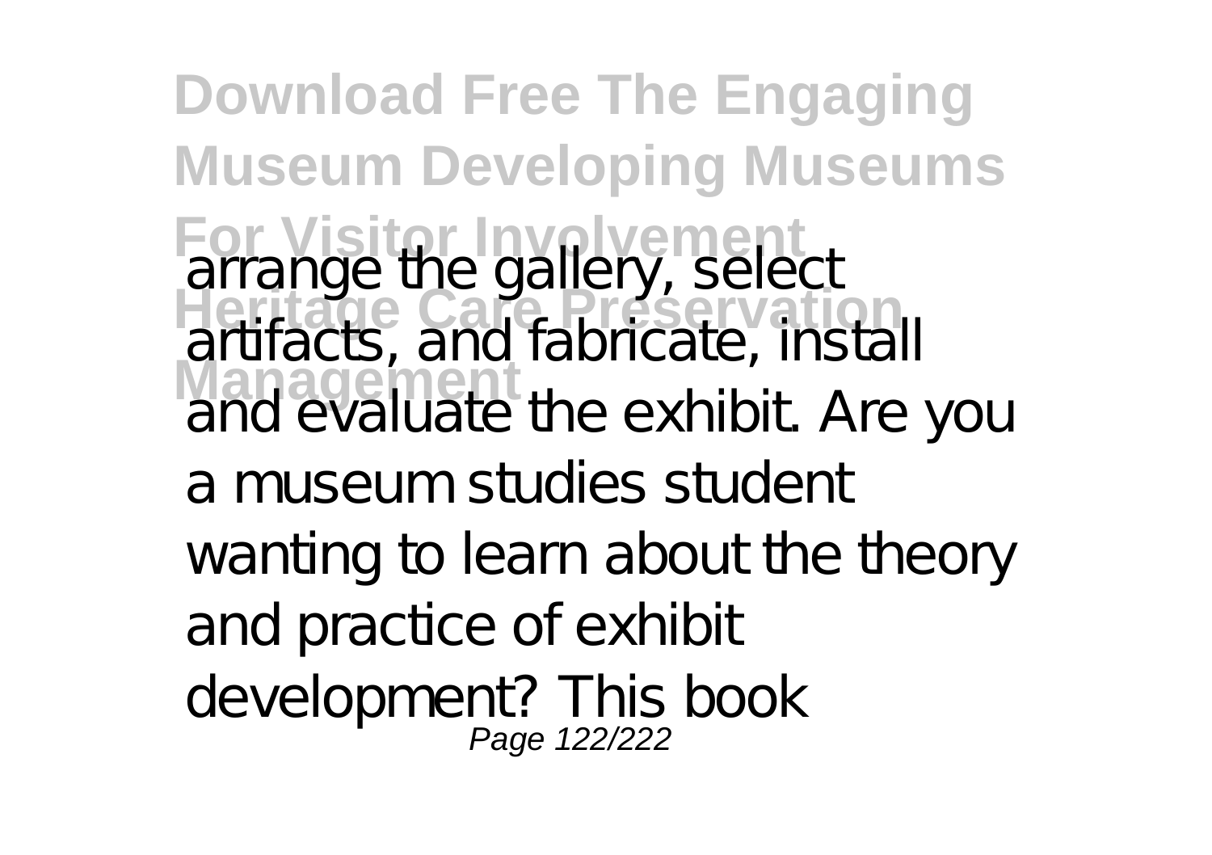arrange the gallery, select artifacts, and fabricate, install and evaluate the exhibit. Are you a museum studies student wanting to learn about the theory and practice of exhibit development? This book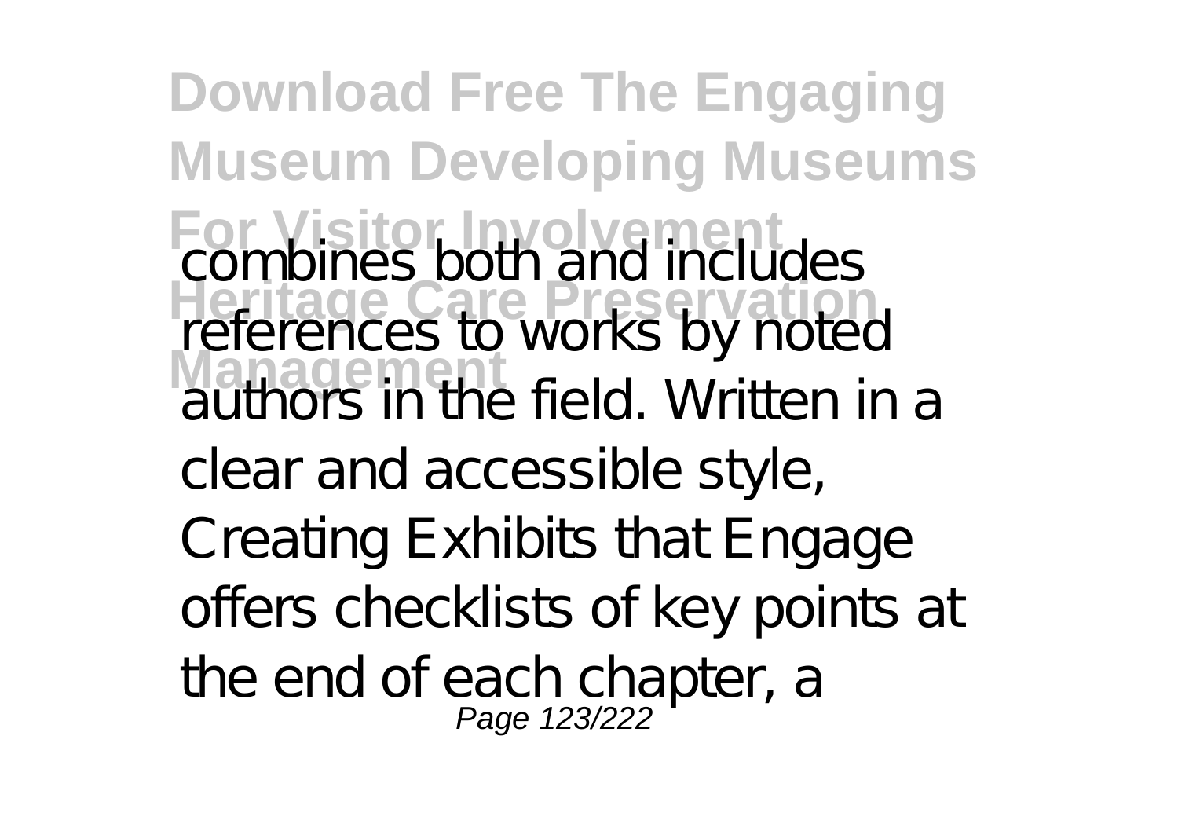combines both and includes references to works by noted authors in the field. Written in a clear and accessible style, Creating Exhibits that Engage offers checklists of key points at the end of each chapter, a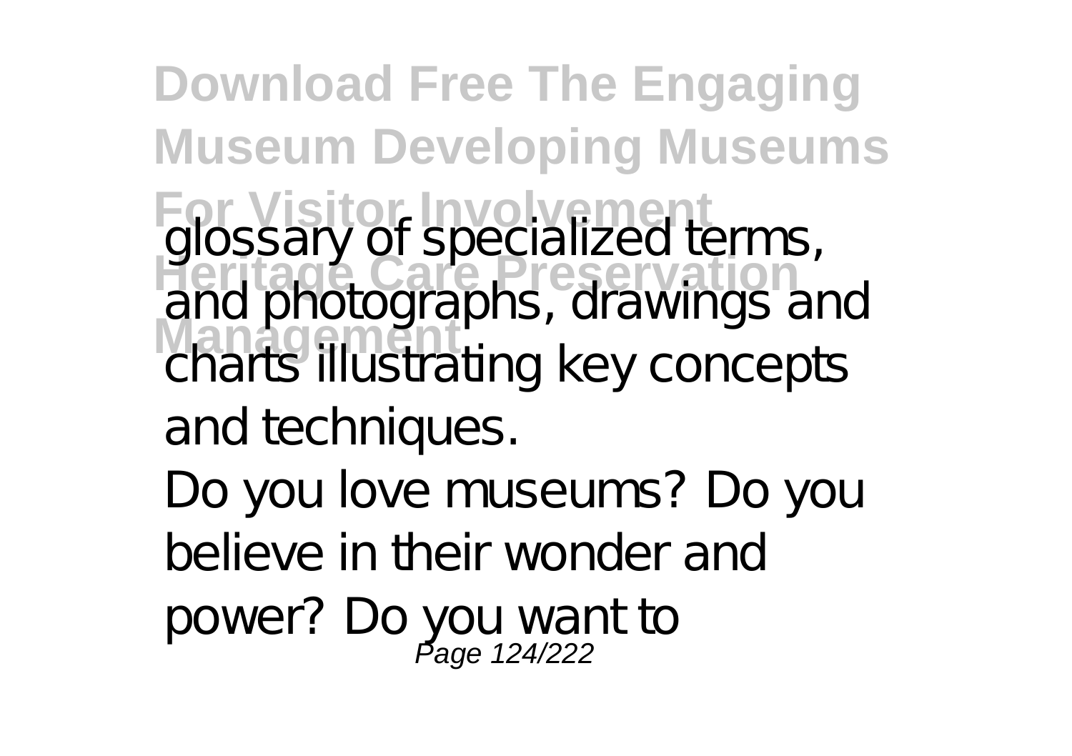glossary of specialized terms, and photographs, drawings and charts illustrating key concepts and techniques.

Do you love museums? Do you believe in their wonder and power? Do you want to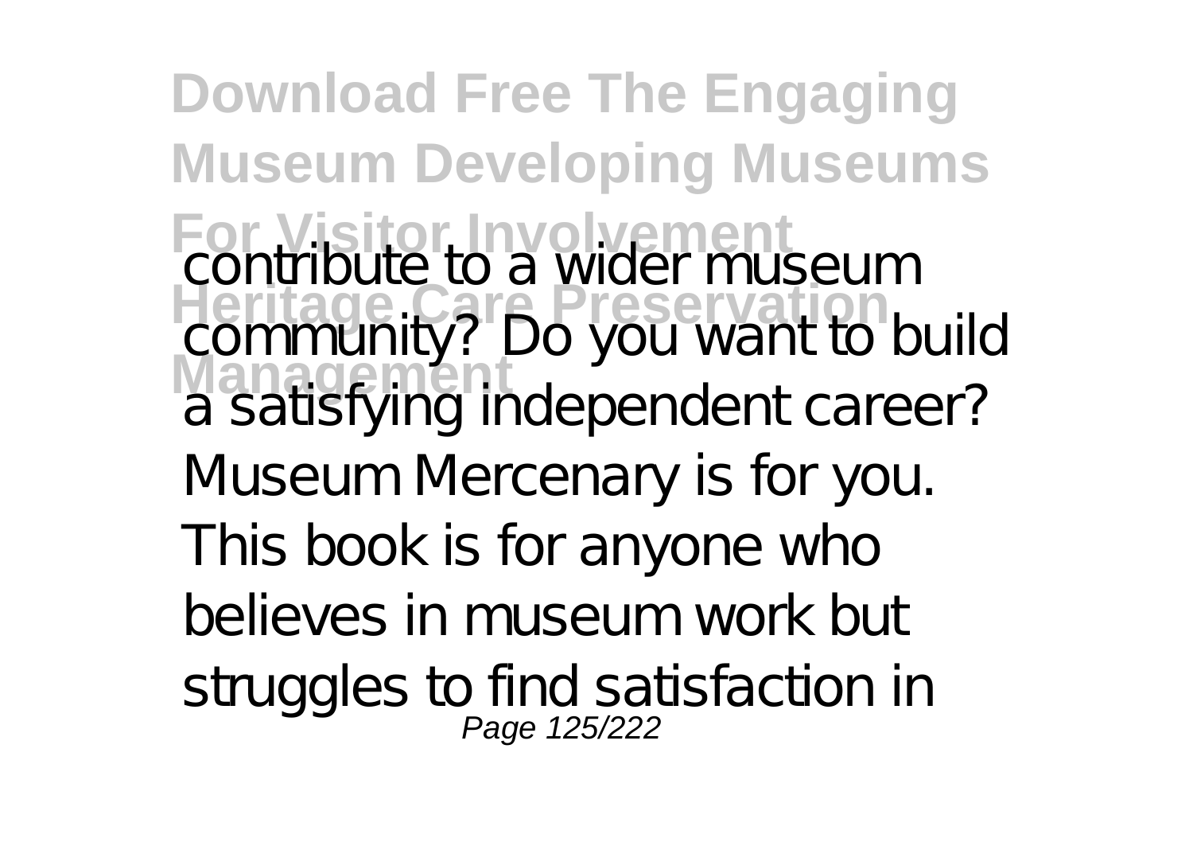contribute to a wider museum community? Do you want to build a satisfying independent career? Museum Mercenary is for you. This book is for anyone who believes in museum work but struggles to find satisfaction in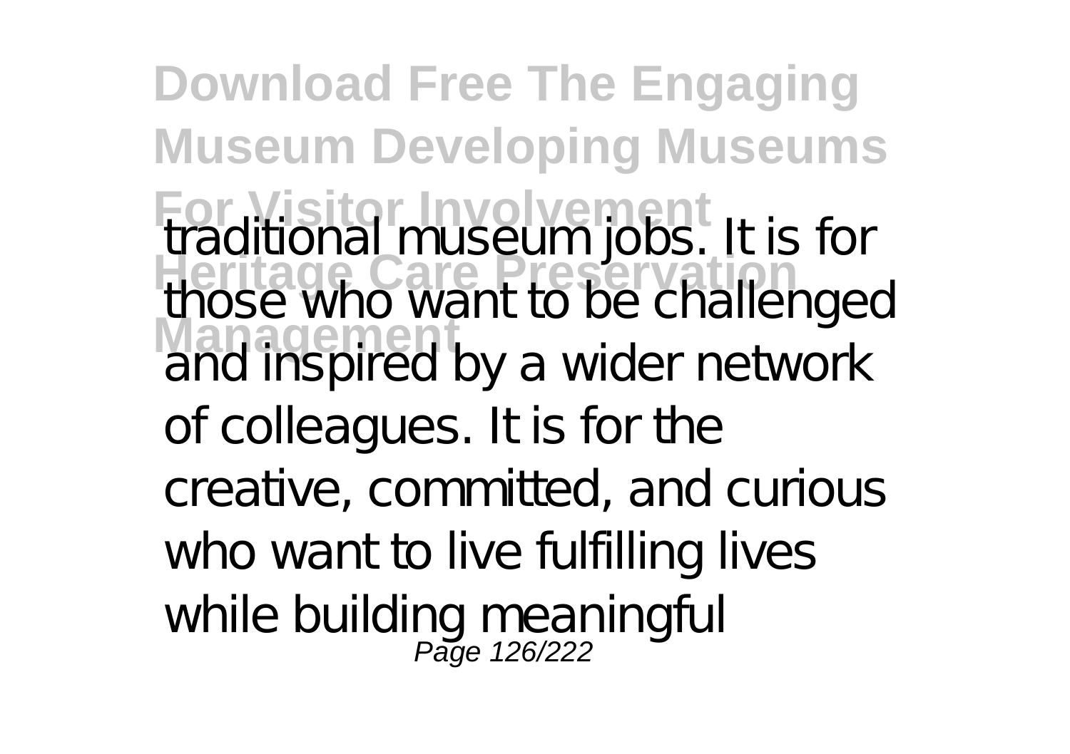traditional museum jobs. It is for those who want to be challenged and inspired by a wider network of colleagues. It is for the creative, committed, and curious who want to live fulfilling lives while building meaningful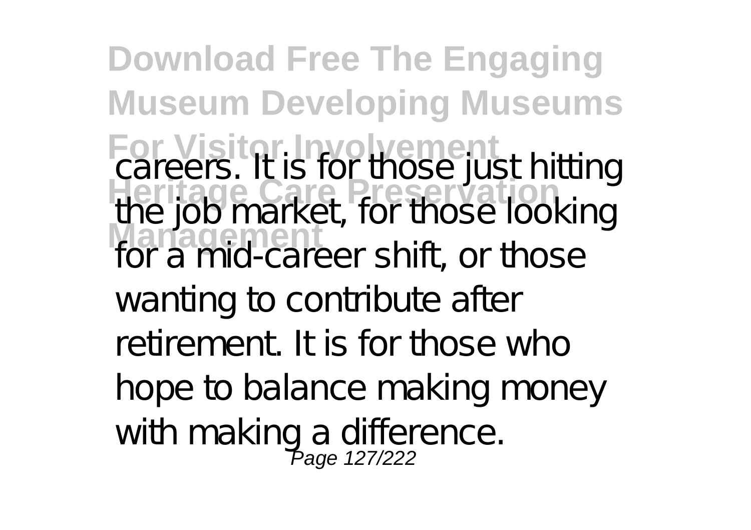careers. It is for those just hitting the job market, for those looking for a mid-career shift, or those wanting to contribute after retirement. It is for those who hope to balance making money with making a difference.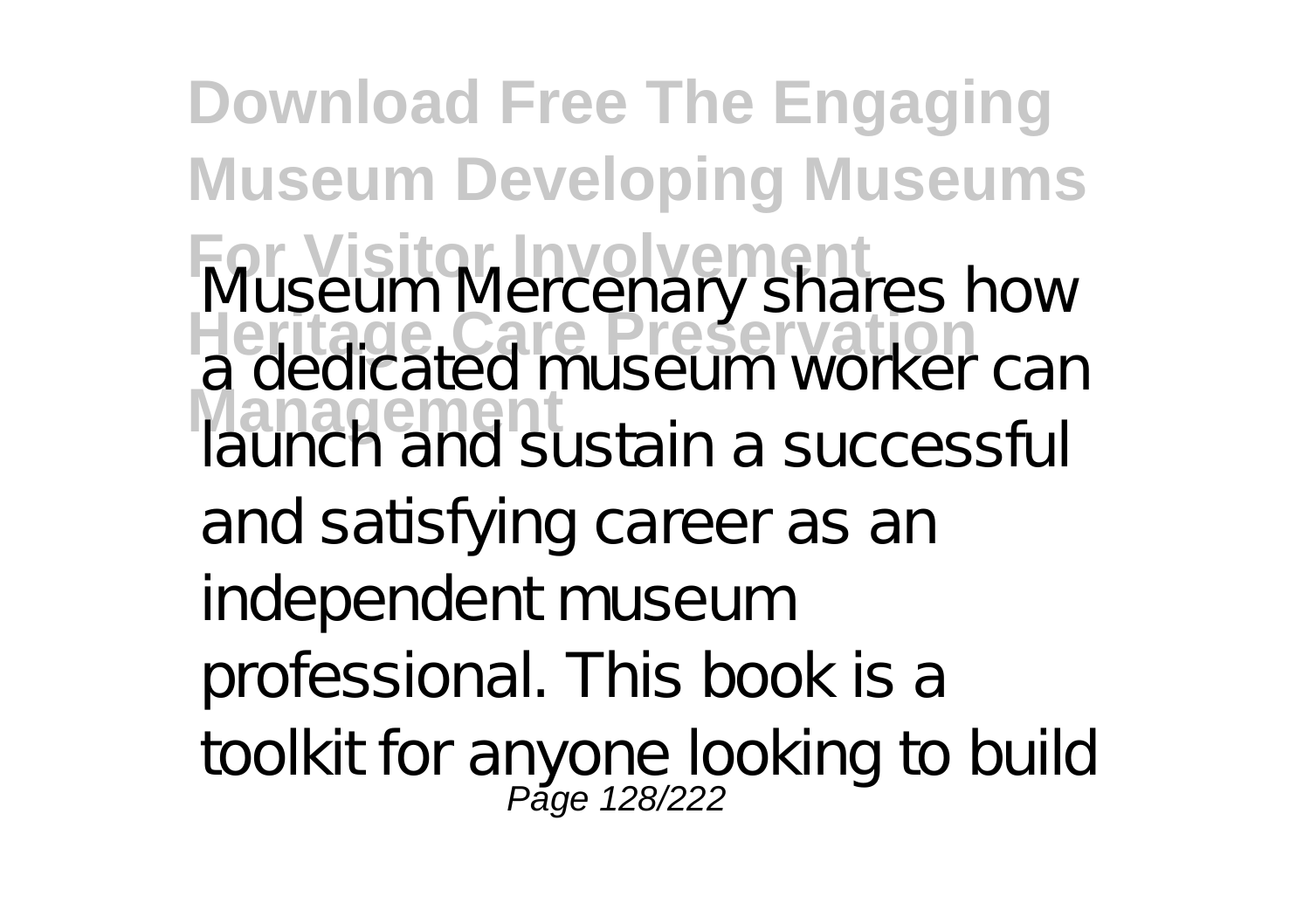Museum Mercenary shares how a dedicated museum worker can launch and sustain a successful and satisfying career as an independent museum professional. This book is a toolkit for anyone looking to build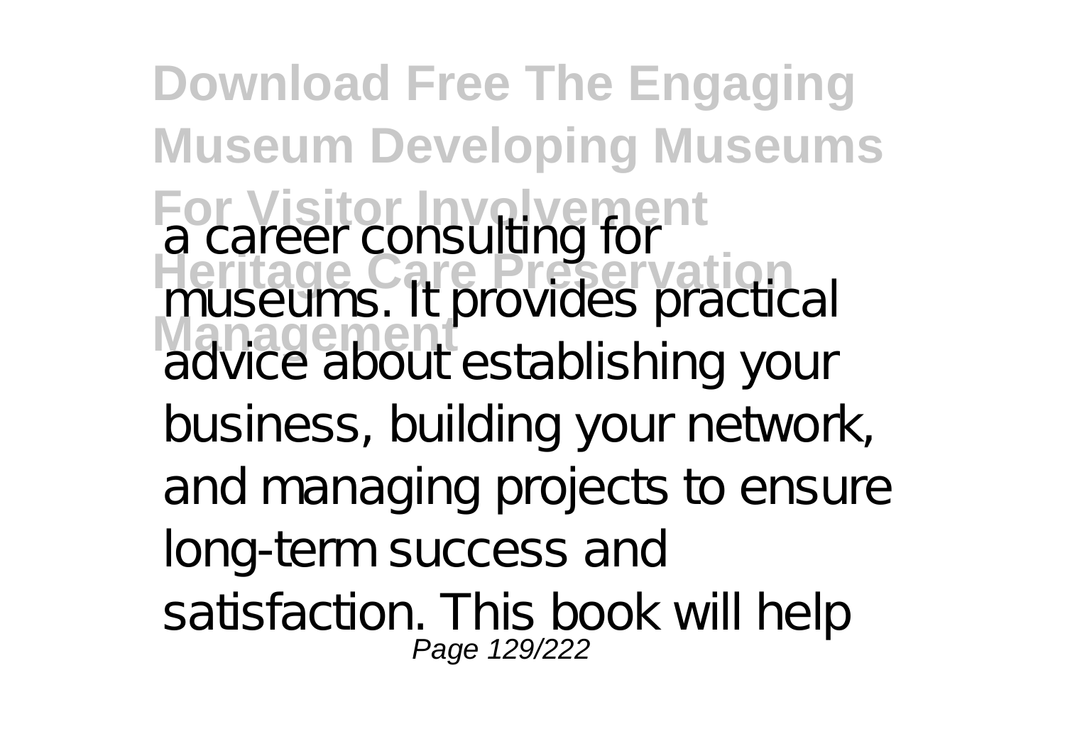a career consulting for museums. It provides practical advice about establishing your business, building your network, and managing projects to ensure long-term success and satisfaction. This book will help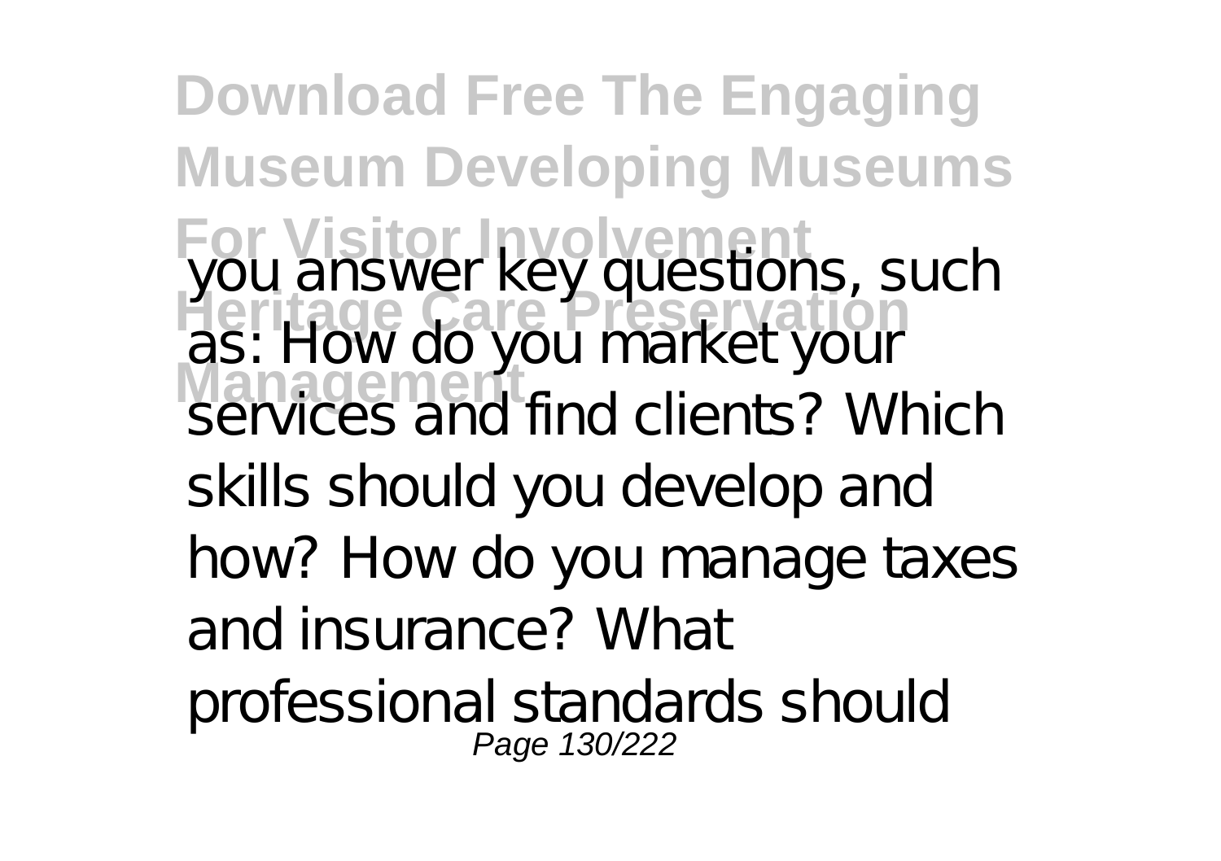you answer key questions, such as: How do you market your services and find clients? Which skills should you develop and how? How do you manage taxes and insurance? What professional standards should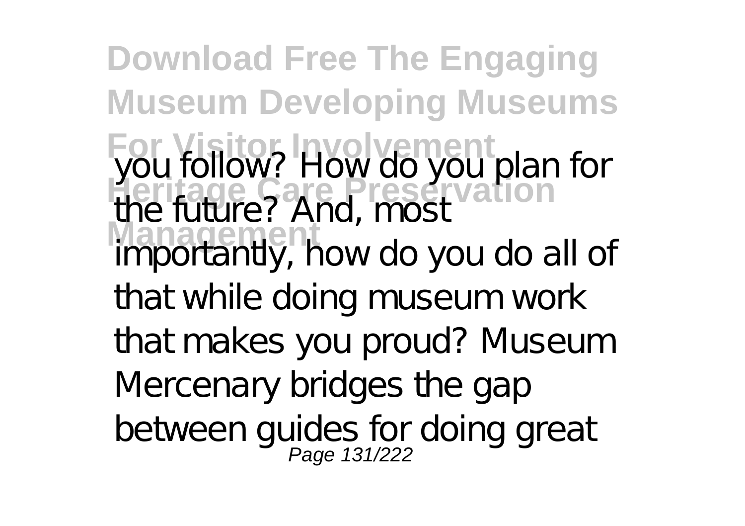you follow? How do you plan for the future? And, most importantly, how do you do all of that while doing museum work that makes you proud? Museum Mercenary bridges the gap between guides for doing great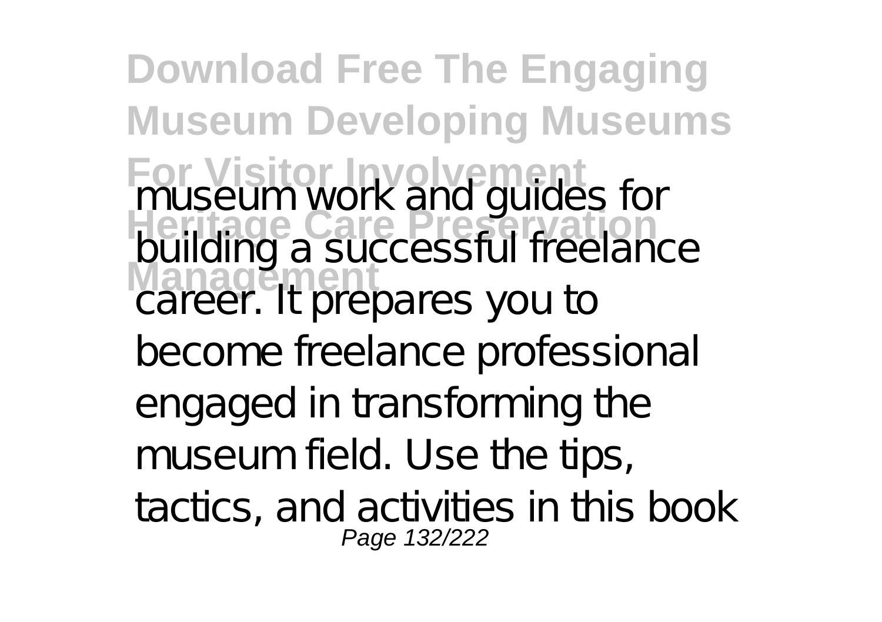museum work and guides for building a successful freelance career. It prepares you to become freelance professional engaged in transforming the museum field. Use the tips, tactics, and activities in this book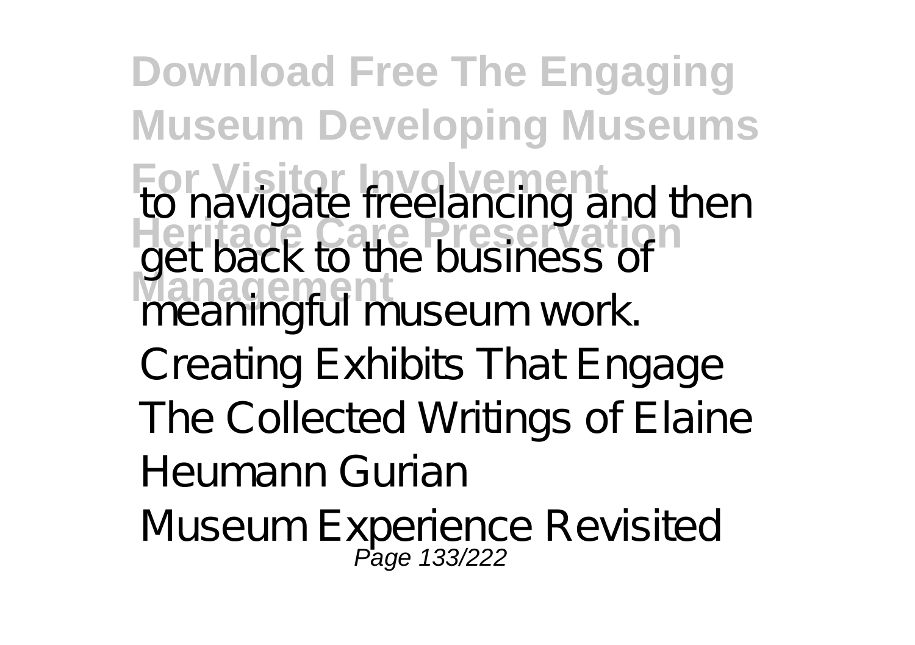to navigate freelancing and then get back to the business of meaningful museum work.

Creating Exhibits That Engage

The Collected Writings of Elaine Heumann Gurian

Museum Experience Revisited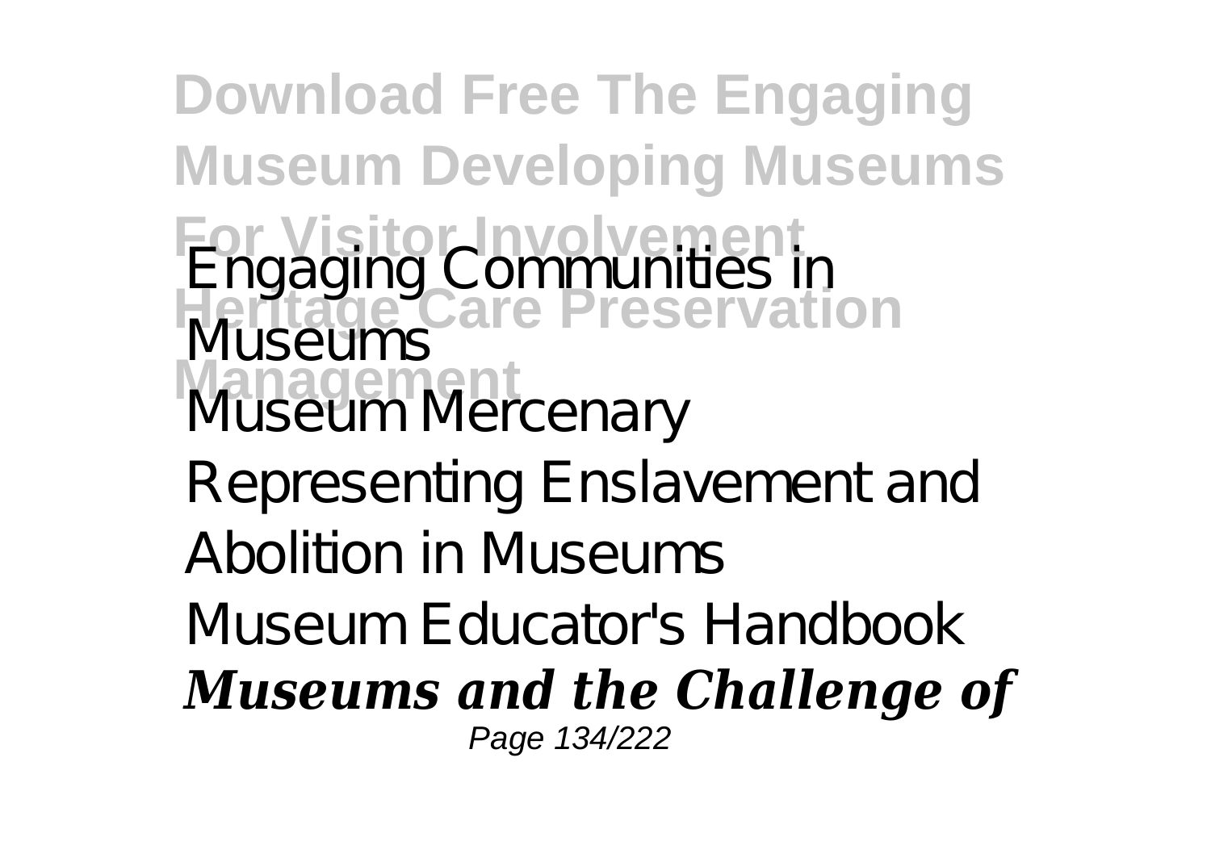Engaging Communities in Museums
Museum Mercenary
Representing Enslavement and Abolition in Museums
Museum Educator's Handbook
***Museums and the Challenge of***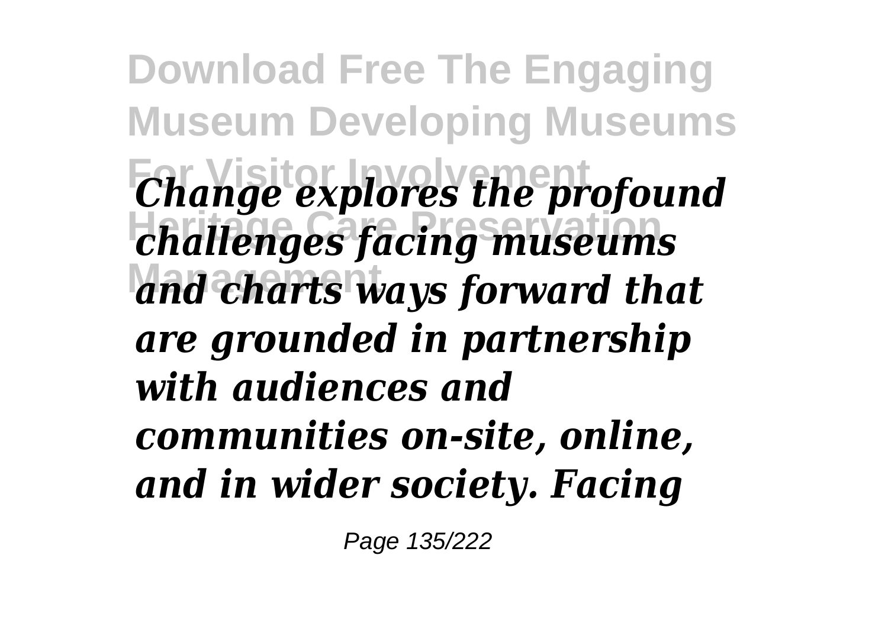*Change explores the profound challenges facing museums and charts ways forward that are grounded in partnership with audiences and communities on-site, online, and in wider society. Facing*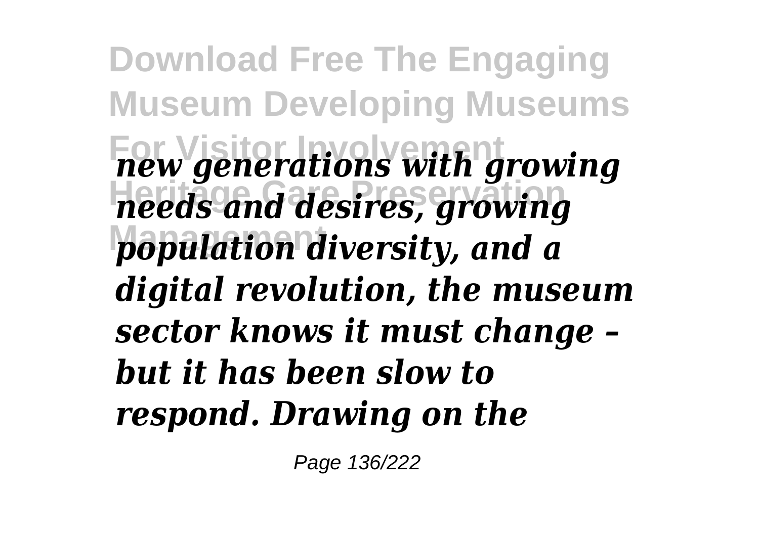*new generations with growing needs and desires, growing population diversity, and a digital revolution, the museum sector knows it must change – but it has been slow to respond. Drawing on the*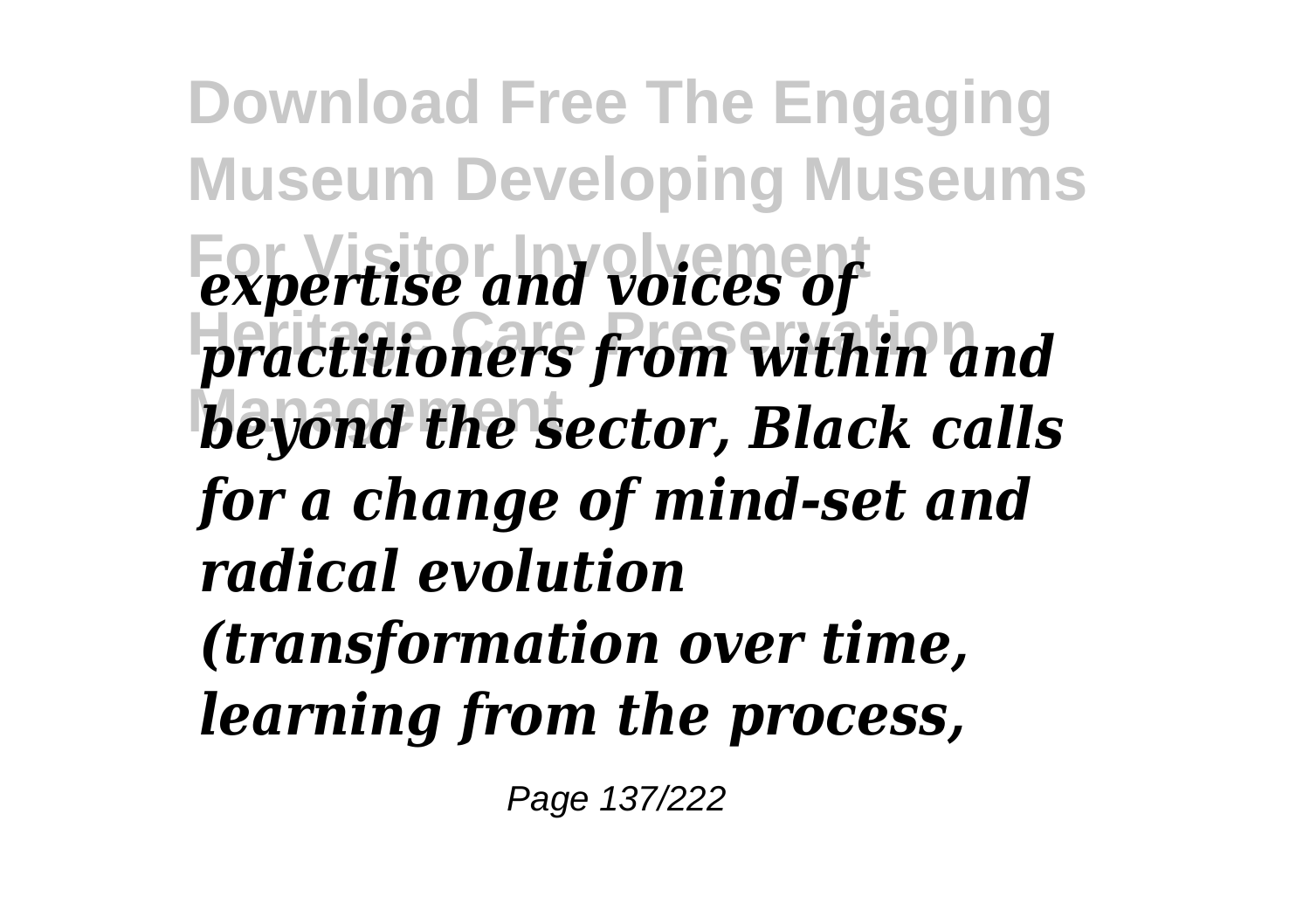*expertise and voices of practitioners from within and beyond the sector, Black calls for a change of mind-set and radical evolution (transformation over time, learning from the process,*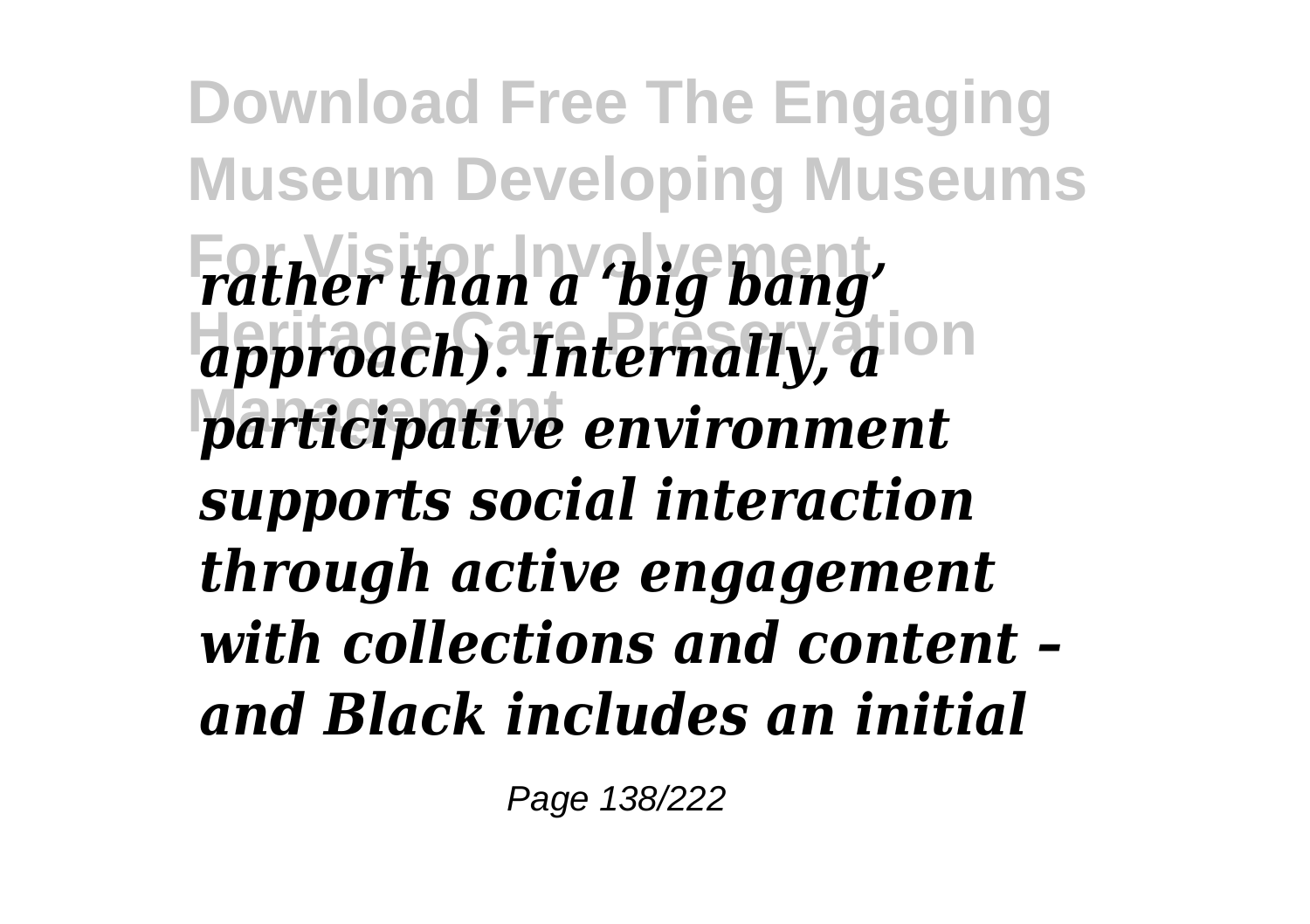*rather than a 'big bang' approach). Internally, a participative environment supports social interaction through active engagement with collections and content – and Black includes an initial*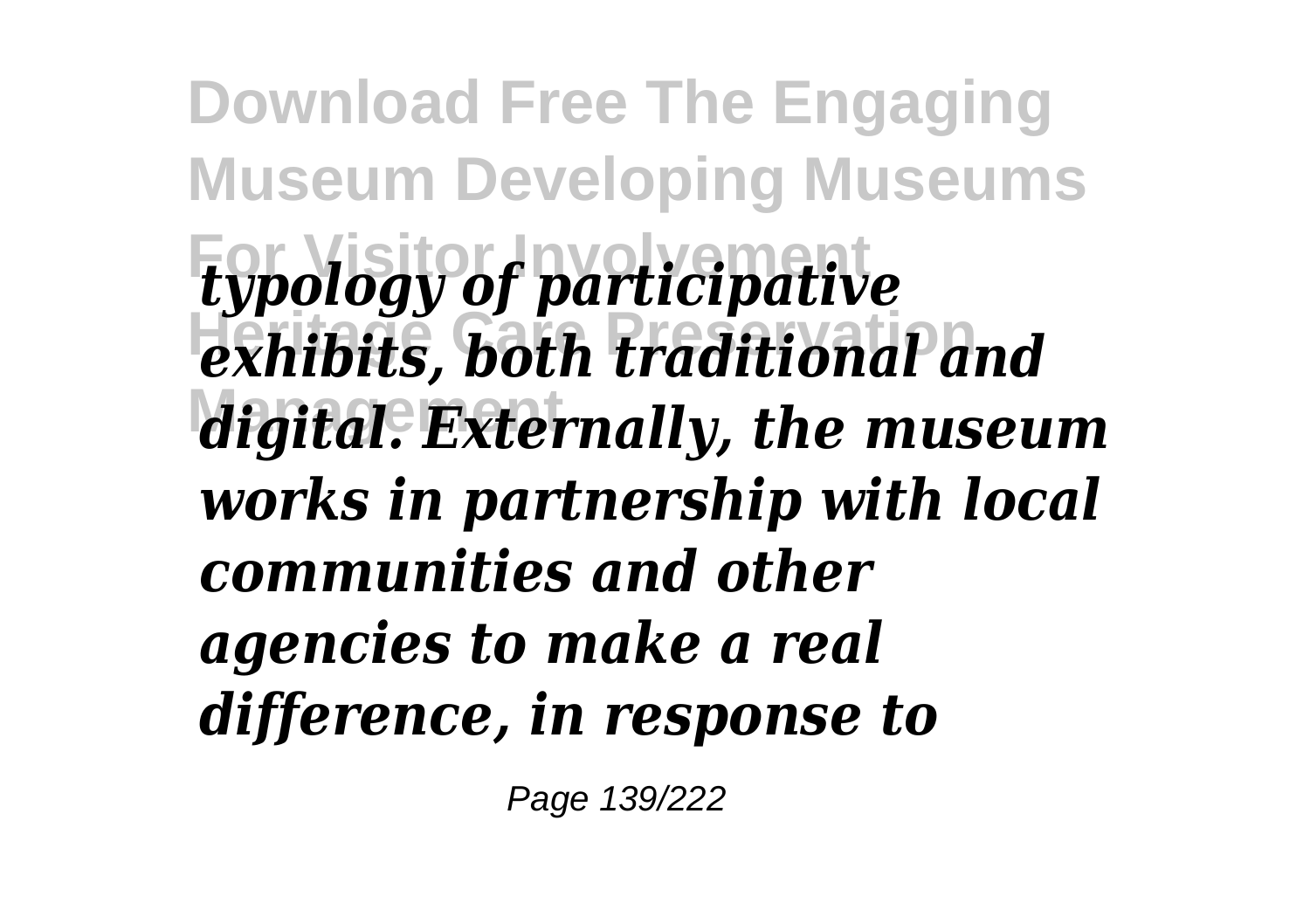*typology of participative exhibits, both traditional and digital. Externally, the museum works in partnership with local communities and other agencies to make a real difference, in response to*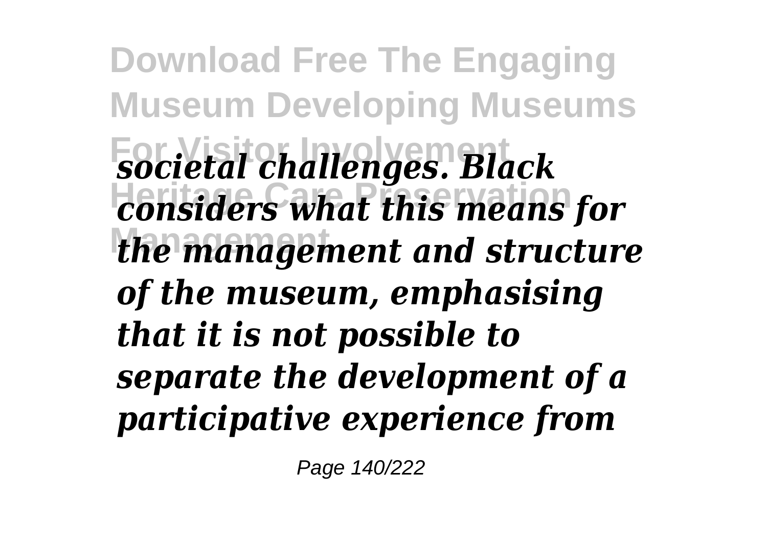*societal challenges. Black considers what this means for the management and structure of the museum, emphasising that it is not possible to separate the development of a participative experience from*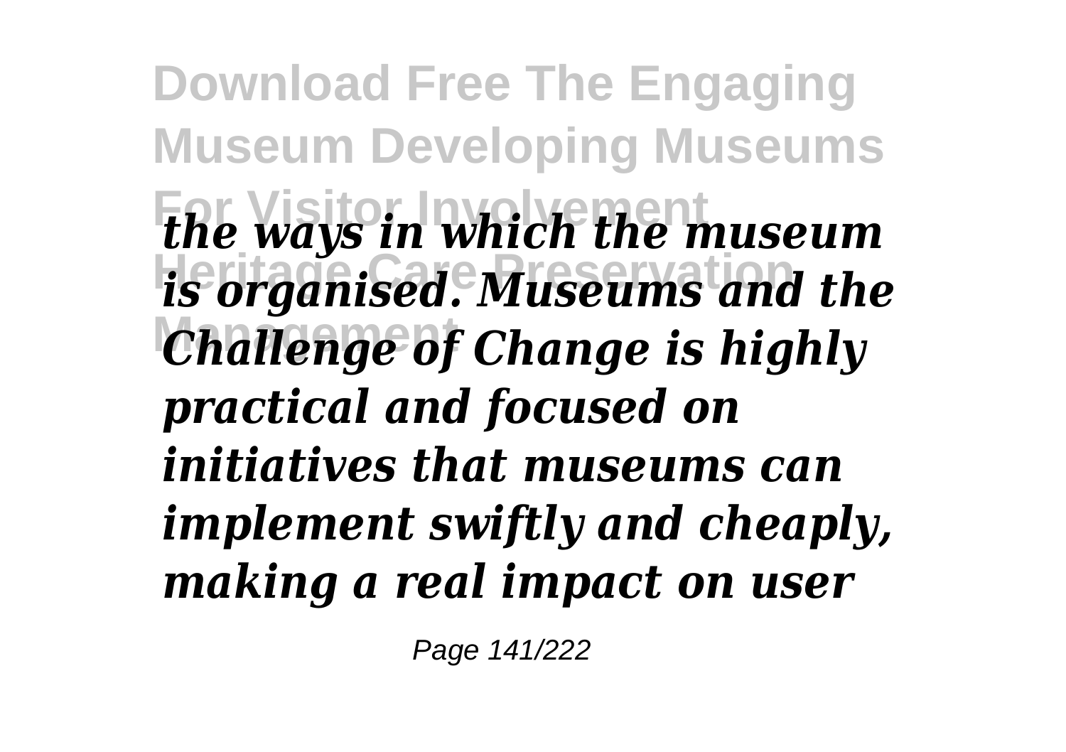*the ways in which the museum is organised. Museums and the Challenge of Change is highly practical and focused on initiatives that museums can implement swiftly and cheaply, making a real impact on user*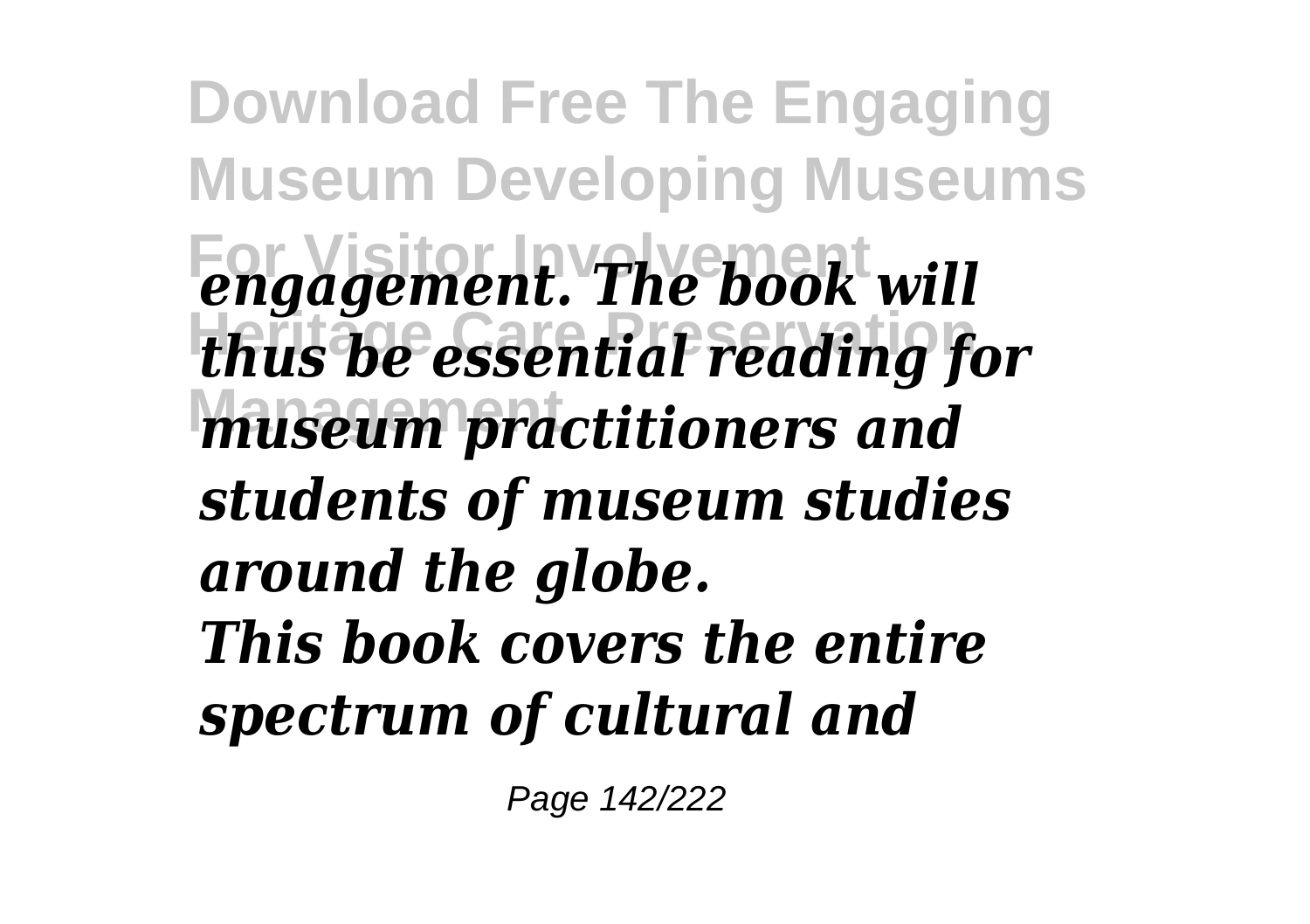*engagement. The book will thus be essential reading for museum practitioners and students of museum studies around the globe.*

*This book covers the entire spectrum of cultural and*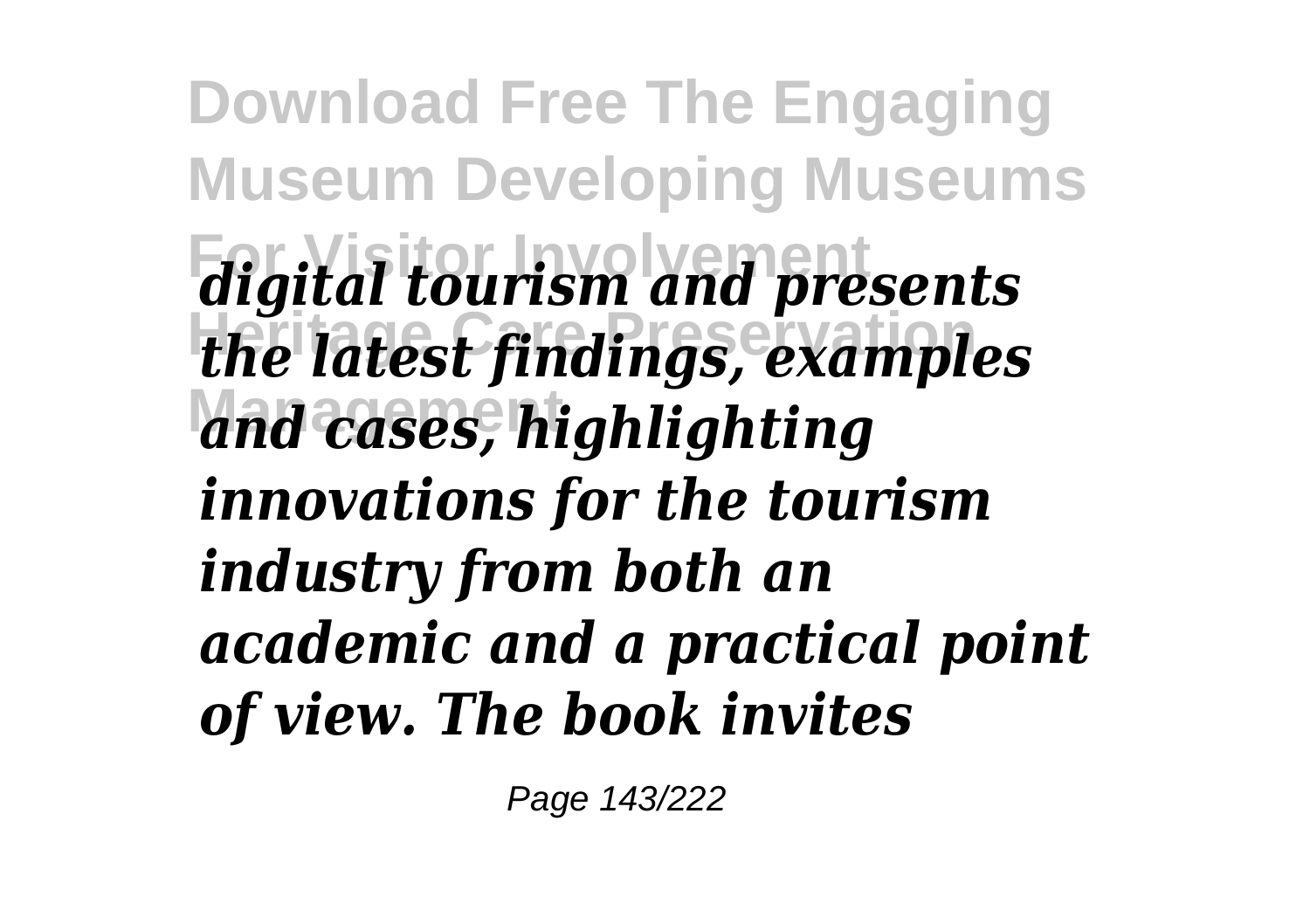*digital tourism and presents the latest findings, examples and cases, highlighting innovations for the tourism industry from both an academic and a practical point of view. The book invites*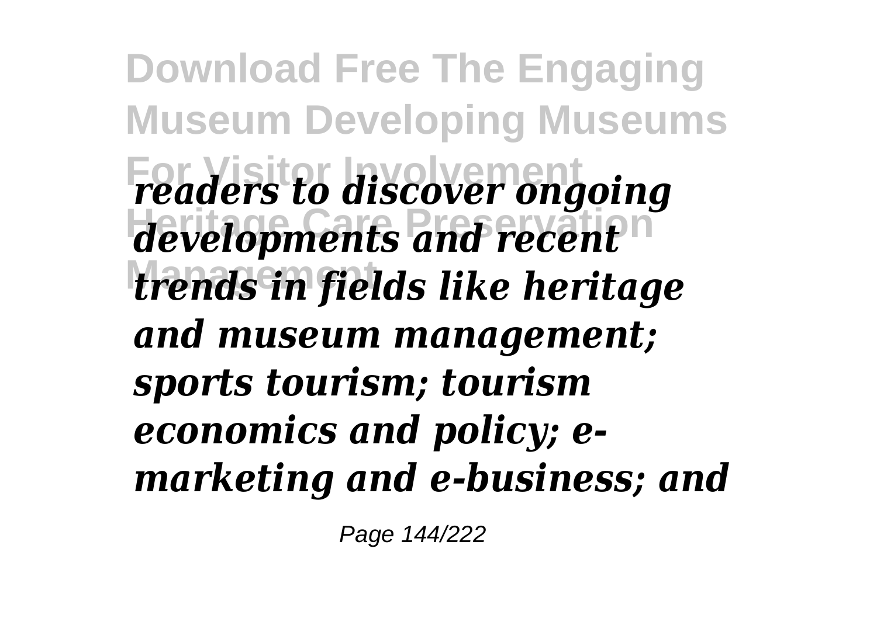*readers to discover ongoing developments and recent trends in fields like heritage and museum management; sports tourism; tourism economics and policy; e-marketing and e-business; and*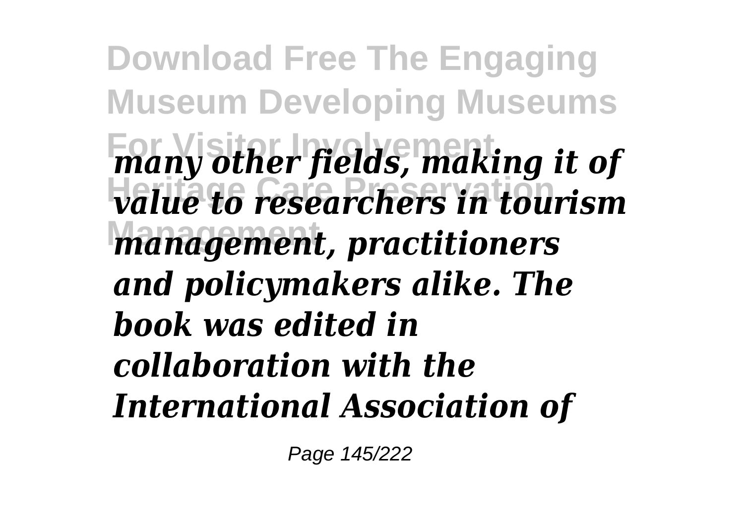*many other fields, making it of value to researchers in tourism management, practitioners and policymakers alike. The book was edited in collaboration with the International Association of*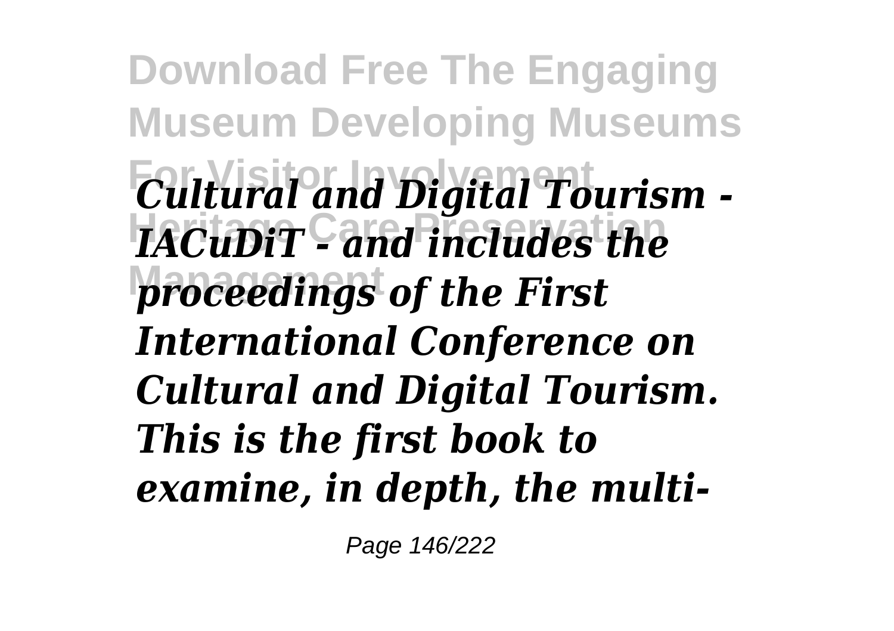*Cultural and Digital Tourism - IACuDiT - and includes the proceedings of the First International Conference on Cultural and Digital Tourism. This is the first book to examine, in depth, the multi-*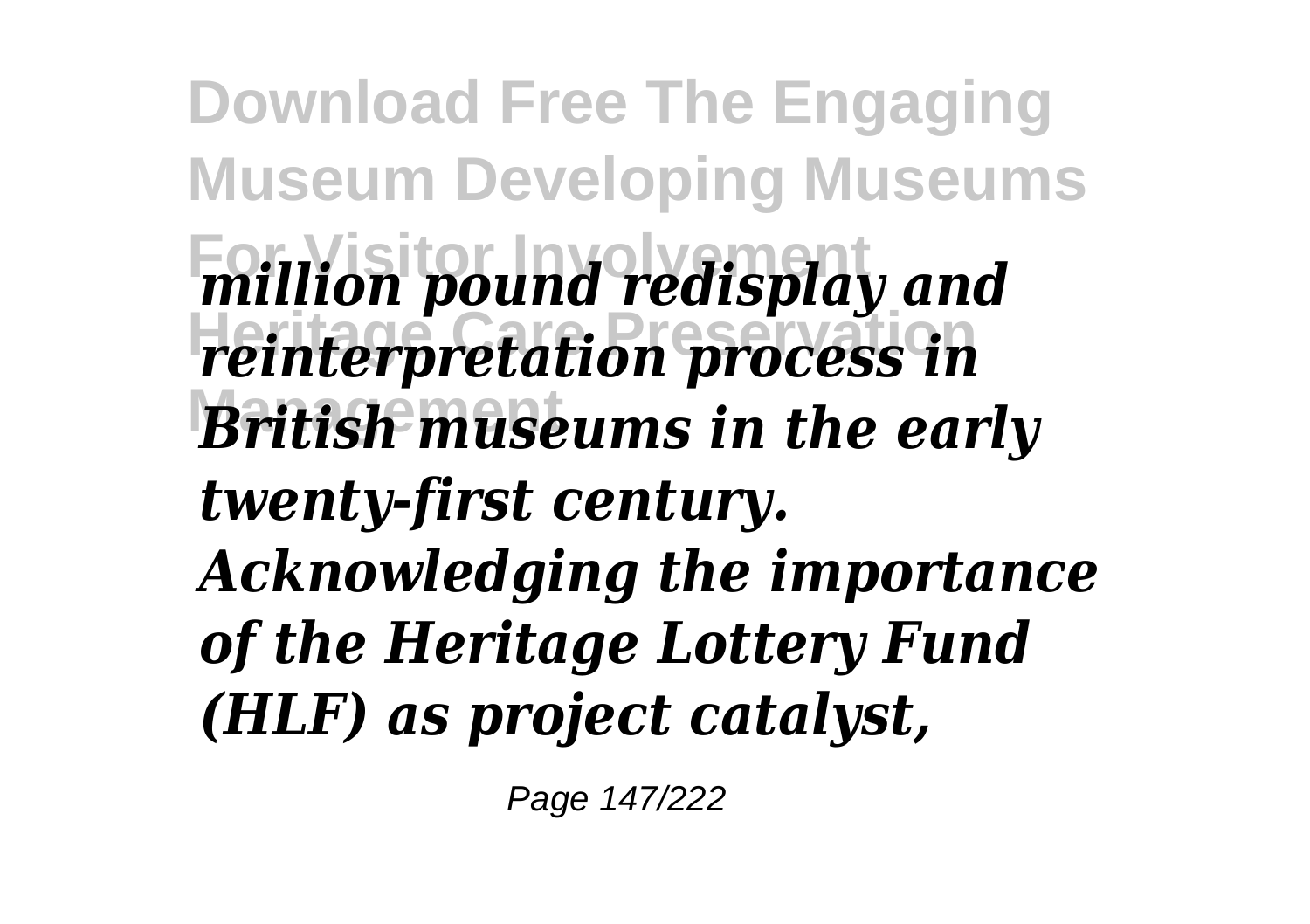*million pound redisplay and reinterpretation process in British museums in the early twenty-first century. Acknowledging the importance of the Heritage Lottery Fund (HLF) as project catalyst,*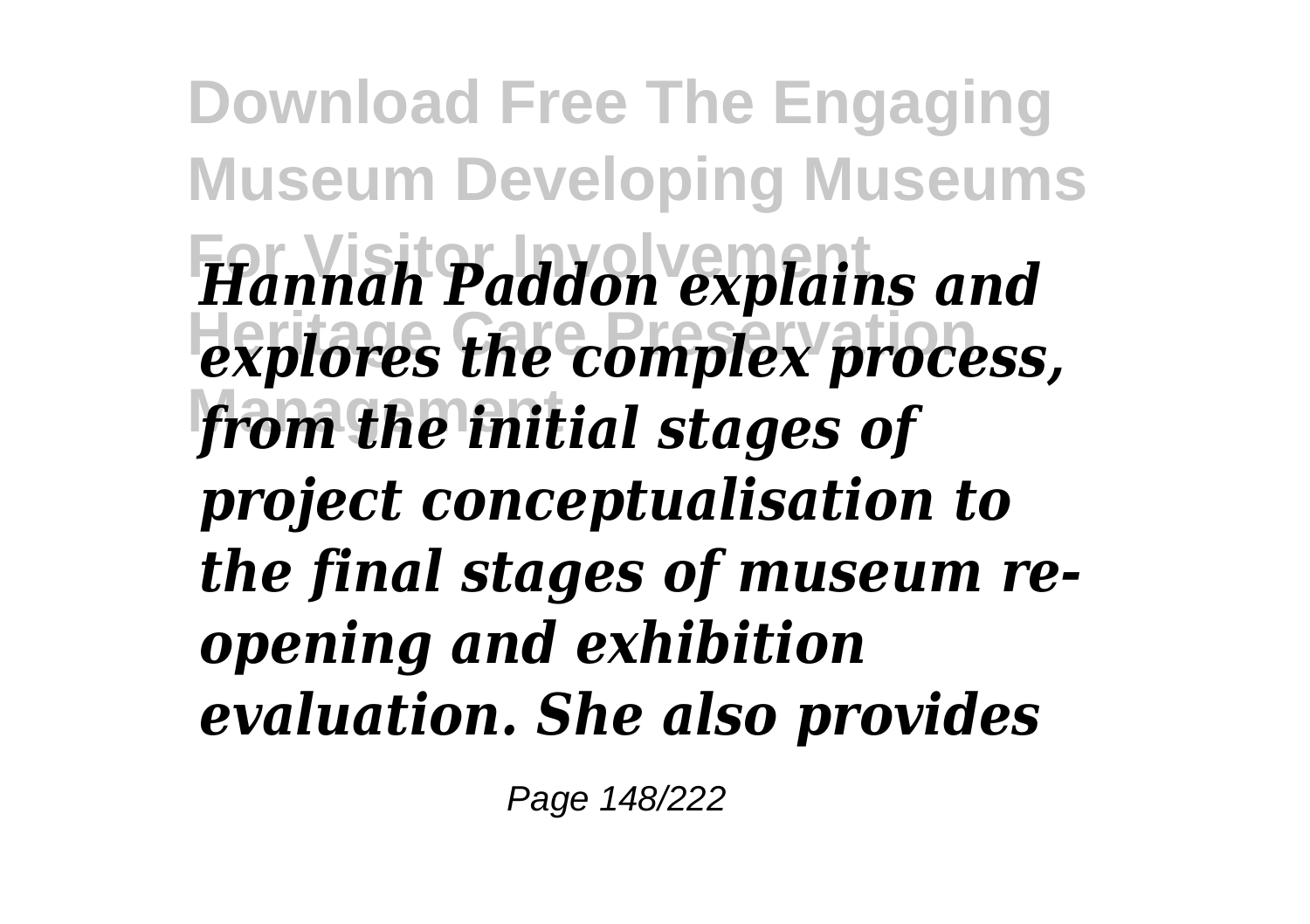*Hannah Paddon explains and explores the complex process, from the initial stages of project conceptualisation to the final stages of museum re-opening and exhibition evaluation. She also provides*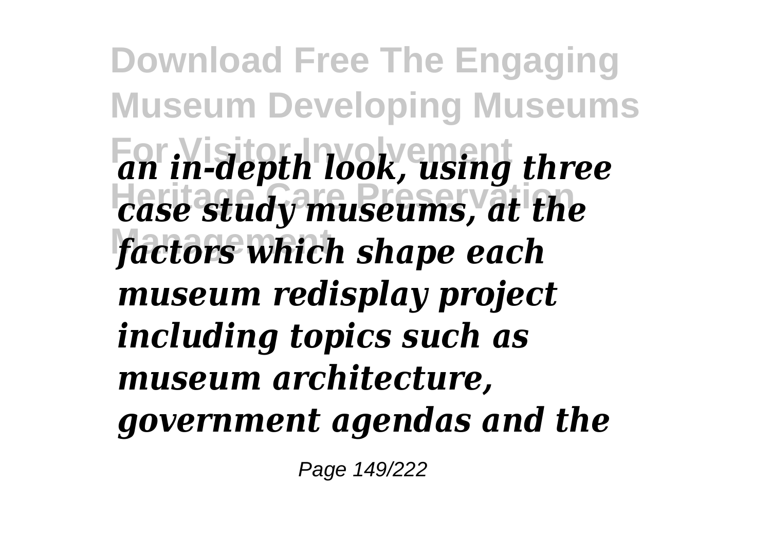*an in-depth look, using three case study museums, at the factors which shape each museum redisplay project including topics such as museum architecture, government agendas and the*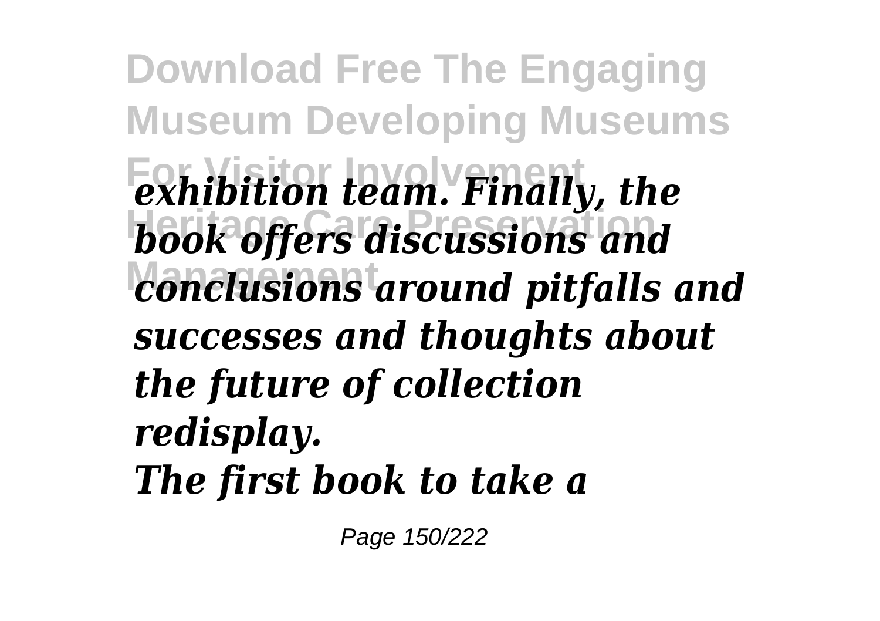*exhibition team. Finally, the book offers discussions and conclusions around pitfalls and successes and thoughts about the future of collection redisplay.*

*The first book to take a*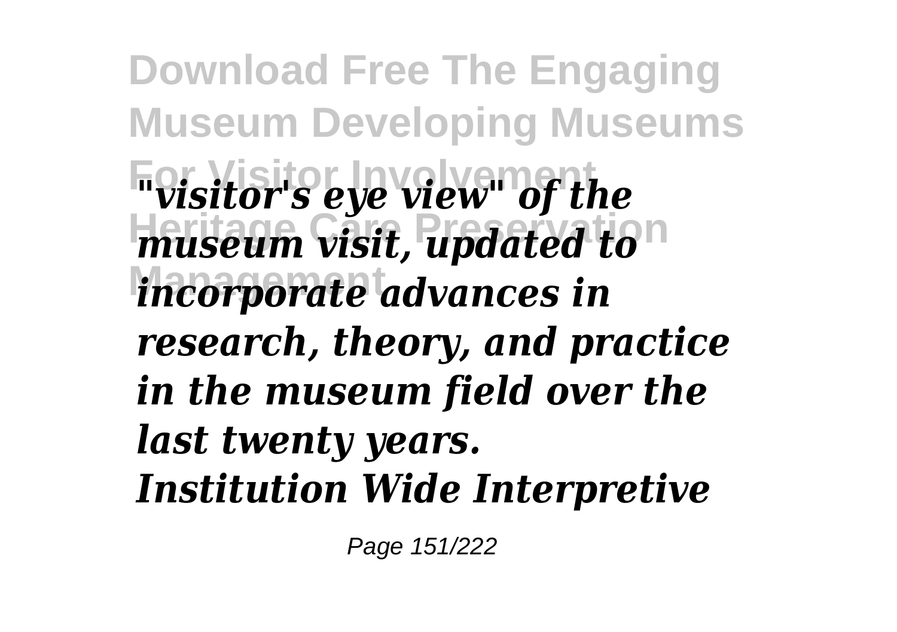*"visitor's eye view" of the museum visit, updated to incorporate advances in research, theory, and practice in the museum field over the last twenty years.*

*Institution Wide Interpretive*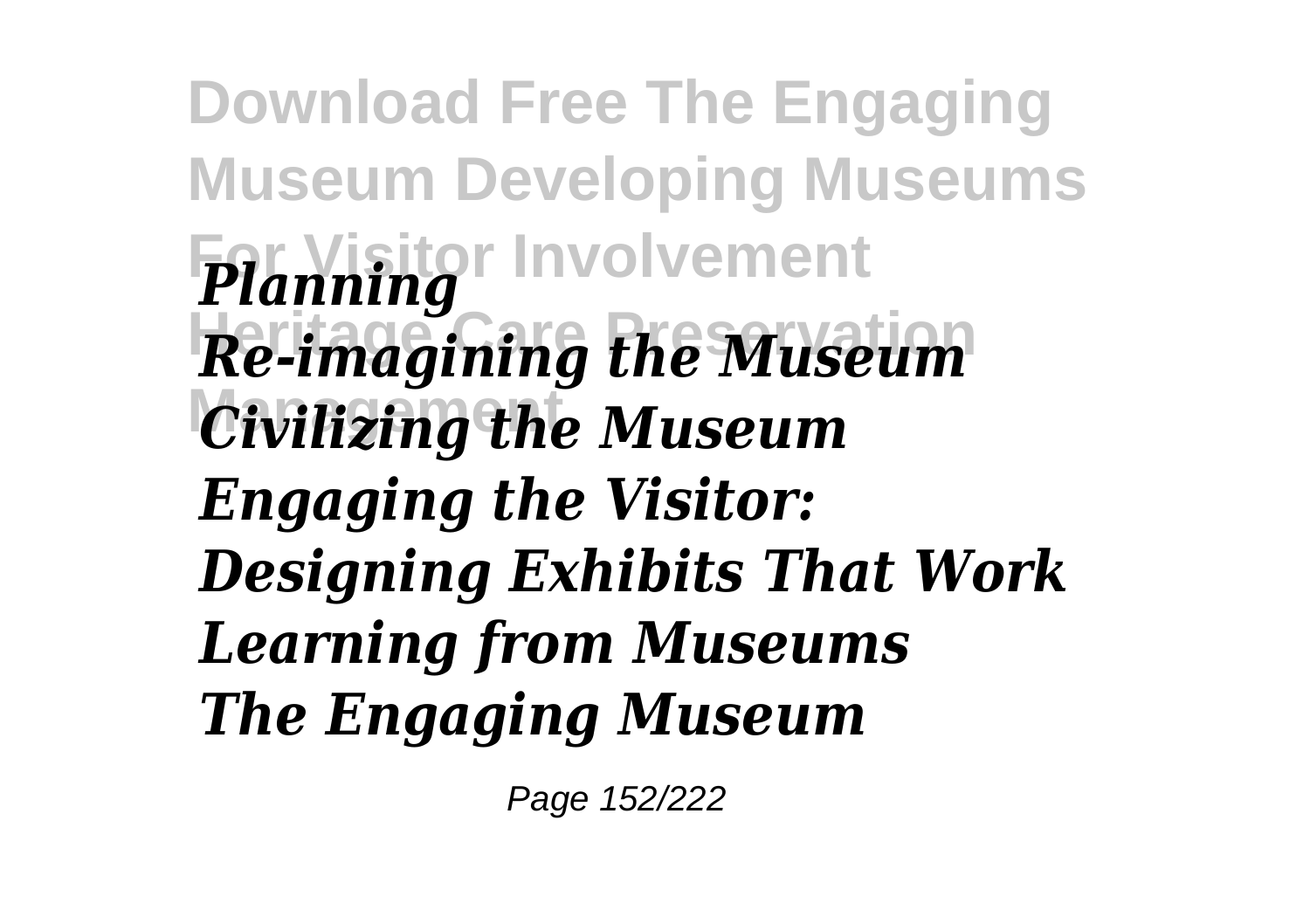*Planning*
*Re-imagining the Museum*
*Civilizing the Museum*
*Engaging the Visitor: Designing Exhibits That Work*
*Learning from Museums*
*The Engaging Museum*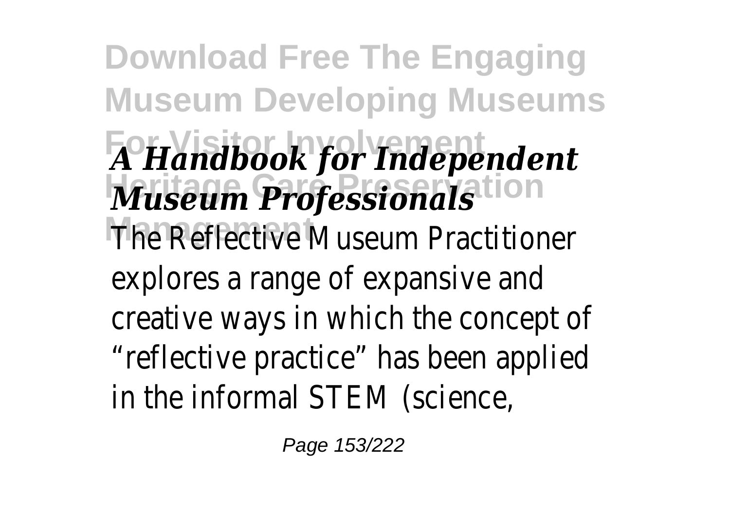***A Handbook for Independent Museum Professionals***

The Reflective Museum Practitioner explores a range of expansive and creative ways in which the concept of "reflective practice" has been applied in the informal STEM (science,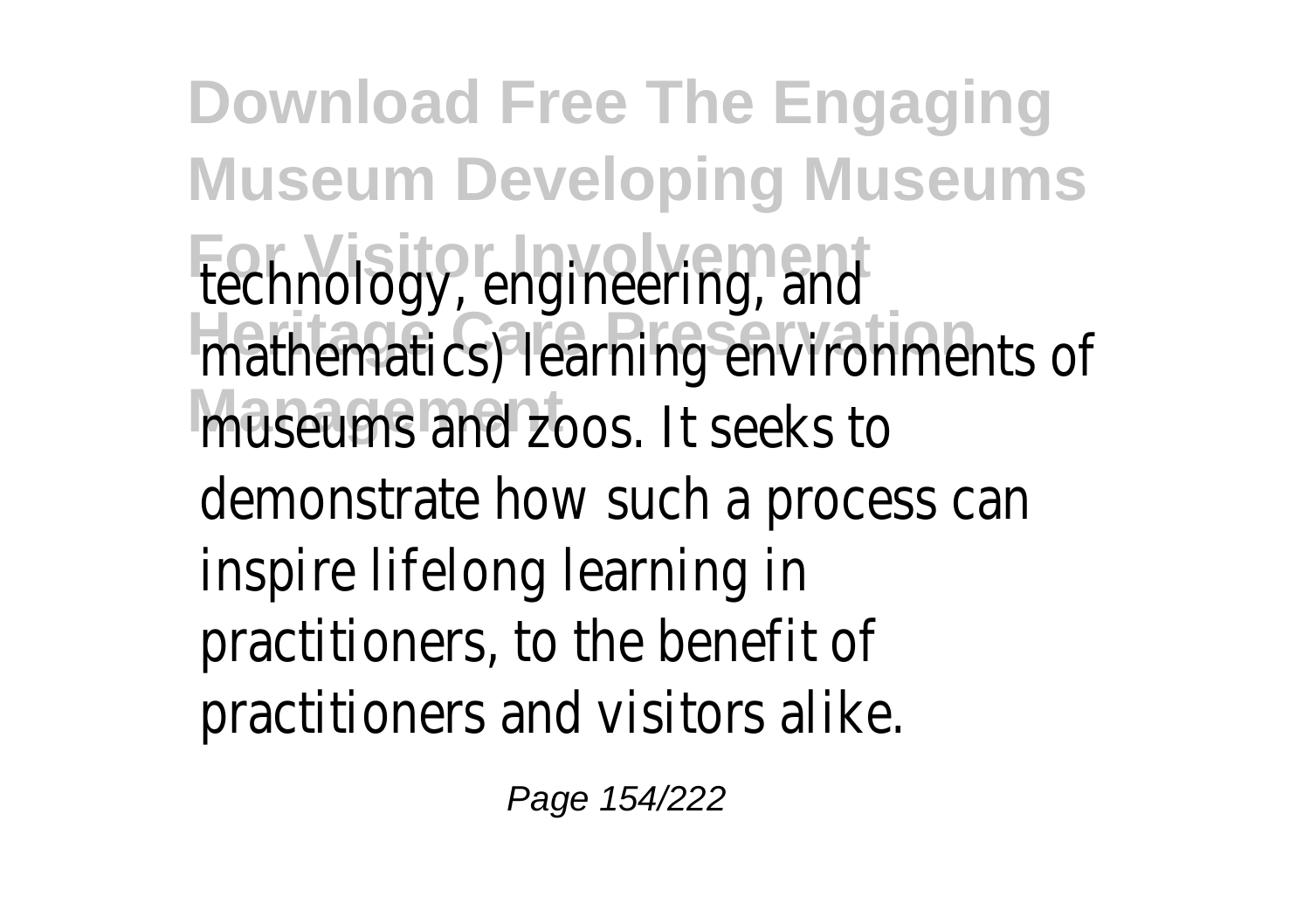technology, engineering, and mathematics) learning environments of museums and zoos. It seeks to demonstrate how such a process can inspire lifelong learning in practitioners, to the benefit of practitioners and visitors alike.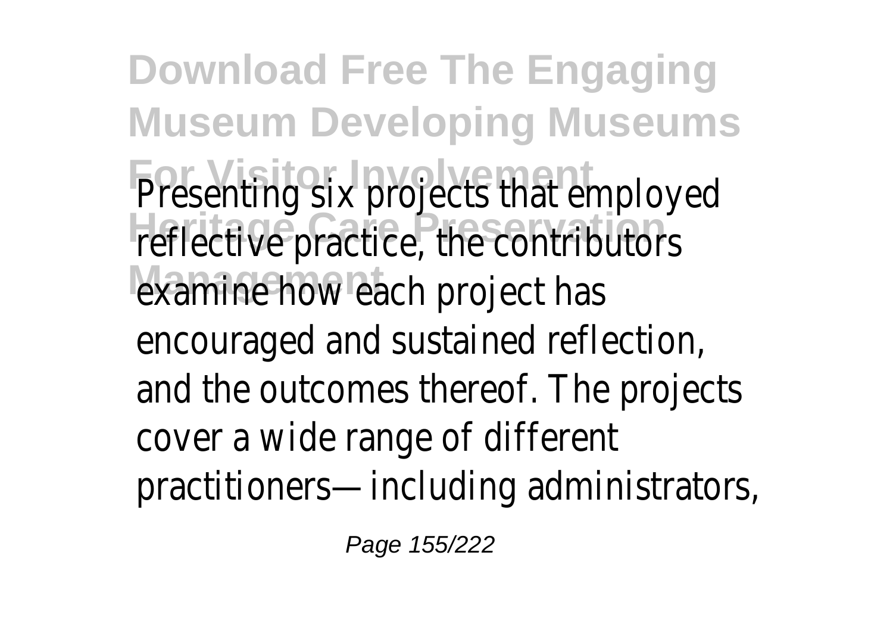Presenting six projects that employed reflective practice, the contributors examine how each project has encouraged and sustained reflection, and the outcomes thereof. The projects cover a wide range of different practitioners—including administrators,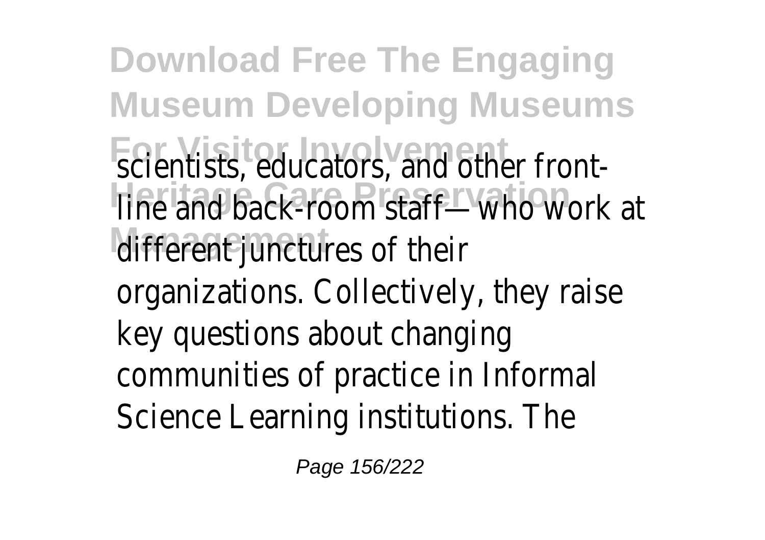scientists, educators, and other front-line and back-room staff—who work at different junctures of their organizations. Collectively, they raise key questions about changing communities of practice in Informal Science Learning institutions. The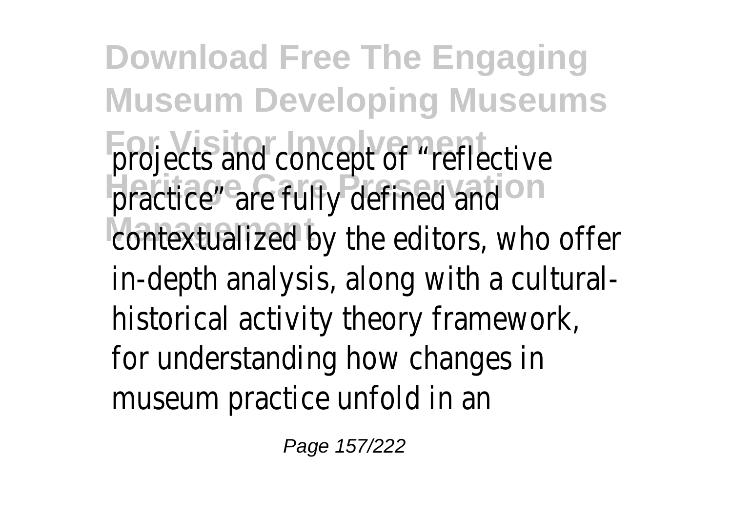projects and concept of "reflective practice" are fully defined and contextualized by the editors, who offer in-depth analysis, along with a cultural-historical activity theory framework, for understanding how changes in museum practice unfold in an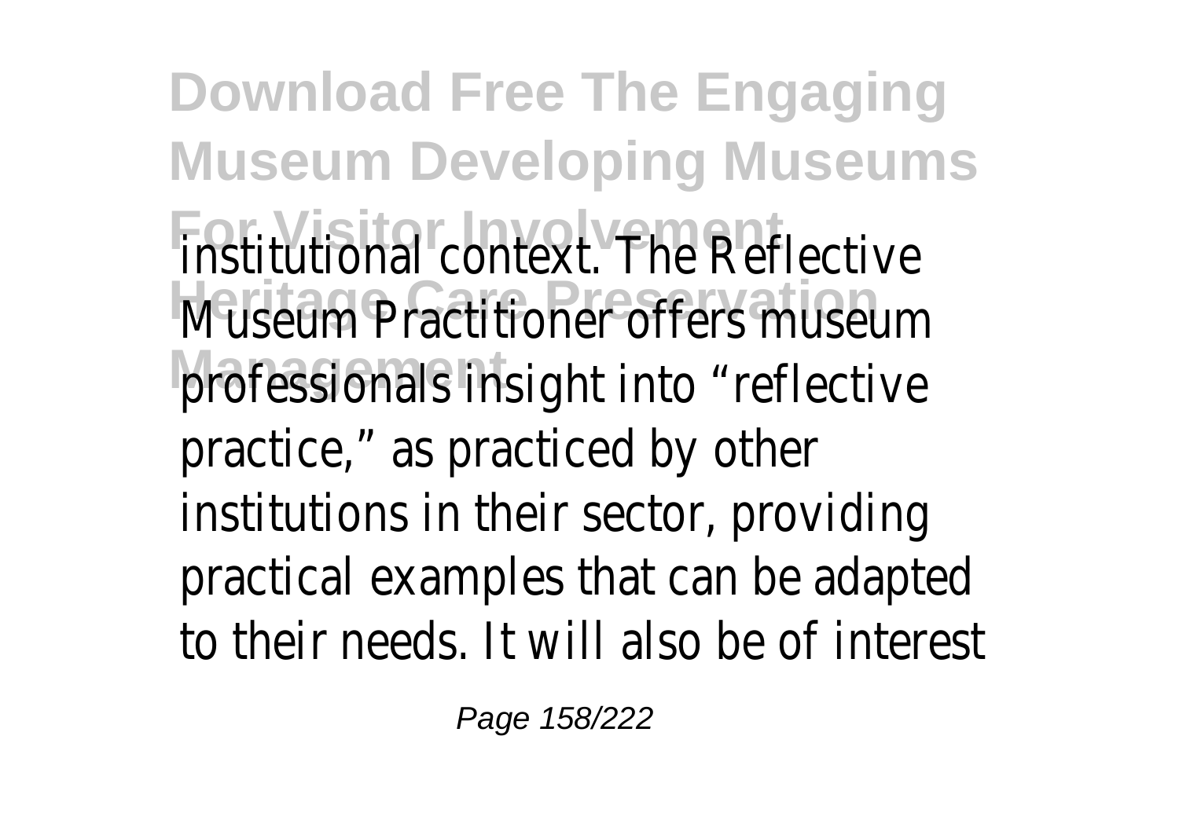institutional context. The Reflective Museum Practitioner offers museum professionals insight into “reflective practice,” as practiced by other institutions in their sector, providing practical examples that can be adapted to their needs. It will also be of interest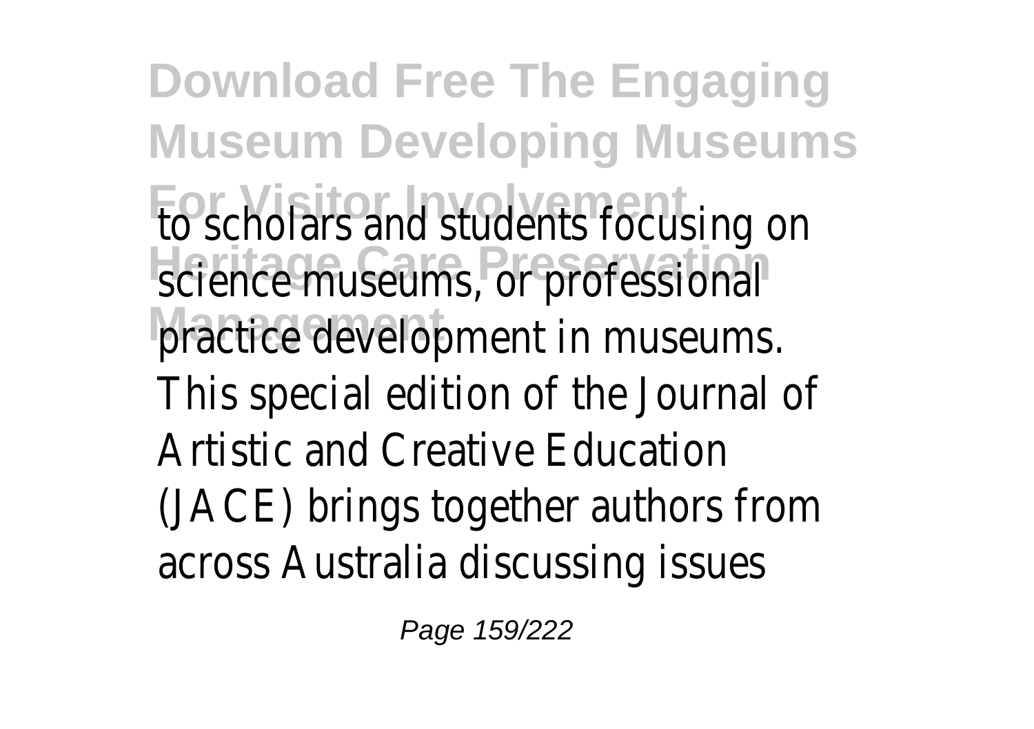to scholars and students focusing on science museums, or professional practice development in museums. This special edition of the Journal of Artistic and Creative Education (JACE) brings together authors from across Australia discussing issues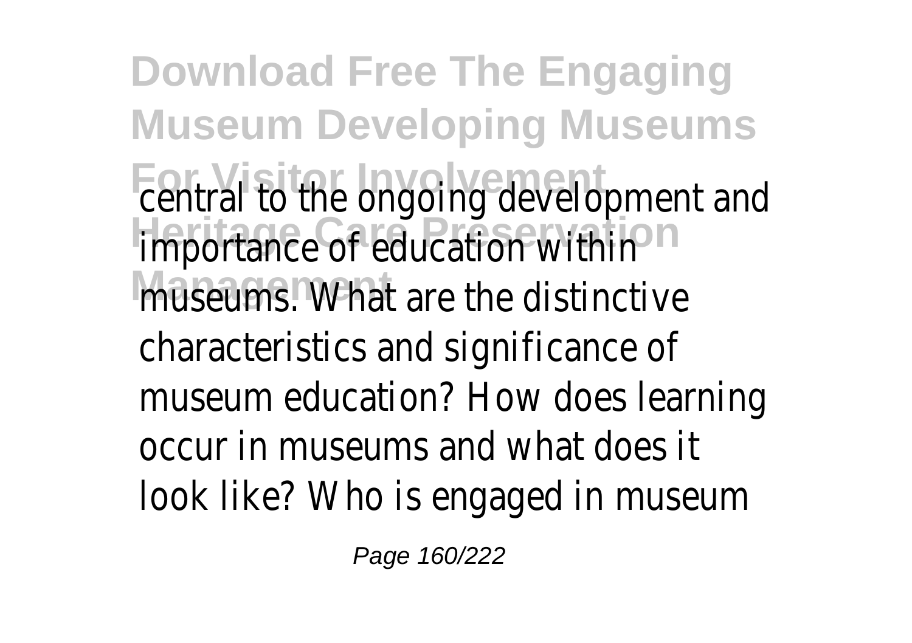central to the ongoing development and importance of education within museums. What are the distinctive characteristics and significance of museum education? How does learning occur in museums and what does it look like? Who is engaged in museum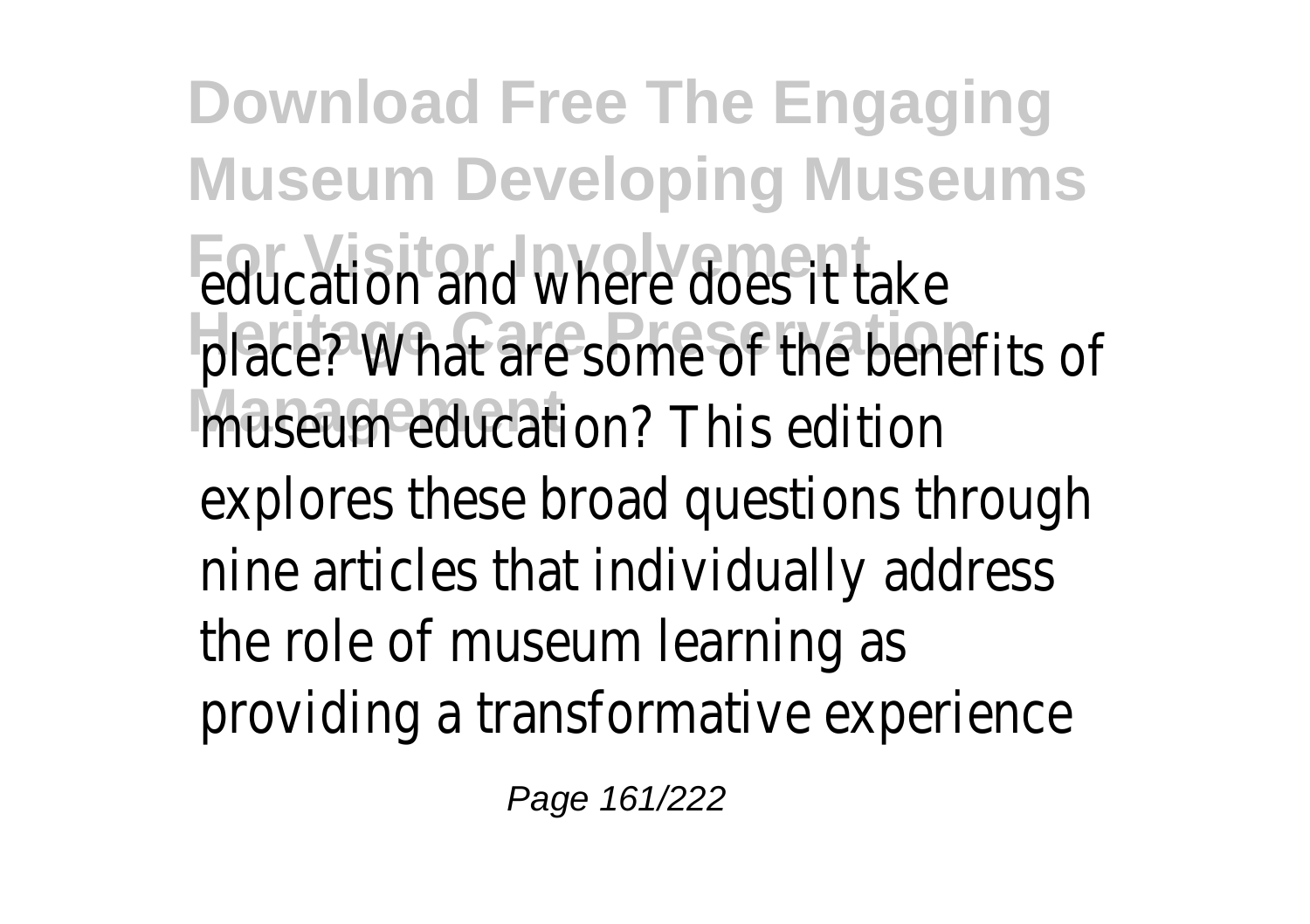education and where does it take place? What are some of the benefits of museum education? This edition explores these broad questions through nine articles that individually address the role of museum learning as providing a transformative experience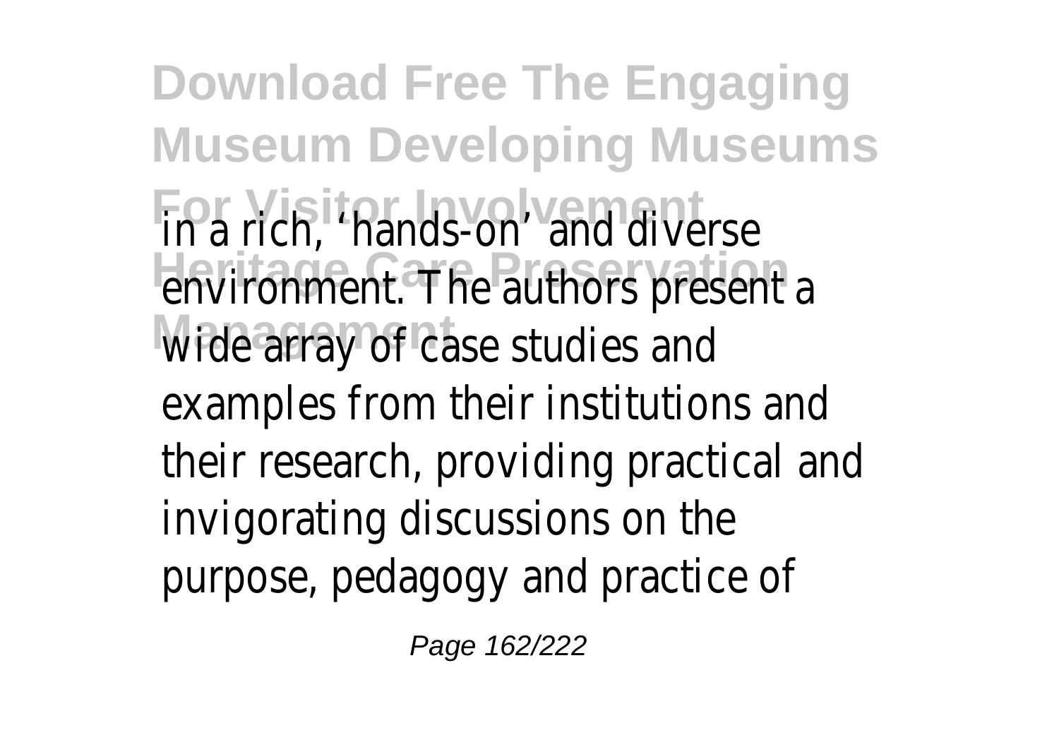in a rich, 'hands-on' and diverse environment. The authors present a wide array of case studies and examples from their institutions and their research, providing practical and invigorating discussions on the purpose, pedagogy and practice of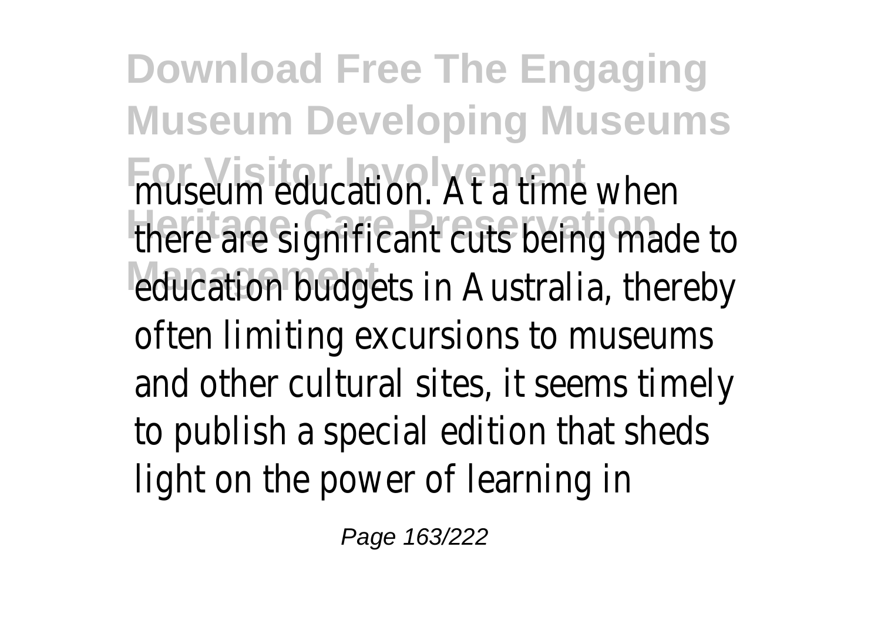museum education. At a time when there are significant cuts being made to education budgets in Australia, thereby often limiting excursions to museums and other cultural sites, it seems timely to publish a special edition that sheds light on the power of learning in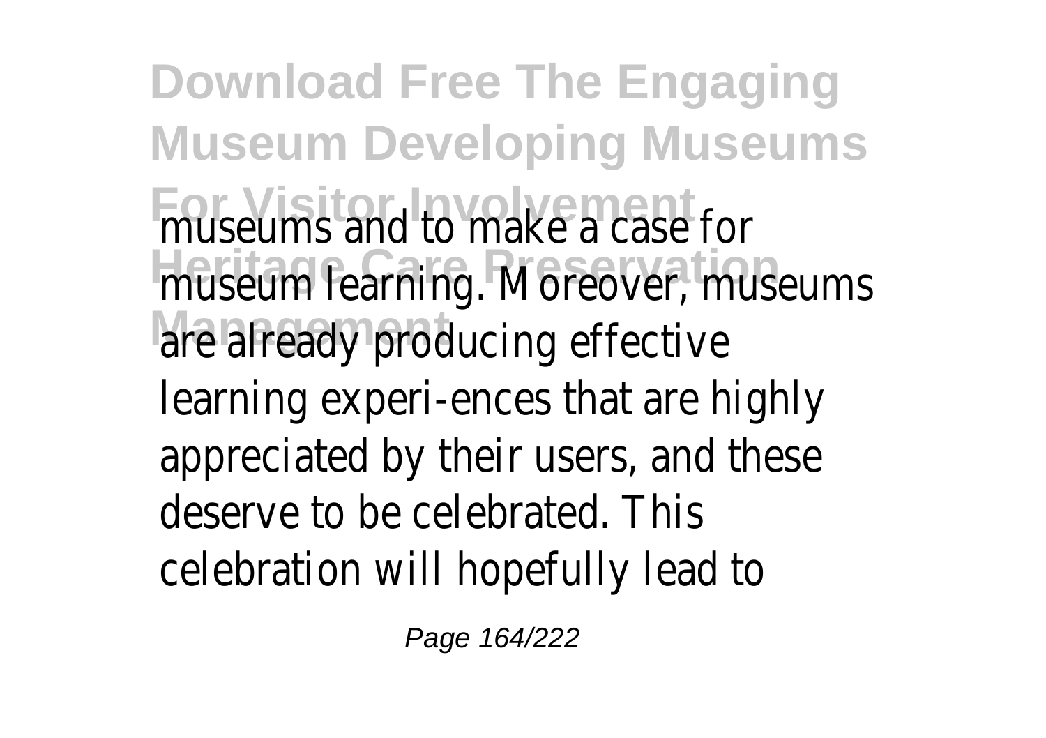museums and to make a case for museum learning. Moreover, museums are already producing effective learning experi-ences that are highly appreciated by their users, and these deserve to be celebrated. This celebration will hopefully lead to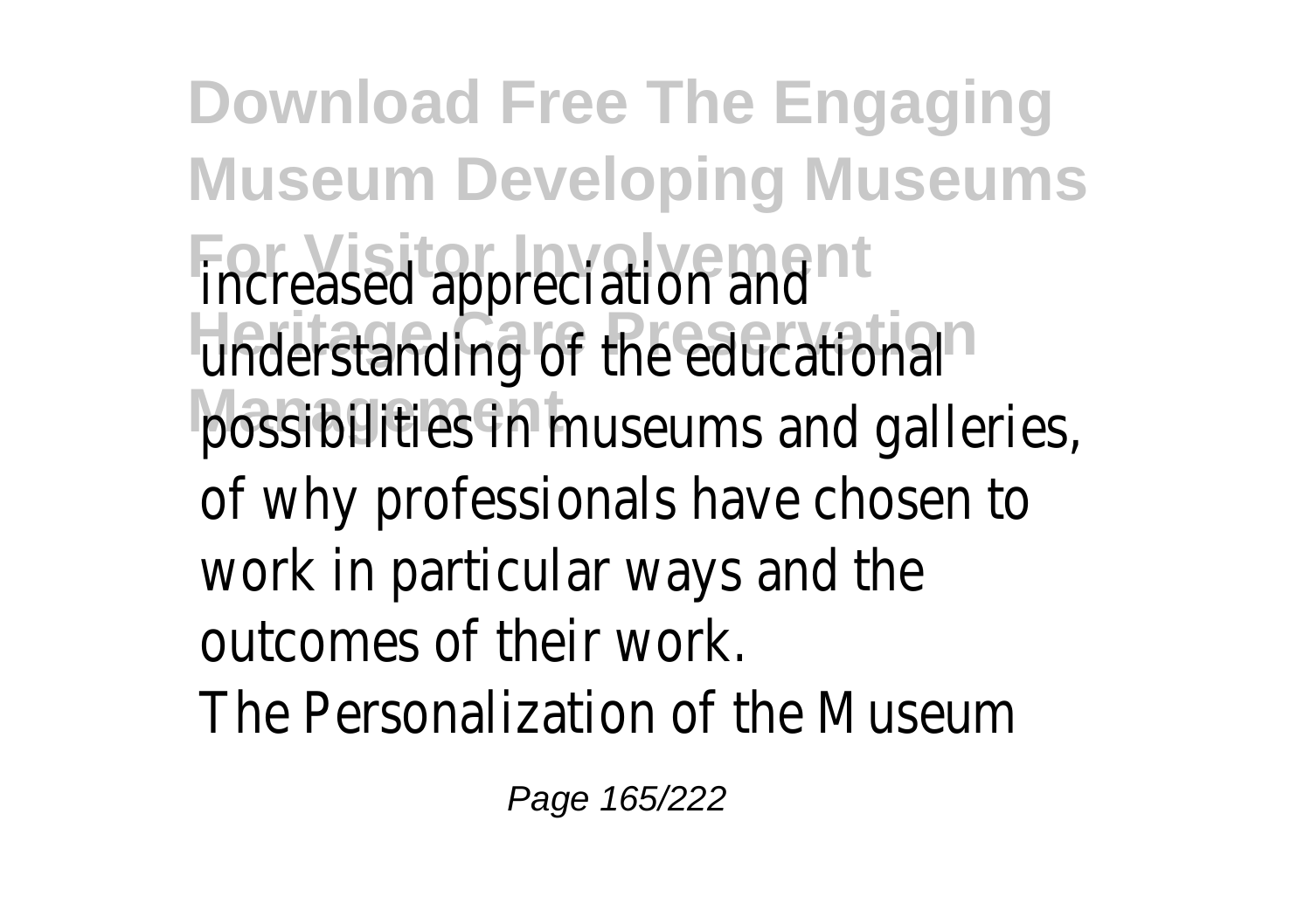increased appreciation and understanding of the educational possibilities in museums and galleries, of why professionals have chosen to work in particular ways and the outcomes of their work.

The Personalization of the Museum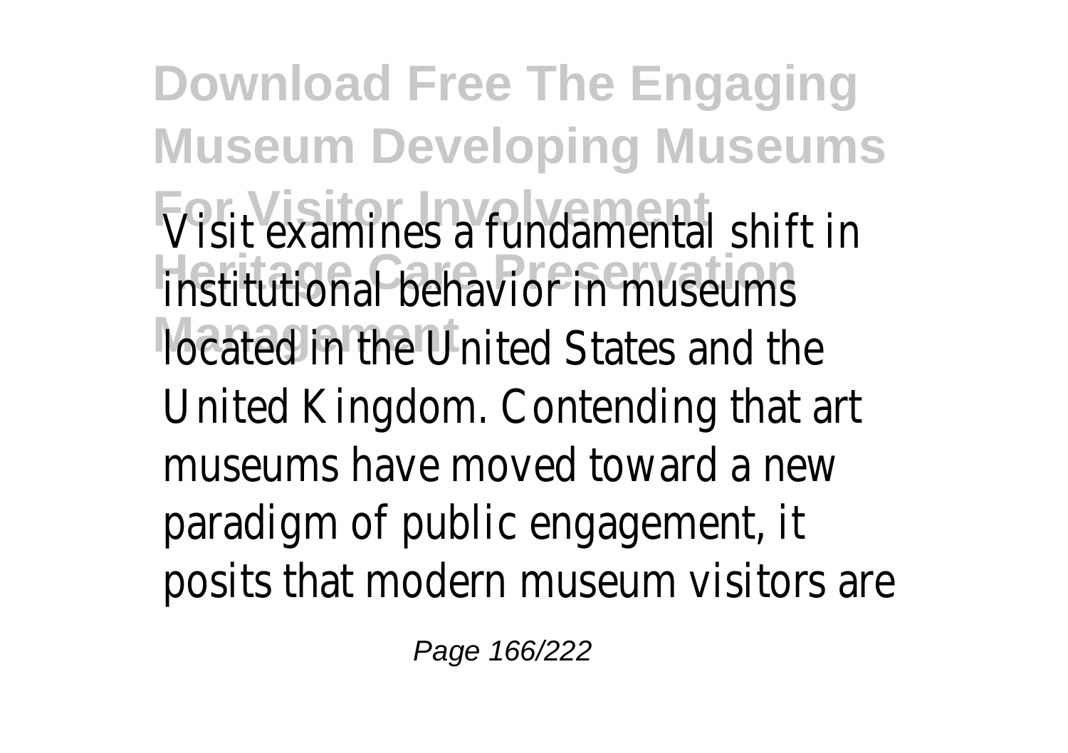Visit examines a fundamental shift in institutional behavior in museums located in the United States and the United Kingdom. Contending that art museums have moved toward a new paradigm of public engagement, it posits that modern museum visitors are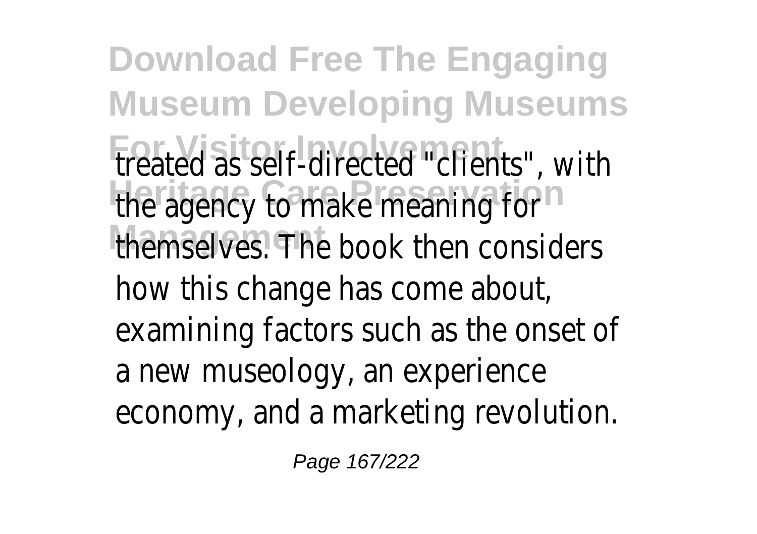treated as self-directed "clients", with the agency to make meaning for themselves. The book then considers how this change has come about, examining factors such as the onset of a new museology, an experience economy, and a marketing revolution.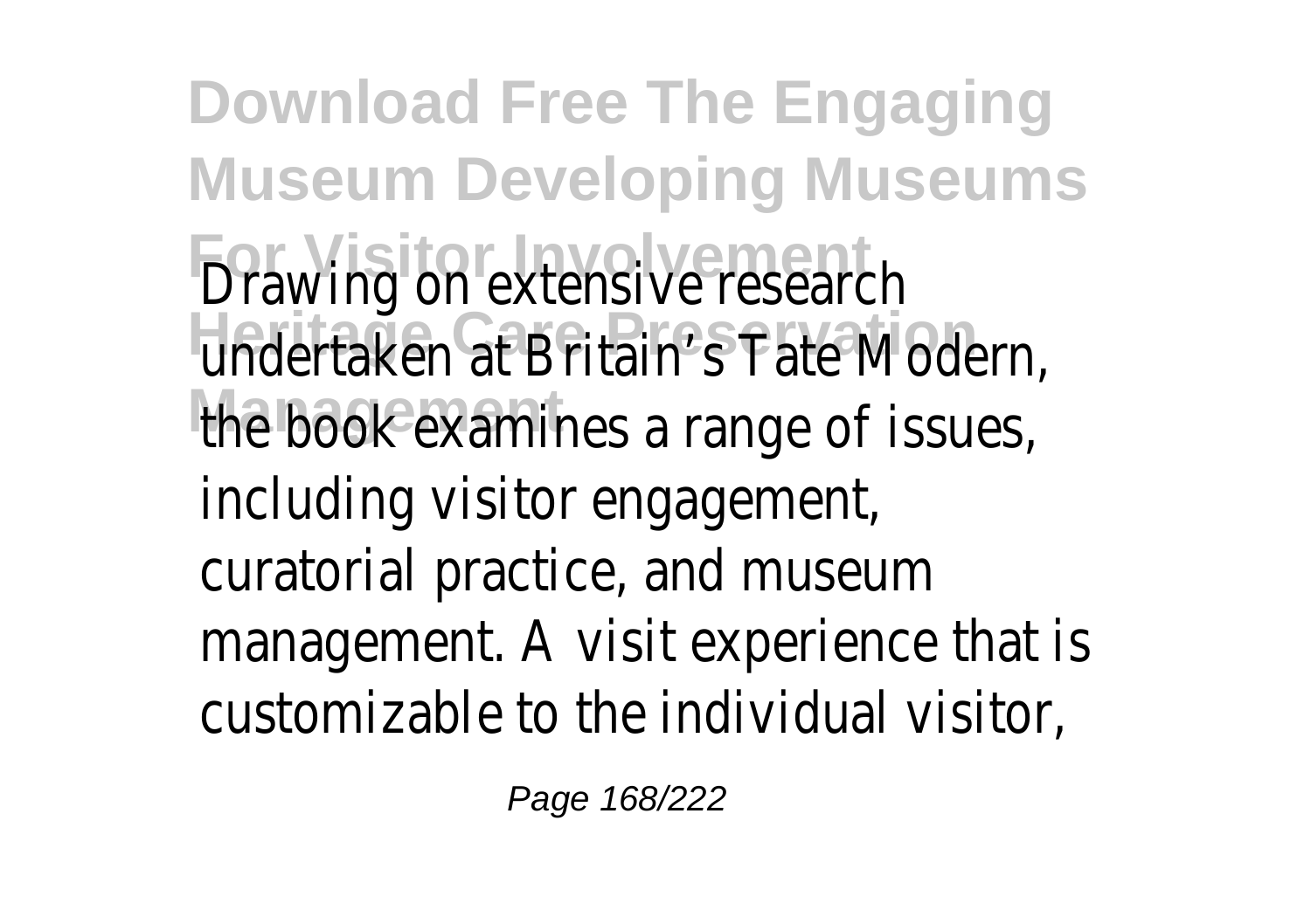Drawing on extensive research undertaken at Britain's Tate Modern, the book examines a range of issues, including visitor engagement, curatorial practice, and museum management. A visit experience that is customizable to the individual visitor,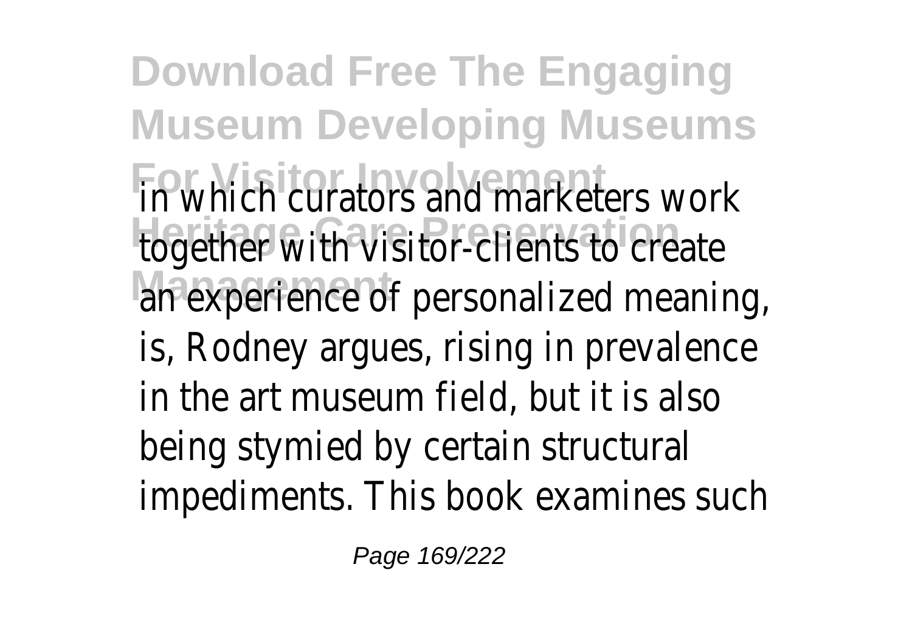in which curators and marketers work together with visitor-clients to create an experience of personalized meaning, is, Rodney argues, rising in prevalence in the art museum field, but it is also being stymied by certain structural impediments. This book examines such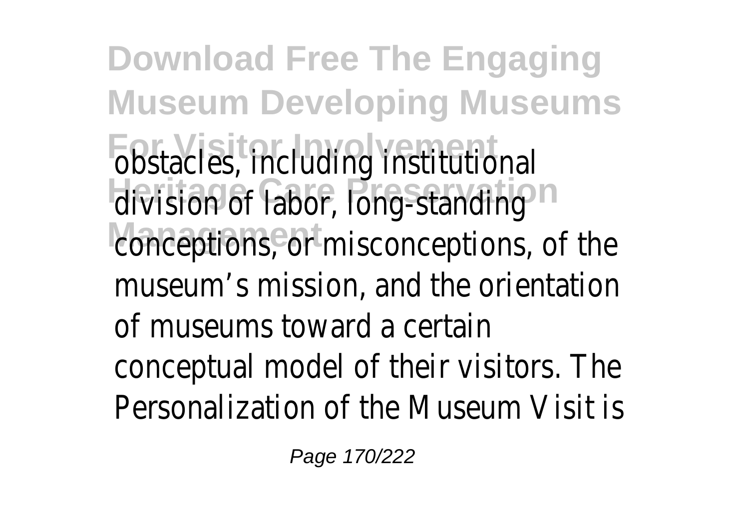obstacles, including institutional division of labor, long-standing conceptions, or misconceptions, of the museum's mission, and the orientation of museums toward a certain conceptual model of their visitors. The Personalization of the Museum Visit is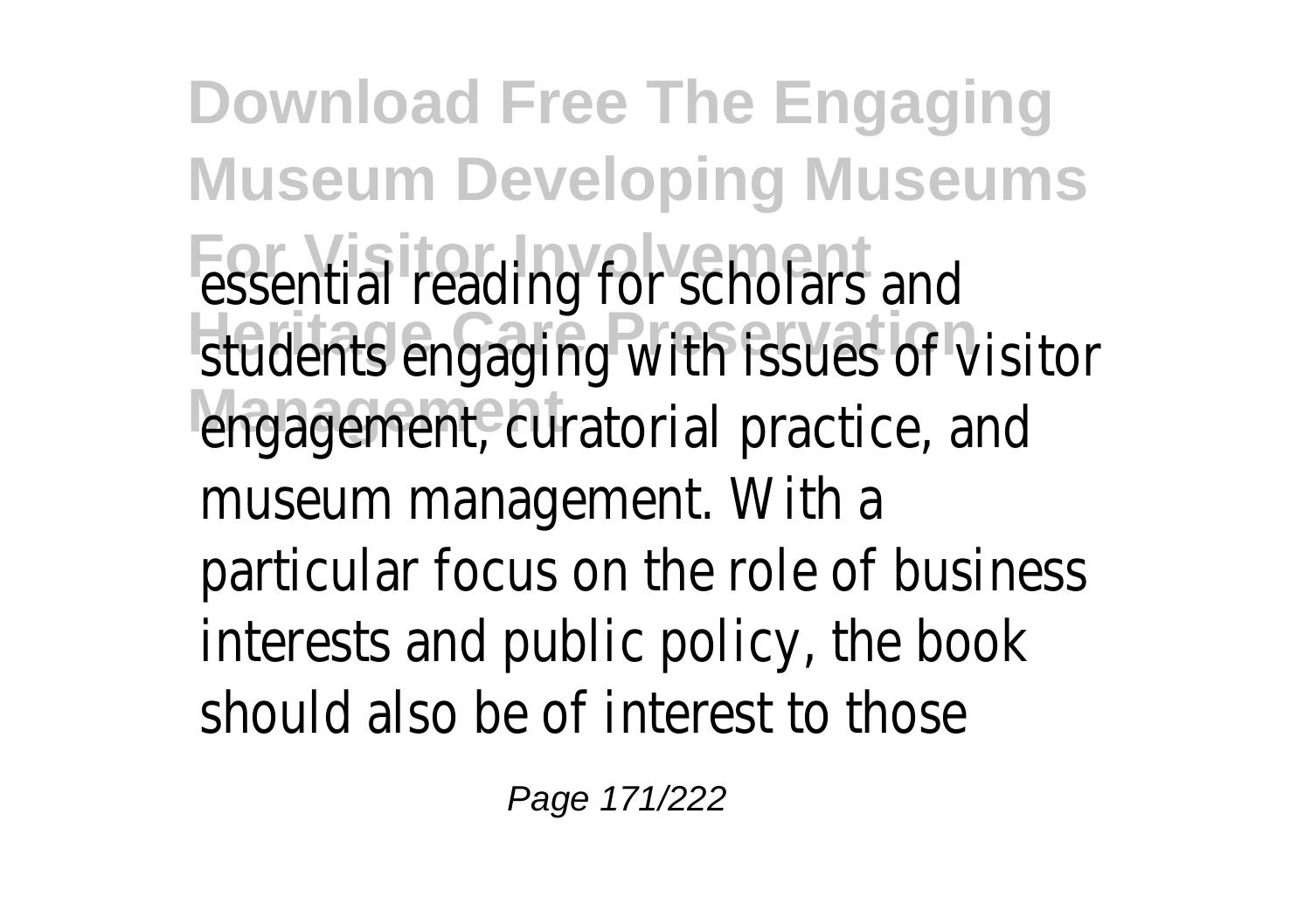essential reading for scholars and students engaging with issues of visitor engagement, curatorial practice, and museum management. With a particular focus on the role of business interests and public policy, the book should also be of interest to those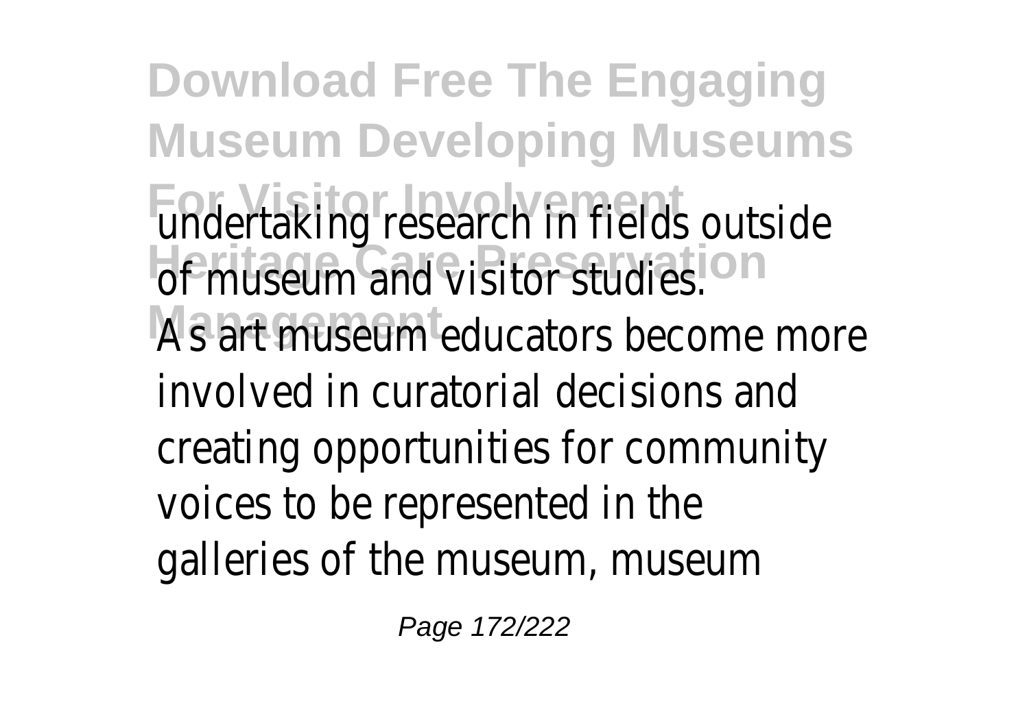undertaking research in fields outside of museum and visitor studies.

As art museum educators become more involved in curatorial decisions and creating opportunities for community voices to be represented in the galleries of the museum, museum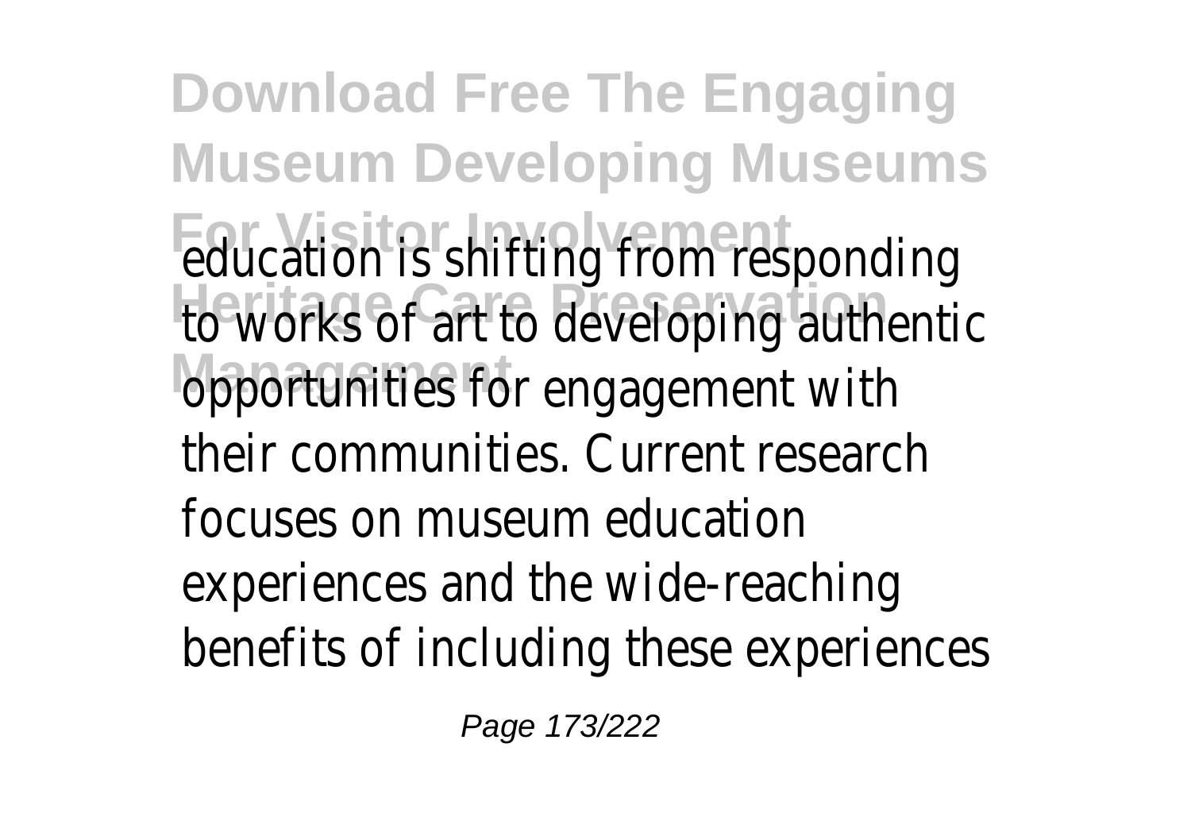education is shifting from responding to works of art to developing authentic opportunities for engagement with their communities. Current research focuses on museum education experiences and the wide-reaching benefits of including these experiences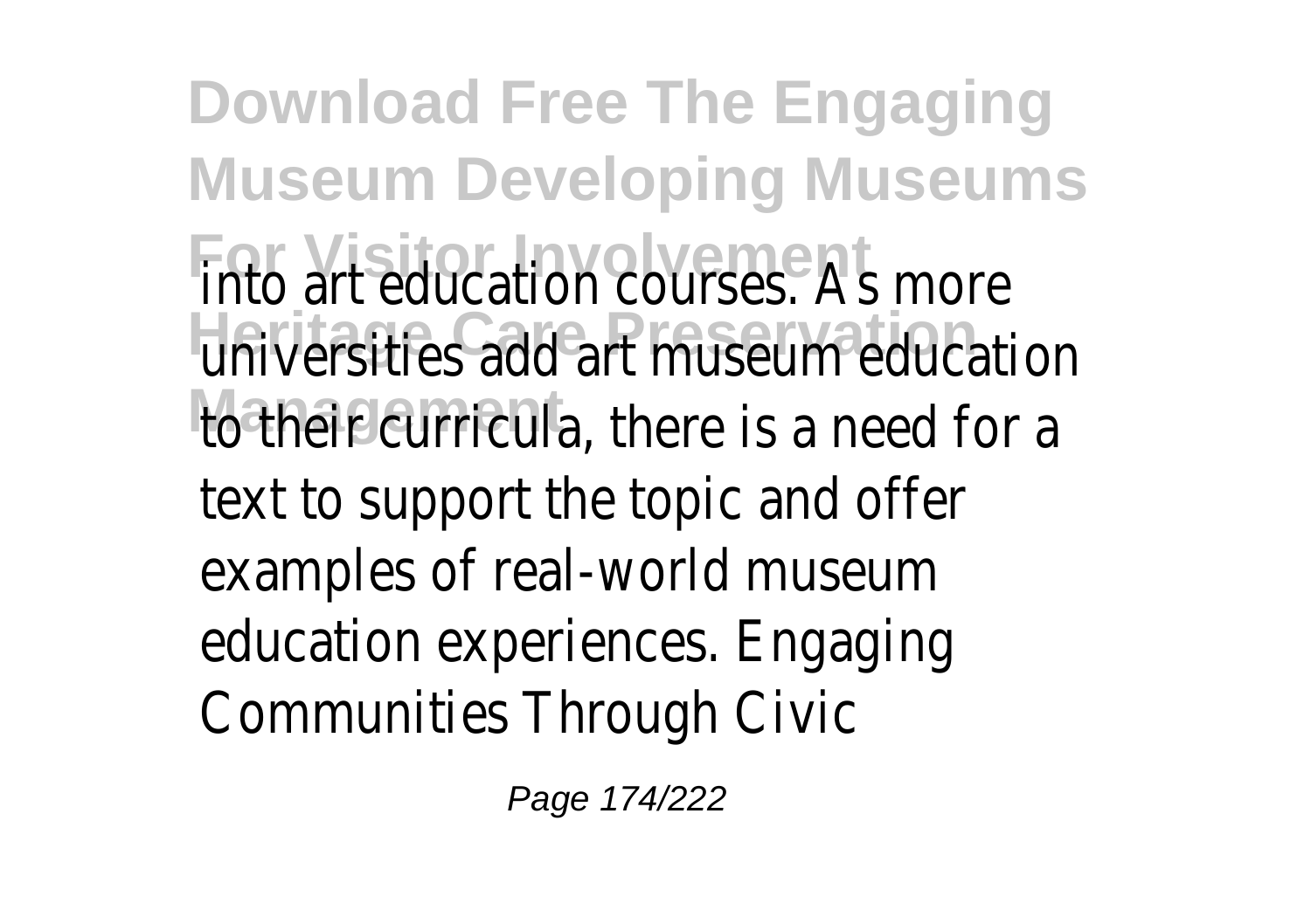into art education courses. As more universities add art museum education to their curricula, there is a need for a text to support the topic and offer examples of real-world museum education experiences. Engaging Communities Through Civic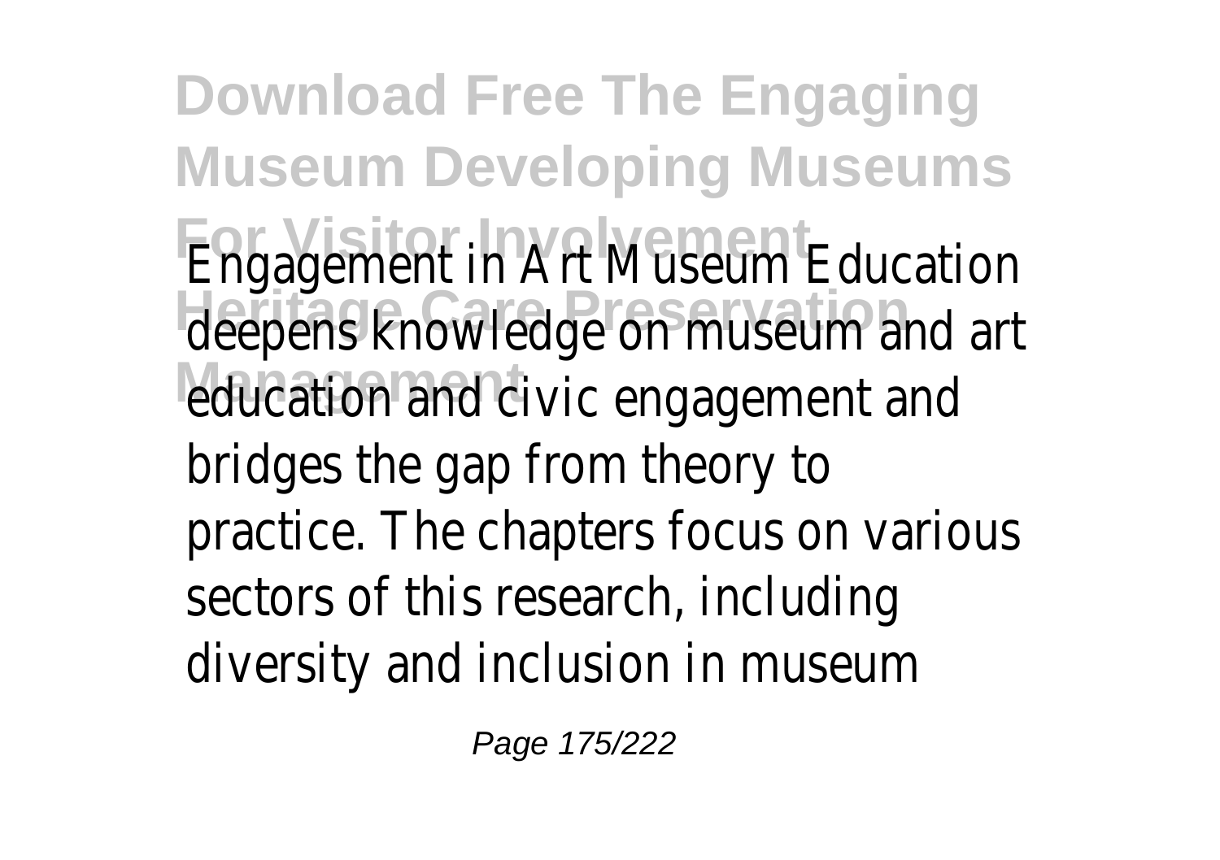Engagement in Art Museum Education deepens knowledge on museum and art education and civic engagement and bridges the gap from theory to practice. The chapters focus on various sectors of this research, including diversity and inclusion in museum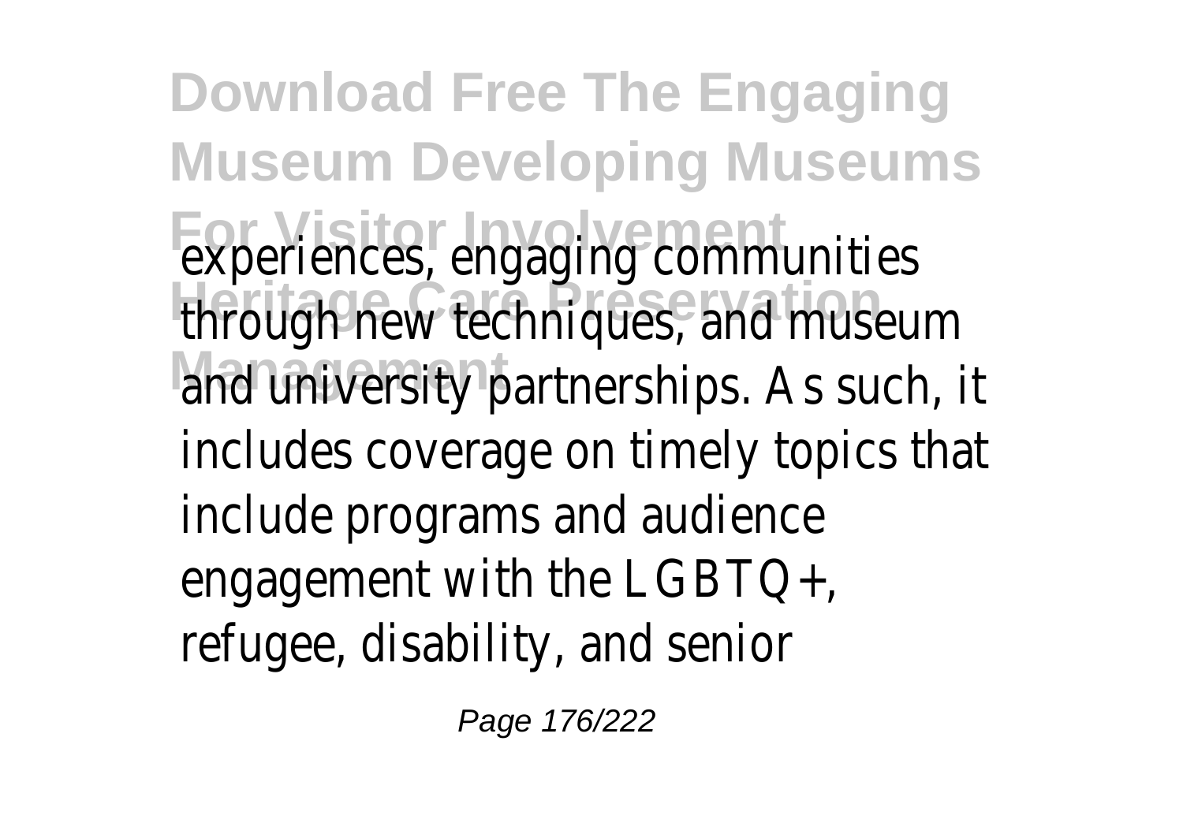experiences, engaging communities through new techniques, and museum and university partnerships. As such, it includes coverage on timely topics that include programs and audience engagement with the LGBTQ+, refugee, disability, and senior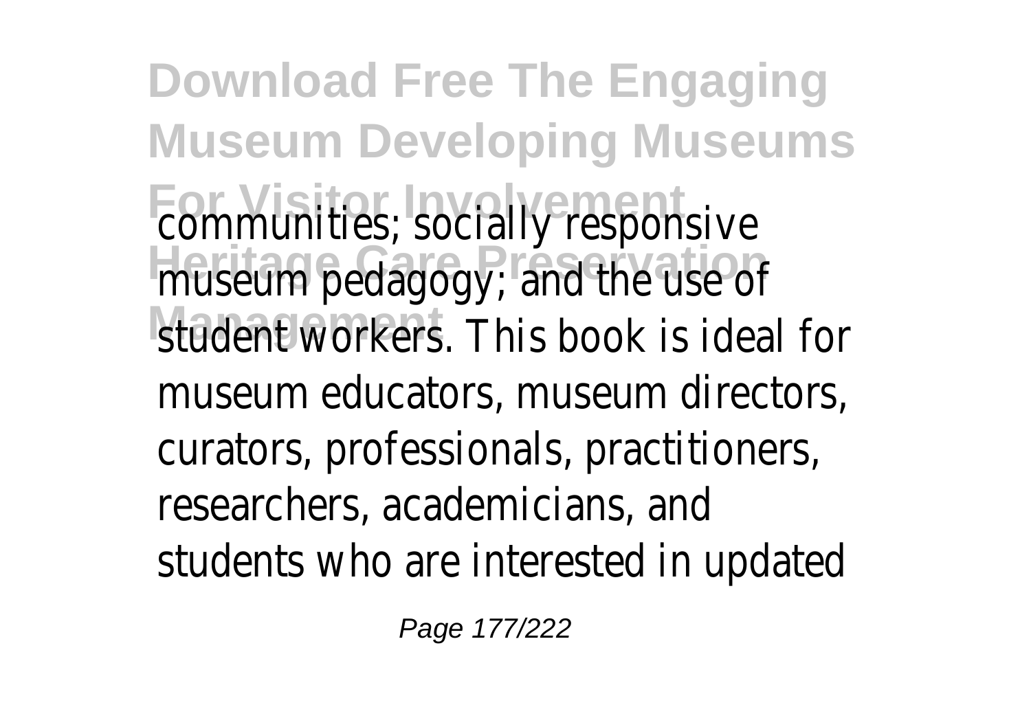communities; socially responsive museum pedagogy; and the use of student workers. This book is ideal for museum educators, museum directors, curators, professionals, practitioners, researchers, academicians, and students who are interested in updated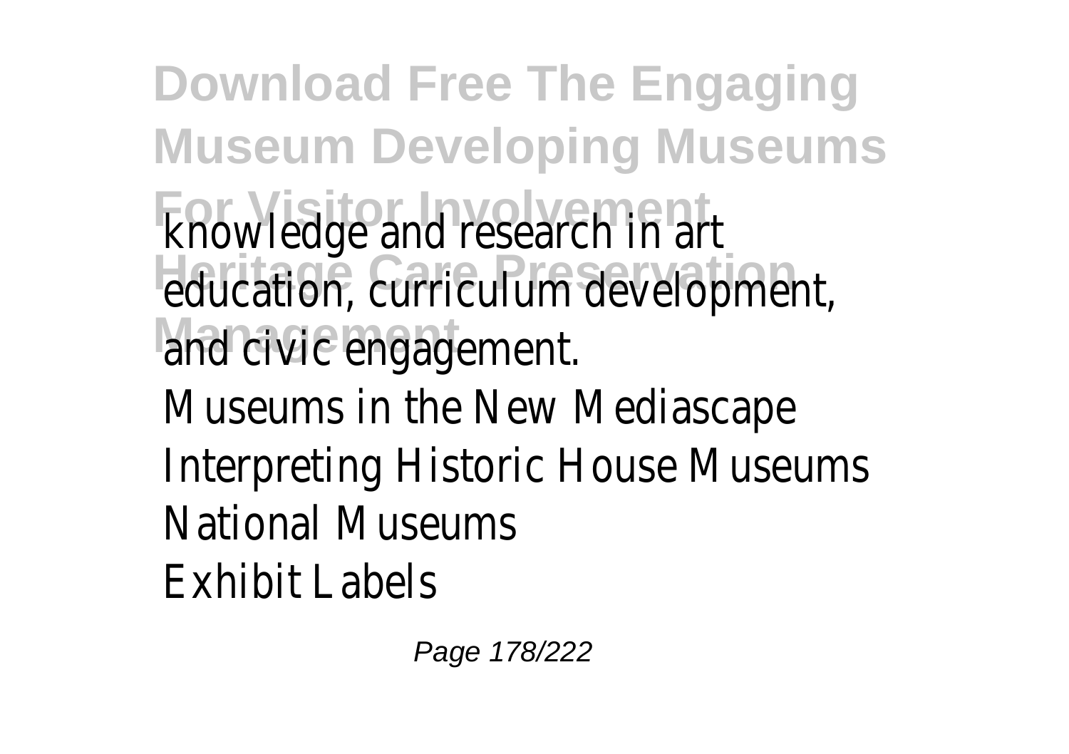knowledge and research in art education, curriculum development, and civic engagement.

Museums in the New Mediascape
Interpreting Historic House Museums
National Museums
Exhibit Labels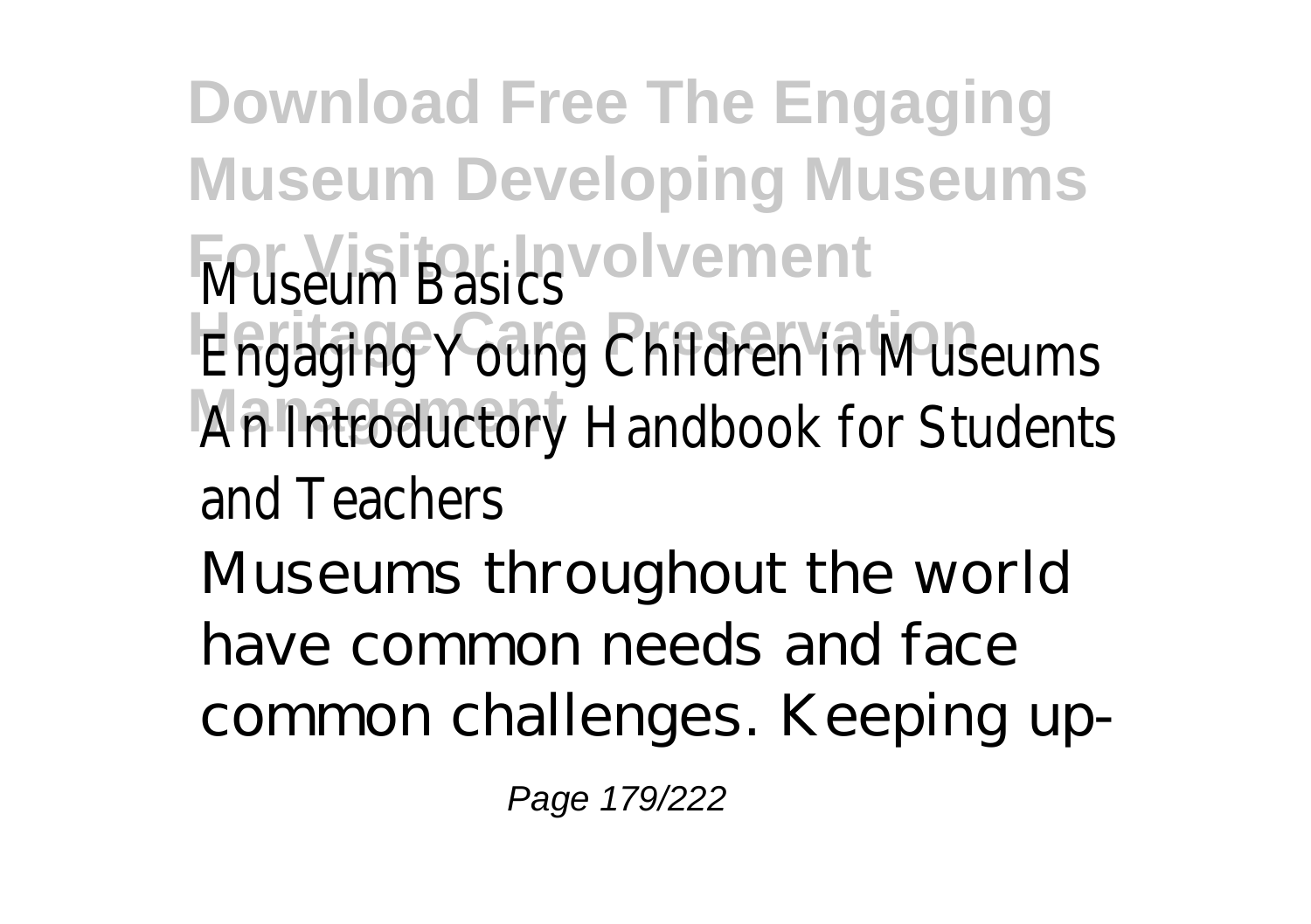Museum Basics

Engaging Young Children in Museums

An Introductory Handbook for Students and Teachers

Museums throughout the world have common needs and face common challenges. Keeping up-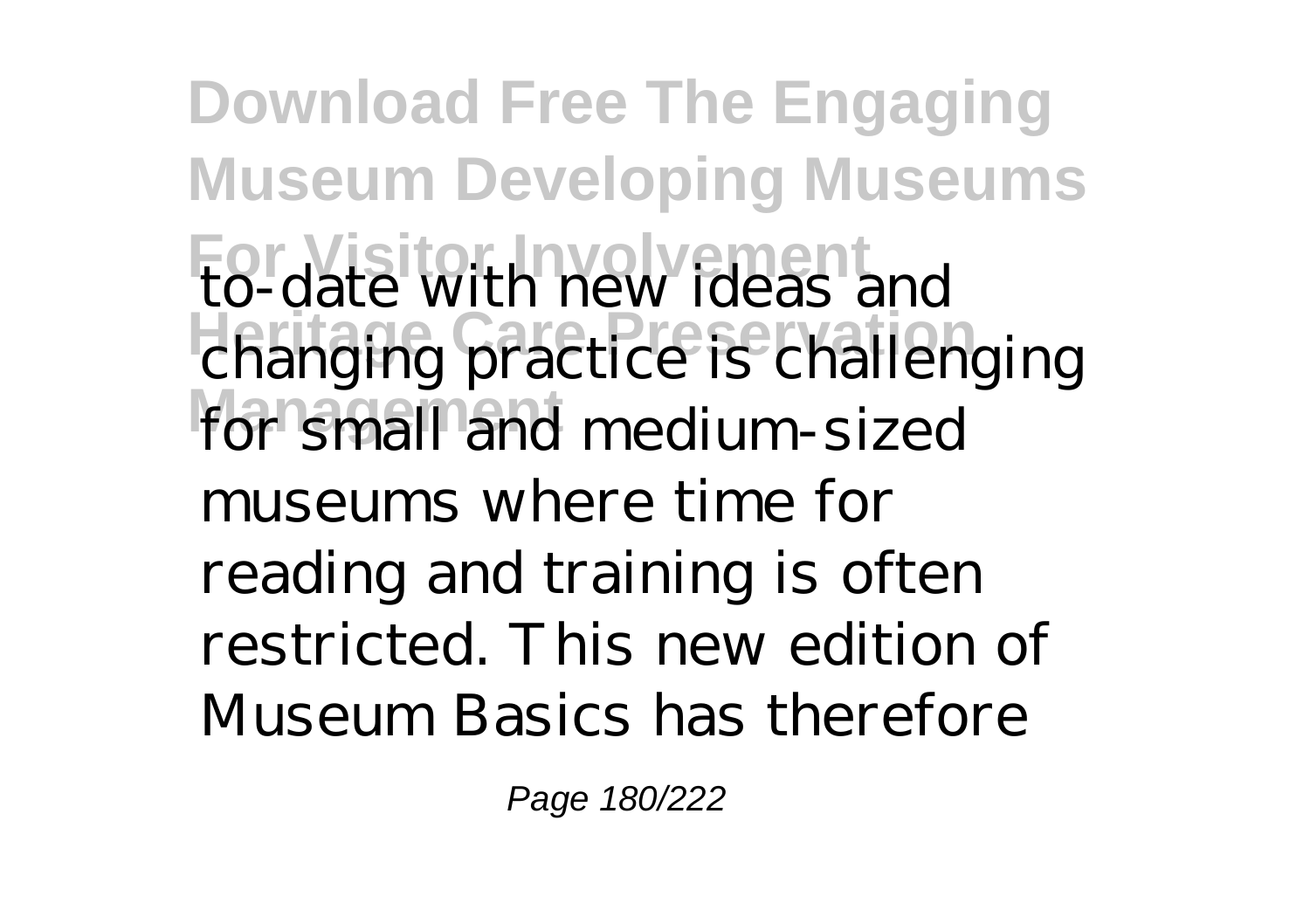to-date with new ideas and changing practice is challenging for small and medium-sized museums where time for reading and training is often restricted. This new edition of Museum Basics has therefore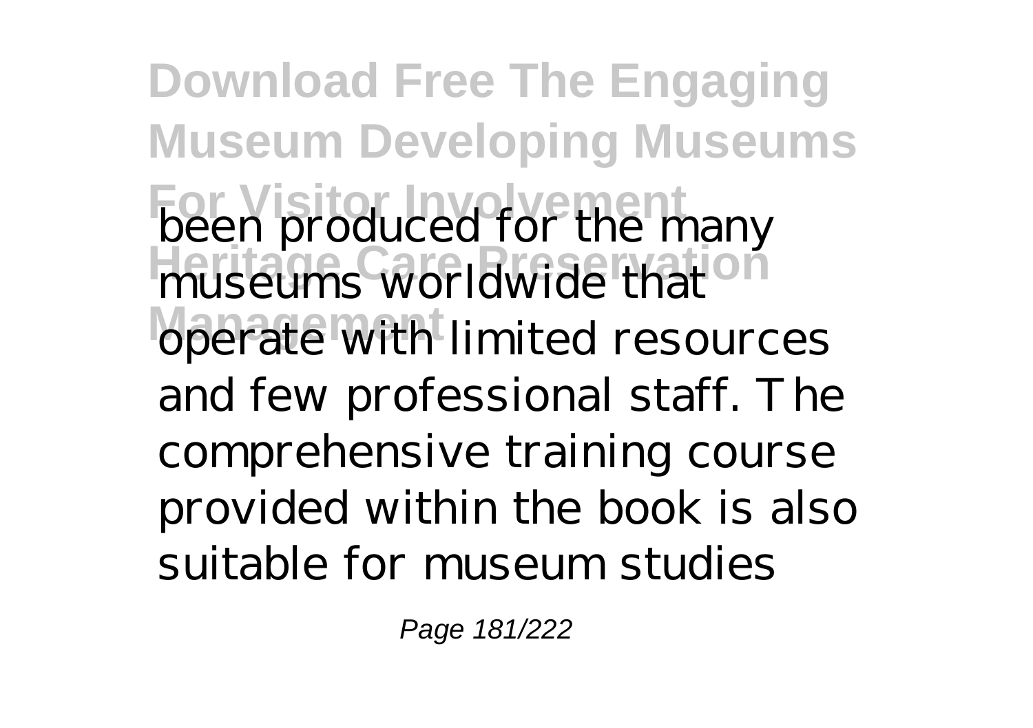been produced for the many museums worldwide that operate with limited resources and few professional staff. The comprehensive training course provided within the book is also suitable for museum studies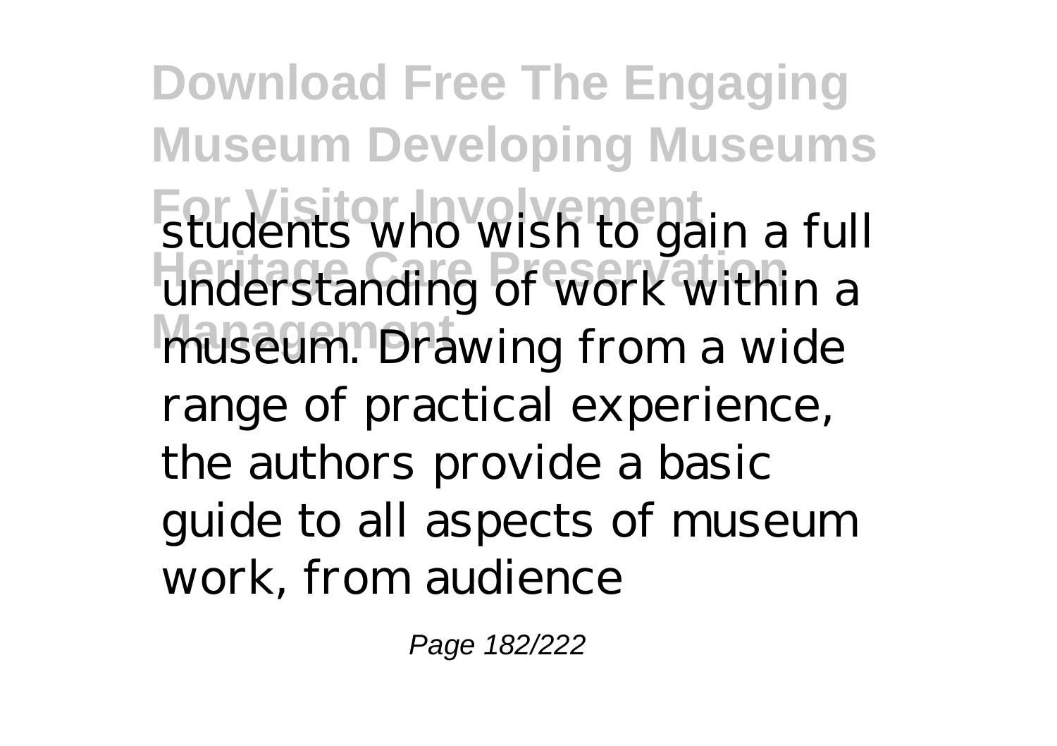students who wish to gain a full understanding of work within a museum. Drawing from a wide range of practical experience, the authors provide a basic guide to all aspects of museum work, from audience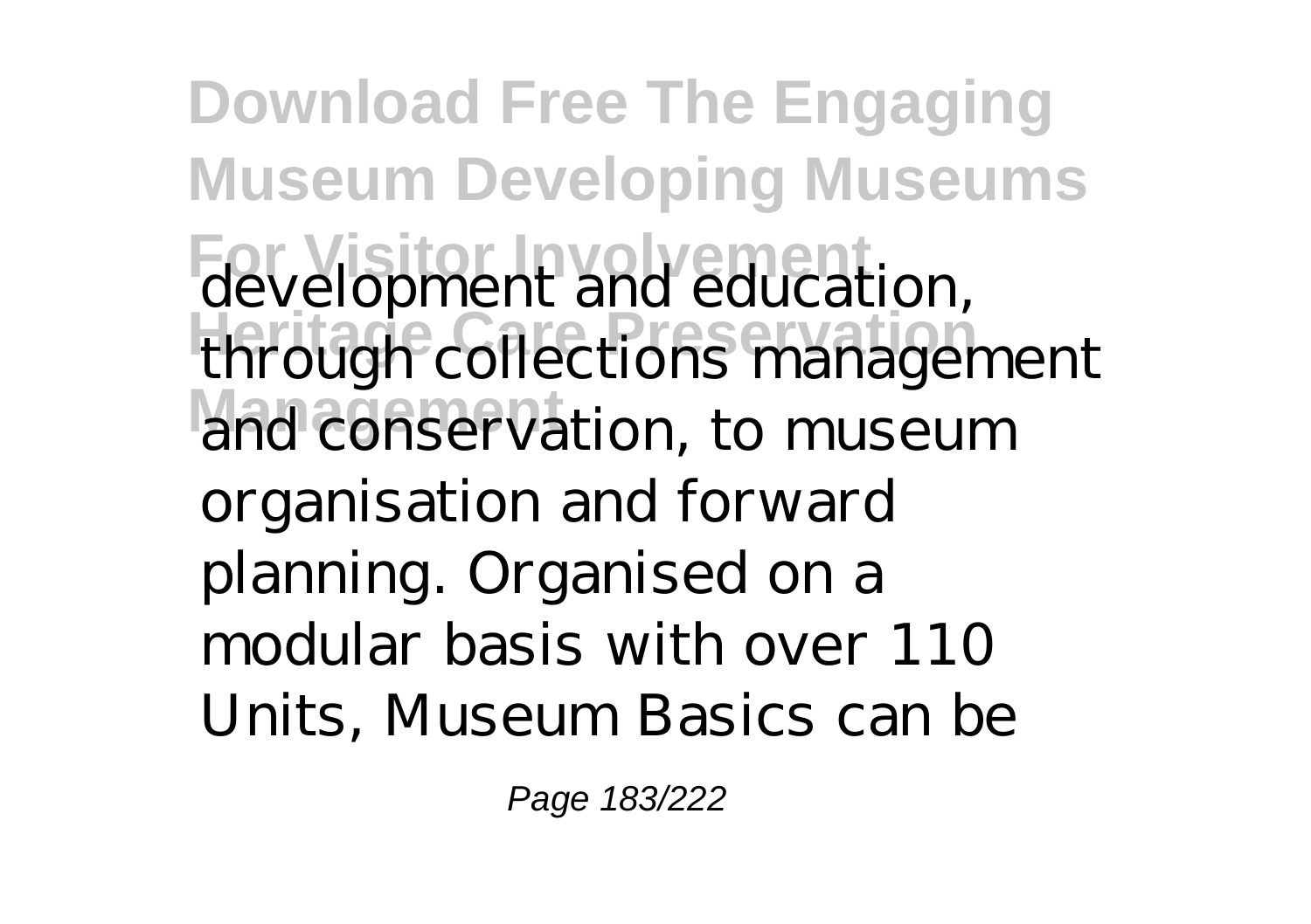development and education, through collections management and conservation, to museum organisation and forward planning. Organised on a modular basis with over 110 Units, Museum Basics can be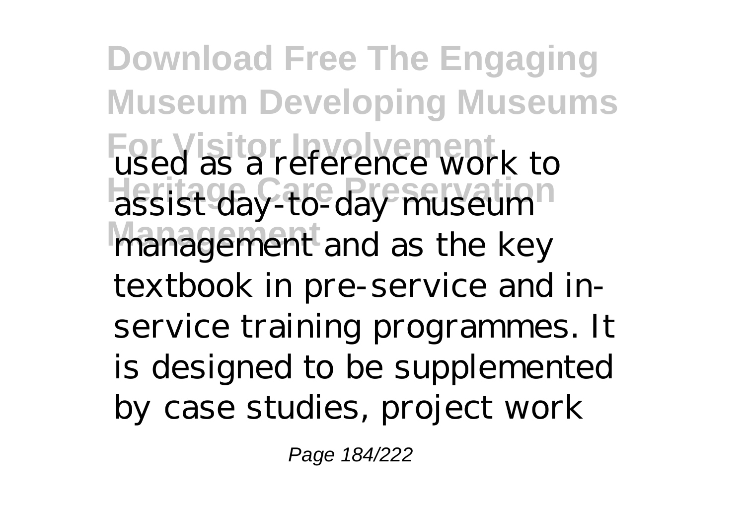used as a reference work to assist day-to-day museum management and as the key textbook in pre-service and in-service training programmes. It is designed to be supplemented by case studies, project work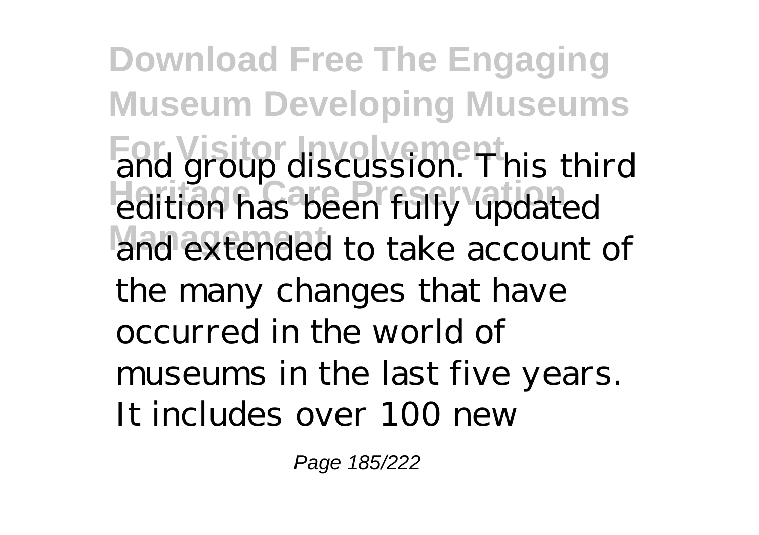and group discussion. This third edition has been fully updated and extended to take account of the many changes that have occurred in the world of museums in the last five years. It includes over 100 new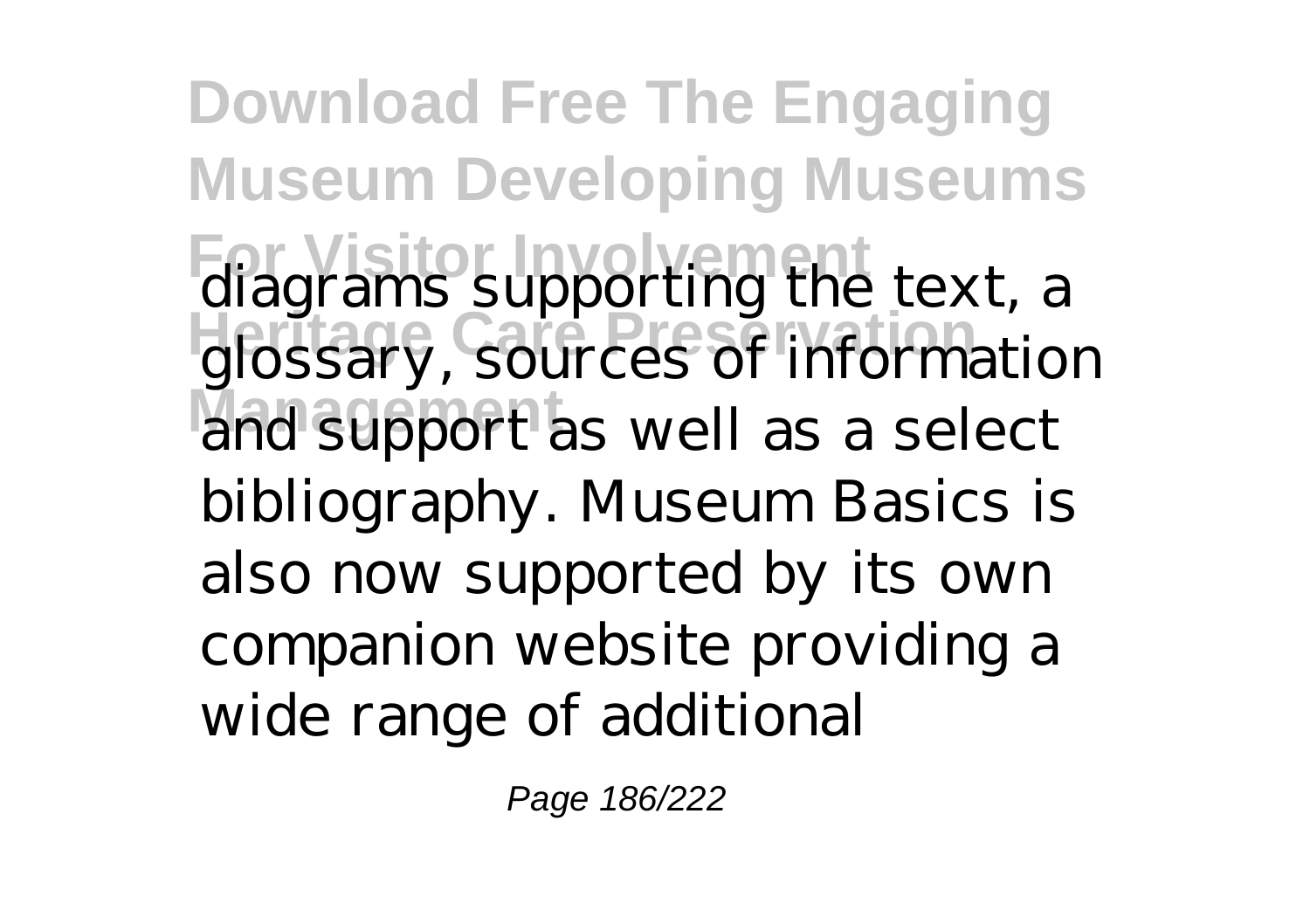diagrams supporting the text, a glossary, sources of information and support as well as a select bibliography. Museum Basics is also now supported by its own companion website providing a wide range of additional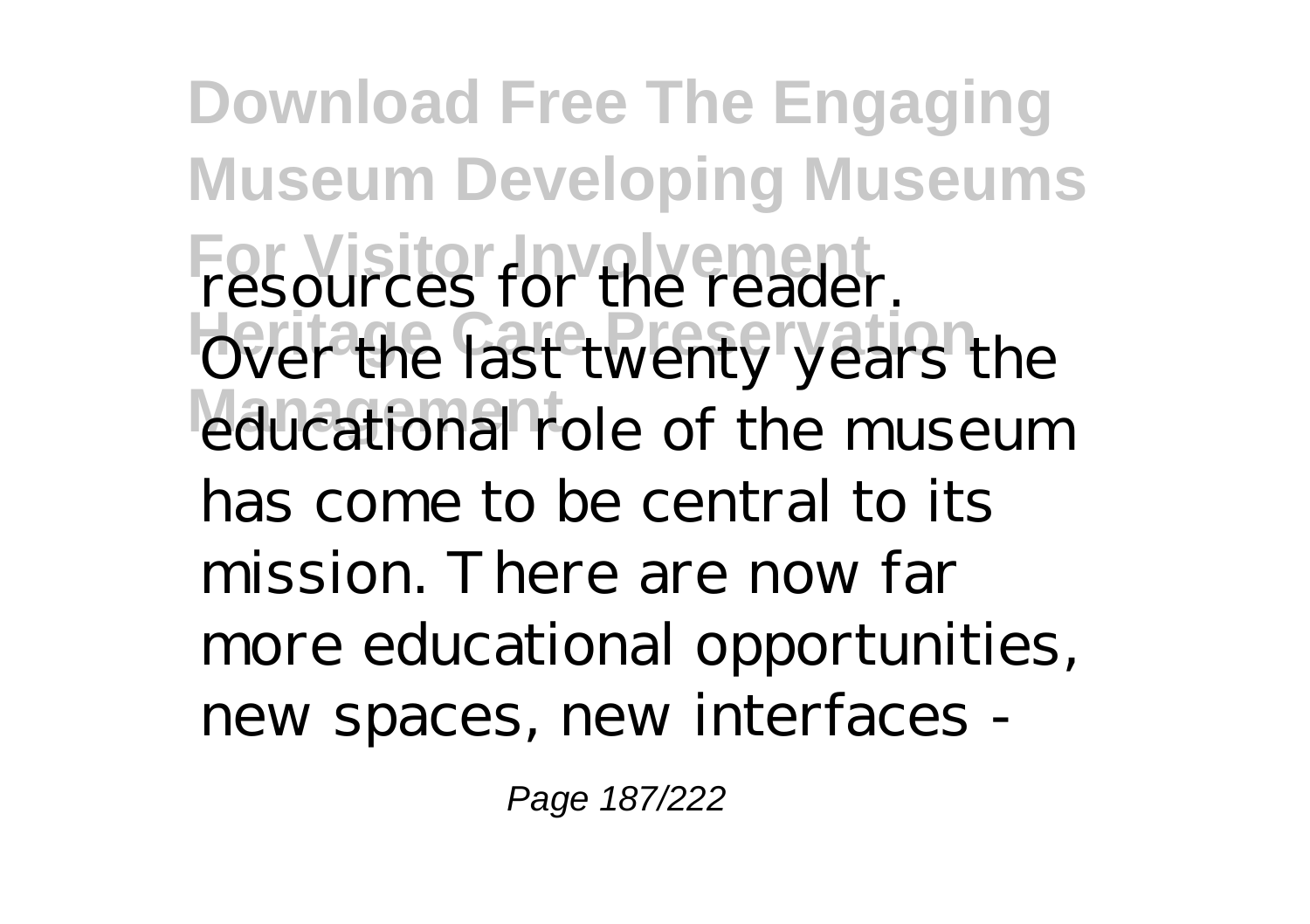resources for the reader. Over the last twenty years the educational role of the museum has come to be central to its mission. There are now far more educational opportunities, new spaces, new interfaces -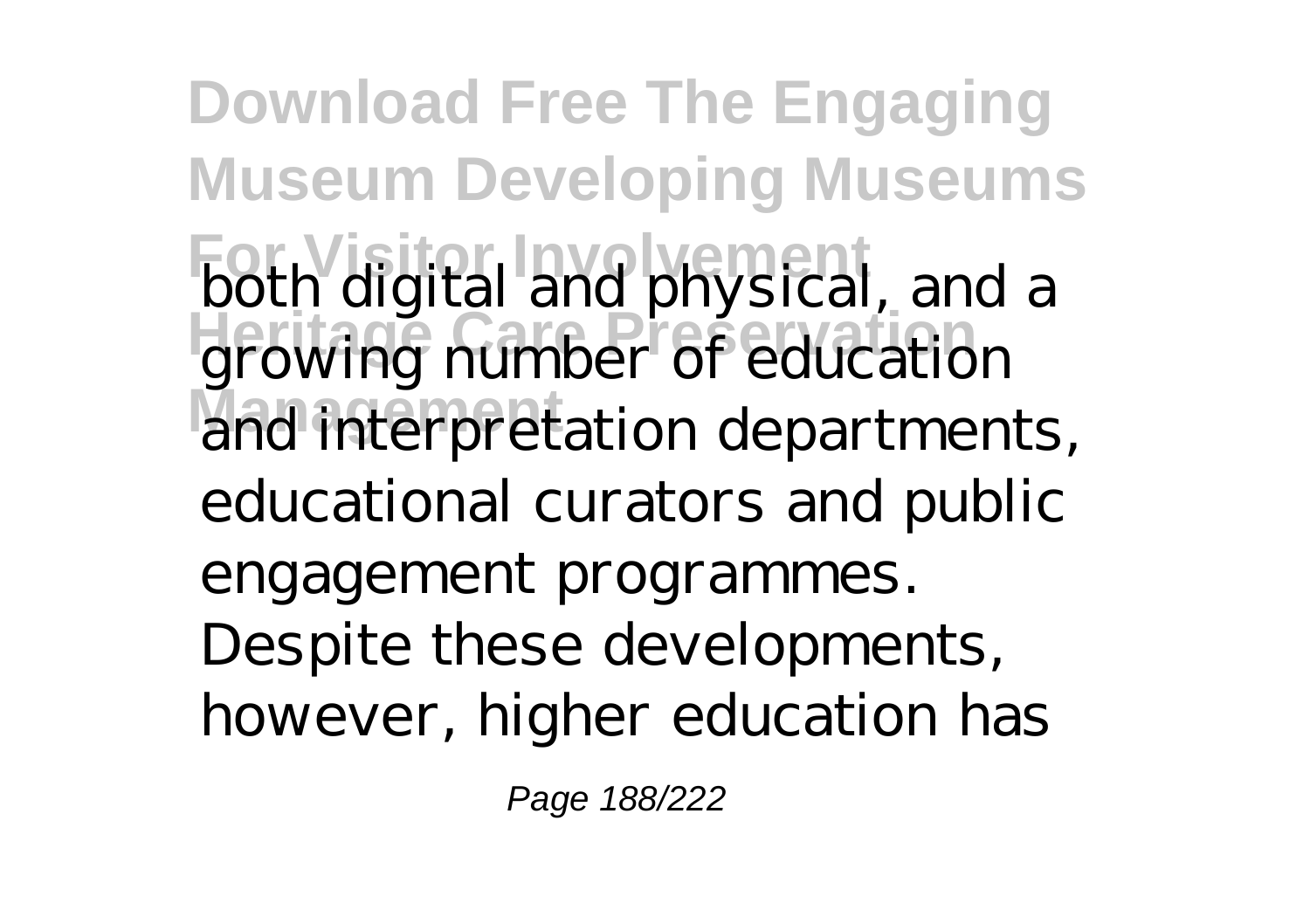both digital and physical, and a growing number of education and interpretation departments, educational curators and public engagement programmes. Despite these developments, however, higher education has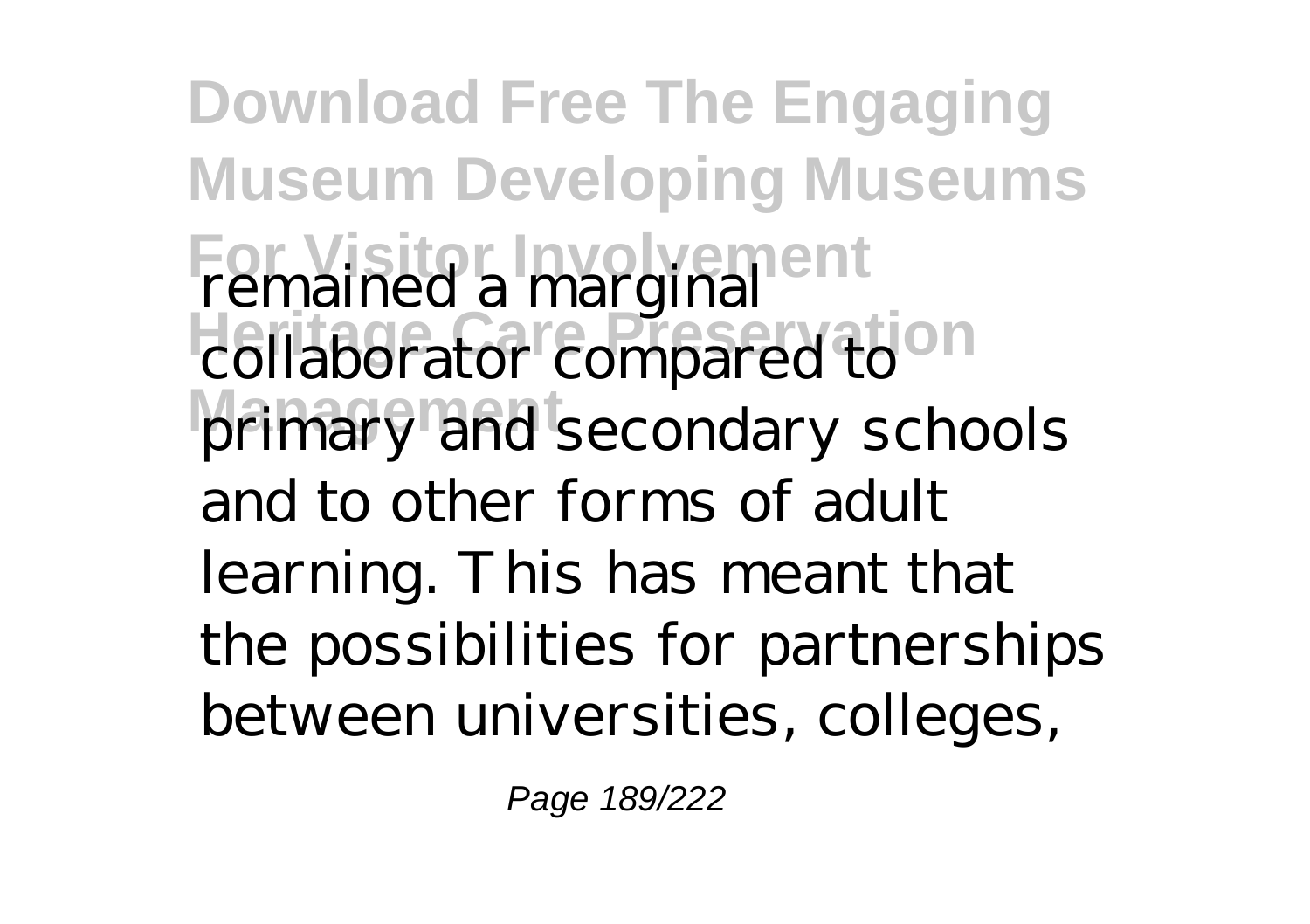remained a marginal collaborator compared to primary and secondary schools and to other forms of adult learning. This has meant that the possibilities for partnerships between universities, colleges,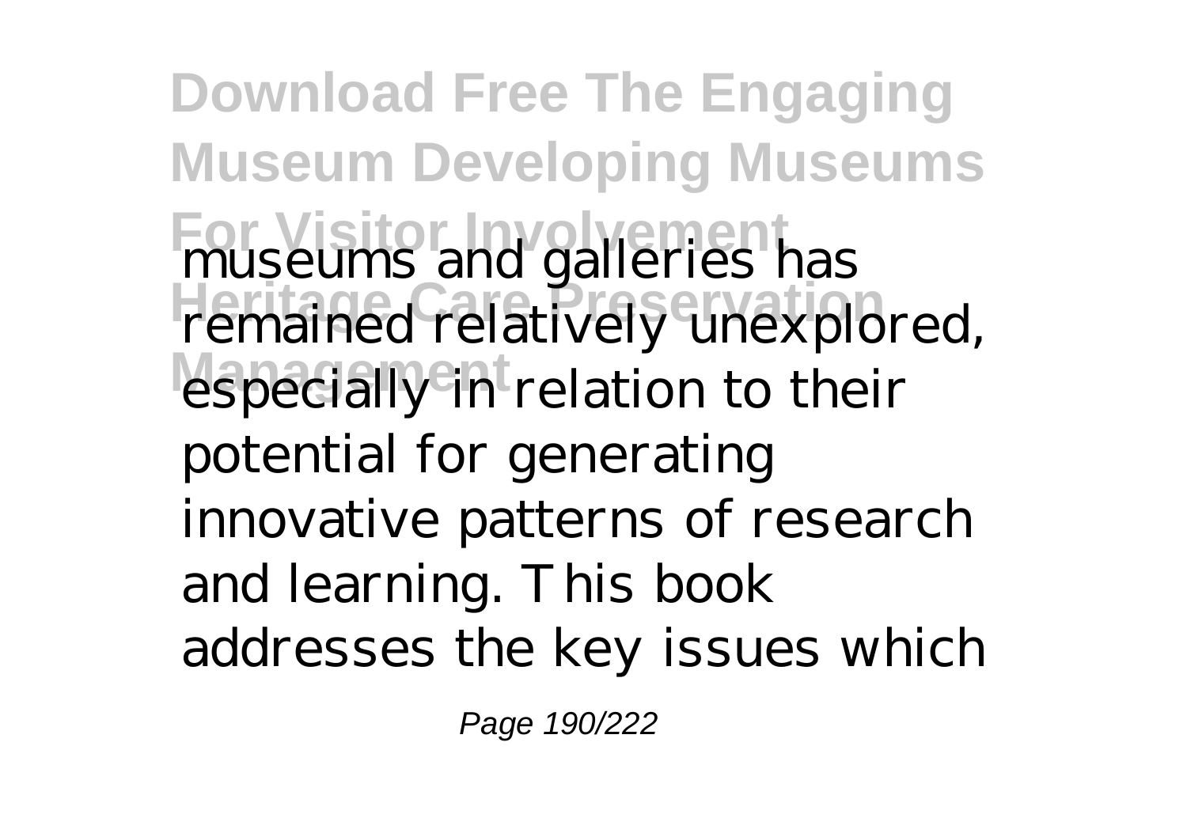museums and galleries has remained relatively unexplored, especially in relation to their potential for generating innovative patterns of research and learning. This book addresses the key issues which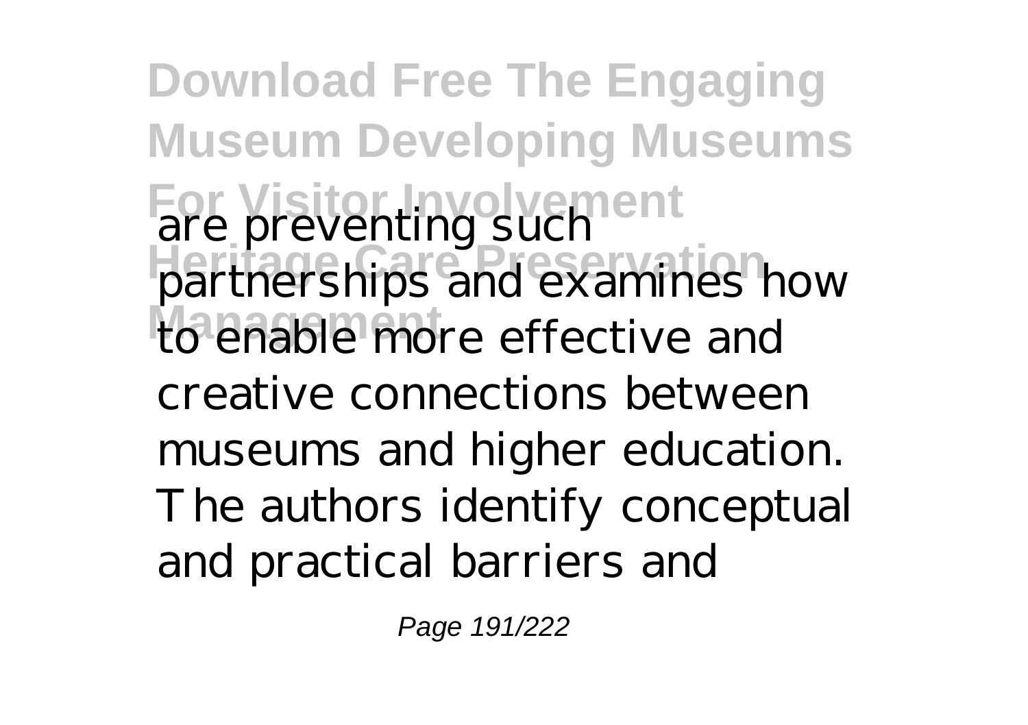are preventing such partnerships and examines how to enable more effective and creative connections between museums and higher education. The authors identify conceptual and practical barriers and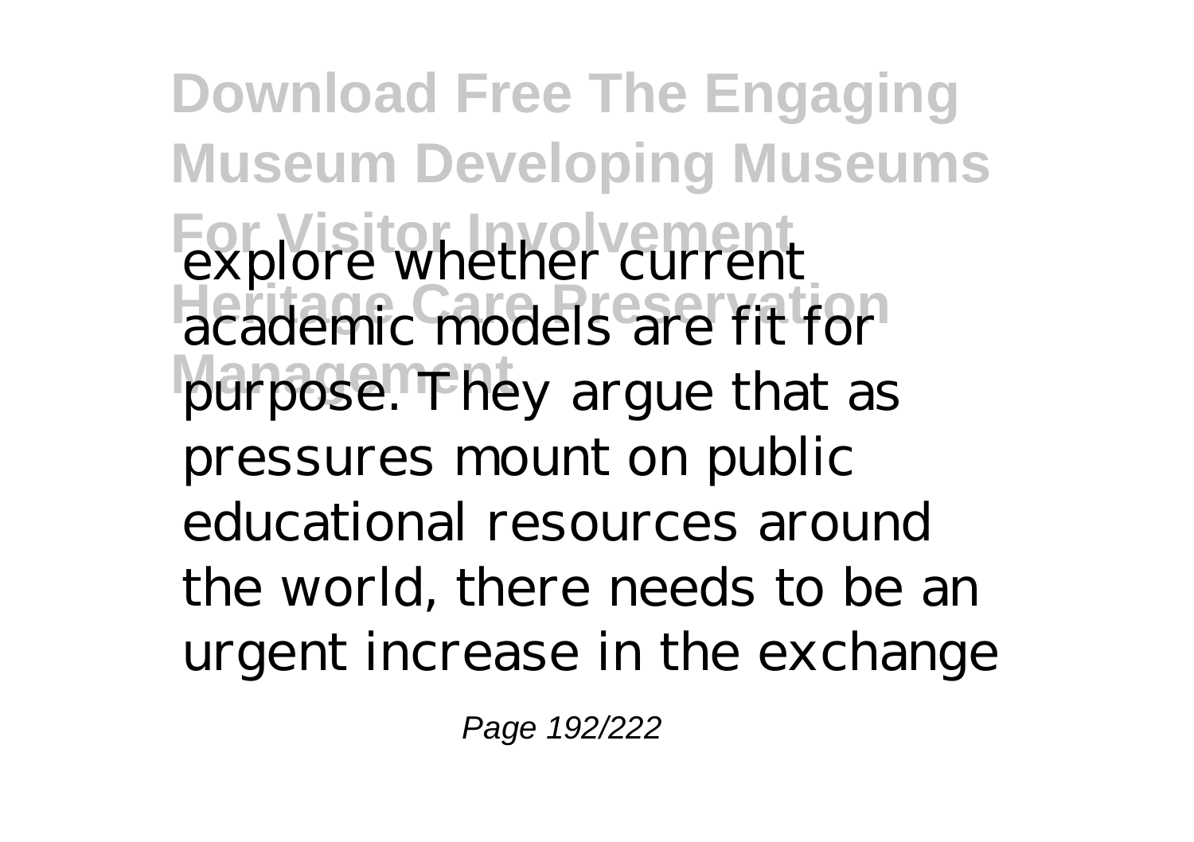explore whether current academic models are fit for purpose. They argue that as pressures mount on public educational resources around the world, there needs to be an urgent increase in the exchange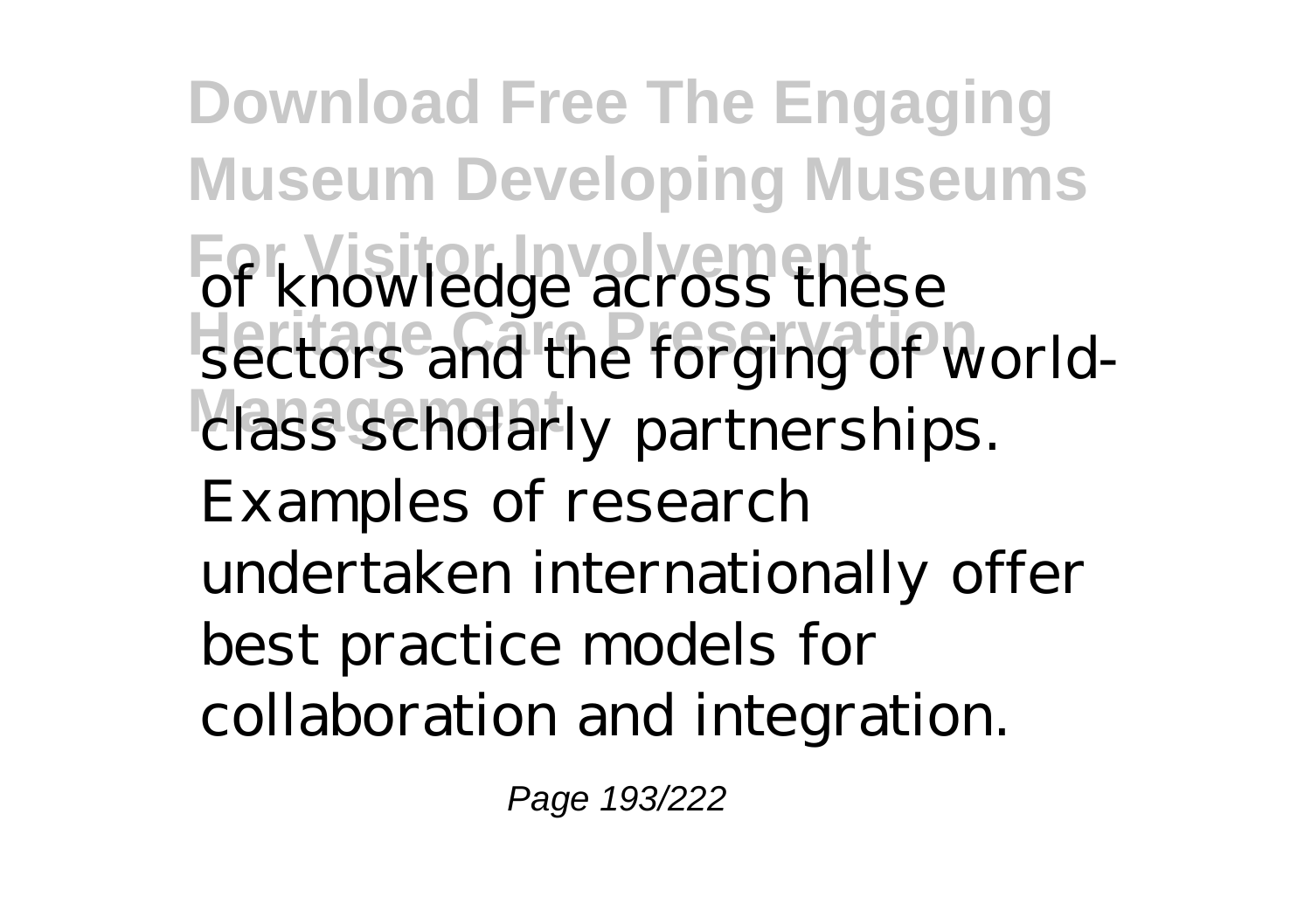of knowledge across these sectors and the forging of world-class scholarly partnerships. Examples of research undertaken internationally offer best practice models for collaboration and integration.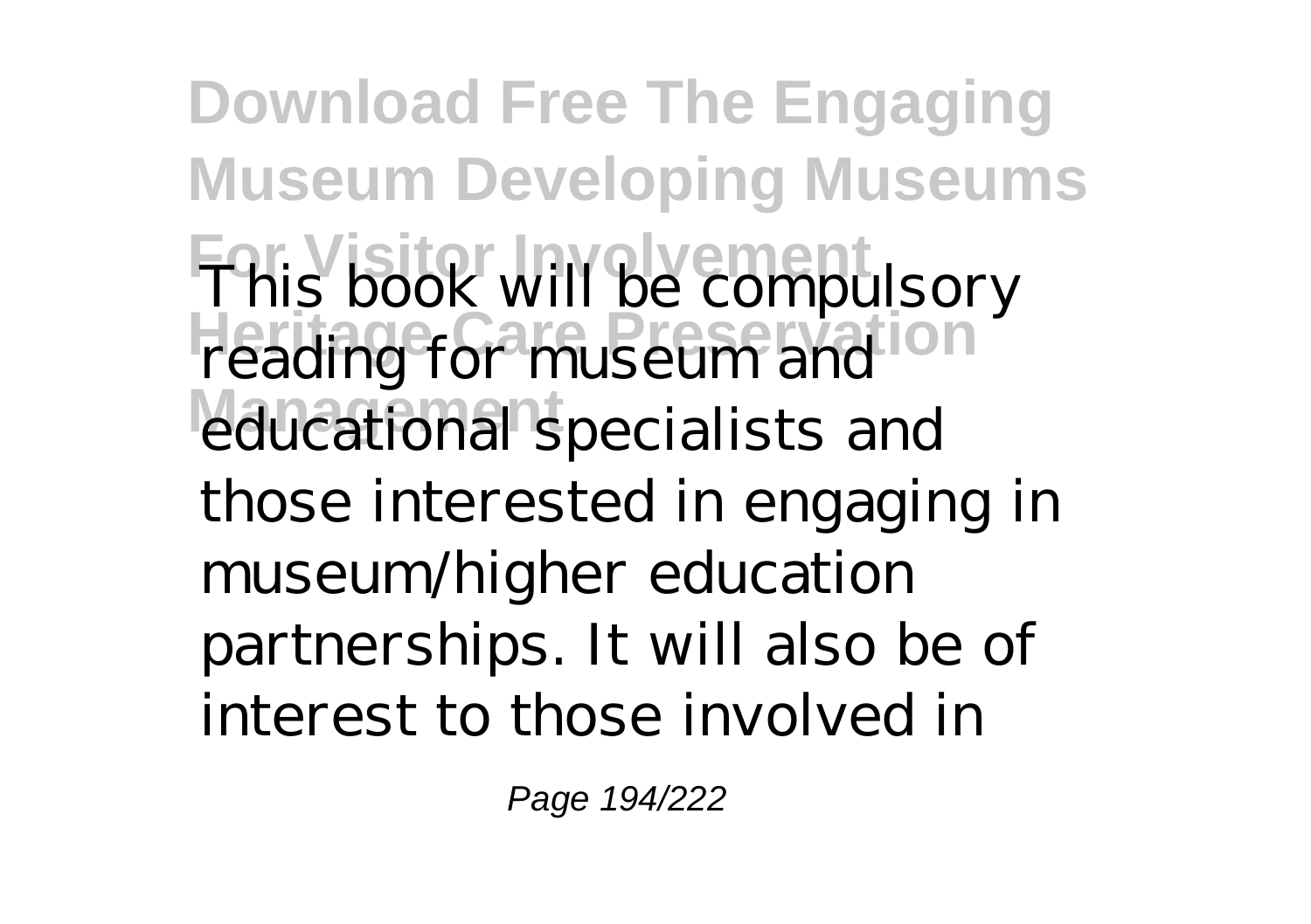This book will be compulsory reading for museum and educational specialists and those interested in engaging in museum/higher education partnerships. It will also be of interest to those involved in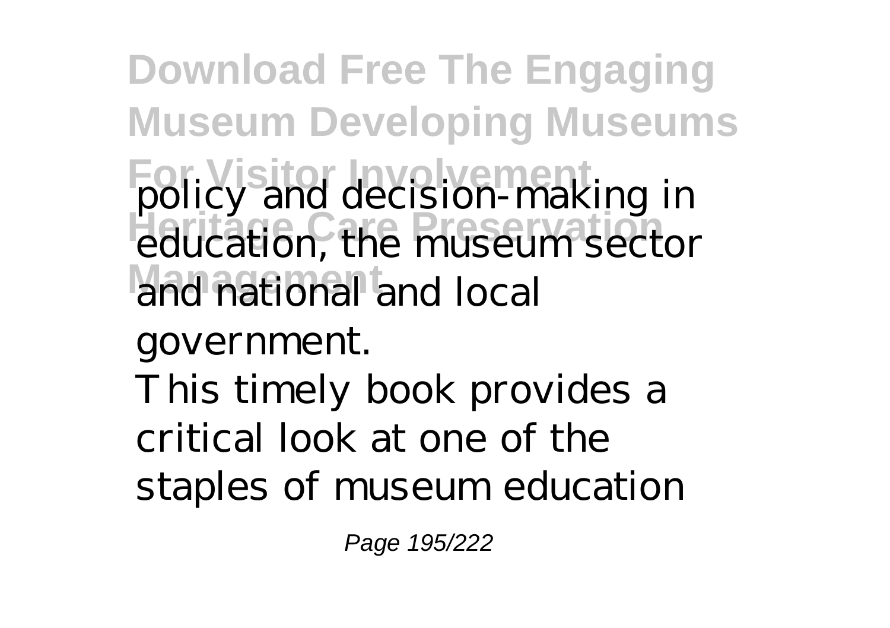policy and decision-making in education, the museum sector and national and local government.

This timely book provides a critical look at one of the staples of museum education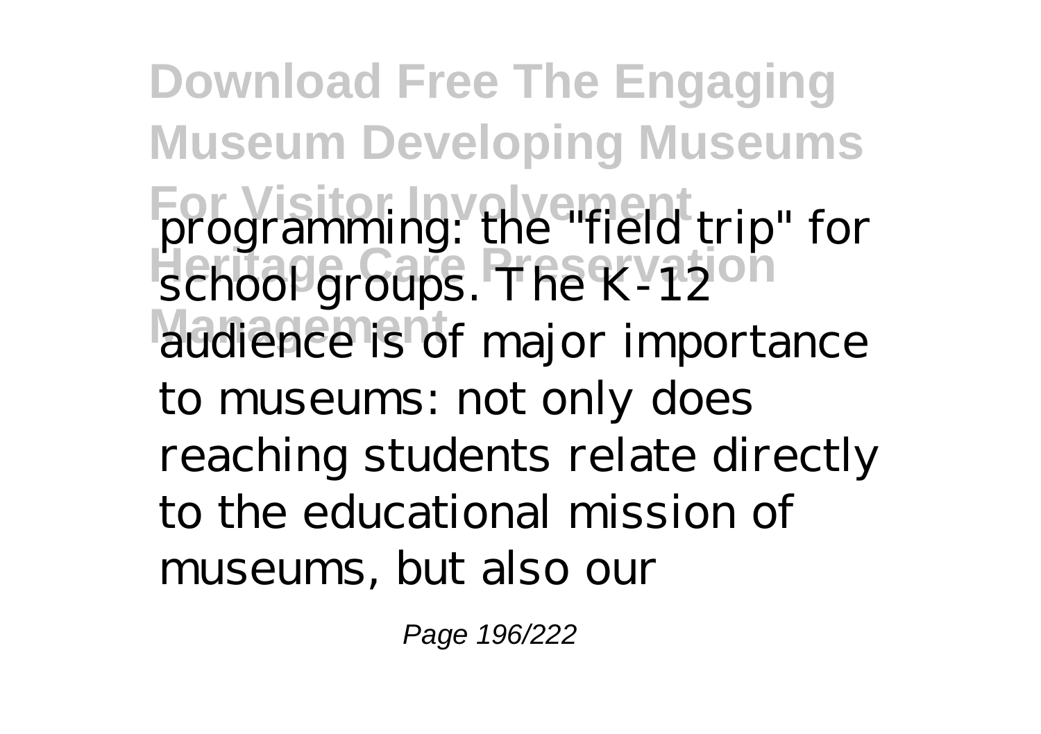programming: the "field trip" for school groups. The K-12 audience is of major importance to museums: not only does reaching students relate directly to the educational mission of museums, but also our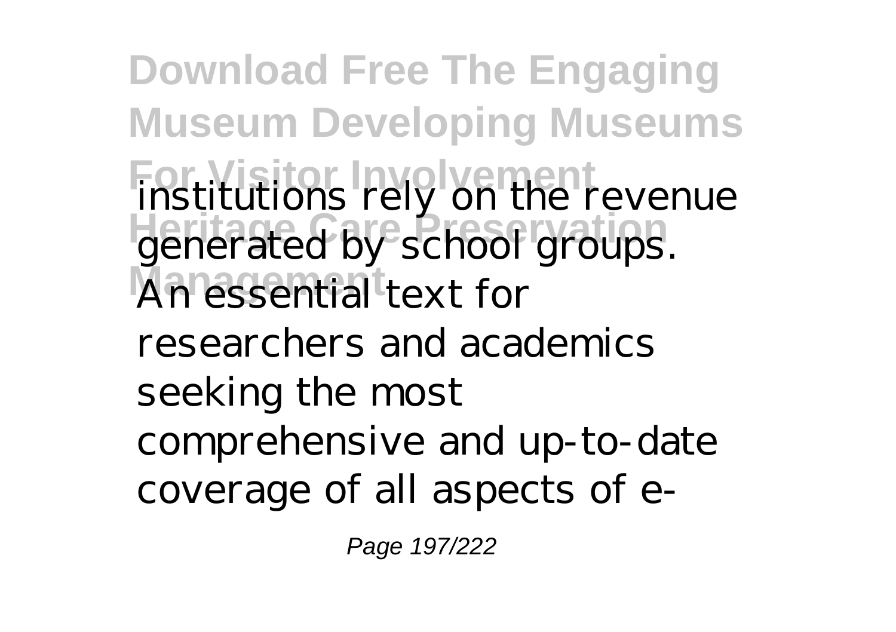institutions rely on the revenue generated by school groups. An essential text for researchers and academics seeking the most comprehensive and up-to-date coverage of all aspects of e-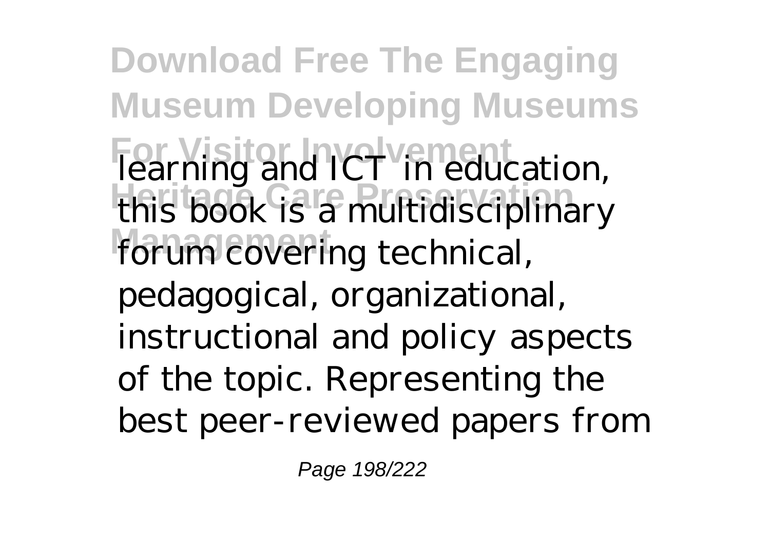learning and ICT in education, this book is a multidisciplinary forum covering technical, pedagogical, organizational, instructional and policy aspects of the topic. Representing the best peer-reviewed papers from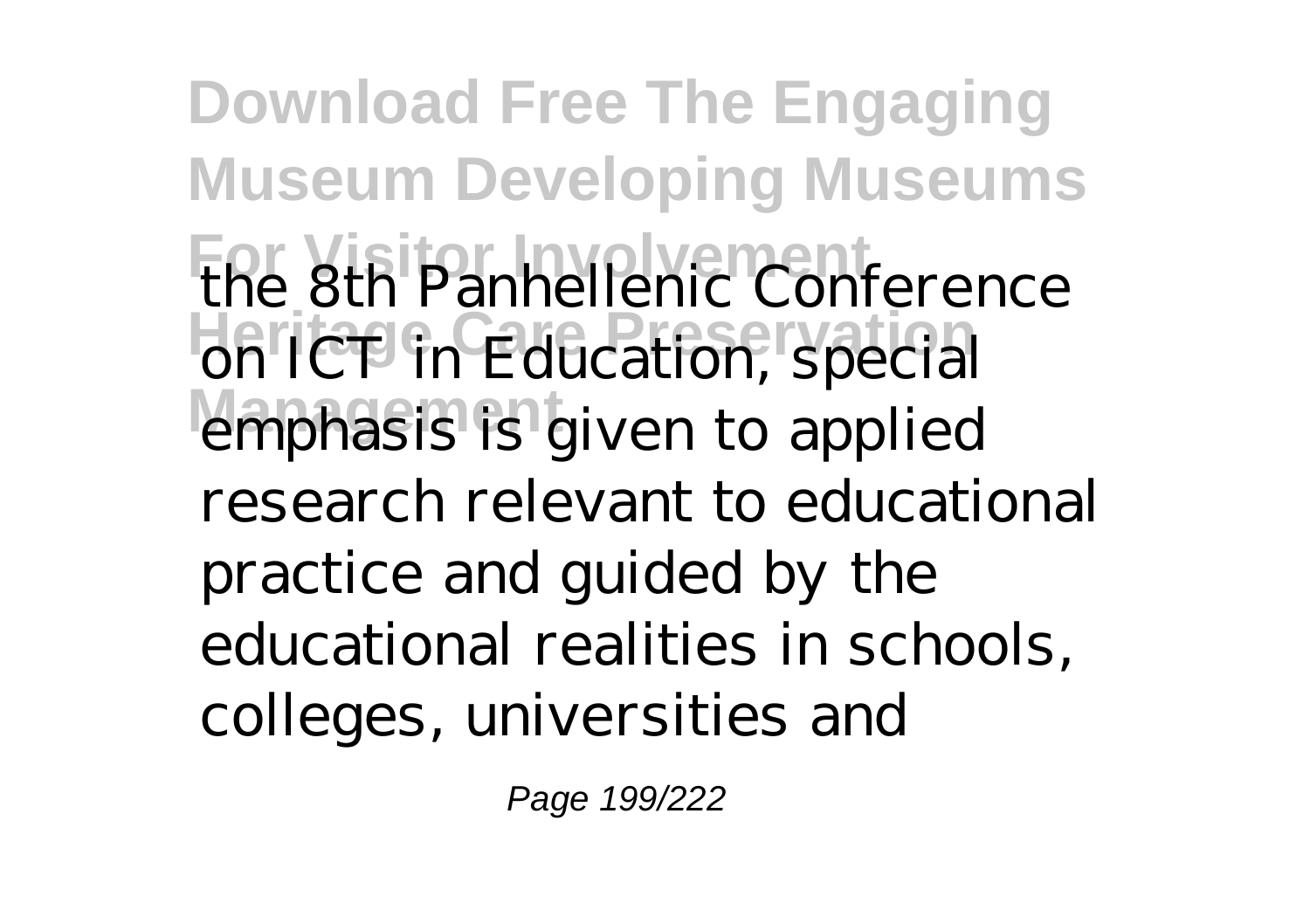the 8th Panhellenic Conference on ICT in Education, special emphasis is given to applied research relevant to educational practice and guided by the educational realities in schools, colleges, universities and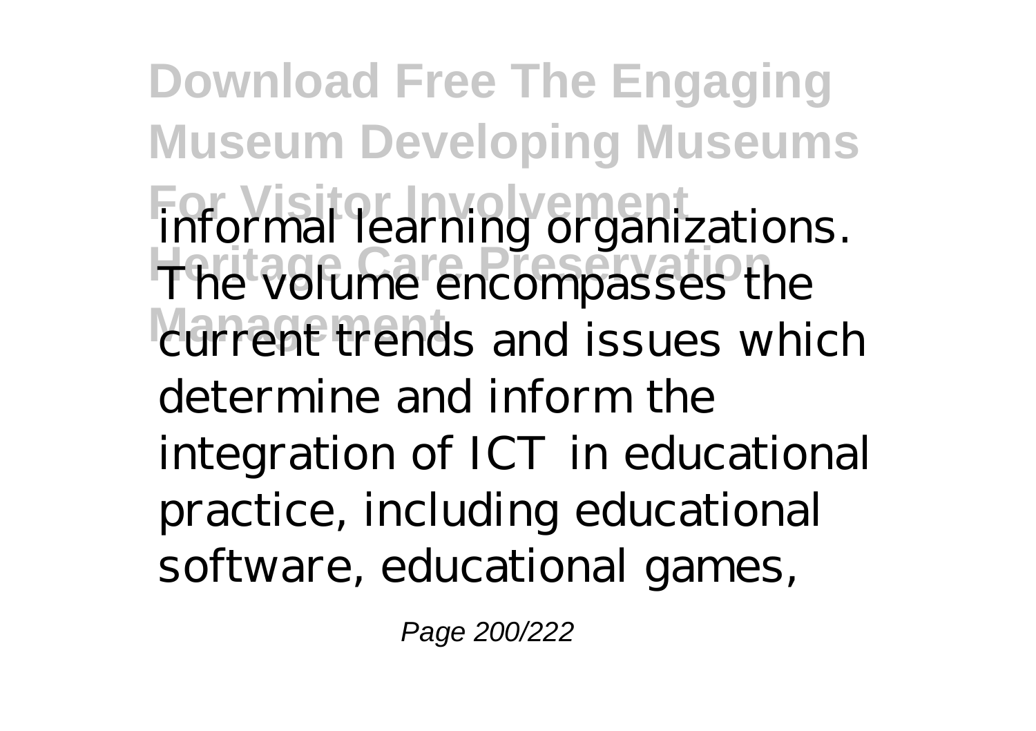informal learning organizations. The volume encompasses the current trends and issues which determine and inform the integration of ICT in educational practice, including educational software, educational games,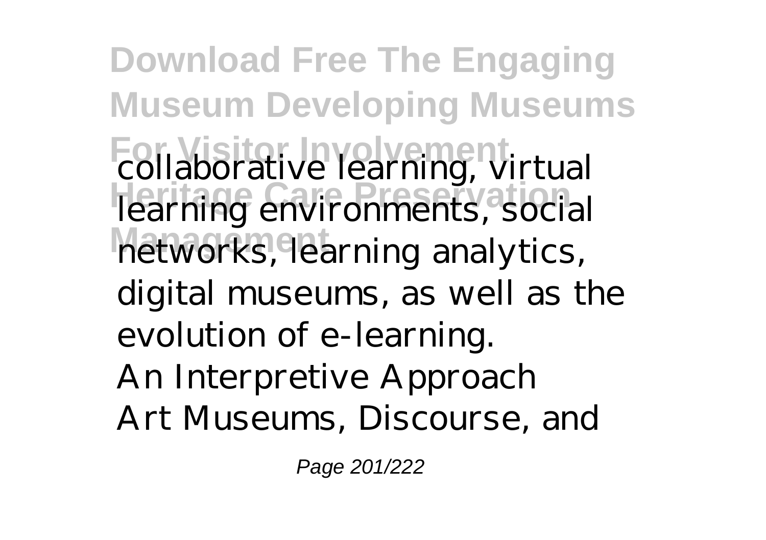collaborative learning, virtual learning environments, social networks, learning analytics, digital museums, as well as the evolution of e-learning.

An Interpretive Approach

Art Museums, Discourse, and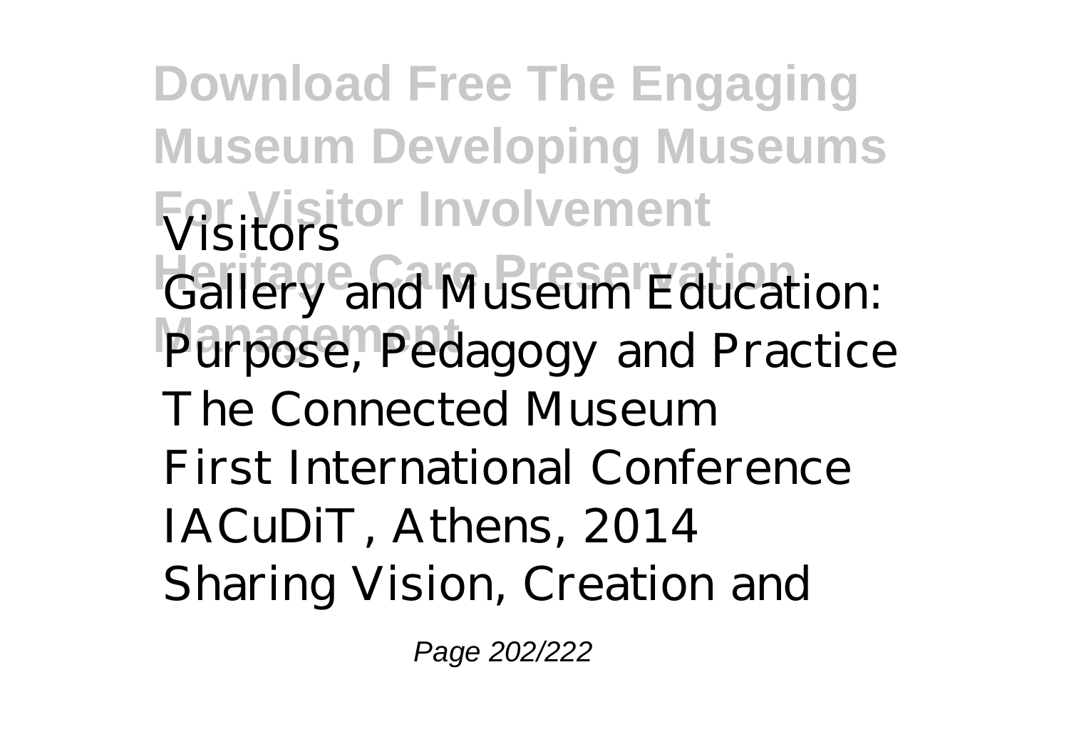Visitors
Gallery and Museum Education: Purpose, Pedagogy and Practice
The Connected Museum
First International Conference IACuDiT, Athens, 2014
Sharing Vision, Creation and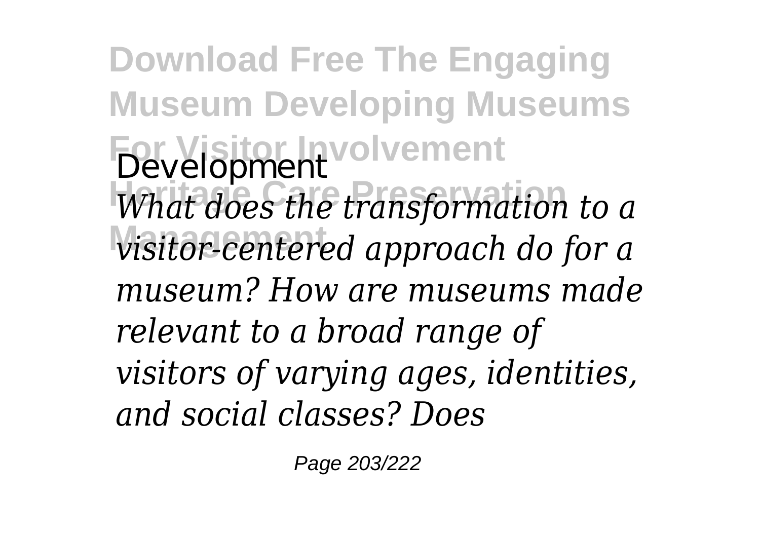Development

*What does the transformation to a visitor-centered approach do for a museum? How are museums made relevant to a broad range of visitors of varying ages, identities, and social classes? Does*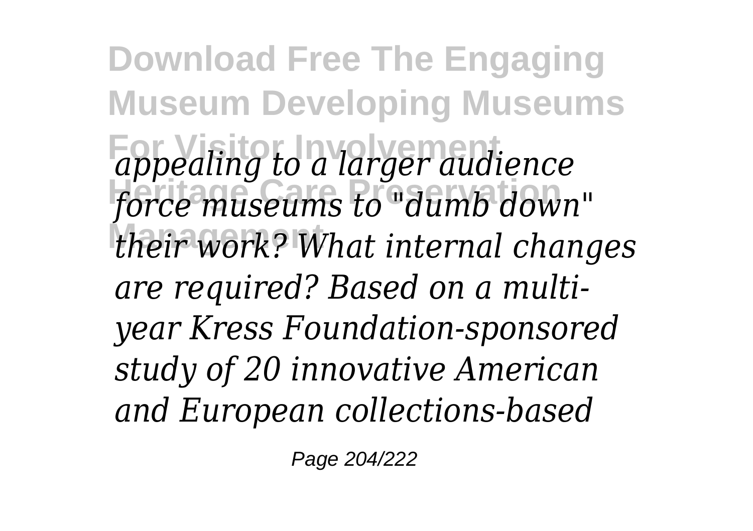*appealing to a larger audience force museums to "dumb down" their work? What internal changes are required? Based on a multi-year Kress Foundation-sponsored study of 20 innovative American and European collections-based*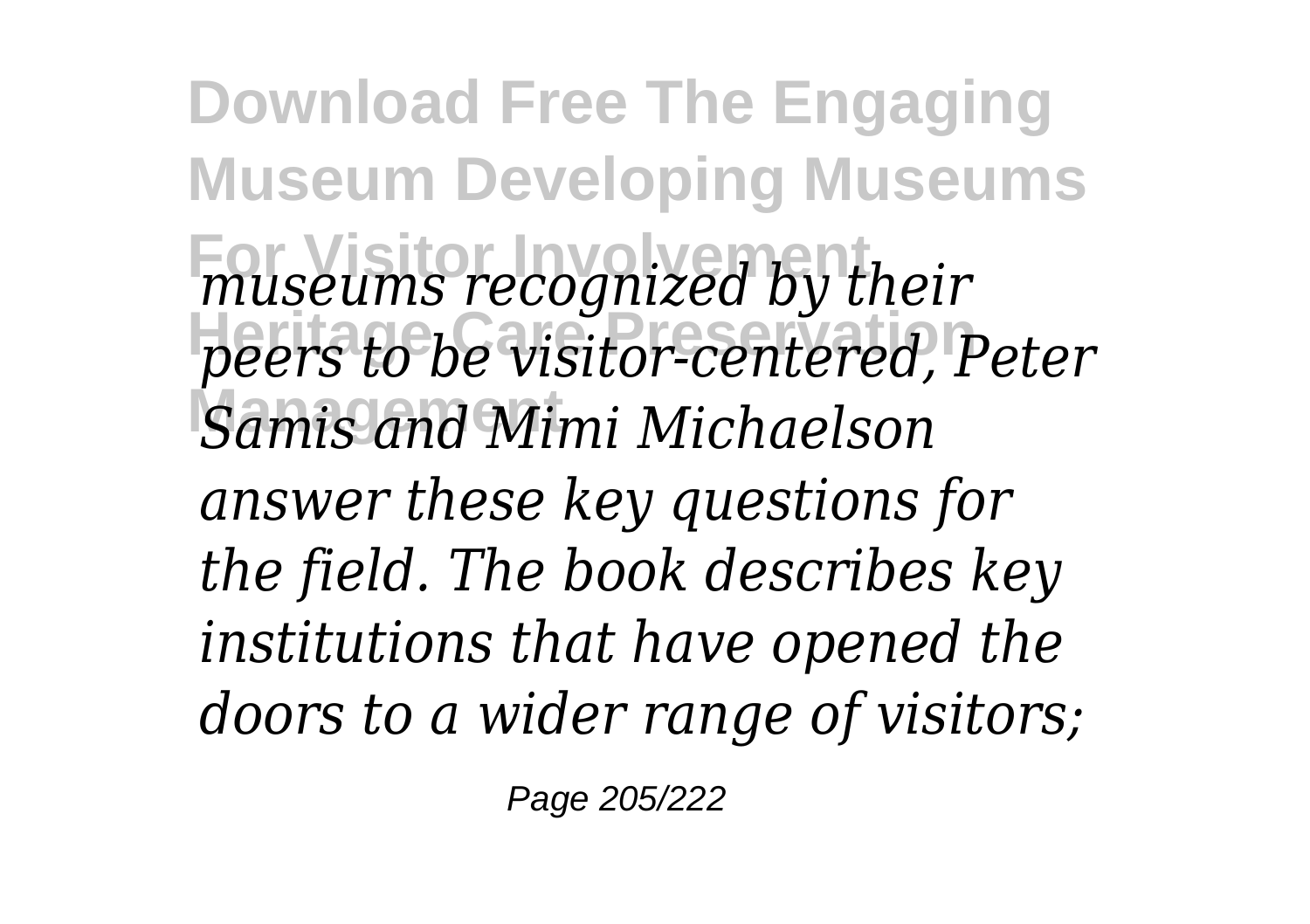*museums recognized by their peers to be visitor-centered, Peter Samis and Mimi Michaelson answer these key questions for the field. The book describes key institutions that have opened the doors to a wider range of visitors;*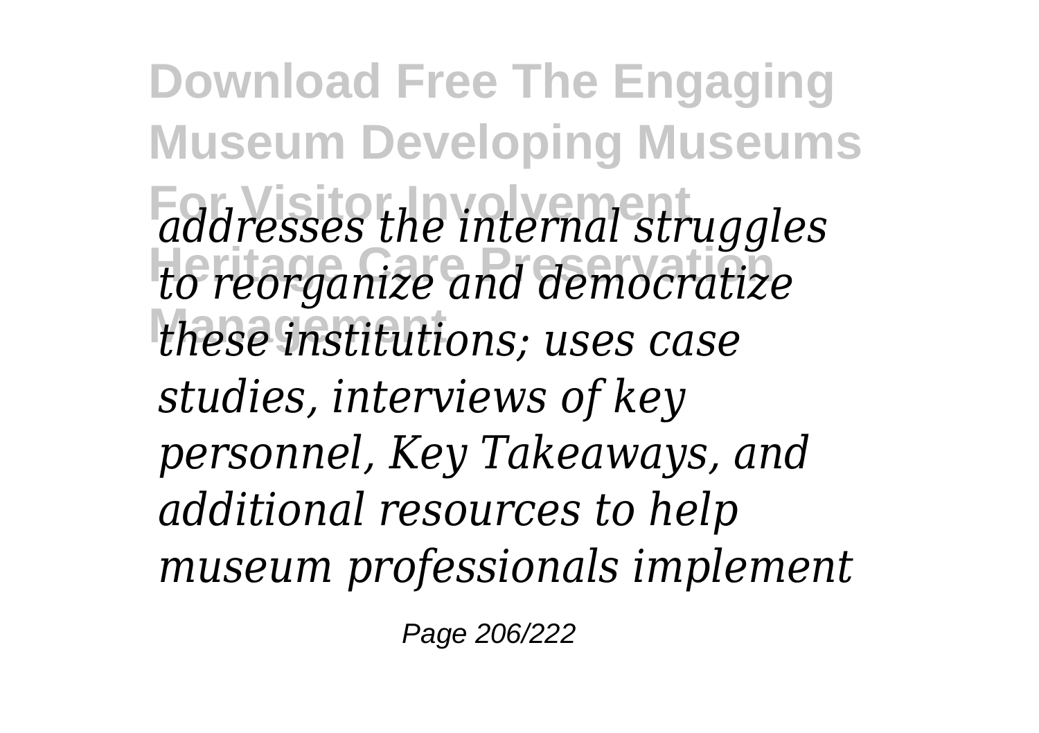*addresses the internal struggles to reorganize and democratize these institutions; uses case studies, interviews of key personnel, Key Takeaways, and additional resources to help museum professionals implement*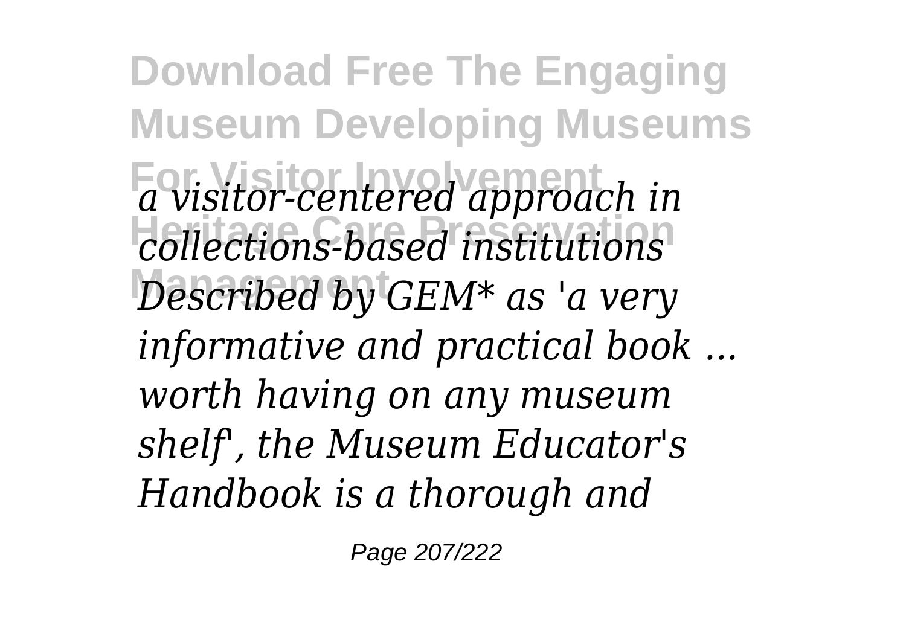*a visitor-centered approach in collections-based institutions Described by GEM* as 'a very informative and practical book ... worth having on any museum shelf', the Museum Educator's Handbook is a thorough and*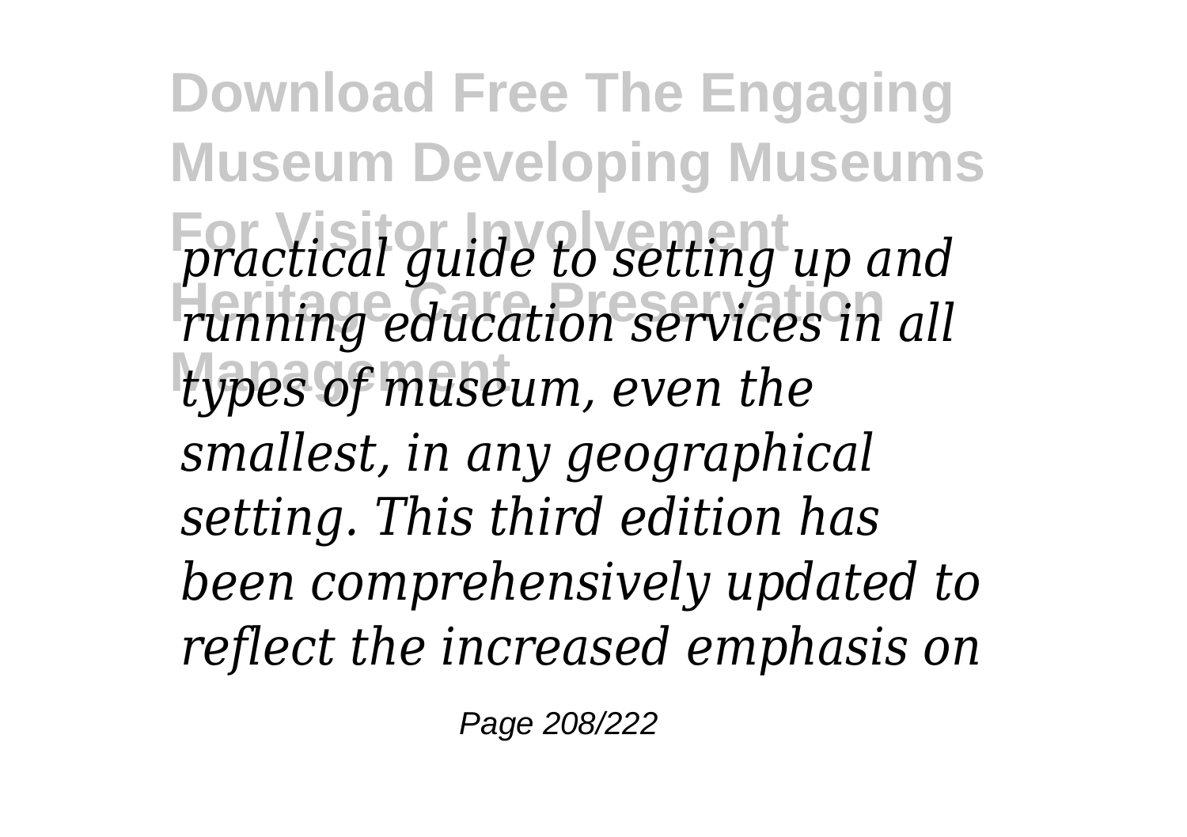*practical guide to setting up and running education services in all types of museum, even the smallest, in any geographical setting. This third edition has been comprehensively updated to reflect the increased emphasis on*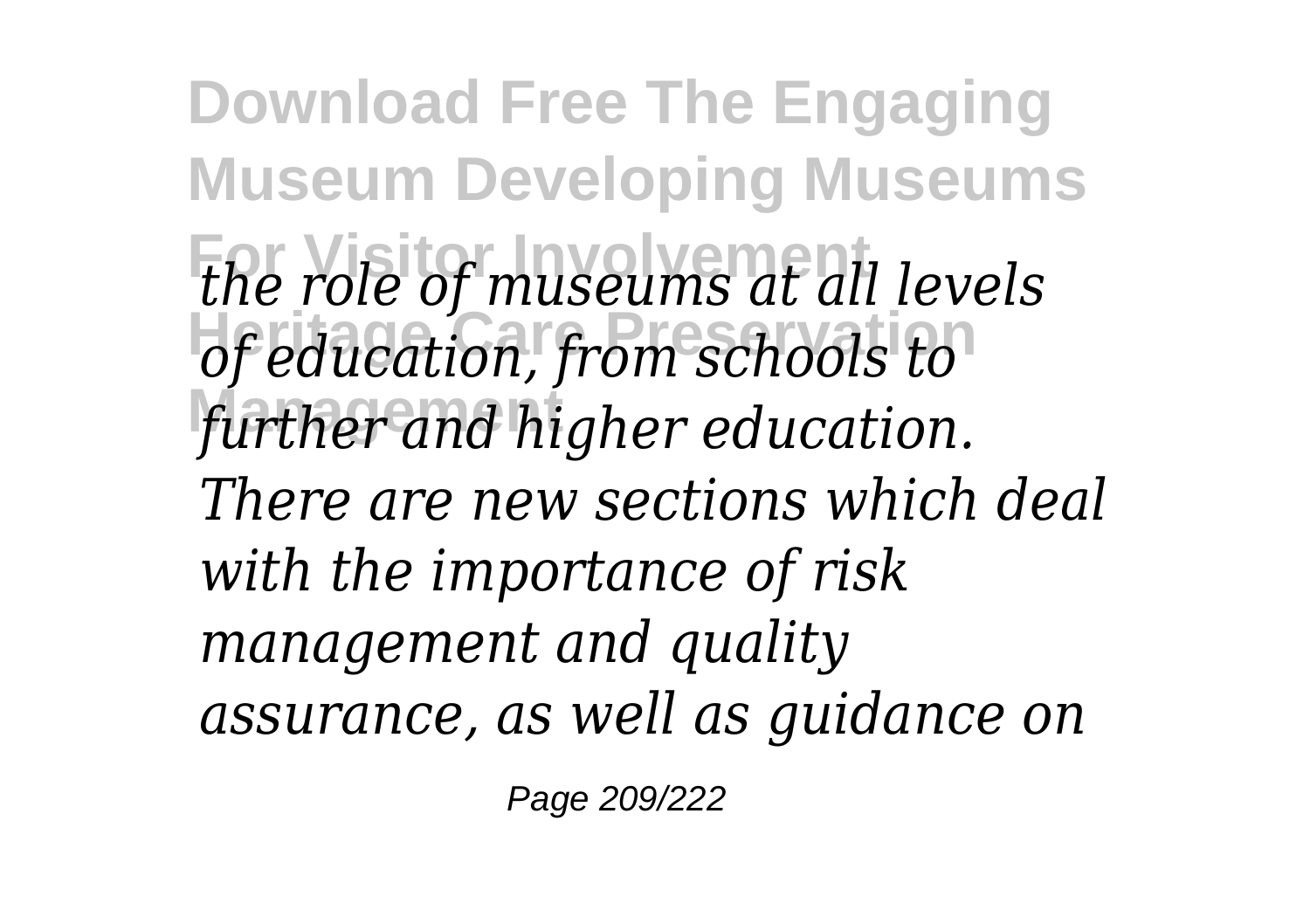*the role of museums at all levels of education, from schools to further and higher education. There are new sections which deal with the importance of risk management and quality assurance, as well as guidance on*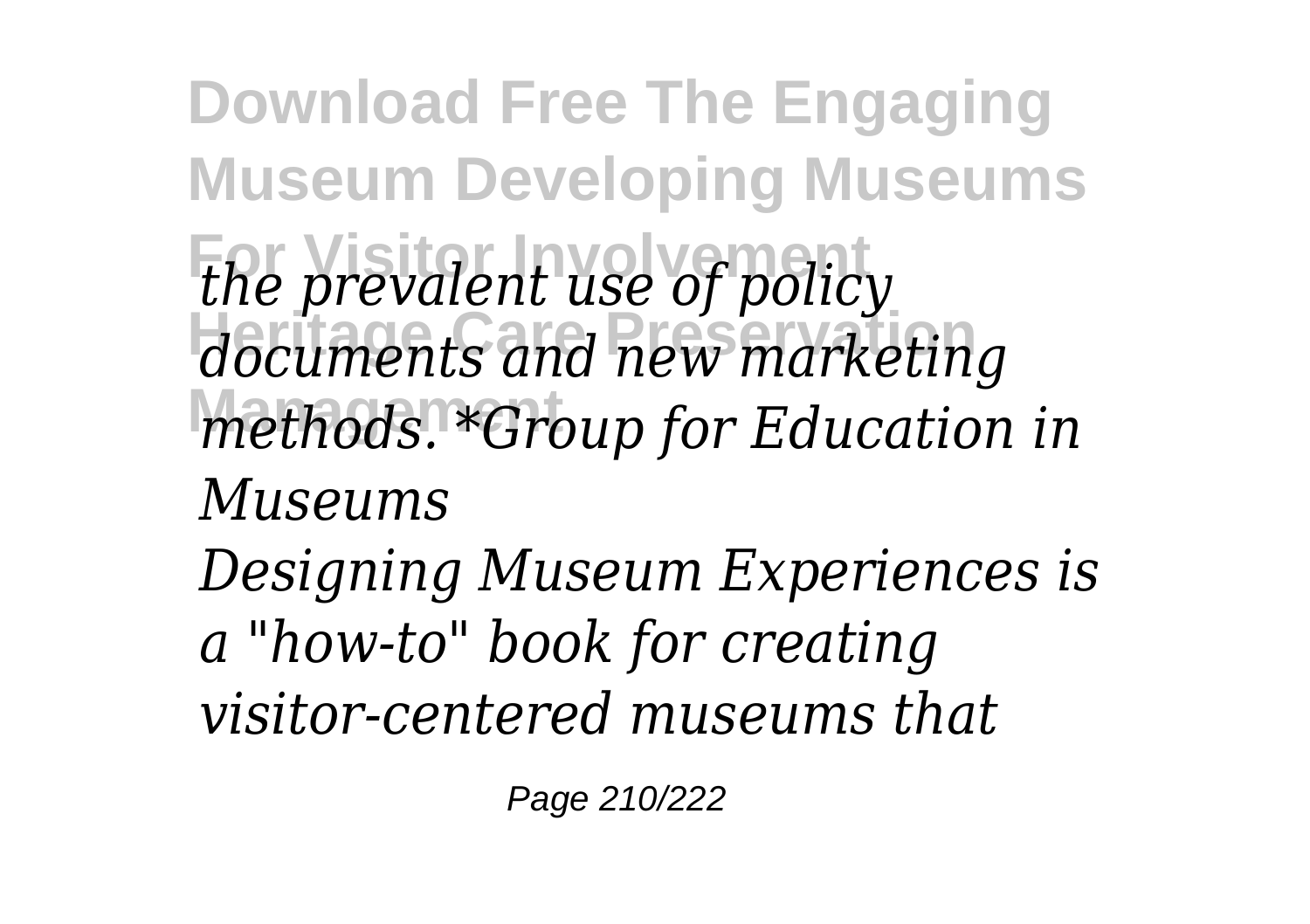*the prevalent use of policy documents and new marketing methods. *Group for Education in Museums*

*Designing Museum Experiences is a "how-to" book for creating visitor-centered museums that*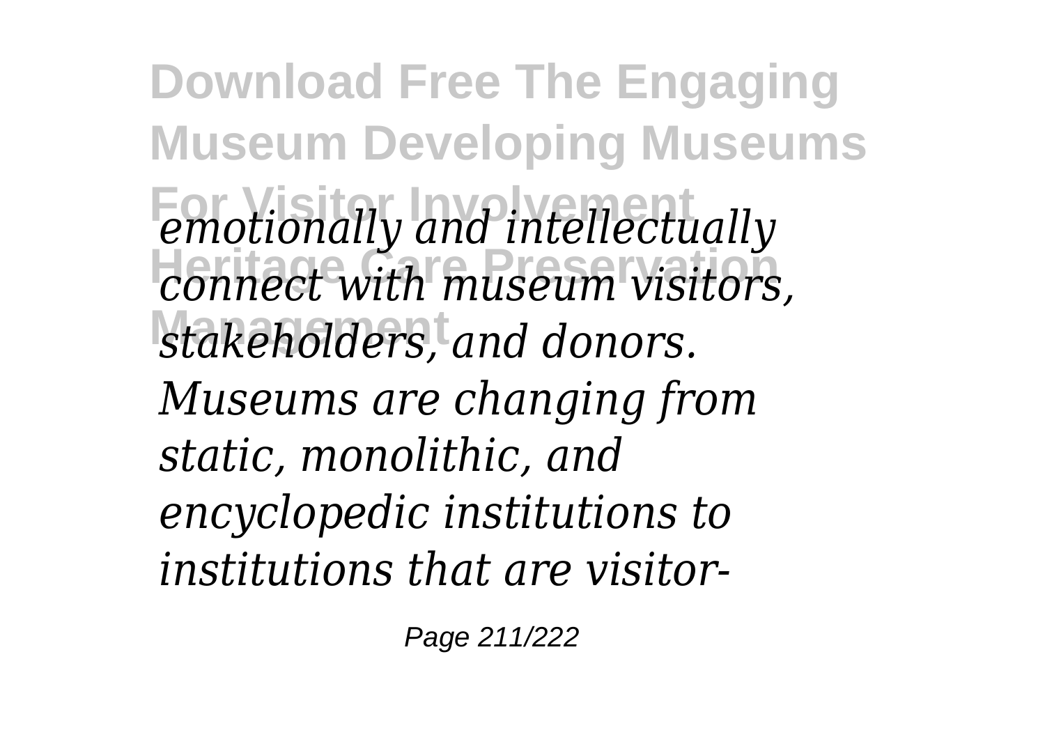*emotionally and intellectually connect with museum visitors, stakeholders, and donors. Museums are changing from static, monolithic, and encyclopedic institutions to institutions that are visitor-*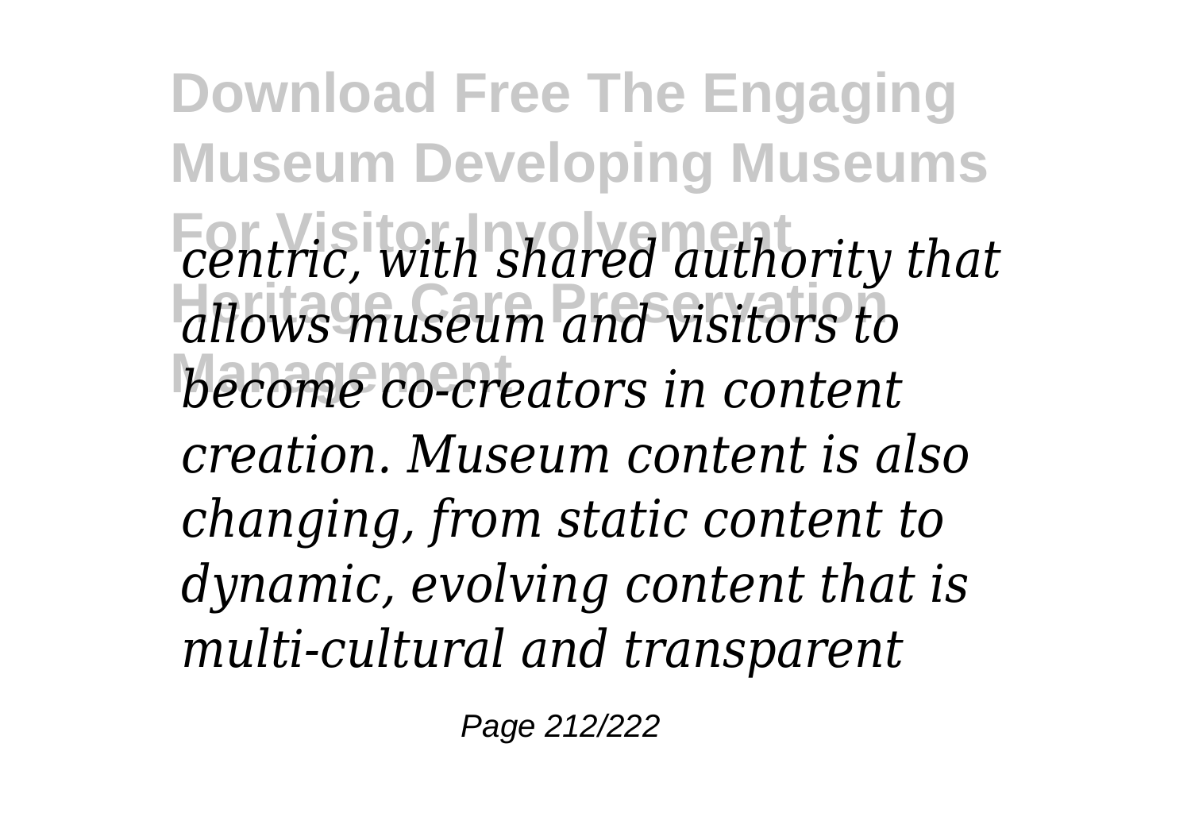*centric, with shared authority that allows museum and visitors to become co-creators in content creation. Museum content is also changing, from static content to dynamic, evolving content that is multi-cultural and transparent*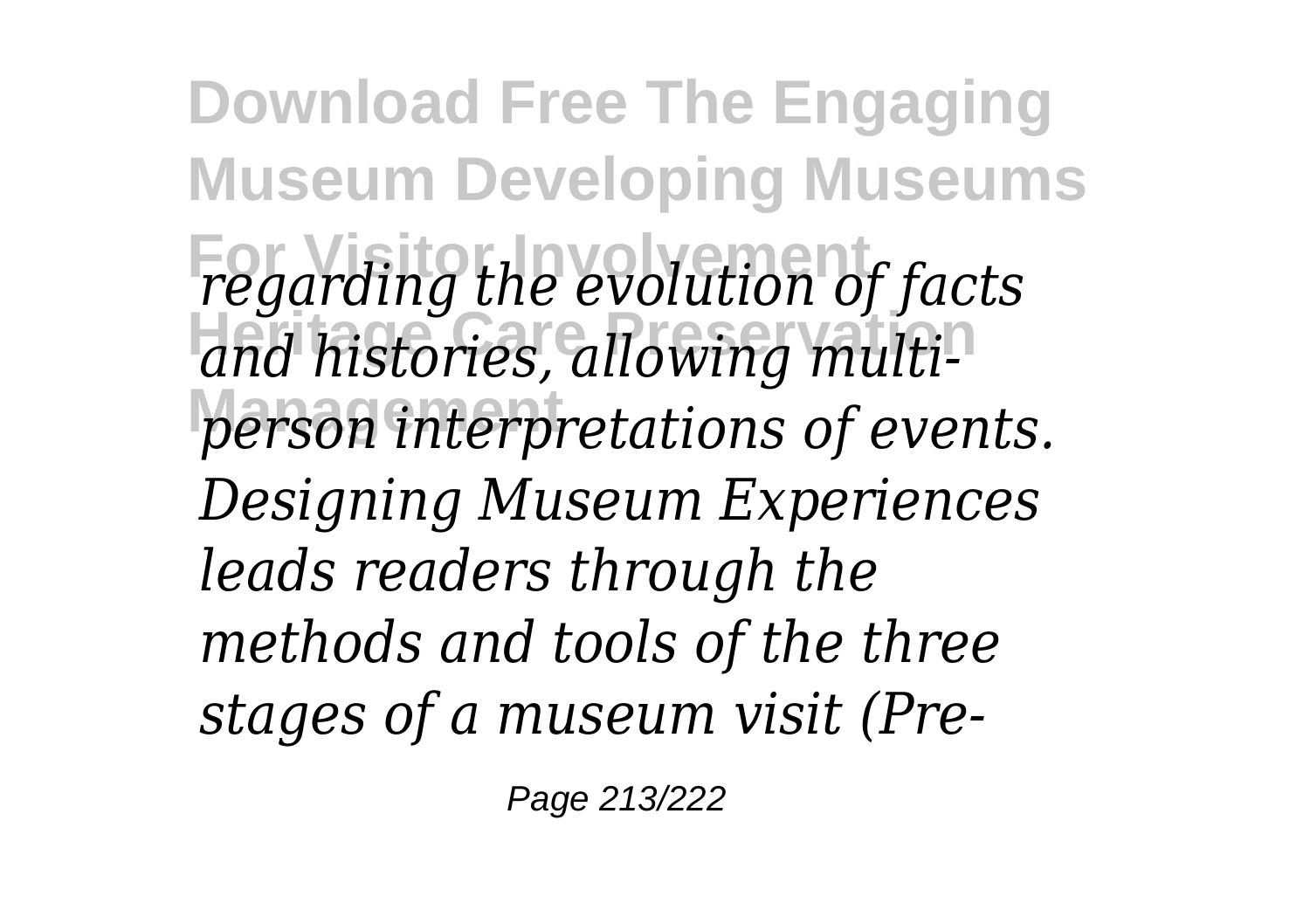*regarding the evolution of facts and histories, allowing multi-person interpretations of events. Designing Museum Experiences leads readers through the methods and tools of the three stages of a museum visit (Pre-*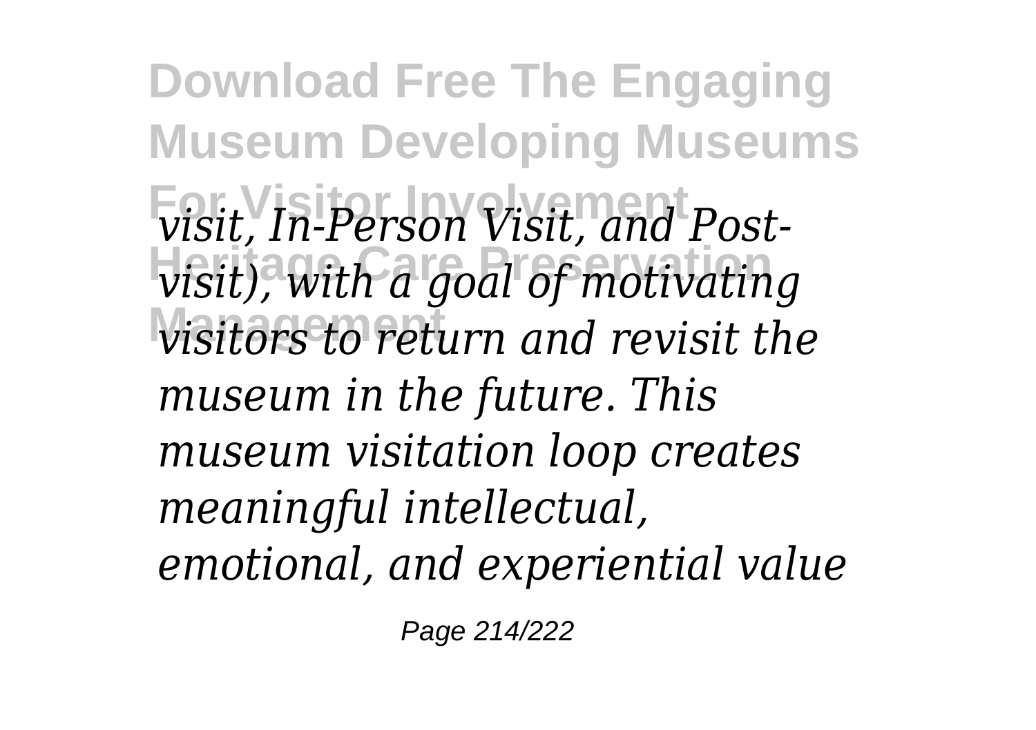*visit, In-Person Visit, and Post-visit), with a goal of motivating visitors to return and revisit the museum in the future. This museum visitation loop creates meaningful intellectual, emotional, and experiential value*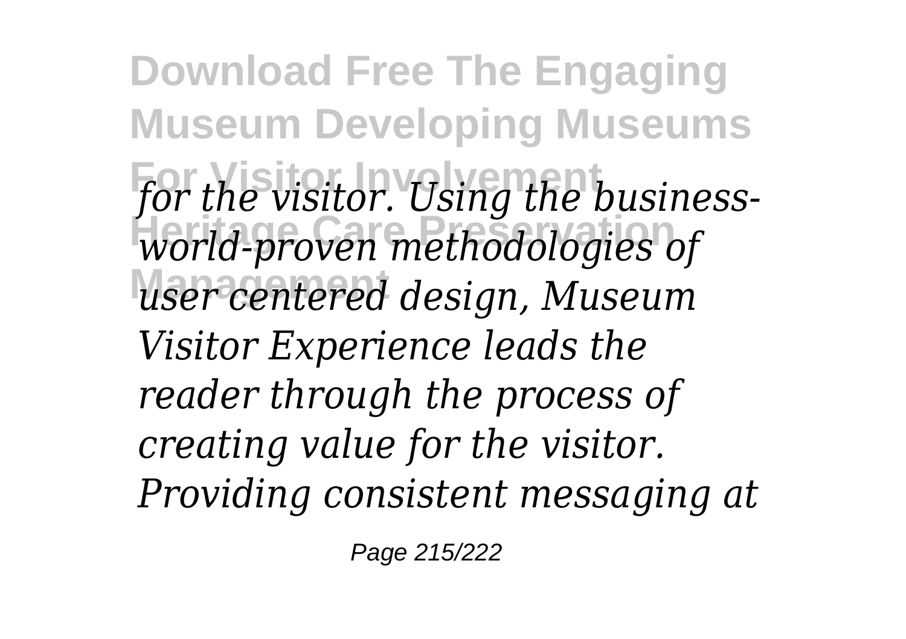*for the visitor. Using the business-world-proven methodologies of user centered design, Museum Visitor Experience leads the reader through the process of creating value for the visitor. Providing consistent messaging at*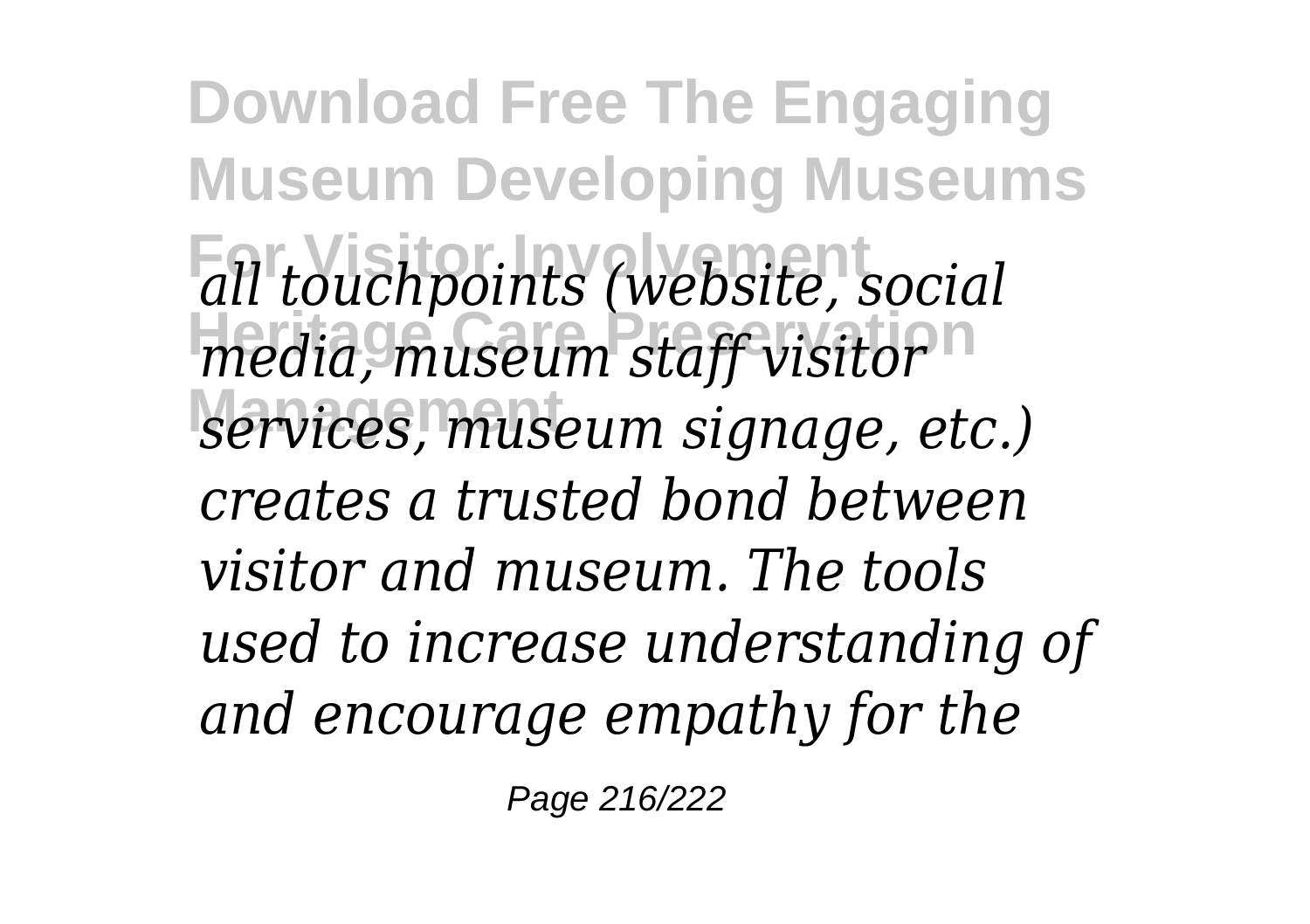*all touchpoints (website, social media, museum staff visitor services, museum signage, etc.) creates a trusted bond between visitor and museum. The tools used to increase understanding of and encourage empathy for the*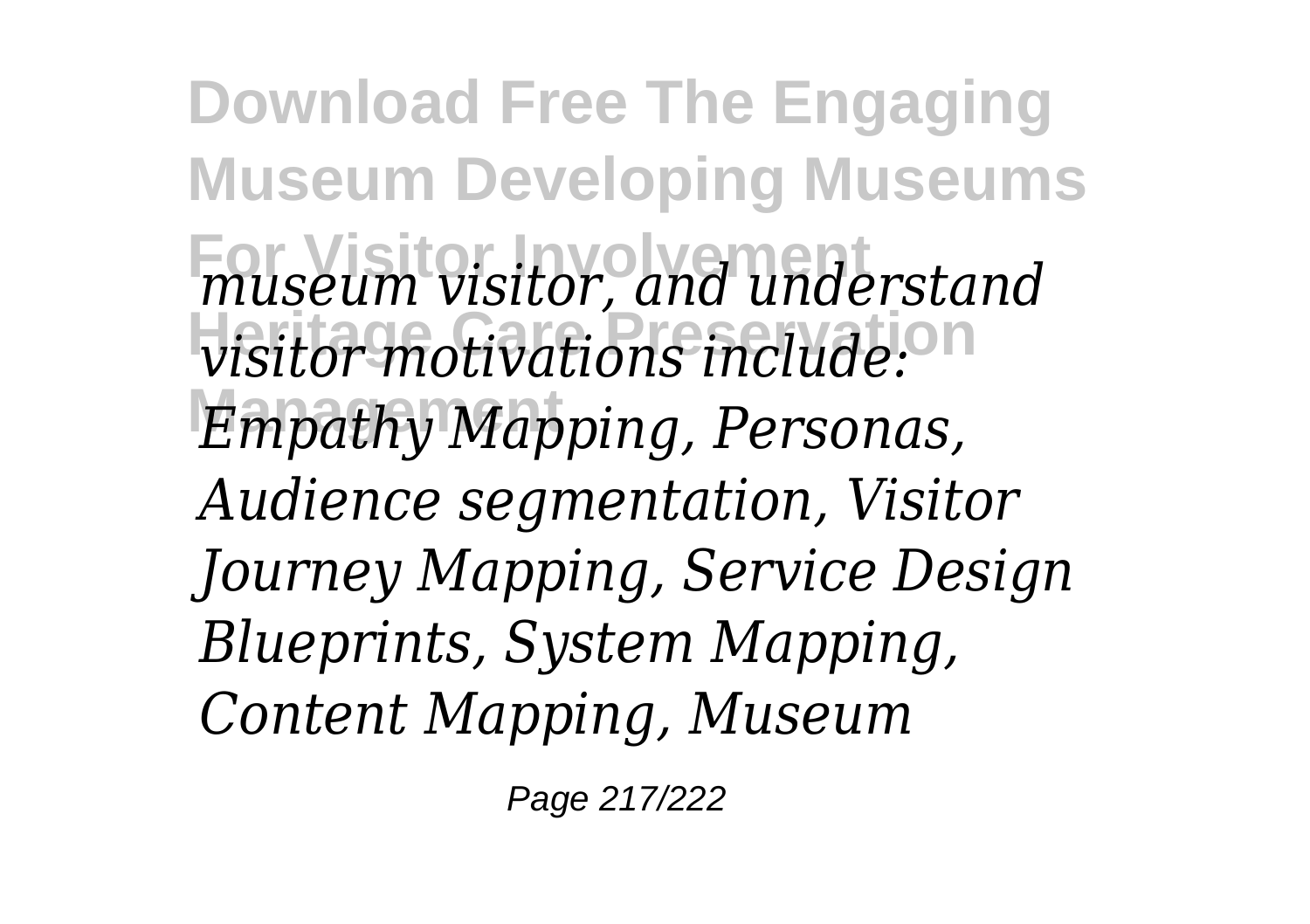*museum visitor, and understand visitor motivations include: Empathy Mapping, Personas, Audience segmentation, Visitor Journey Mapping, Service Design Blueprints, System Mapping, Content Mapping, Museum*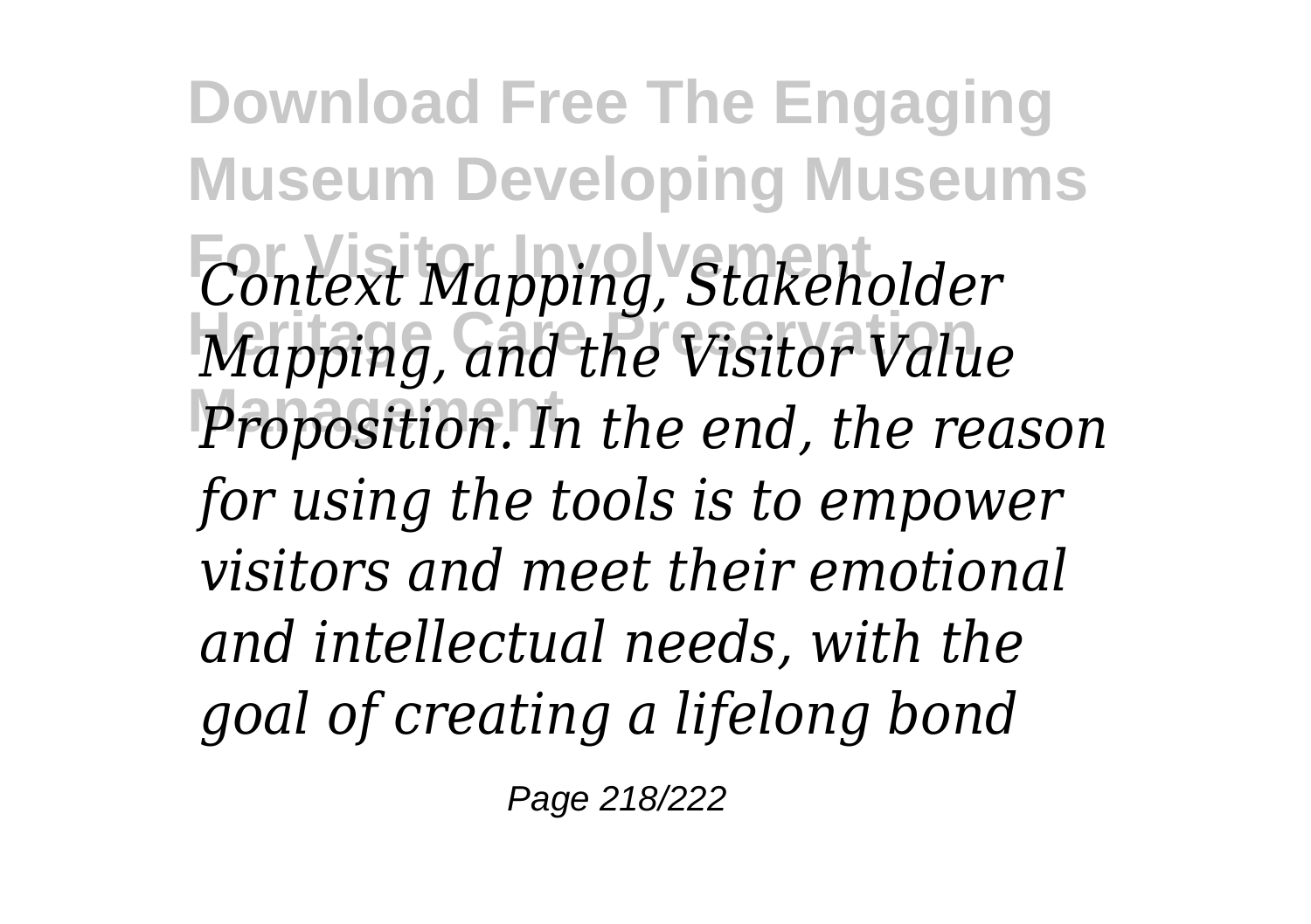*Context Mapping, Stakeholder Mapping, and the Visitor Value Proposition. In the end, the reason for using the tools is to empower visitors and meet their emotional and intellectual needs, with the goal of creating a lifelong bond*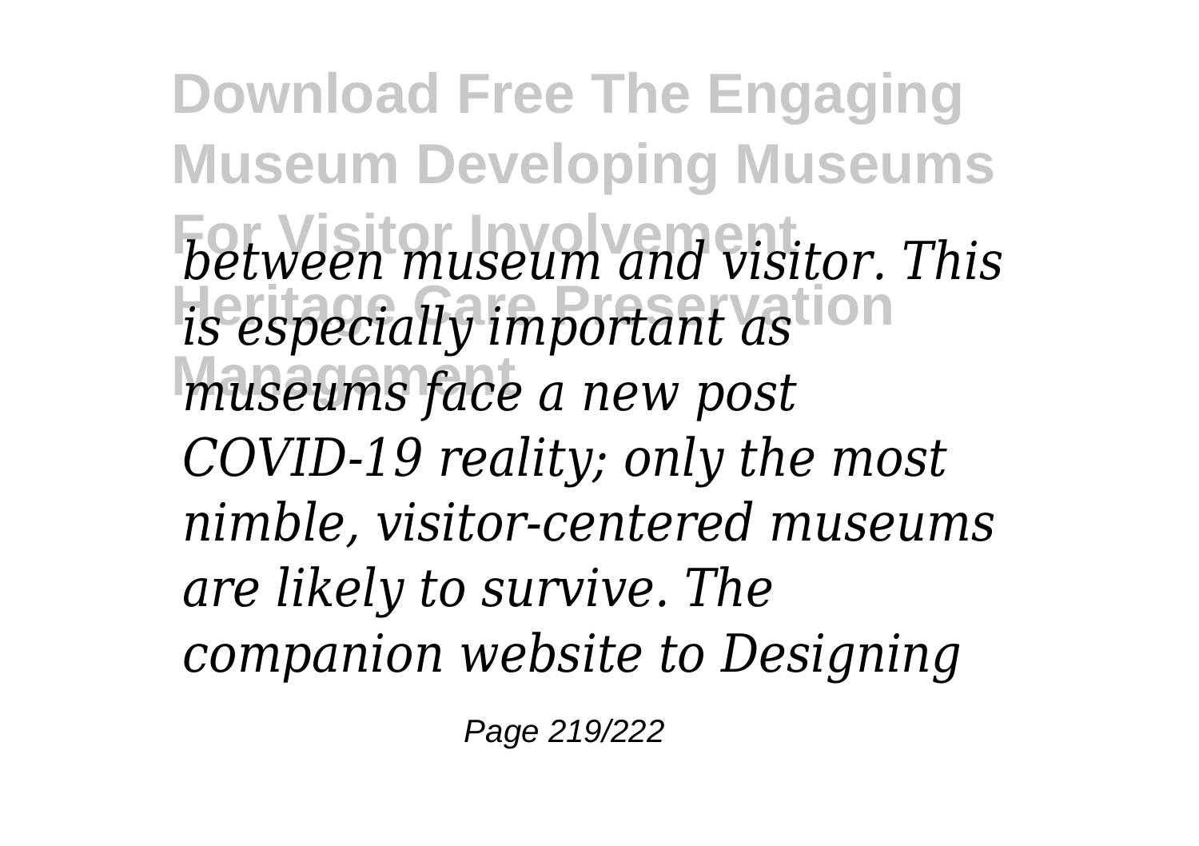*between museum and visitor. This is especially important as museums face a new post COVID-19 reality; only the most nimble, visitor-centered museums are likely to survive. The companion website to Designing*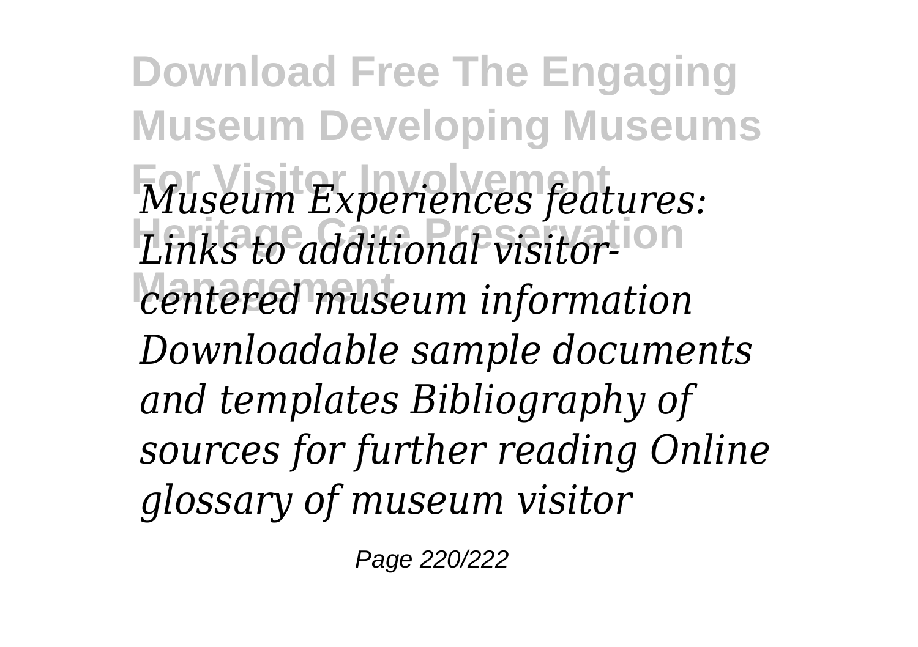*Museum Experiences features: Links to additional visitor-centered museum information Downloadable sample documents and templates Bibliography of sources for further reading Online glossary of museum visitor*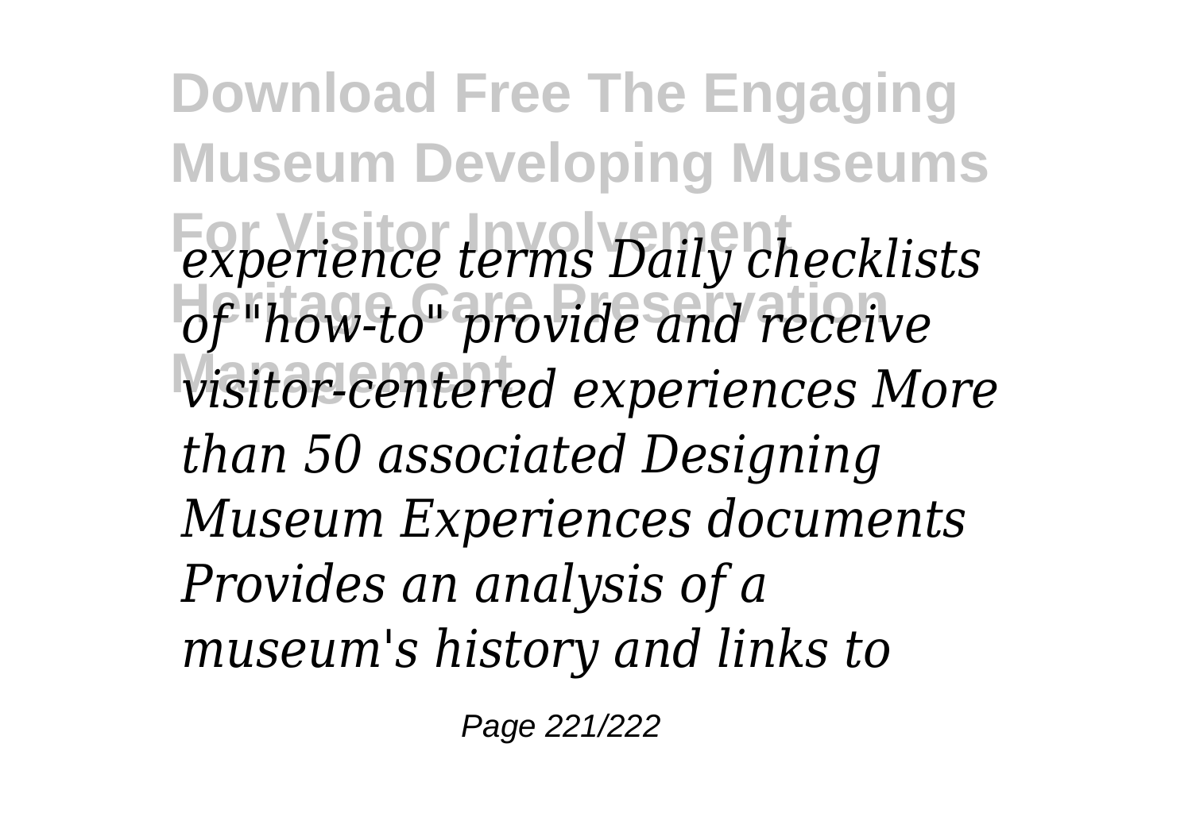*experience terms Daily checklists of "how-to" provide and receive visitor-centered experiences More than 50 associated Designing Museum Experiences documents Provides an analysis of a museum's history and links to*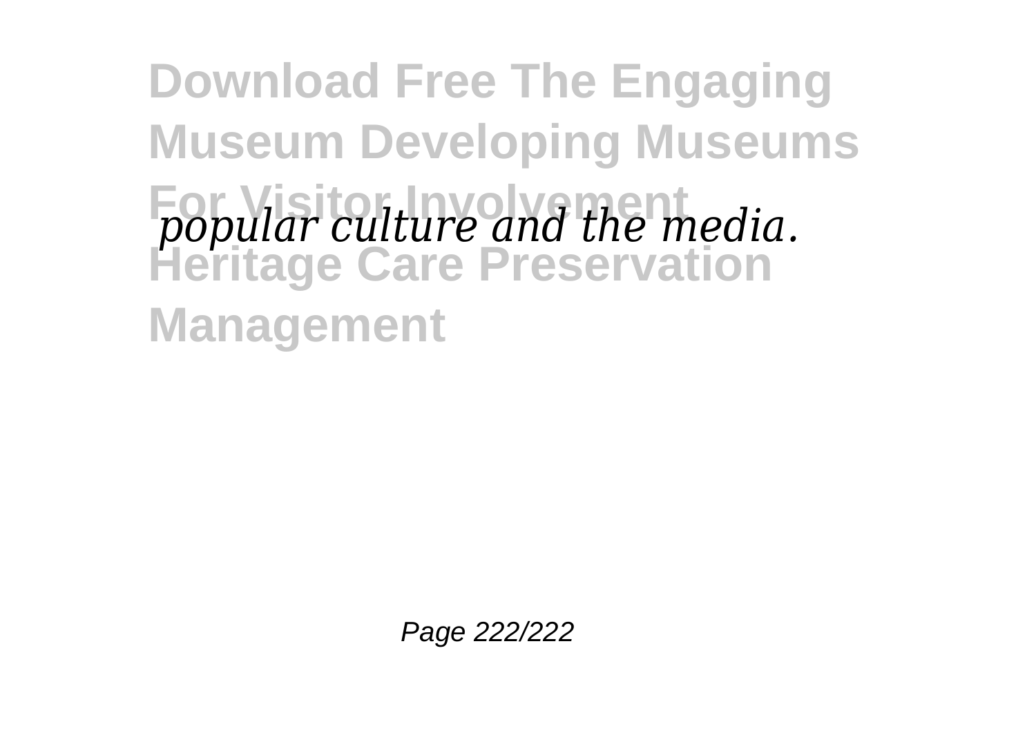*popular culture and the media.*